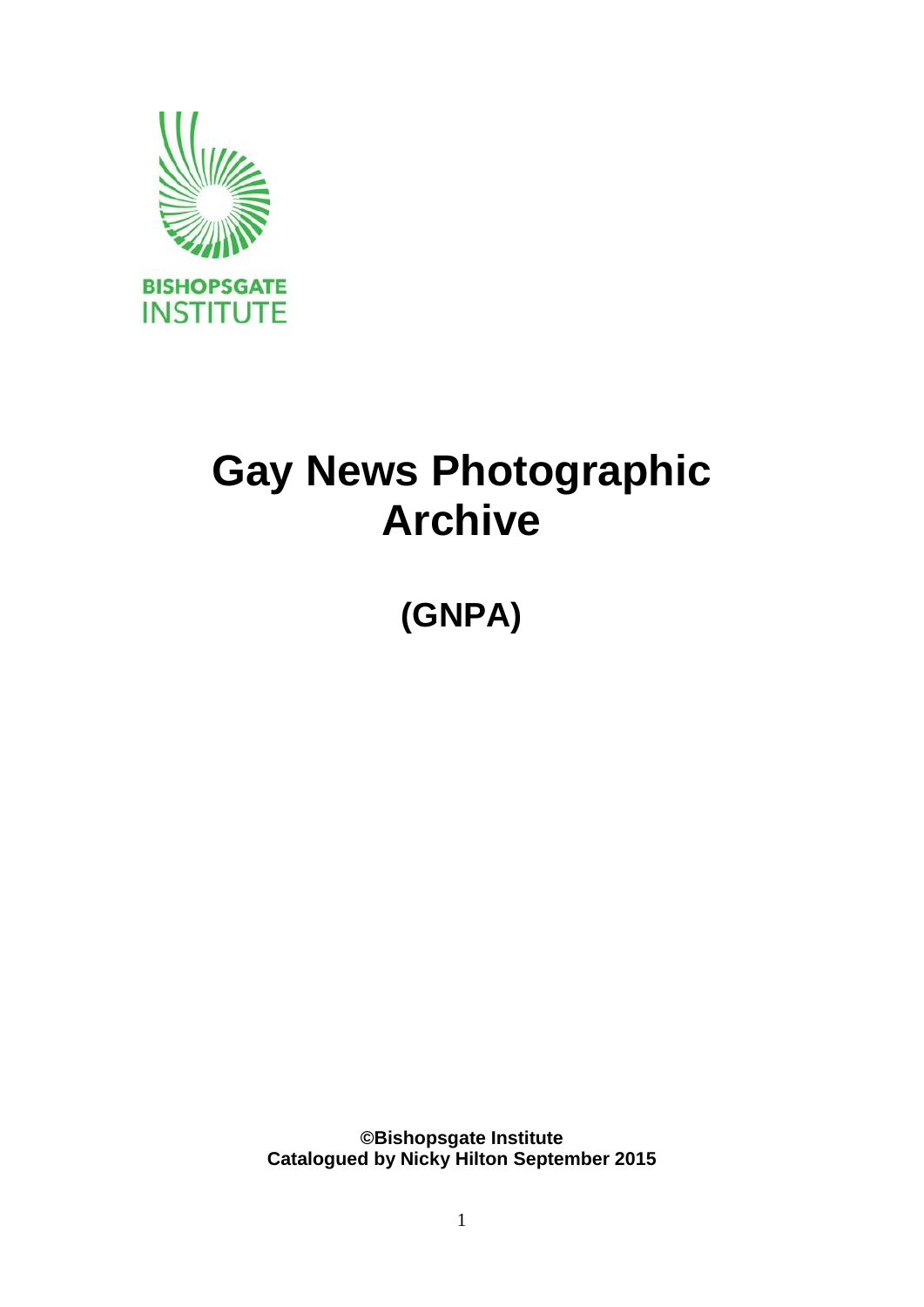BISHOPSGATE INSTITUTE

# Gay News Photographic Archive

## (GNPA)

**©Bishopsgate Institute**
**Catalogued by Nicky Hilton September 2015**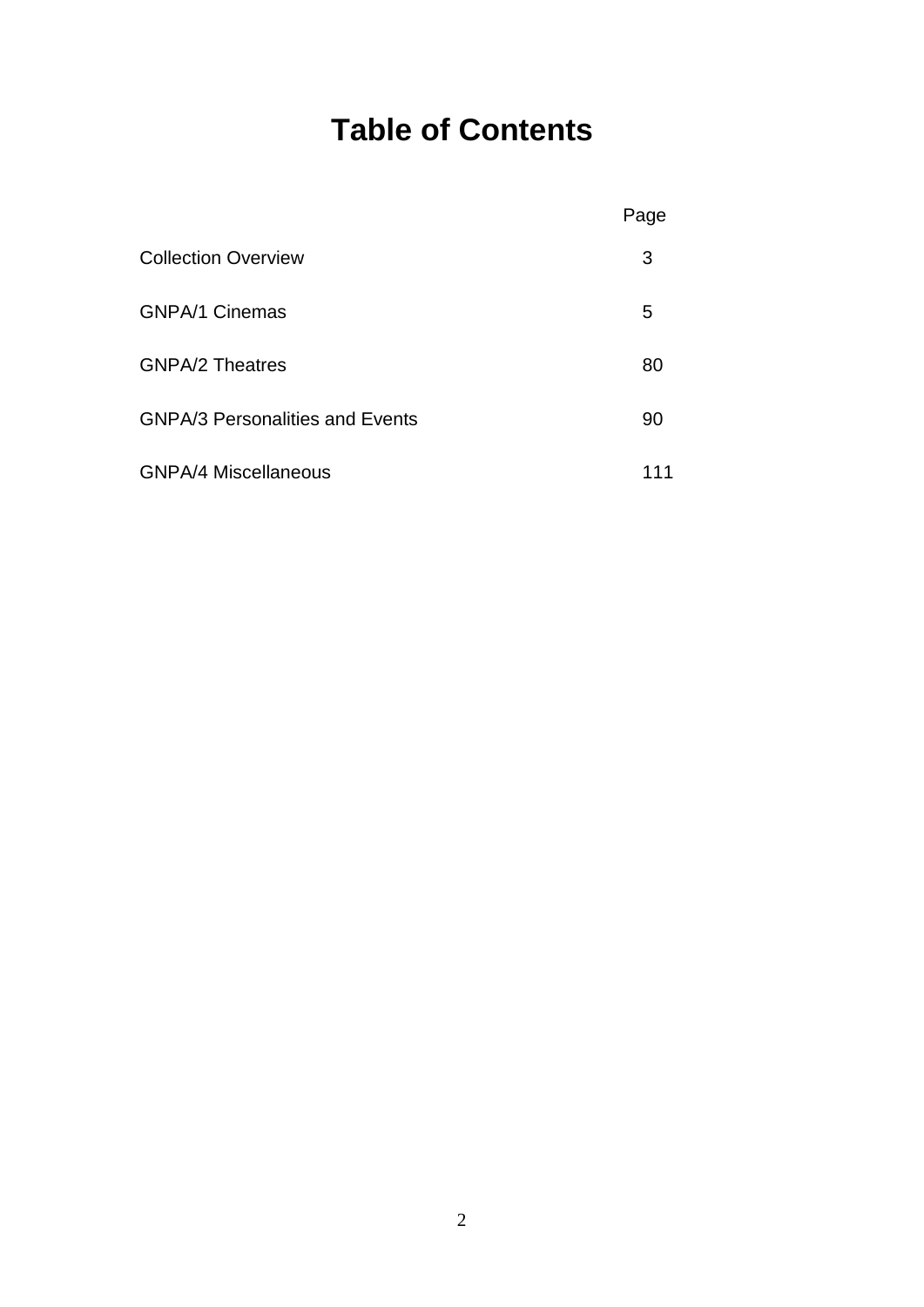# Table of Contents

| | Page |
|---|---|
| Collection Overview | 3 |
| GNPA/1 Cinemas | 5 |
| GNPA/2 Theatres | 80 |
| GNPA/3 Personalities and Events | 90 |
| GNPA/4 Miscellaneous | 111 |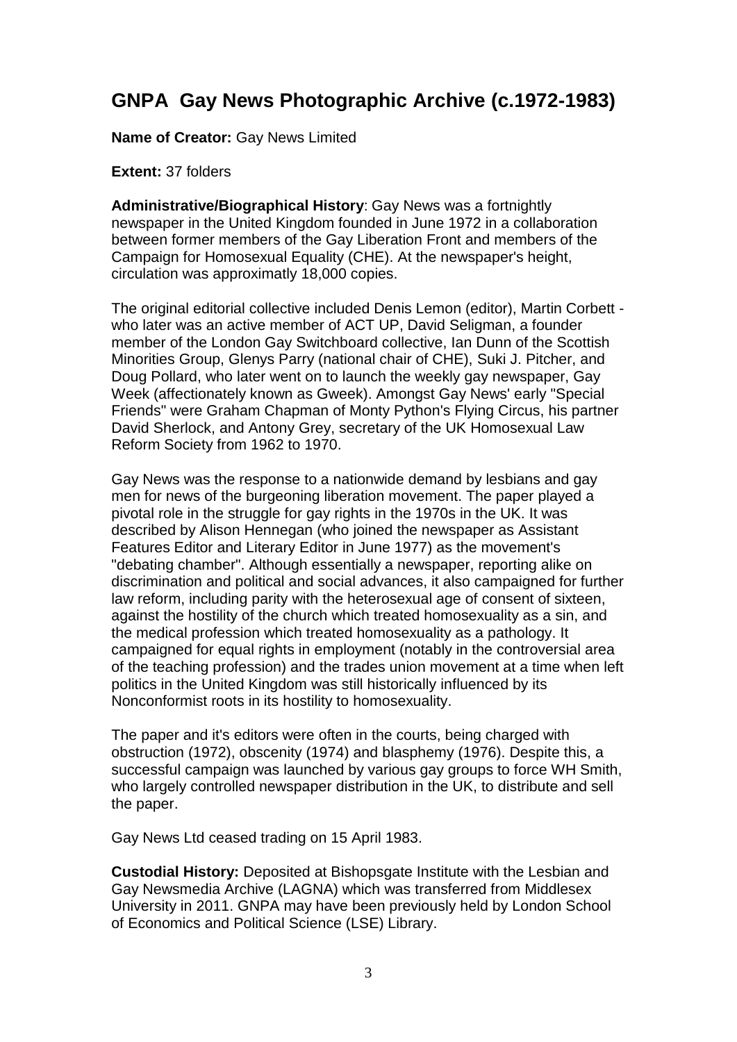## GNPA Gay News Photographic Archive (c.1972-1983)

**Name of Creator:** Gay News Limited

**Extent:** 37 folders

**Administrative/Biographical History**: Gay News was a fortnightly newspaper in the United Kingdom founded in June 1972 in a collaboration between former members of the Gay Liberation Front and members of the Campaign for Homosexual Equality (CHE). At the newspaper's height, circulation was approximatly 18,000 copies.

The original editorial collective included Denis Lemon (editor), Martin Corbett - who later was an active member of ACT UP, David Seligman, a founder member of the London Gay Switchboard collective, Ian Dunn of the Scottish Minorities Group, Glenys Parry (national chair of CHE), Suki J. Pitcher, and Doug Pollard, who later went on to launch the weekly gay newspaper, Gay Week (affectionately known as Gweek). Amongst Gay News' early "Special Friends" were Graham Chapman of Monty Python's Flying Circus, his partner David Sherlock, and Antony Grey, secretary of the UK Homosexual Law Reform Society from 1962 to 1970.

Gay News was the response to a nationwide demand by lesbians and gay men for news of the burgeoning liberation movement. The paper played a pivotal role in the struggle for gay rights in the 1970s in the UK. It was described by Alison Hennegan (who joined the newspaper as Assistant Features Editor and Literary Editor in June 1977) as the movement's "debating chamber". Although essentially a newspaper, reporting alike on discrimination and political and social advances, it also campaigned for further law reform, including parity with the heterosexual age of consent of sixteen, against the hostility of the church which treated homosexuality as a sin, and the medical profession which treated homosexuality as a pathology. It campaigned for equal rights in employment (notably in the controversial area of the teaching profession) and the trades union movement at a time when left politics in the United Kingdom was still historically influenced by its Nonconformist roots in its hostility to homosexuality.

The paper and it's editors were often in the courts, being charged with obstruction (1972), obscenity (1974) and blasphemy (1976). Despite this, a successful campaign was launched by various gay groups to force WH Smith, who largely controlled newspaper distribution in the UK, to distribute and sell the paper.

Gay News Ltd ceased trading on 15 April 1983.

**Custodial History:** Deposited at Bishopsgate Institute with the Lesbian and Gay Newsmedia Archive (LAGNA) which was transferred from Middlesex University in 2011. GNPA may have been previously held by London School of Economics and Political Science (LSE) Library.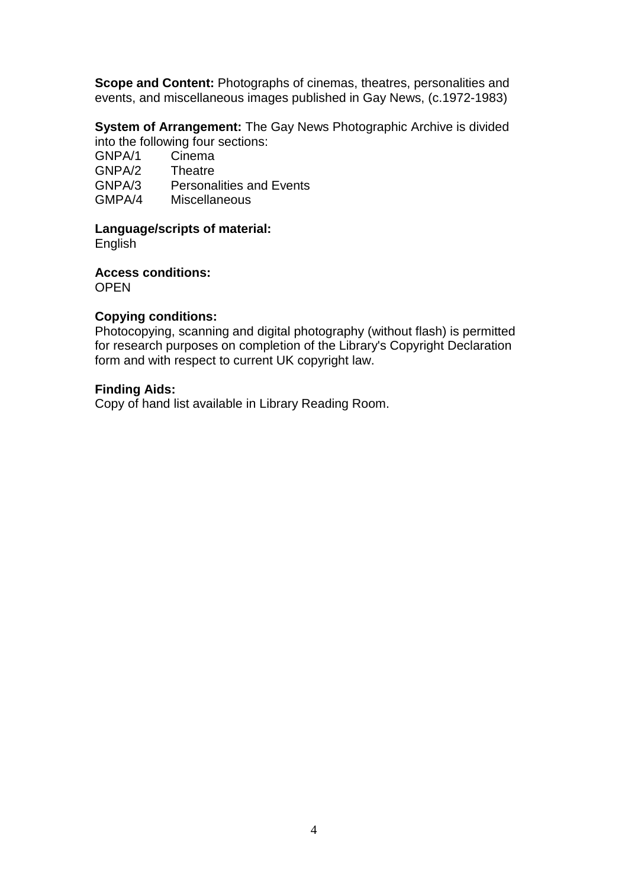**Scope and Content:** Photographs of cinemas, theatres, personalities and events, and miscellaneous images published in Gay News, (c.1972-1983)

**System of Arrangement:** The Gay News Photographic Archive is divided into the following four sections:

GNPA/1 Cinema
GNPA/2 Theatre
GNPA/3 Personalities and Events
GMPA/4 Miscellaneous

**Language/scripts of material:**
English

**Access conditions:**
OPEN

**Copying conditions:**
Photocopying, scanning and digital photography (without flash) is permitted for research purposes on completion of the Library's Copyright Declaration form and with respect to current UK copyright law.

**Finding Aids:**
Copy of hand list available in Library Reading Room.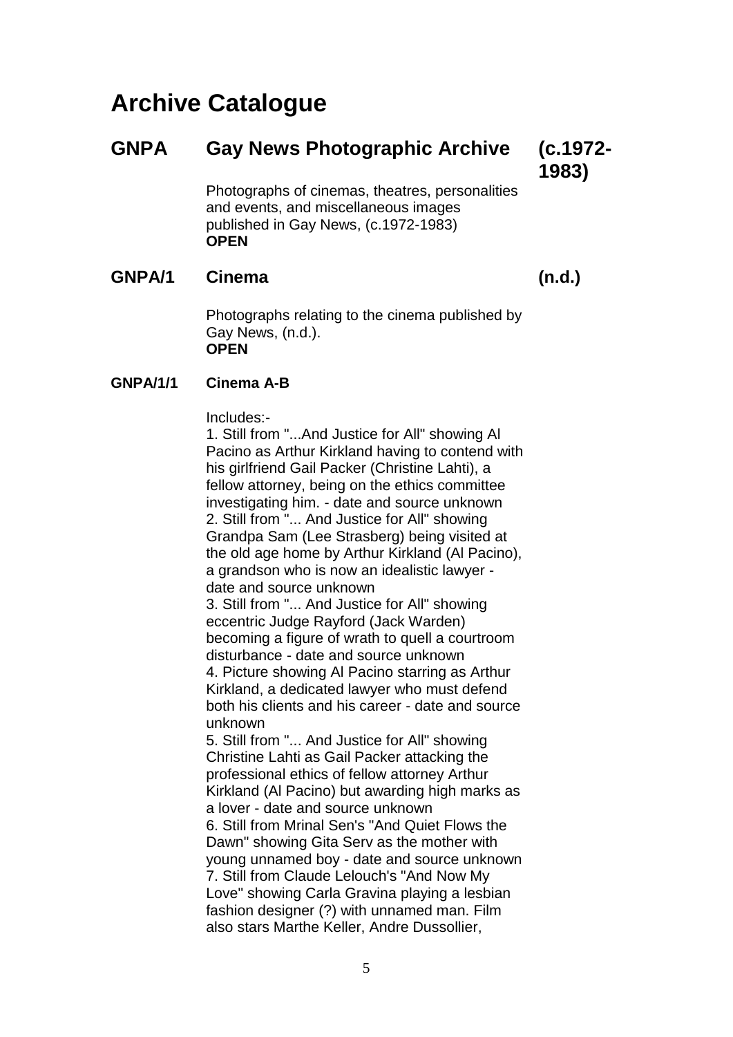# Archive Catalogue

## GNPA Gay News Photographic Archive (c.1972-1983)

Photographs of cinemas, theatres, personalities and events, and miscellaneous images published in Gay News, (c.1972-1983)
**OPEN**

## GNPA/1 Cinema (n.d.)

Photographs relating to the cinema published by Gay News, (n.d.).
**OPEN**

### GNPA/1/1 Cinema A-B

Includes:-
1. Still from "...And Justice for All" showing Al Pacino as Arthur Kirkland having to contend with his girlfriend Gail Packer (Christine Lahti), a fellow attorney, being on the ethics committee investigating him. - date and source unknown
2. Still from "... And Justice for All" showing Grandpa Sam (Lee Strasberg) being visited at the old age home by Arthur Kirkland (Al Pacino), a grandson who is now an idealistic lawyer - date and source unknown
3. Still from "... And Justice for All" showing eccentric Judge Rayford (Jack Warden) becoming a figure of wrath to quell a courtroom disturbance - date and source unknown
4. Picture showing Al Pacino starring as Arthur Kirkland, a dedicated lawyer who must defend both his clients and his career - date and source unknown
5. Still from "... And Justice for All" showing Christine Lahti as Gail Packer attacking the professional ethics of fellow attorney Arthur Kirkland (Al Pacino) but awarding high marks as a lover - date and source unknown
6. Still from Mrinal Sen's "And Quiet Flows the Dawn" showing Gita Serv as the mother with young unnamed boy - date and source unknown
7. Still from Claude Lelouch's "And Now My Love" showing Carla Gravina playing a lesbian fashion designer (?) with unnamed man. Film also stars Marthe Keller, Andre Dussollier,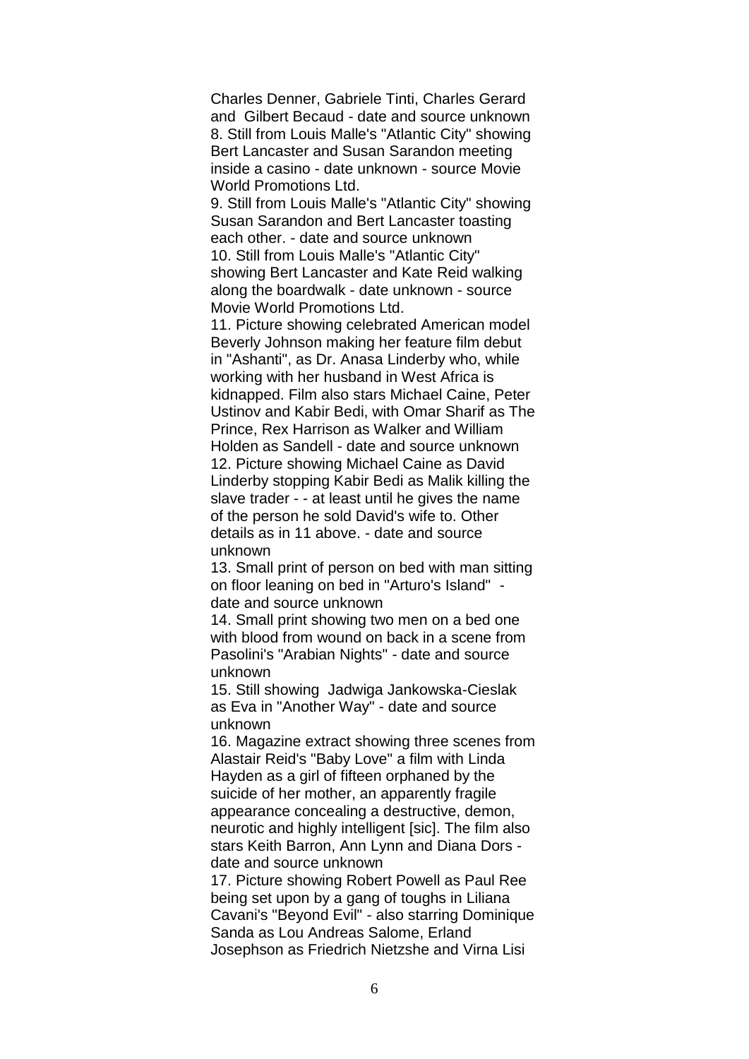Charles Denner, Gabriele Tinti, Charles Gerard and Gilbert Becaud - date and source unknown

8. Still from Louis Malle's "Atlantic City" showing Bert Lancaster and Susan Sarandon meeting inside a casino - date unknown - source Movie World Promotions Ltd.

9. Still from Louis Malle's "Atlantic City" showing Susan Sarandon and Bert Lancaster toasting each other. - date and source unknown

10. Still from Louis Malle's "Atlantic City" showing Bert Lancaster and Kate Reid walking along the boardwalk - date unknown - source Movie World Promotions Ltd.

11. Picture showing celebrated American model Beverly Johnson making her feature film debut in "Ashanti", as Dr. Anasa Linderby who, while working with her husband in West Africa is kidnapped. Film also stars Michael Caine, Peter Ustinov and Kabir Bedi, with Omar Sharif as The Prince, Rex Harrison as Walker and William Holden as Sandell - date and source unknown

12. Picture showing Michael Caine as David Linderby stopping Kabir Bedi as Malik killing the slave trader - - at least until he gives the name of the person he sold David's wife to. Other details as in 11 above. - date and source unknown

13. Small print of person on bed with man sitting on floor leaning on bed in "Arturo's Island" - date and source unknown

14. Small print showing two men on a bed one with blood from wound on back in a scene from Pasolini's "Arabian Nights" - date and source unknown

15. Still showing Jadwiga Jankowska-Cieslak as Eva in "Another Way" - date and source unknown

16. Magazine extract showing three scenes from Alastair Reid's "Baby Love" a film with Linda Hayden as a girl of fifteen orphaned by the suicide of her mother, an apparently fragile appearance concealing a destructive, demon, neurotic and highly intelligent [sic]. The film also stars Keith Barron, Ann Lynn and Diana Dors - date and source unknown

17. Picture showing Robert Powell as Paul Ree being set upon by a gang of toughs in Liliana Cavani's "Beyond Evil" - also starring Dominique Sanda as Lou Andreas Salome, Erland Josephson as Friedrich Nietzshe and Virna Lisi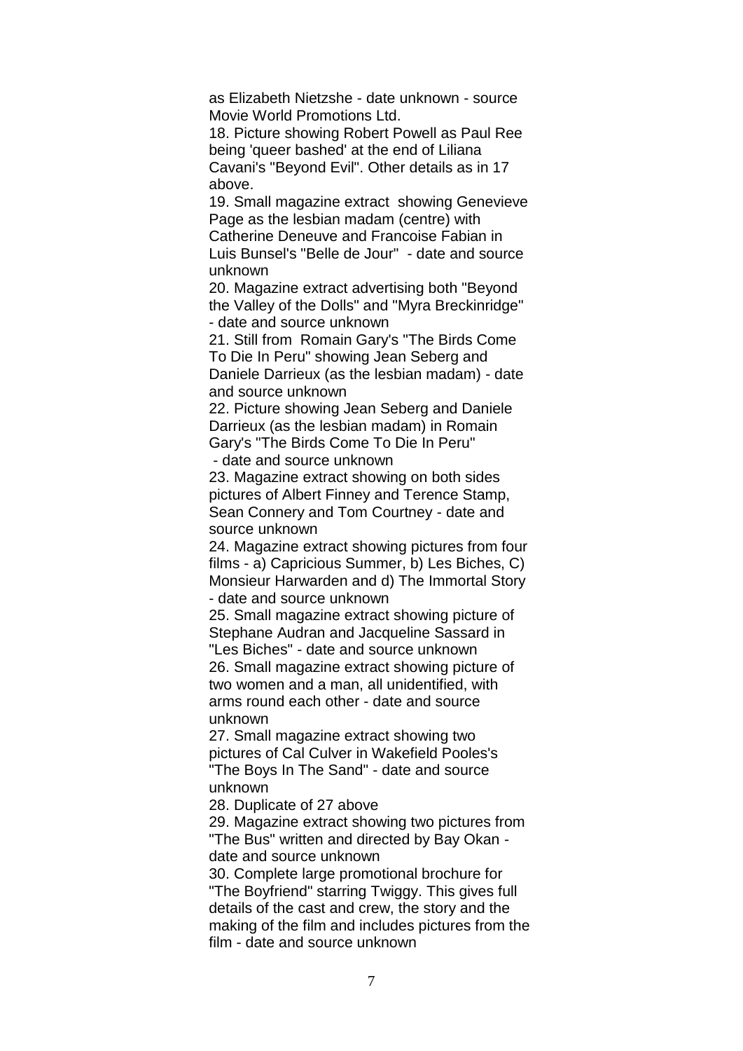as Elizabeth Nietzshe - date unknown - source Movie World Promotions Ltd.

18. Picture showing Robert Powell as Paul Ree being 'queer bashed' at the end of Liliana Cavani's "Beyond Evil". Other details as in 17 above.

19. Small magazine extract showing Genevieve Page as the lesbian madam (centre) with Catherine Deneuve and Francoise Fabian in Luis Bunsel's "Belle de Jour" - date and source unknown

20. Magazine extract advertising both "Beyond the Valley of the Dolls" and "Myra Breckinridge" - date and source unknown

21. Still from Romain Gary's "The Birds Come To Die In Peru" showing Jean Seberg and Daniele Darrieux (as the lesbian madam) - date and source unknown

22. Picture showing Jean Seberg and Daniele Darrieux (as the lesbian madam) in Romain Gary's "The Birds Come To Die In Peru" - date and source unknown

23. Magazine extract showing on both sides pictures of Albert Finney and Terence Stamp, Sean Connery and Tom Courtney - date and source unknown

24. Magazine extract showing pictures from four films - a) Capricious Summer, b) Les Biches, C) Monsieur Harwarden and d) The Immortal Story - date and source unknown

25. Small magazine extract showing picture of Stephane Audran and Jacqueline Sassard in "Les Biches" - date and source unknown

26. Small magazine extract showing picture of two women and a man, all unidentified, with arms round each other - date and source unknown

27. Small magazine extract showing two pictures of Cal Culver in Wakefield Pooles's "The Boys In The Sand" - date and source unknown

28. Duplicate of 27 above

29. Magazine extract showing two pictures from "The Bus" written and directed by Bay Okan - date and source unknown

30. Complete large promotional brochure for "The Boyfriend" starring Twiggy. This gives full details of the cast and crew, the story and the making of the film and includes pictures from the film - date and source unknown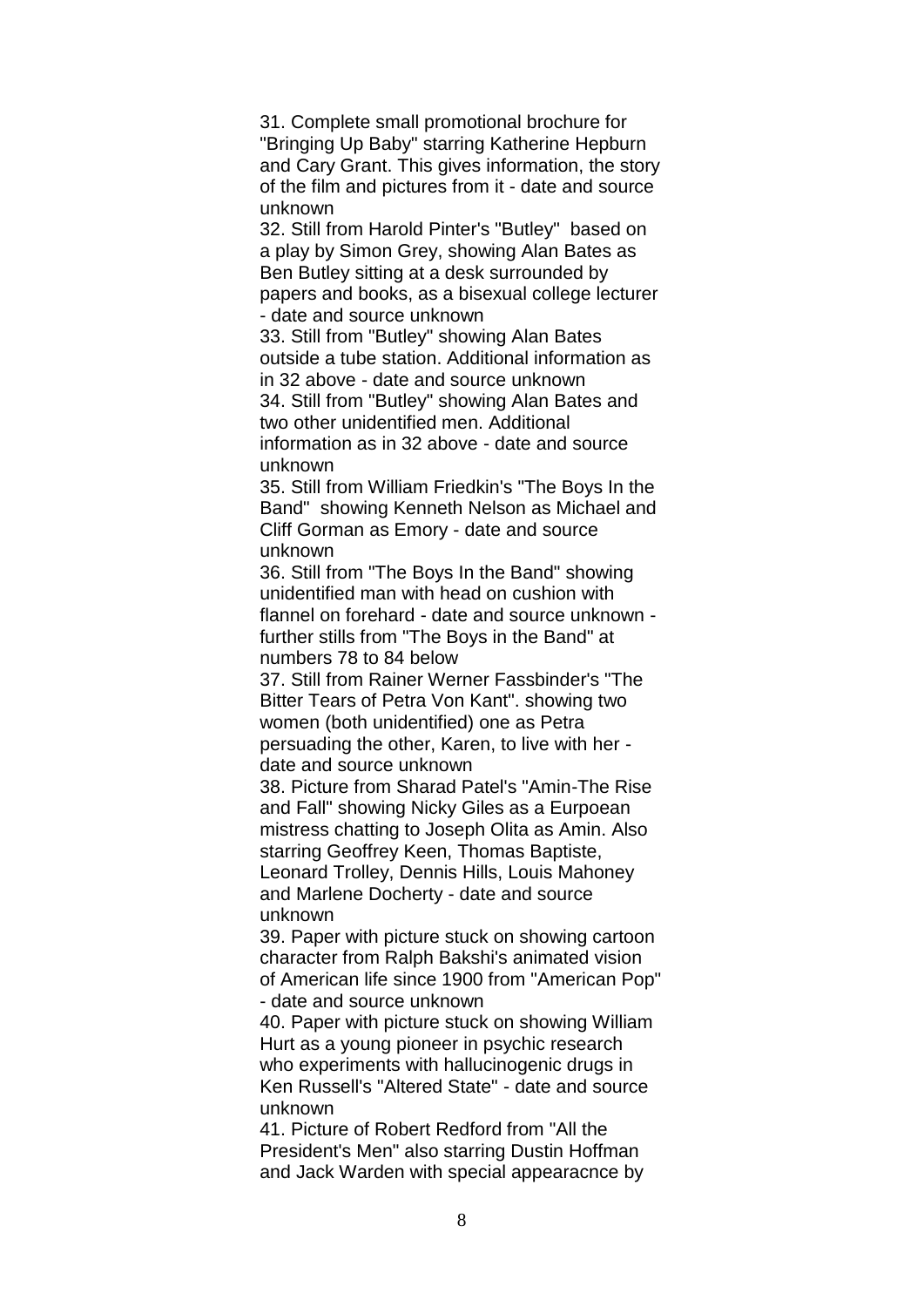31. Complete small promotional brochure for "Bringing Up Baby" starring Katherine Hepburn and Cary Grant. This gives information, the story of the film and pictures from it - date and source unknown

32. Still from Harold Pinter's "Butley" based on a play by Simon Grey, showing Alan Bates as Ben Butley sitting at a desk surrounded by papers and books, as a bisexual college lecturer - date and source unknown

33. Still from "Butley" showing Alan Bates outside a tube station. Additional information as in 32 above - date and source unknown

34. Still from "Butley" showing Alan Bates and two other unidentified men. Additional information as in 32 above - date and source unknown

35. Still from William Friedkin's "The Boys In the Band" showing Kenneth Nelson as Michael and Cliff Gorman as Emory - date and source unknown

36. Still from "The Boys In the Band" showing unidentified man with head on cushion with flannel on forehard - date and source unknown - further stills from "The Boys in the Band" at numbers 78 to 84 below

37. Still from Rainer Werner Fassbinder's "The Bitter Tears of Petra Von Kant". showing two women (both unidentified) one as Petra persuading the other, Karen, to live with her - date and source unknown

38. Picture from Sharad Patel's "Amin-The Rise and Fall" showing Nicky Giles as a Eurpoean mistress chatting to Joseph Olita as Amin. Also starring Geoffrey Keen, Thomas Baptiste, Leonard Trolley, Dennis Hills, Louis Mahoney and Marlene Docherty - date and source unknown

39. Paper with picture stuck on showing cartoon character from Ralph Bakshi's animated vision of American life since 1900 from "American Pop" - date and source unknown

40. Paper with picture stuck on showing William Hurt as a young pioneer in psychic research who experiments with hallucinogenic drugs in Ken Russell's "Altered State" - date and source unknown

41. Picture of Robert Redford from "All the President's Men" also starring Dustin Hoffman and Jack Warden with special appearacnce by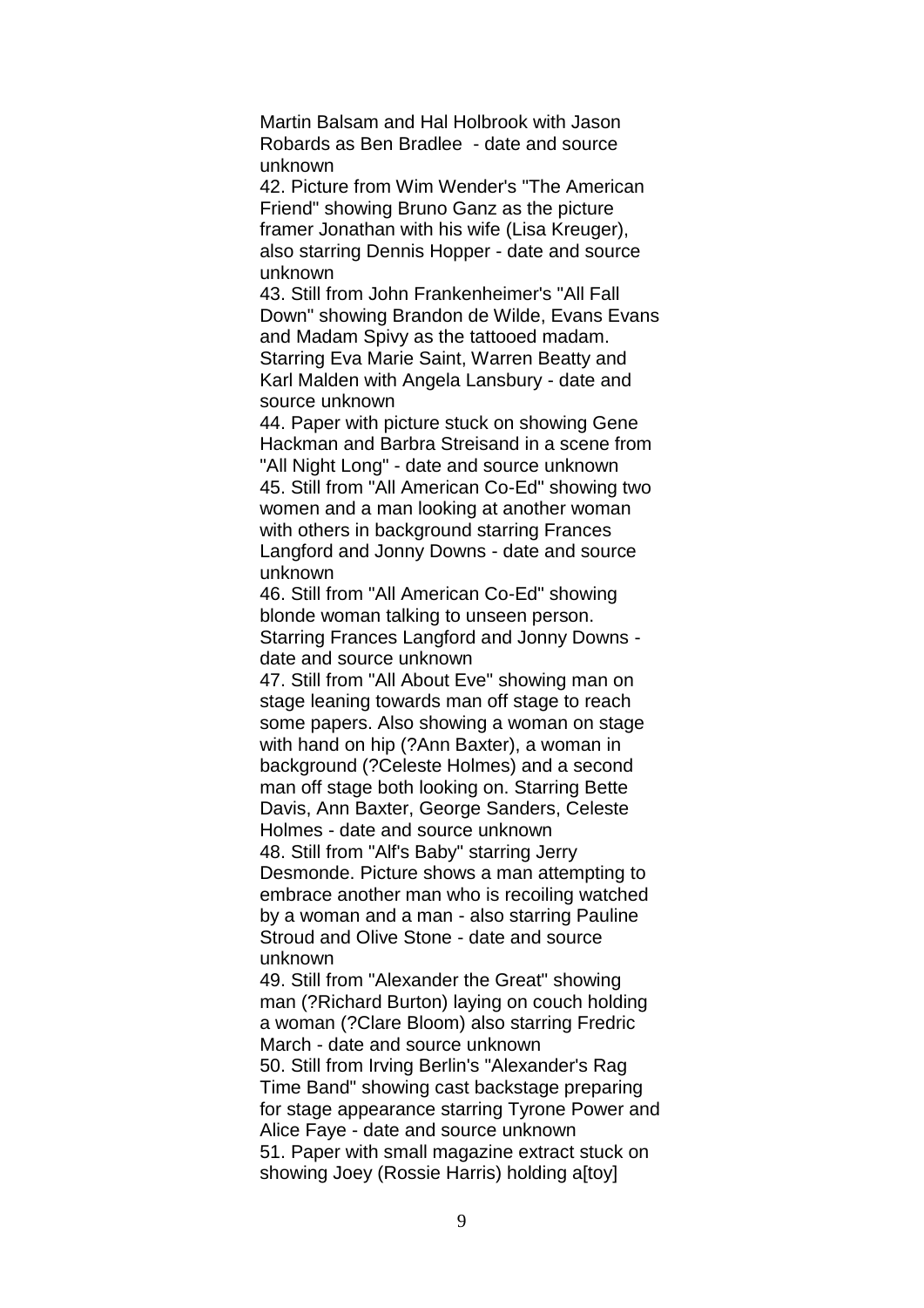Martin Balsam and Hal Holbrook with Jason Robards as Ben Bradlee - date and source unknown

42. Picture from Wim Wender's "The American Friend" showing Bruno Ganz as the picture framer Jonathan with his wife (Lisa Kreuger), also starring Dennis Hopper - date and source unknown

43. Still from John Frankenheimer's "All Fall Down" showing Brandon de Wilde, Evans Evans and Madam Spivy as the tattooed madam. Starring Eva Marie Saint, Warren Beatty and Karl Malden with Angela Lansbury - date and source unknown

44. Paper with picture stuck on showing Gene Hackman and Barbra Streisand in a scene from "All Night Long" - date and source unknown

45. Still from "All American Co-Ed" showing two women and a man looking at another woman with others in background starring Frances Langford and Jonny Downs - date and source unknown

46. Still from "All American Co-Ed" showing blonde woman talking to unseen person. Starring Frances Langford and Jonny Downs - date and source unknown

47. Still from "All About Eve" showing man on stage leaning towards man off stage to reach some papers. Also showing a woman on stage with hand on hip (?Ann Baxter), a woman in background (?Celeste Holmes) and a second man off stage both looking on. Starring Bette Davis, Ann Baxter, George Sanders, Celeste Holmes - date and source unknown

48. Still from "Alf's Baby" starring Jerry Desmonde. Picture shows a man attempting to embrace another man who is recoiling watched by a woman and a man - also starring Pauline Stroud and Olive Stone - date and source unknown

49. Still from "Alexander the Great" showing man (?Richard Burton) laying on couch holding a woman (?Clare Bloom) also starring Fredric March - date and source unknown

50. Still from Irving Berlin's "Alexander's Rag Time Band" showing cast backstage preparing for stage appearance starring Tyrone Power and Alice Faye - date and source unknown

51. Paper with small magazine extract stuck on showing Joey (Rossie Harris) holding a[toy]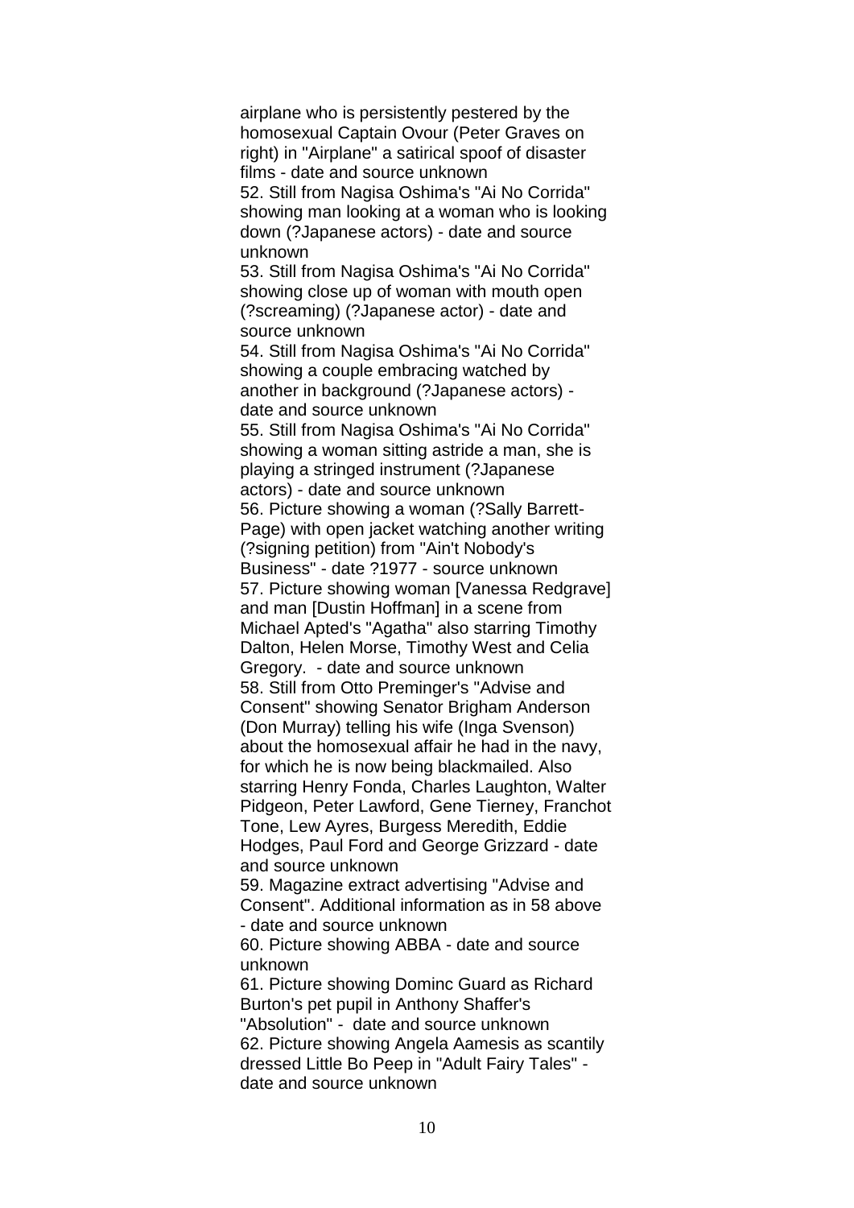airplane who is persistently pestered by the homosexual Captain Ovour (Peter Graves on right) in "Airplane" a satirical spoof of disaster films - date and source unknown

52. Still from Nagisa Oshima's "Ai No Corrida" showing man looking at a woman who is looking down (?Japanese actors) - date and source unknown

53. Still from Nagisa Oshima's "Ai No Corrida" showing close up of woman with mouth open (?screaming) (?Japanese actor) - date and source unknown

54. Still from Nagisa Oshima's "Ai No Corrida" showing a couple embracing watched by another in background (?Japanese actors) - date and source unknown

55. Still from Nagisa Oshima's "Ai No Corrida" showing a woman sitting astride a man, she is playing a stringed instrument (?Japanese actors) - date and source unknown

56. Picture showing a woman (?Sally Barrett-Page) with open jacket watching another writing (?signing petition) from "Ain't Nobody's Business" - date ?1977 - source unknown

57. Picture showing woman [Vanessa Redgrave] and man [Dustin Hoffman] in a scene from Michael Apted's "Agatha" also starring Timothy Dalton, Helen Morse, Timothy West and Celia Gregory.  - date and source unknown

58. Still from Otto Preminger's "Advise and Consent" showing Senator Brigham Anderson (Don Murray) telling his wife (Inga Svenson) about the homosexual affair he had in the navy, for which he is now being blackmailed. Also starring Henry Fonda, Charles Laughton, Walter Pidgeon, Peter Lawford, Gene Tierney, Franchot Tone, Lew Ayres, Burgess Meredith, Eddie Hodges, Paul Ford and George Grizzard - date and source unknown

59. Magazine extract advertising "Advise and Consent". Additional information as in 58 above - date and source unknown

60. Picture showing ABBA - date and source unknown

61. Picture showing Dominc Guard as Richard Burton's pet pupil in Anthony Shaffer's "Absolution" -  date and source unknown

62. Picture showing Angela Aamesis as scantily dressed Little Bo Peep in "Adult Fairy Tales" - date and source unknown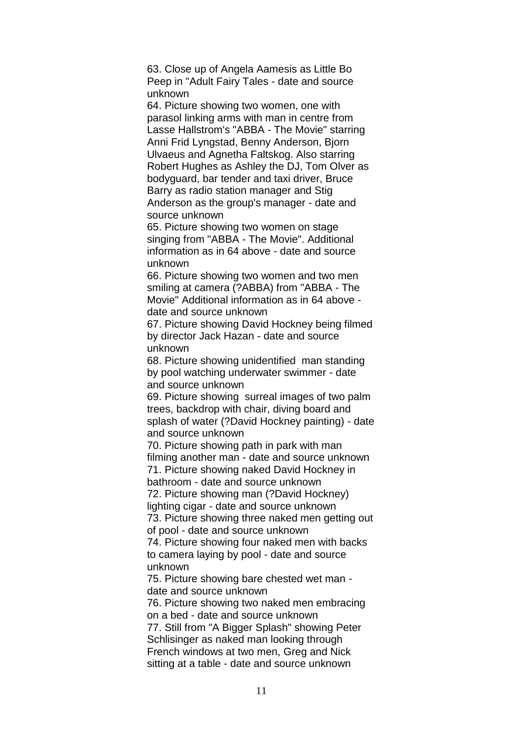63. Close up of Angela Aamesis as Little Bo Peep in "Adult Fairy Tales - date and source unknown

64. Picture showing two women, one with parasol linking arms with man in centre from Lasse Hallstrom's "ABBA - The Movie" starring Anni Frid Lyngstad, Benny Anderson, Bjorn Ulvaeus and Agnetha Faltskog. Also starring Robert Hughes as Ashley the DJ, Tom Olver as bodyguard, bar tender and taxi driver, Bruce Barry as radio station manager and Stig Anderson as the group's manager - date and source unknown

65. Picture showing two women on stage singing from "ABBA - The Movie". Additional information as in 64 above - date and source unknown

66. Picture showing two women and two men smiling at camera (?ABBA) from "ABBA - The Movie" Additional information as in 64 above - date and source unknown

67. Picture showing David Hockney being filmed by director Jack Hazan - date and source unknown

68. Picture showing unidentified man standing by pool watching underwater swimmer - date and source unknown

69. Picture showing surreal images of two palm trees, backdrop with chair, diving board and splash of water (?David Hockney painting) - date and source unknown

70. Picture showing path in park with man filming another man - date and source unknown

71. Picture showing naked David Hockney in bathroom - date and source unknown

72. Picture showing man (?David Hockney) lighting cigar - date and source unknown

73. Picture showing three naked men getting out of pool - date and source unknown

74. Picture showing four naked men with backs to camera laying by pool - date and source unknown

75. Picture showing bare chested wet man - date and source unknown

76. Picture showing two naked men embracing on a bed - date and source unknown

77. Still from "A Bigger Splash" showing Peter Schlisinger as naked man looking through French windows at two men, Greg and Nick sitting at a table - date and source unknown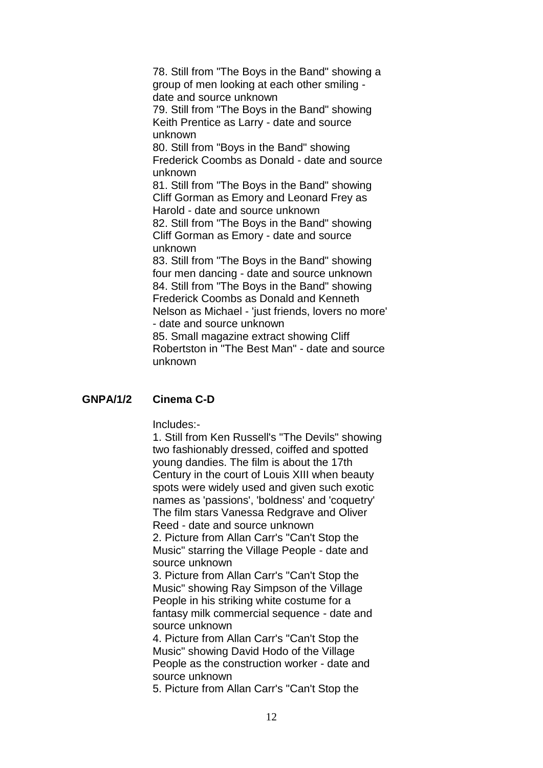78. Still from "The Boys in the Band" showing a group of men looking at each other smiling - date and source unknown
79. Still from "The Boys in the Band" showing Keith Prentice as Larry - date and source unknown
80. Still from "Boys in the Band" showing Frederick Coombs as Donald - date and source unknown
81. Still from "The Boys in the Band" showing Cliff Gorman as Emory and Leonard Frey as Harold - date and source unknown
82. Still from "The Boys in the Band" showing Cliff Gorman as Emory - date and source unknown
83. Still from "The Boys in the Band" showing four men dancing - date and source unknown
84. Still from "The Boys in the Band" showing Frederick Coombs as Donald and Kenneth Nelson as Michael - 'just friends, lovers no more' - date and source unknown
85. Small magazine extract showing Cliff Robertston in "The Best Man" - date and source unknown

**GNPA/1/2 Cinema C-D**

Includes:-
1. Still from Ken Russell's "The Devils" showing two fashionably dressed, coiffed and spotted young dandies. The film is about the 17th Century in the court of Louis XIII when beauty spots were widely used and given such exotic names as 'passions', 'boldness' and 'coquetry' The film stars Vanessa Redgrave and Oliver Reed - date and source unknown
2. Picture from Allan Carr's "Can't Stop the Music" starring the Village People - date and source unknown
3. Picture from Allan Carr's "Can't Stop the Music" showing Ray Simpson of the Village People in his striking white costume for a fantasy milk commercial sequence - date and source unknown
4. Picture from Allan Carr's "Can't Stop the Music" showing David Hodo of the Village People as the construction worker - date and source unknown
5. Picture from Allan Carr's "Can't Stop the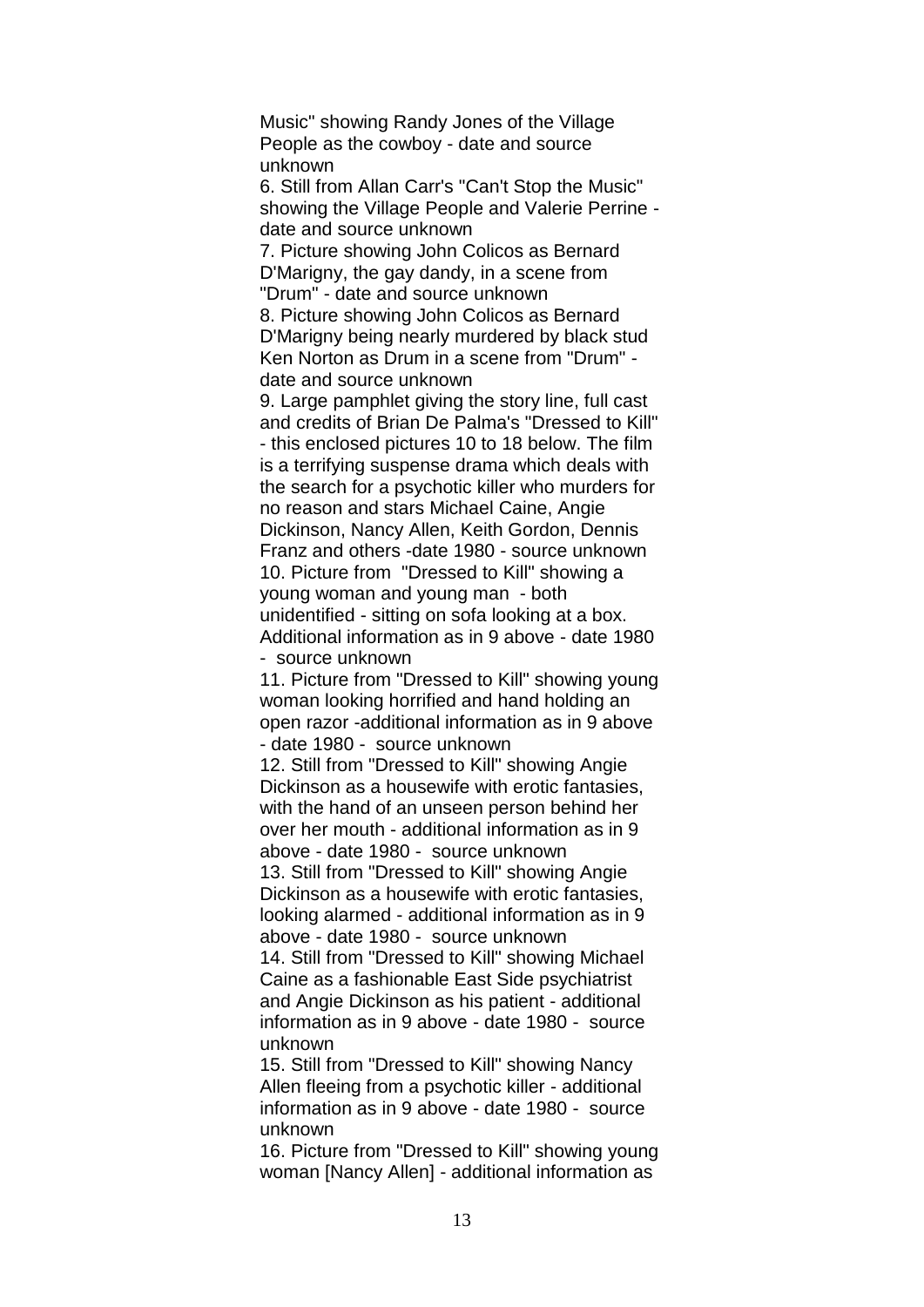Music" showing Randy Jones of the Village People as the cowboy - date and source unknown

6. Still from Allan Carr's "Can't Stop the Music" showing the Village People and Valerie Perrine - date and source unknown

7. Picture showing John Colicos as Bernard D'Marigny, the gay dandy, in a scene from "Drum" - date and source unknown

8. Picture showing John Colicos as Bernard D'Marigny being nearly murdered by black stud Ken Norton as Drum in a scene from "Drum" - date and source unknown

9. Large pamphlet giving the story line, full cast and credits of Brian De Palma's "Dressed to Kill" - this enclosed pictures 10 to 18 below. The film is a terrifying suspense drama which deals with the search for a psychotic killer who murders for no reason and stars Michael Caine, Angie Dickinson, Nancy Allen, Keith Gordon, Dennis Franz and others -date 1980 - source unknown

10. Picture from "Dressed to Kill" showing a young woman and young man - both unidentified - sitting on sofa looking at a box. Additional information as in 9 above - date 1980 - source unknown

11. Picture from "Dressed to Kill" showing young woman looking horrified and hand holding an open razor -additional information as in 9 above - date 1980 - source unknown

12. Still from "Dressed to Kill" showing Angie Dickinson as a housewife with erotic fantasies, with the hand of an unseen person behind her over her mouth - additional information as in 9 above - date 1980 - source unknown

13. Still from "Dressed to Kill" showing Angie Dickinson as a housewife with erotic fantasies, looking alarmed - additional information as in 9 above - date 1980 - source unknown

14. Still from "Dressed to Kill" showing Michael Caine as a fashionable East Side psychiatrist and Angie Dickinson as his patient - additional information as in 9 above - date 1980 - source unknown

15. Still from "Dressed to Kill" showing Nancy Allen fleeing from a psychotic killer - additional information as in 9 above - date 1980 - source unknown

16. Picture from "Dressed to Kill" showing young woman [Nancy Allen] - additional information as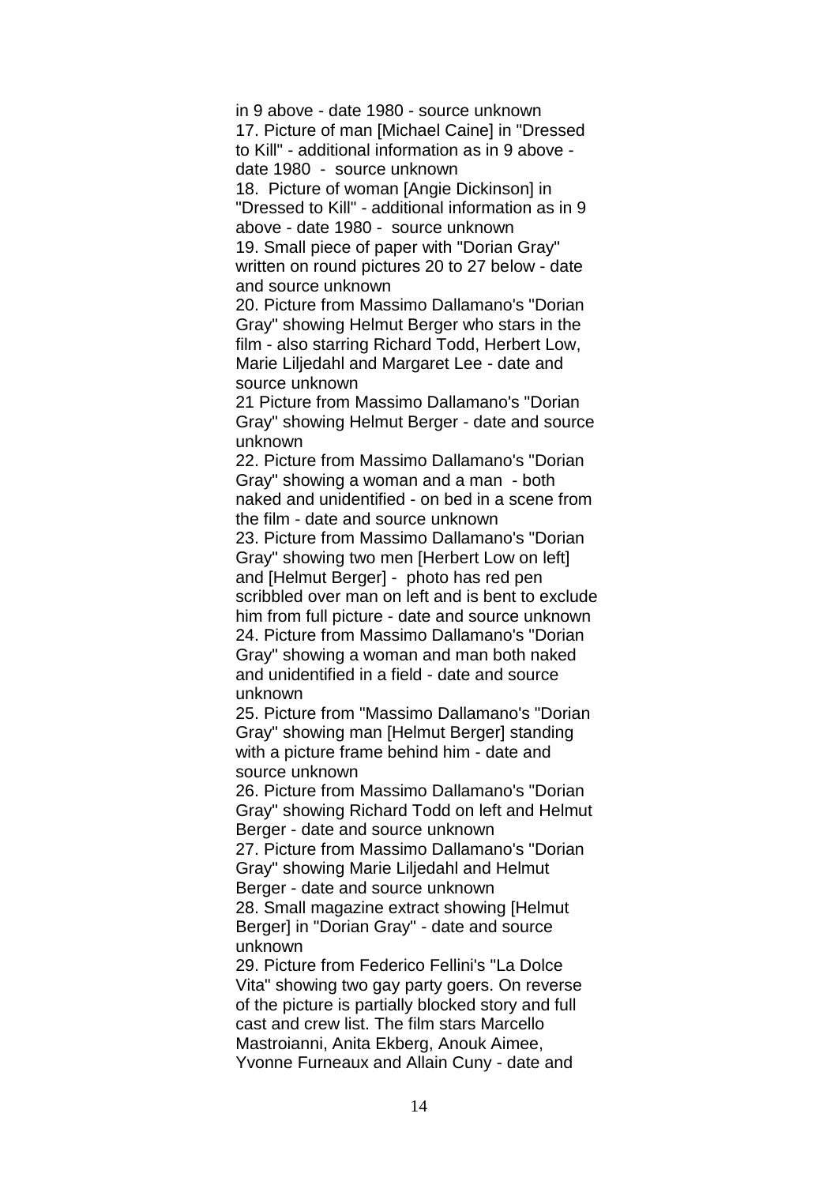in 9 above - date 1980 - source unknown

17. Picture of man [Michael Caine] in "Dressed to Kill" - additional information as in 9 above - date 1980 - source unknown

18. Picture of woman [Angie Dickinson] in "Dressed to Kill" - additional information as in 9 above - date 1980 - source unknown

19. Small piece of paper with "Dorian Gray" written on round pictures 20 to 27 below - date and source unknown

20. Picture from Massimo Dallamano's "Dorian Gray" showing Helmut Berger who stars in the film - also starring Richard Todd, Herbert Low, Marie Liljedahl and Margaret Lee - date and source unknown

21 Picture from Massimo Dallamano's "Dorian Gray" showing Helmut Berger - date and source unknown

22. Picture from Massimo Dallamano's "Dorian Gray" showing a woman and a man - both naked and unidentified - on bed in a scene from the film - date and source unknown

23. Picture from Massimo Dallamano's "Dorian Gray" showing two men [Herbert Low on left] and [Helmut Berger] - photo has red pen scribbled over man on left and is bent to exclude him from full picture - date and source unknown

24. Picture from Massimo Dallamano's "Dorian Gray" showing a woman and man both naked and unidentified in a field - date and source unknown

25. Picture from "Massimo Dallamano's "Dorian Gray" showing man [Helmut Berger] standing with a picture frame behind him - date and source unknown

26. Picture from Massimo Dallamano's "Dorian Gray" showing Richard Todd on left and Helmut Berger - date and source unknown

27. Picture from Massimo Dallamano's "Dorian Gray" showing Marie Liljedahl and Helmut Berger - date and source unknown

28. Small magazine extract showing [Helmut Berger] in "Dorian Gray" - date and source unknown

29. Picture from Federico Fellini's "La Dolce Vita" showing two gay party goers. On reverse of the picture is partially blocked story and full cast and crew list. The film stars Marcello Mastroianni, Anita Ekberg, Anouk Aimee, Yvonne Furneaux and Allain Cuny - date and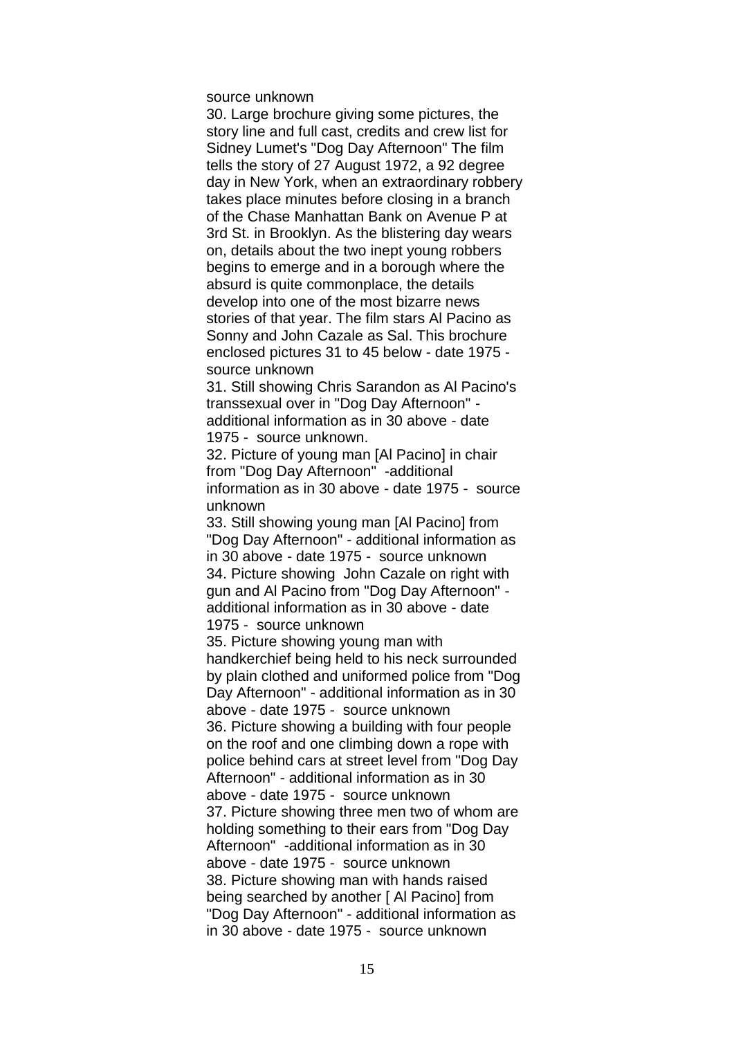source unknown

30. Large brochure giving some pictures, the story line and full cast, credits and crew list for Sidney Lumet's "Dog Day Afternoon" The film tells the story of 27 August 1972, a 92 degree day in New York, when an extraordinary robbery takes place minutes before closing in a branch of the Chase Manhattan Bank on Avenue P at 3rd St. in Brooklyn. As the blistering day wears on, details about the two inept young robbers begins to emerge and in a borough where the absurd is quite commonplace, the details develop into one of the most bizarre news stories of that year. The film stars Al Pacino as Sonny and John Cazale as Sal. This brochure enclosed pictures 31 to 45 below - date 1975 - source unknown

31. Still showing Chris Sarandon as Al Pacino's transsexual over in "Dog Day Afternoon" - additional information as in 30 above - date 1975 - source unknown.

32. Picture of young man [Al Pacino] in chair from "Dog Day Afternoon" -additional information as in 30 above - date 1975 - source unknown

33. Still showing young man [Al Pacino] from "Dog Day Afternoon" - additional information as in 30 above - date 1975 - source unknown

34. Picture showing John Cazale on right with gun and Al Pacino from "Dog Day Afternoon" - additional information as in 30 above - date 1975 - source unknown

35. Picture showing young man with handkerchief being held to his neck surrounded by plain clothed and uniformed police from "Dog Day Afternoon" - additional information as in 30 above - date 1975 - source unknown

36. Picture showing a building with four people on the roof and one climbing down a rope with police behind cars at street level from "Dog Day Afternoon" - additional information as in 30 above - date 1975 - source unknown

37. Picture showing three men two of whom are holding something to their ears from "Dog Day Afternoon" -additional information as in 30 above - date 1975 - source unknown

38. Picture showing man with hands raised being searched by another [ Al Pacino] from "Dog Day Afternoon" - additional information as in 30 above - date 1975 - source unknown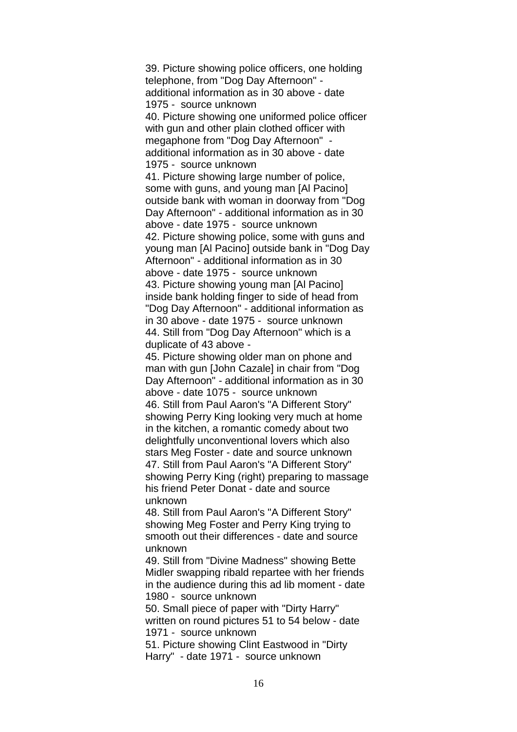39. Picture showing police officers, one holding telephone, from "Dog Day Afternoon" - additional information as in 30 above - date 1975 - source unknown

40. Picture showing one uniformed police officer with gun and other plain clothed officer with megaphone from "Dog Day Afternoon" - additional information as in 30 above - date 1975 - source unknown

41. Picture showing large number of police, some with guns, and young man [Al Pacino] outside bank with woman in doorway from "Dog Day Afternoon" - additional information as in 30 above - date 1975 - source unknown

42. Picture showing police, some with guns and young man [Al Pacino] outside bank in "Dog Day Afternoon" - additional information as in 30 above - date 1975 - source unknown

43. Picture showing young man [Al Pacino] inside bank holding finger to side of head from "Dog Day Afternoon" - additional information as in 30 above - date 1975 - source unknown

44. Still from "Dog Day Afternoon" which is a duplicate of 43 above -

45. Picture showing older man on phone and man with gun [John Cazale] in chair from "Dog Day Afternoon" - additional information as in 30 above - date 1075 - source unknown

46. Still from Paul Aaron's "A Different Story" showing Perry King looking very much at home in the kitchen, a romantic comedy about two delightfully unconventional lovers which also stars Meg Foster - date and source unknown

47. Still from Paul Aaron's "A Different Story" showing Perry King (right) preparing to massage his friend Peter Donat - date and source unknown

48. Still from Paul Aaron's "A Different Story" showing Meg Foster and Perry King trying to smooth out their differences - date and source unknown

49. Still from "Divine Madness" showing Bette Midler swapping ribald repartee with her friends in the audience during this ad lib moment - date 1980 - source unknown

50. Small piece of paper with "Dirty Harry" written on round pictures 51 to 54 below - date 1971 - source unknown

51. Picture showing Clint Eastwood in "Dirty Harry" - date 1971 - source unknown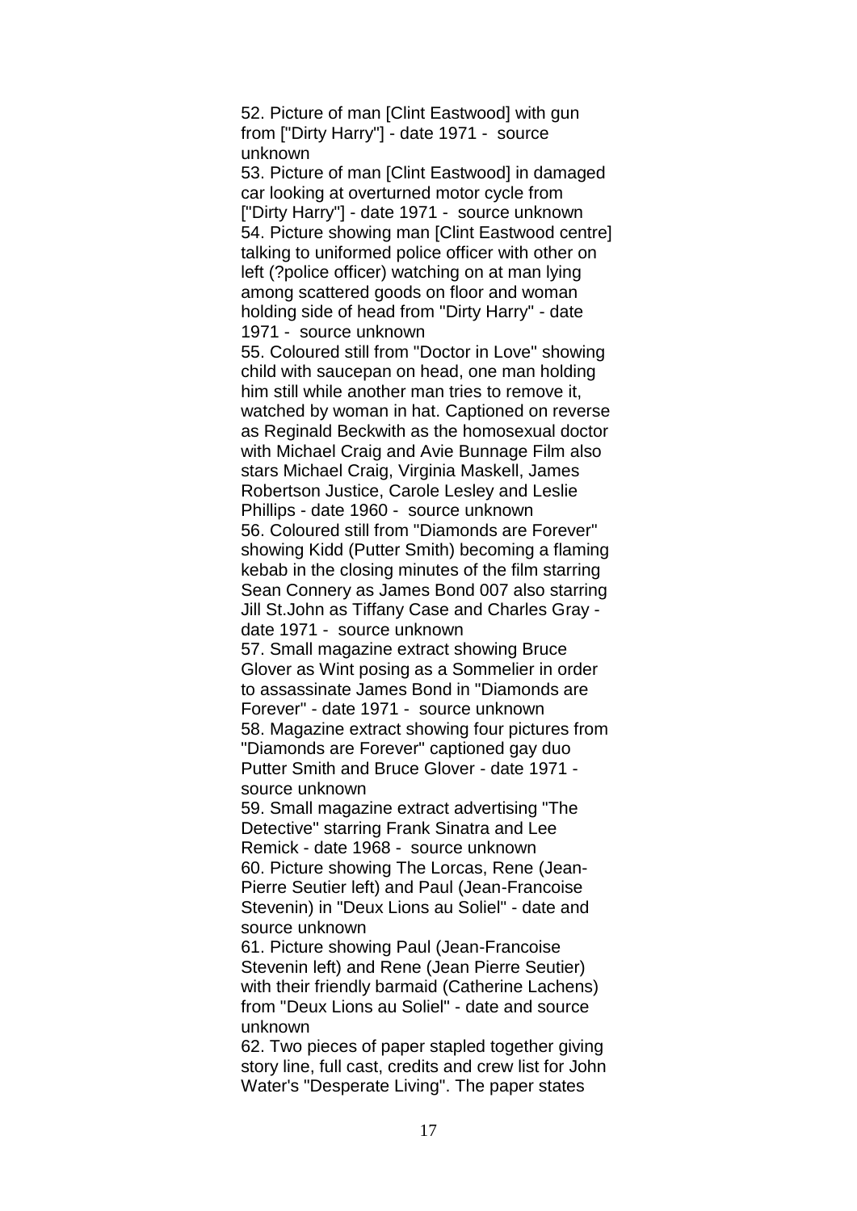52. Picture of man [Clint Eastwood] with gun from ["Dirty Harry"] - date 1971 - source unknown

53. Picture of man [Clint Eastwood] in damaged car looking at overturned motor cycle from ["Dirty Harry"] - date 1971 - source unknown

54. Picture showing man [Clint Eastwood centre] talking to uniformed police officer with other on left (?police officer) watching on at man lying among scattered goods on floor and woman holding side of head from "Dirty Harry" - date 1971 - source unknown

55. Coloured still from "Doctor in Love" showing child with saucepan on head, one man holding him still while another man tries to remove it, watched by woman in hat. Captioned on reverse as Reginald Beckwith as the homosexual doctor with Michael Craig and Avie Bunnage Film also stars Michael Craig, Virginia Maskell, James Robertson Justice, Carole Lesley and Leslie Phillips - date 1960 - source unknown

56. Coloured still from "Diamonds are Forever" showing Kidd (Putter Smith) becoming a flaming kebab in the closing minutes of the film starring Sean Connery as James Bond 007 also starring Jill St.John as Tiffany Case and Charles Gray - date 1971 - source unknown

57. Small magazine extract showing Bruce Glover as Wint posing as a Sommelier in order to assassinate James Bond in "Diamonds are Forever" - date 1971 - source unknown

58. Magazine extract showing four pictures from "Diamonds are Forever" captioned gay duo Putter Smith and Bruce Glover - date 1971 - source unknown

59. Small magazine extract advertising "The Detective" starring Frank Sinatra and Lee Remick - date 1968 - source unknown

60. Picture showing The Lorcas, Rene (Jean-Pierre Seutier left) and Paul (Jean-Francoise Stevenin) in "Deux Lions au Soliel" - date and source unknown

61. Picture showing Paul (Jean-Francoise Stevenin left) and Rene (Jean Pierre Seutier) with their friendly barmaid (Catherine Lachens) from "Deux Lions au Soliel" - date and source unknown

62. Two pieces of paper stapled together giving story line, full cast, credits and crew list for John Water's "Desperate Living". The paper states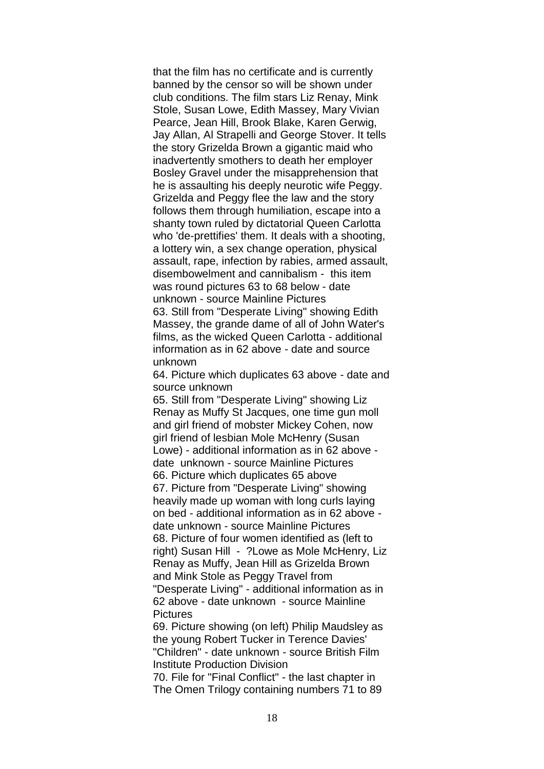that the film has no certificate and is currently banned by the censor so will be shown under club conditions. The film stars Liz Renay, Mink Stole, Susan Lowe, Edith Massey, Mary Vivian Pearce, Jean Hill, Brook Blake, Karen Gerwig, Jay Allan, Al Strapelli and George Stover. It tells the story Grizelda Brown a gigantic maid who inadvertently smothers to death her employer Bosley Gravel under the misapprehension that he is assaulting his deeply neurotic wife Peggy. Grizelda and Peggy flee the law and the story follows them through humiliation, escape into a shanty town ruled by dictatorial Queen Carlotta who 'de-prettifies' them. It deals with a shooting, a lottery win, a sex change operation, physical assault, rape, infection by rabies, armed assault, disembowelment and cannibalism - this item was round pictures 63 to 68 below - date unknown - source Mainline Pictures

63. Still from "Desperate Living" showing Edith Massey, the grande dame of all of John Water's films, as the wicked Queen Carlotta - additional information as in 62 above - date and source unknown

64. Picture which duplicates 63 above - date and source unknown

65. Still from "Desperate Living" showing Liz Renay as Muffy St Jacques, one time gun moll and girl friend of mobster Mickey Cohen, now girl friend of lesbian Mole McHenry (Susan Lowe) - additional information as in 62 above - date unknown - source Mainline Pictures

66. Picture which duplicates 65 above

67. Picture from "Desperate Living" showing heavily made up woman with long curls laying on bed - additional information as in 62 above - date unknown - source Mainline Pictures

68. Picture of four women identified as (left to right) Susan Hill - ?Lowe as Mole McHenry, Liz Renay as Muffy, Jean Hill as Grizelda Brown and Mink Stole as Peggy Travel from "Desperate Living" - additional information as in 62 above - date unknown - source Mainline Pictures

69. Picture showing (on left) Philip Maudsley as the young Robert Tucker in Terence Davies' "Children" - date unknown - source British Film Institute Production Division

70. File for "Final Conflict" - the last chapter in The Omen Trilogy containing numbers 71 to 89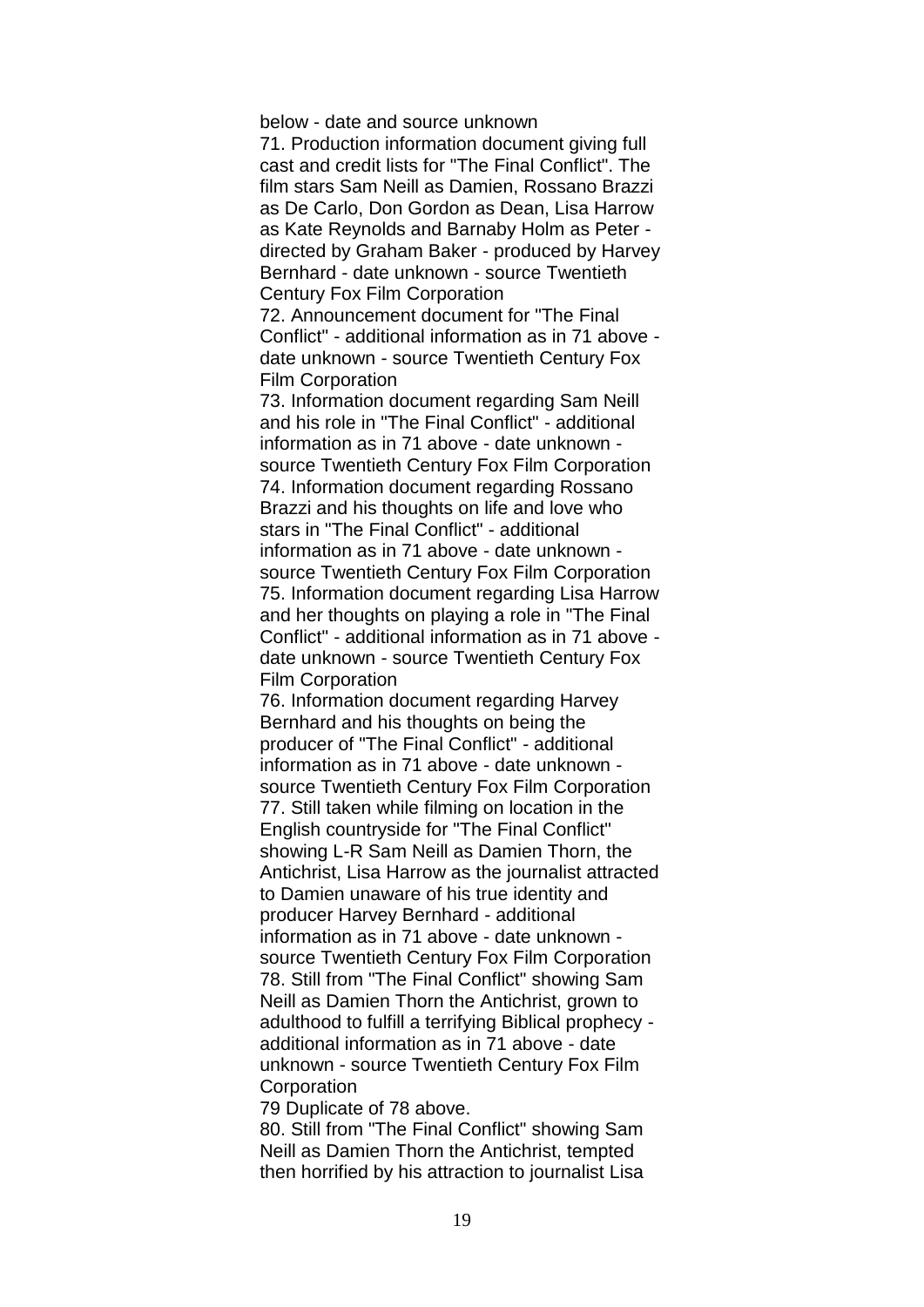below - date and source unknown

71. Production information document giving full cast and credit lists for "The Final Conflict". The film stars Sam Neill as Damien, Rossano Brazzi as De Carlo, Don Gordon as Dean, Lisa Harrow as Kate Reynolds and Barnaby Holm as Peter - directed by Graham Baker - produced by Harvey Bernhard - date unknown - source Twentieth Century Fox Film Corporation

72. Announcement document for "The Final Conflict" - additional information as in 71 above - date unknown - source Twentieth Century Fox Film Corporation

73. Information document regarding Sam Neill and his role in "The Final Conflict" - additional information as in 71 above - date unknown - source Twentieth Century Fox Film Corporation

74. Information document regarding Rossano Brazzi and his thoughts on life and love who stars in "The Final Conflict" - additional information as in 71 above - date unknown - source Twentieth Century Fox Film Corporation

75. Information document regarding Lisa Harrow and her thoughts on playing a role in "The Final Conflict" - additional information as in 71 above - date unknown - source Twentieth Century Fox Film Corporation

76. Information document regarding Harvey Bernhard and his thoughts on being the producer of "The Final Conflict" - additional information as in 71 above - date unknown - source Twentieth Century Fox Film Corporation

77. Still taken while filming on location in the English countryside for "The Final Conflict" showing L-R Sam Neill as Damien Thorn, the Antichrist, Lisa Harrow as the journalist attracted to Damien unaware of his true identity and producer Harvey Bernhard - additional information as in 71 above - date unknown - source Twentieth Century Fox Film Corporation

78. Still from "The Final Conflict" showing Sam Neill as Damien Thorn the Antichrist, grown to adulthood to fulfill a terrifying Biblical prophecy - additional information as in 71 above - date unknown - source Twentieth Century Fox Film Corporation

79 Duplicate of 78 above.

80. Still from "The Final Conflict" showing Sam Neill as Damien Thorn the Antichrist, tempted then horrified by his attraction to journalist Lisa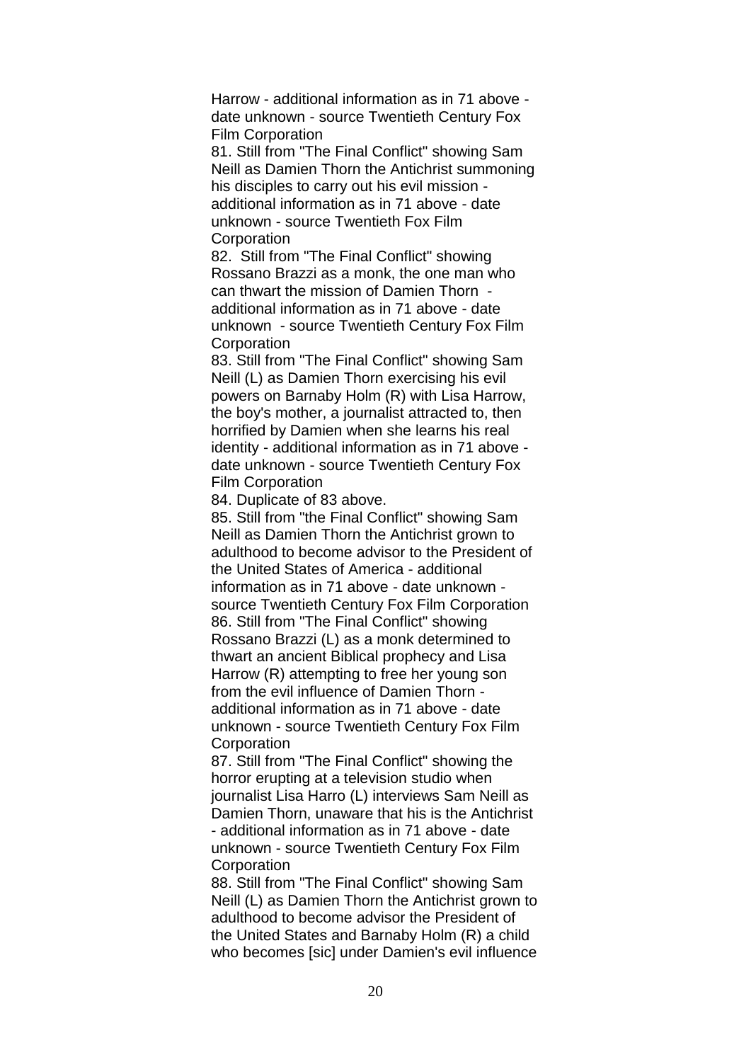Harrow - additional information as in 71 above - date unknown - source Twentieth Century Fox Film Corporation

81. Still from "The Final Conflict" showing Sam Neill as Damien Thorn the Antichrist summoning his disciples to carry out his evil mission - additional information as in 71 above - date unknown - source Twentieth Fox Film Corporation

82. Still from "The Final Conflict" showing Rossano Brazzi as a monk, the one man who can thwart the mission of Damien Thorn - additional information as in 71 above - date unknown - source Twentieth Century Fox Film Corporation

83. Still from "The Final Conflict" showing Sam Neill (L) as Damien Thorn exercising his evil powers on Barnaby Holm (R) with Lisa Harrow, the boy's mother, a journalist attracted to, then horrified by Damien when she learns his real identity - additional information as in 71 above - date unknown - source Twentieth Century Fox Film Corporation

84. Duplicate of 83 above.

85. Still from "the Final Conflict" showing Sam Neill as Damien Thorn the Antichrist grown to adulthood to become advisor to the President of the United States of America - additional information as in 71 above - date unknown - source Twentieth Century Fox Film Corporation

86. Still from "The Final Conflict" showing Rossano Brazzi (L) as a monk determined to thwart an ancient Biblical prophecy and Lisa Harrow (R) attempting to free her young son from the evil influence of Damien Thorn - additional information as in 71 above - date unknown - source Twentieth Century Fox Film Corporation

87. Still from "The Final Conflict" showing the horror erupting at a television studio when journalist Lisa Harro (L) interviews Sam Neill as Damien Thorn, unaware that his is the Antichrist - additional information as in 71 above - date unknown - source Twentieth Century Fox Film Corporation

88. Still from "The Final Conflict" showing Sam Neill (L) as Damien Thorn the Antichrist grown to adulthood to become advisor the President of the United States and Barnaby Holm (R) a child who becomes [sic] under Damien's evil influence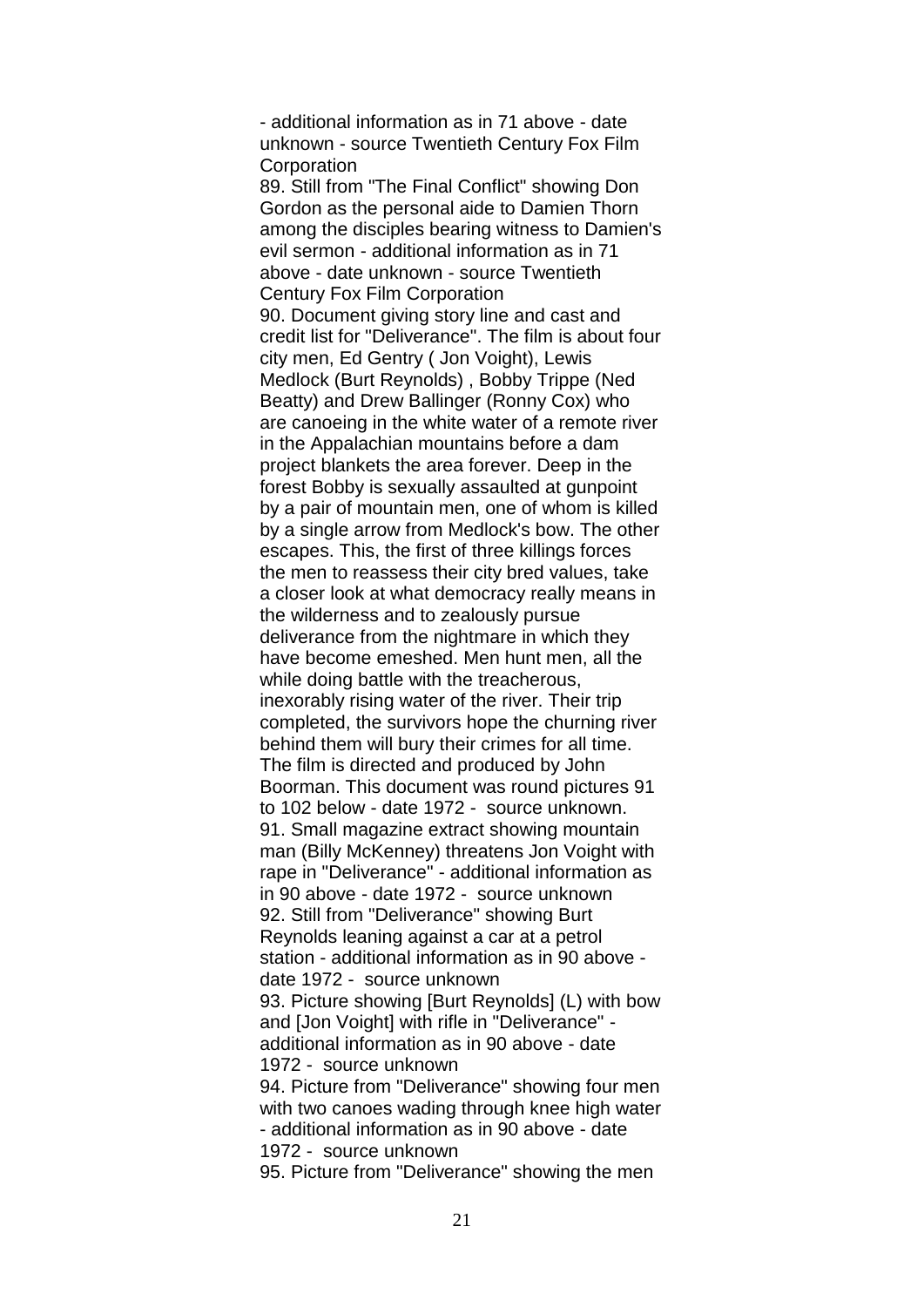- additional information as in 71 above - date unknown - source Twentieth Century Fox Film Corporation

89. Still from "The Final Conflict" showing Don Gordon as the personal aide to Damien Thorn among the disciples bearing witness to Damien's evil sermon - additional information as in 71 above - date unknown - source Twentieth Century Fox Film Corporation

90. Document giving story line and cast and credit list for "Deliverance". The film is about four city men, Ed Gentry ( Jon Voight), Lewis Medlock (Burt Reynolds) , Bobby Trippe (Ned Beatty) and Drew Ballinger (Ronny Cox) who are canoeing in the white water of a remote river in the Appalachian mountains before a dam project blankets the area forever. Deep in the forest Bobby is sexually assaulted at gunpoint by a pair of mountain men, one of whom is killed by a single arrow from Medlock's bow. The other escapes. This, the first of three killings forces the men to reassess their city bred values, take a closer look at what democracy really means in the wilderness and to zealously pursue deliverance from the nightmare in which they have become emeshed. Men hunt men, all the while doing battle with the treacherous, inexorably rising water of the river. Their trip completed, the survivors hope the churning river behind them will bury their crimes for all time. The film is directed and produced by John Boorman. This document was round pictures 91 to 102 below - date 1972 - source unknown.

91. Small magazine extract showing mountain man (Billy McKenney) threatens Jon Voight with rape in "Deliverance" - additional information as in 90 above - date 1972 - source unknown

92. Still from "Deliverance" showing Burt Reynolds leaning against a car at a petrol station - additional information as in 90 above - date 1972 - source unknown

93. Picture showing [Burt Reynolds] (L) with bow and [Jon Voight] with rifle in "Deliverance" - additional information as in 90 above - date 1972 - source unknown

94. Picture from "Deliverance" showing four men with two canoes wading through knee high water - additional information as in 90 above - date 1972 - source unknown

95. Picture from "Deliverance" showing the men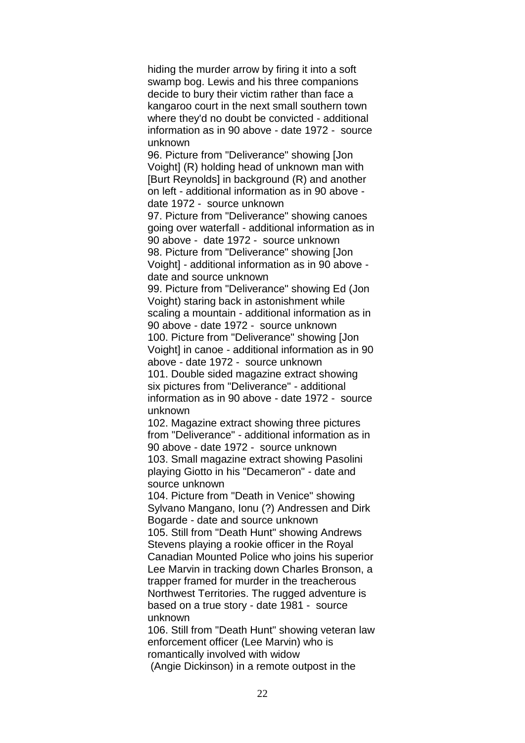hiding the murder arrow by firing it into a soft swamp bog. Lewis and his three companions decide to bury their victim rather than face a kangaroo court in the next small southern town where they'd no doubt be convicted - additional information as in 90 above - date 1972 - source unknown

96. Picture from "Deliverance" showing [Jon Voight] (R) holding head of unknown man with [Burt Reynolds] in background (R) and another on left - additional information as in 90 above - date 1972 - source unknown

97. Picture from "Deliverance" showing canoes going over waterfall - additional information as in 90 above - date 1972 - source unknown

98. Picture from "Deliverance" showing [Jon Voight] - additional information as in 90 above - date and source unknown

99. Picture from "Deliverance" showing Ed (Jon Voight) staring back in astonishment while scaling a mountain - additional information as in 90 above - date 1972 - source unknown

100. Picture from "Deliverance" showing [Jon Voight] in canoe - additional information as in 90 above - date 1972 - source unknown

101. Double sided magazine extract showing six pictures from "Deliverance" - additional information as in 90 above - date 1972 - source unknown

102. Magazine extract showing three pictures from "Deliverance" - additional information as in 90 above - date 1972 - source unknown

103. Small magazine extract showing Pasolini playing Giotto in his "Decameron" - date and source unknown

104. Picture from "Death in Venice" showing Sylvano Mangano, Ionu (?) Andressen and Dirk Bogarde - date and source unknown

105. Still from "Death Hunt" showing Andrews Stevens playing a rookie officer in the Royal Canadian Mounted Police who joins his superior Lee Marvin in tracking down Charles Bronson, a trapper framed for murder in the treacherous Northwest Territories. The rugged adventure is based on a true story - date 1981 - source unknown

106. Still from "Death Hunt" showing veteran law enforcement officer (Lee Marvin) who is romantically involved with widow (Angie Dickinson) in a remote outpost in the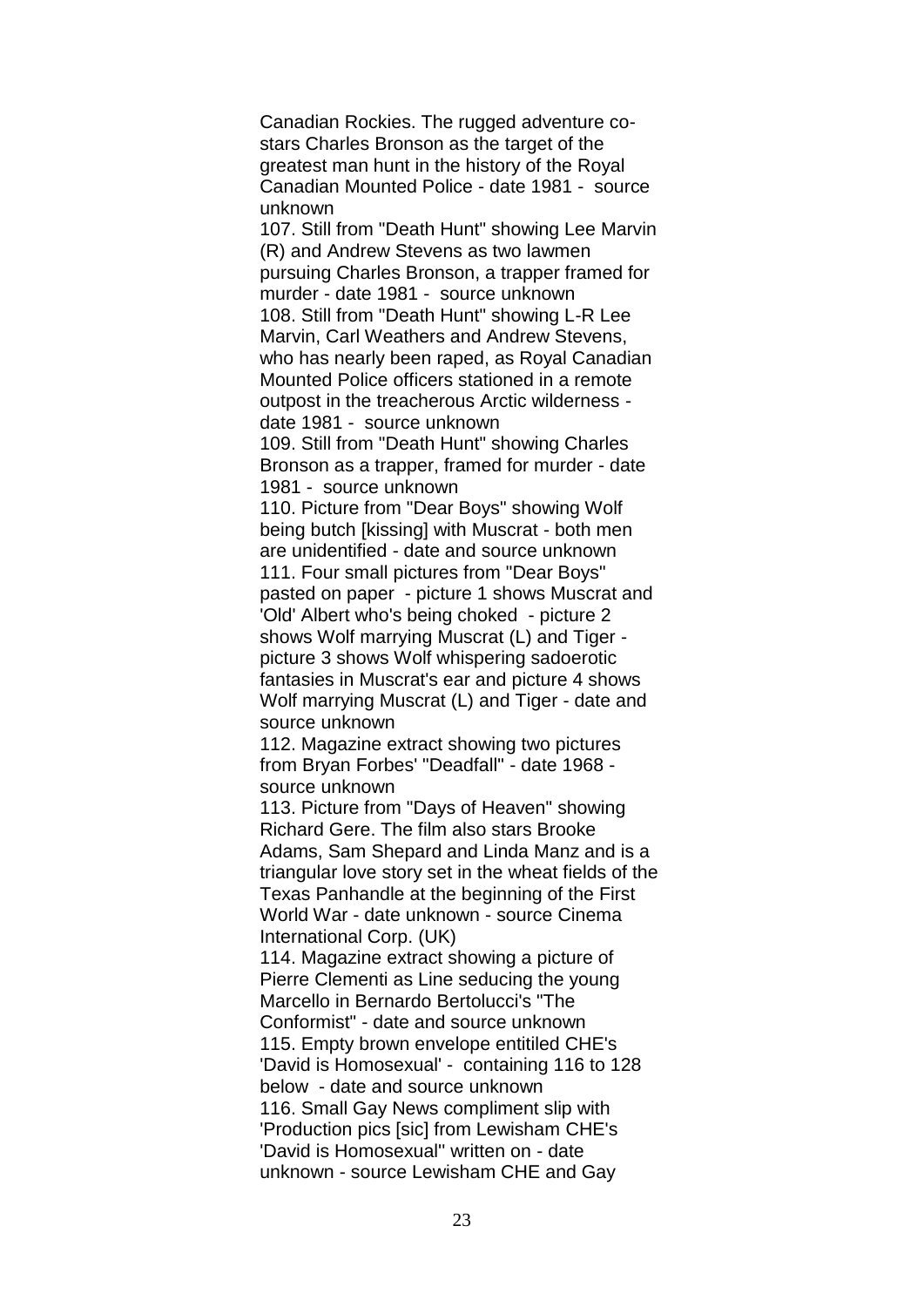Canadian Rockies. The rugged adventure co-stars Charles Bronson as the target of the greatest man hunt in the history of the Royal Canadian Mounted Police - date 1981 - source unknown

107. Still from "Death Hunt" showing Lee Marvin (R) and Andrew Stevens as two lawmen pursuing Charles Bronson, a trapper framed for murder - date 1981 - source unknown

108. Still from "Death Hunt" showing L-R Lee Marvin, Carl Weathers and Andrew Stevens, who has nearly been raped, as Royal Canadian Mounted Police officers stationed in a remote outpost in the treacherous Arctic wilderness - date 1981 - source unknown

109. Still from "Death Hunt" showing Charles Bronson as a trapper, framed for murder - date 1981 - source unknown

110. Picture from "Dear Boys" showing Wolf being butch [kissing] with Muscrat - both men are unidentified - date and source unknown

111. Four small pictures from "Dear Boys" pasted on paper - picture 1 shows Muscrat and 'Old' Albert who's being choked - picture 2 shows Wolf marrying Muscrat (L) and Tiger - picture 3 shows Wolf whispering sadoerotic fantasies in Muscrat's ear and picture 4 shows Wolf marrying Muscrat (L) and Tiger - date and source unknown

112. Magazine extract showing two pictures from Bryan Forbes' "Deadfall" - date 1968 - source unknown

113. Picture from "Days of Heaven" showing Richard Gere. The film also stars Brooke Adams, Sam Shepard and Linda Manz and is a triangular love story set in the wheat fields of the Texas Panhandle at the beginning of the First World War - date unknown - source Cinema International Corp. (UK)

114. Magazine extract showing a picture of Pierre Clementi as Line seducing the young Marcello in Bernardo Bertolucci's "The Conformist" - date and source unknown

115. Empty brown envelope entitiled CHE's 'David is Homosexual' - containing 116 to 128 below - date and source unknown

116. Small Gay News compliment slip with 'Production pics [sic] from Lewisham CHE's 'David is Homosexual'' written on - date unknown - source Lewisham CHE and Gay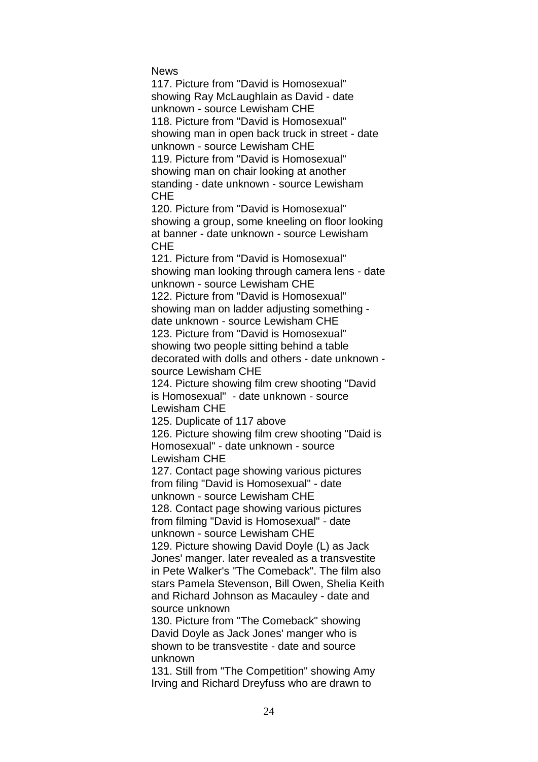News

117. Picture from "David is Homosexual" showing Ray McLaughlain as David - date unknown - source Lewisham CHE

118. Picture from "David is Homosexual" showing man in open back truck in street - date unknown - source Lewisham CHE

119. Picture from "David is Homosexual" showing man on chair looking at another standing - date unknown - source Lewisham CHE

120. Picture from "David is Homosexual" showing a group, some kneeling on floor looking at banner - date unknown - source Lewisham CHE

121. Picture from "David is Homosexual" showing man looking through camera lens - date unknown - source Lewisham CHE

122. Picture from "David is Homosexual" showing man on ladder adjusting something - date unknown - source Lewisham CHE

123. Picture from "David is Homosexual" showing two people sitting behind a table decorated with dolls and others - date unknown - source Lewisham CHE

124. Picture showing film crew shooting "David is Homosexual" - date unknown - source Lewisham CHE

125. Duplicate of 117 above

126. Picture showing film crew shooting "Daid is Homosexual" - date unknown - source Lewisham CHE

127. Contact page showing various pictures from filing "David is Homosexual" - date unknown - source Lewisham CHE

128. Contact page showing various pictures from filming "David is Homosexual" - date unknown - source Lewisham CHE

129. Picture showing David Doyle (L) as Jack Jones' manger. later revealed as a transvestite in Pete Walker's "The Comeback". The film also stars Pamela Stevenson, Bill Owen, Shelia Keith and Richard Johnson as Macauley - date and source unknown

130. Picture from "The Comeback" showing David Doyle as Jack Jones' manger who is shown to be transvestite - date and source unknown

131. Still from "The Competition" showing Amy Irving and Richard Dreyfuss who are drawn to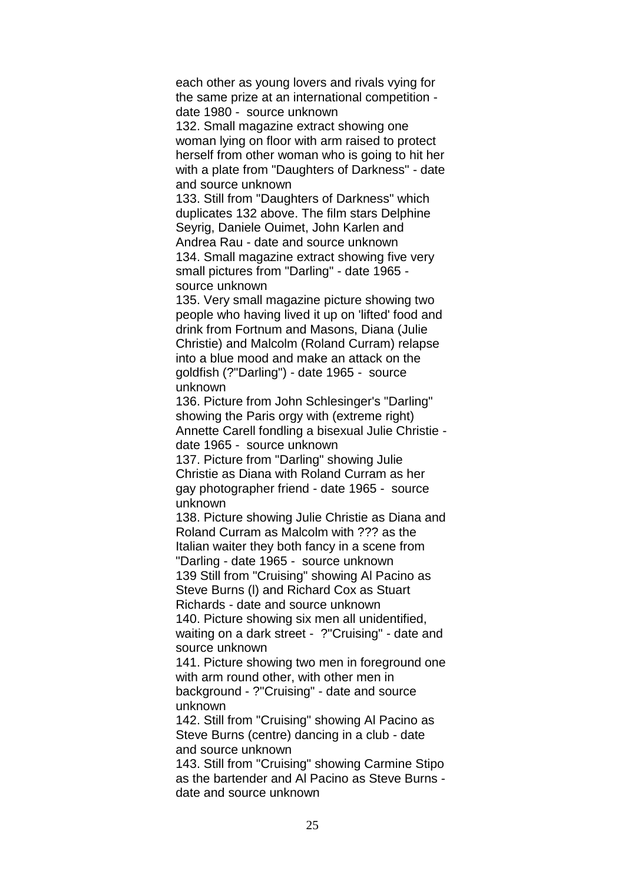each other as young lovers and rivals vying for the same prize at an international competition - date 1980 - source unknown

132. Small magazine extract showing one woman lying on floor with arm raised to protect herself from other woman who is going to hit her with a plate from "Daughters of Darkness" - date and source unknown

133. Still from "Daughters of Darkness" which duplicates 132 above. The film stars Delphine Seyrig, Daniele Ouimet, John Karlen and Andrea Rau - date and source unknown

134. Small magazine extract showing five very small pictures from "Darling" - date 1965 - source unknown

135. Very small magazine picture showing two people who having lived it up on 'lifted' food and drink from Fortnum and Masons, Diana (Julie Christie) and Malcolm (Roland Curram) relapse into a blue mood and make an attack on the goldfish (?"Darling") - date 1965 - source unknown

136. Picture from John Schlesinger's "Darling" showing the Paris orgy with (extreme right) Annette Carell fondling a bisexual Julie Christie - date 1965 - source unknown

137. Picture from "Darling" showing Julie Christie as Diana with Roland Curram as her gay photographer friend - date 1965 - source unknown

138. Picture showing Julie Christie as Diana and Roland Curram as Malcolm with ??? as the Italian waiter they both fancy in a scene from "Darling - date 1965 - source unknown

139 Still from "Cruising" showing Al Pacino as Steve Burns (l) and Richard Cox as Stuart Richards - date and source unknown

140. Picture showing six men all unidentified, waiting on a dark street - ?"Cruising" - date and source unknown

141. Picture showing two men in foreground one with arm round other, with other men in background - ?"Cruising" - date and source unknown

142. Still from "Cruising" showing Al Pacino as Steve Burns (centre) dancing in a club - date and source unknown

143. Still from "Cruising" showing Carmine Stipo as the bartender and Al Pacino as Steve Burns - date and source unknown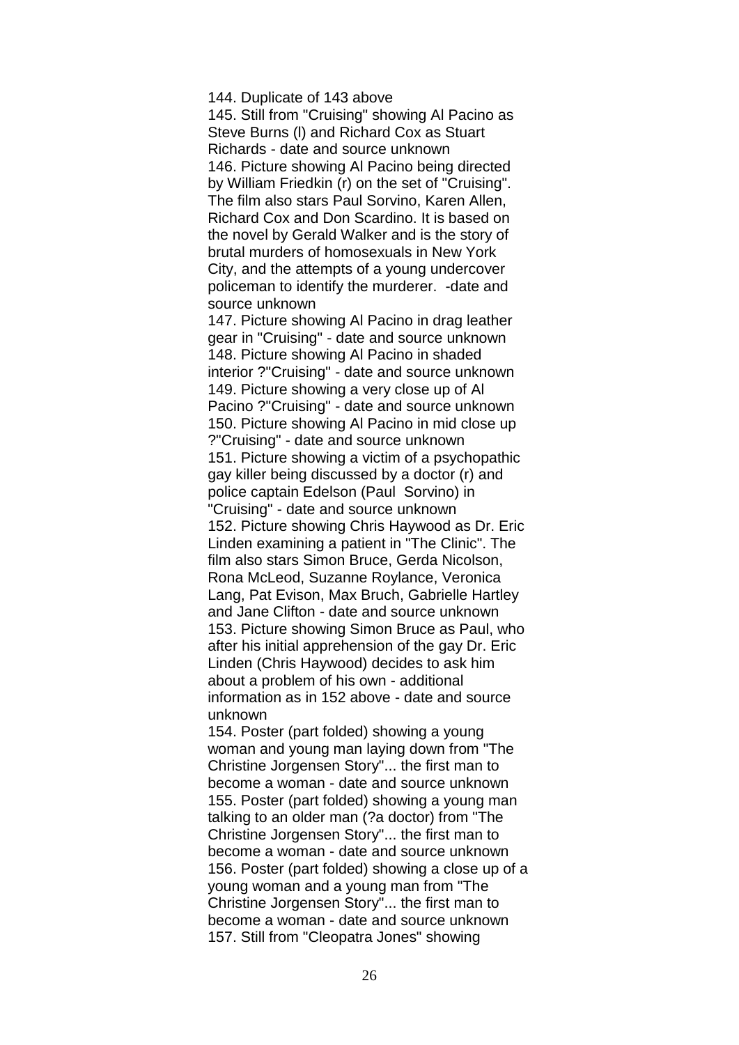144. Duplicate of 143 above
145. Still from "Cruising" showing Al Pacino as Steve Burns (l) and Richard Cox as Stuart Richards - date and source unknown
146. Picture showing Al Pacino being directed by William Friedkin (r) on the set of "Cruising". The film also stars Paul Sorvino, Karen Allen, Richard Cox and Don Scardino. It is based on the novel by Gerald Walker and is the story of brutal murders of homosexuals in New York City, and the attempts of a young undercover policeman to identify the murderer. -date and source unknown
147. Picture showing Al Pacino in drag leather gear in "Cruising" - date and source unknown
148. Picture showing Al Pacino in shaded interior ?"Cruising" - date and source unknown
149. Picture showing a very close up of Al Pacino ?"Cruising" - date and source unknown
150. Picture showing Al Pacino in mid close up ?"Cruising" - date and source unknown
151. Picture showing a victim of a psychopathic gay killer being discussed by a doctor (r) and police captain Edelson (Paul Sorvino) in "Cruising" - date and source unknown
152. Picture showing Chris Haywood as Dr. Eric Linden examining a patient in "The Clinic". The film also stars Simon Bruce, Gerda Nicolson, Rona McLeod, Suzanne Roylance, Veronica Lang, Pat Evison, Max Bruch, Gabrielle Hartley and Jane Clifton - date and source unknown
153. Picture showing Simon Bruce as Paul, who after his initial apprehension of the gay Dr. Eric Linden (Chris Haywood) decides to ask him about a problem of his own - additional information as in 152 above - date and source unknown
154. Poster (part folded) showing a young woman and young man laying down from "The Christine Jorgensen Story"... the first man to become a woman - date and source unknown
155. Poster (part folded) showing a young man talking to an older man (?a doctor) from "The Christine Jorgensen Story"... the first man to become a woman - date and source unknown
156. Poster (part folded) showing a close up of a young woman and a young man from "The Christine Jorgensen Story"... the first man to become a woman - date and source unknown
157. Still from "Cleopatra Jones" showing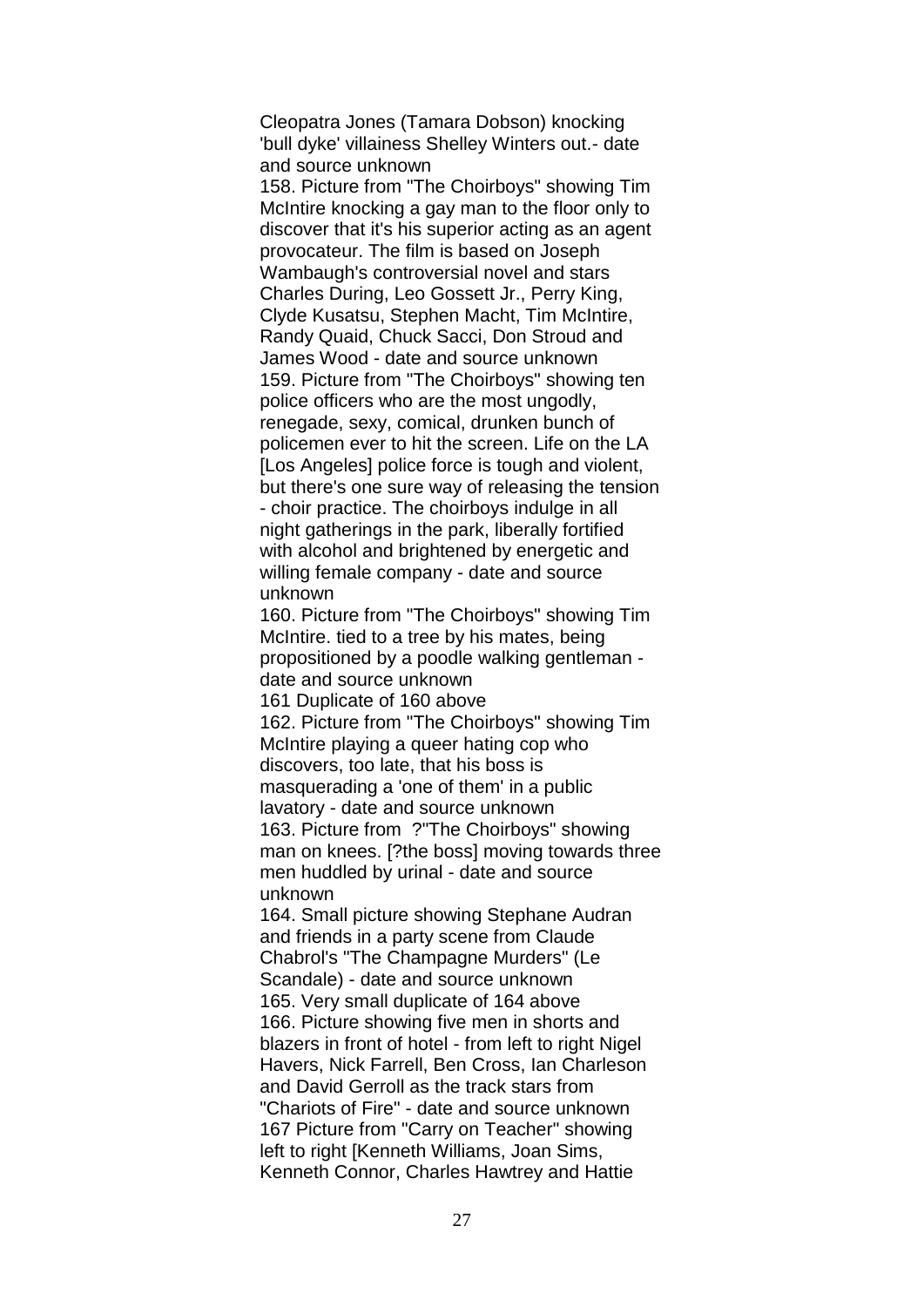Cleopatra Jones (Tamara Dobson) knocking 'bull dyke' villainess Shelley Winters out.- date and source unknown

158. Picture from "The Choirboys" showing Tim McIntire knocking a gay man to the floor only to discover that it's his superior acting as an agent provocateur. The film is based on Joseph Wambaugh's controversial novel and stars Charles During, Leo Gossett Jr., Perry King, Clyde Kusatsu, Stephen Macht, Tim McIntire, Randy Quaid, Chuck Sacci, Don Stroud and James Wood - date and source unknown

159. Picture from "The Choirboys" showing ten police officers who are the most ungodly, renegade, sexy, comical, drunken bunch of policemen ever to hit the screen. Life on the LA [Los Angeles] police force is tough and violent, but there's one sure way of releasing the tension - choir practice. The choirboys indulge in all night gatherings in the park, liberally fortified with alcohol and brightened by energetic and willing female company - date and source unknown

160. Picture from "The Choirboys" showing Tim McIntire. tied to a tree by his mates, being propositioned by a poodle walking gentleman - date and source unknown

161 Duplicate of 160 above

162. Picture from "The Choirboys" showing Tim McIntire playing a queer hating cop who discovers, too late, that his boss is masquerading a 'one of them' in a public lavatory - date and source unknown

163. Picture from ?"The Choirboys" showing man on knees. [?the boss] moving towards three men huddled by urinal - date and source unknown

164. Small picture showing Stephane Audran and friends in a party scene from Claude Chabrol's "The Champagne Murders" (Le Scandale) - date and source unknown

165. Very small duplicate of 164 above

166. Picture showing five men in shorts and blazers in front of hotel - from left to right Nigel Havers, Nick Farrell, Ben Cross, Ian Charleson and David Gerroll as the track stars from "Chariots of Fire" - date and source unknown

167 Picture from "Carry on Teacher" showing left to right [Kenneth Williams, Joan Sims, Kenneth Connor, Charles Hawtrey and Hattie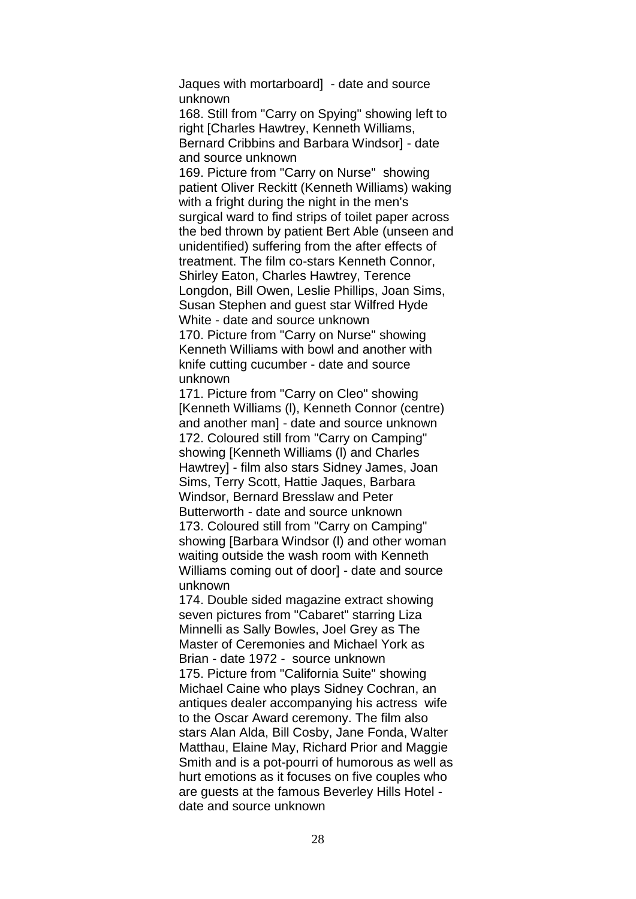Jaques with mortarboard] - date and source unknown

168. Still from "Carry on Spying" showing left to right [Charles Hawtrey, Kenneth Williams, Bernard Cribbins and Barbara Windsor] - date and source unknown

169. Picture from "Carry on Nurse" showing patient Oliver Reckitt (Kenneth Williams) waking with a fright during the night in the men's surgical ward to find strips of toilet paper across the bed thrown by patient Bert Able (unseen and unidentified) suffering from the after effects of treatment. The film co-stars Kenneth Connor, Shirley Eaton, Charles Hawtrey, Terence Longdon, Bill Owen, Leslie Phillips, Joan Sims, Susan Stephen and guest star Wilfred Hyde White - date and source unknown

170. Picture from "Carry on Nurse" showing Kenneth Williams with bowl and another with knife cutting cucumber - date and source unknown

171. Picture from "Carry on Cleo" showing [Kenneth Williams (l), Kenneth Connor (centre) and another man] - date and source unknown

172. Coloured still from "Carry on Camping" showing [Kenneth Williams (l) and Charles Hawtrey] - film also stars Sidney James, Joan Sims, Terry Scott, Hattie Jaques, Barbara Windsor, Bernard Bresslaw and Peter Butterworth - date and source unknown

173. Coloured still from "Carry on Camping" showing [Barbara Windsor (l) and other woman waiting outside the wash room with Kenneth Williams coming out of door] - date and source unknown

174. Double sided magazine extract showing seven pictures from "Cabaret" starring Liza Minnelli as Sally Bowles, Joel Grey as The Master of Ceremonies and Michael York as Brian - date 1972 - source unknown

175. Picture from "California Suite" showing Michael Caine who plays Sidney Cochran, an antiques dealer accompanying his actress wife to the Oscar Award ceremony. The film also stars Alan Alda, Bill Cosby, Jane Fonda, Walter Matthau, Elaine May, Richard Prior and Maggie Smith and is a pot-pourri of humorous as well as hurt emotions as it focuses on five couples who are guests at the famous Beverley Hills Hotel - date and source unknown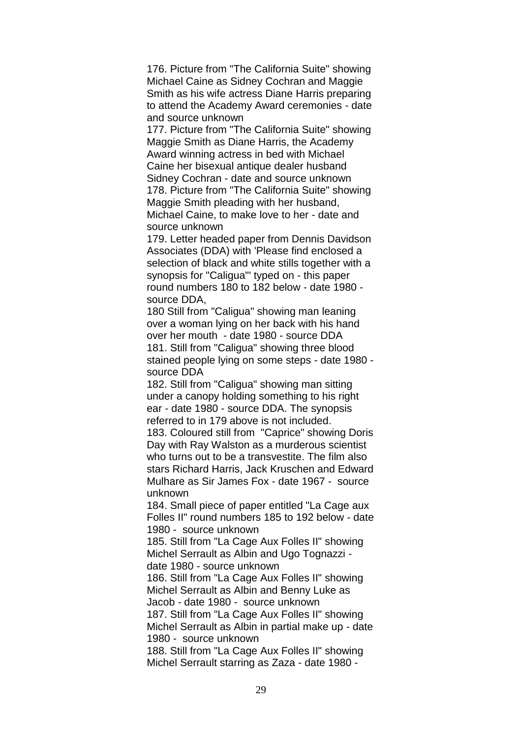176. Picture from "The California Suite" showing Michael Caine as Sidney Cochran and Maggie Smith as his wife actress Diane Harris preparing to attend the Academy Award ceremonies - date and source unknown

177. Picture from "The California Suite" showing Maggie Smith as Diane Harris, the Academy Award winning actress in bed with Michael Caine her bisexual antique dealer husband Sidney Cochran - date and source unknown

178. Picture from "The California Suite" showing Maggie Smith pleading with her husband, Michael Caine, to make love to her - date and source unknown

179. Letter headed paper from Dennis Davidson Associates (DDA) with 'Please find enclosed a selection of black and white stills together with a synopsis for "Caligua"' typed on - this paper round numbers 180 to 182 below - date 1980 - source DDA,

180 Still from "Caligua" showing man leaning over a woman lying on her back with his hand over her mouth - date 1980 - source DDA

181. Still from "Caligua" showing three blood stained people lying on some steps - date 1980 - source DDA

182. Still from "Caligua" showing man sitting under a canopy holding something to his right ear - date 1980 - source DDA. The synopsis referred to in 179 above is not included.

183. Coloured still from "Caprice" showing Doris Day with Ray Walston as a murderous scientist who turns out to be a transvestite. The film also stars Richard Harris, Jack Kruschen and Edward Mulhare as Sir James Fox - date 1967 - source unknown

184. Small piece of paper entitled "La Cage aux Folles II" round numbers 185 to 192 below - date 1980 - source unknown

185. Still from "La Cage Aux Folles II" showing Michel Serrault as Albin and Ugo Tognazzi - date 1980 - source unknown

186. Still from "La Cage Aux Folles II" showing Michel Serrault as Albin and Benny Luke as Jacob - date 1980 - source unknown

187. Still from "La Cage Aux Folles II" showing Michel Serrault as Albin in partial make up - date 1980 - source unknown

188. Still from "La Cage Aux Folles II" showing Michel Serrault starring as Zaza - date 1980 -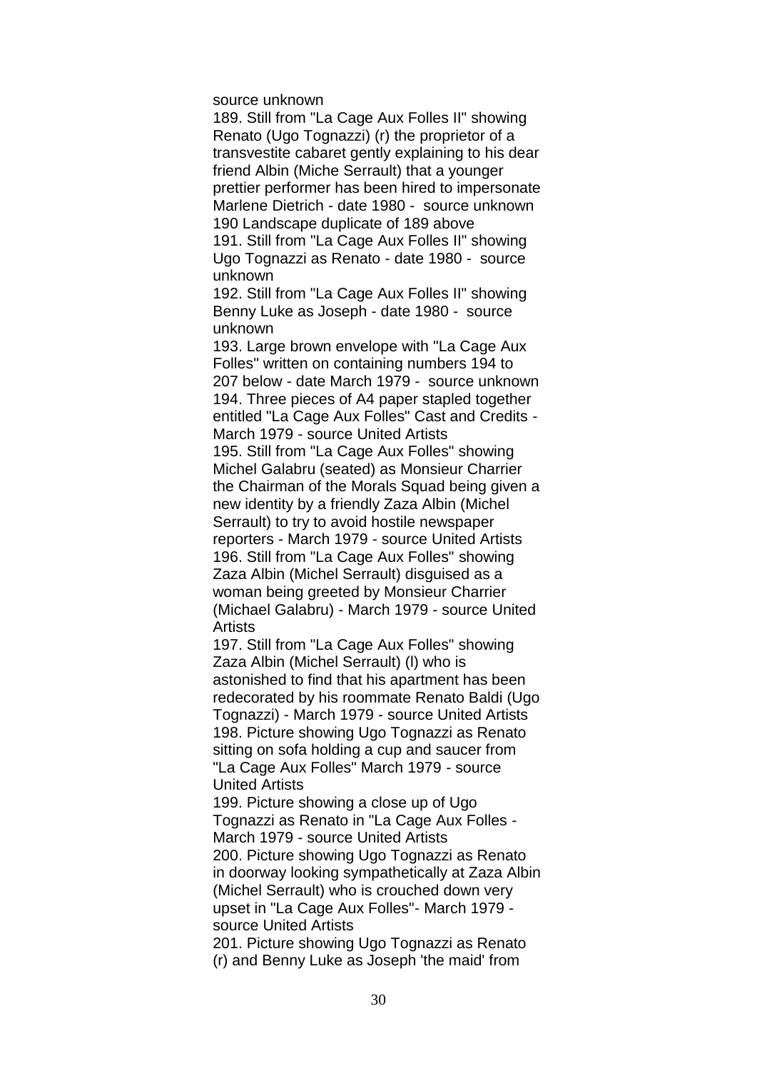source unknown

189. Still from "La Cage Aux Folles II" showing Renato (Ugo Tognazzi) (r) the proprietor of a transvestite cabaret gently explaining to his dear friend Albin (Miche Serrault) that a younger prettier performer has been hired to impersonate Marlene Dietrich - date 1980 - source unknown

190 Landscape duplicate of 189 above

191. Still from "La Cage Aux Folles II" showing Ugo Tognazzi as Renato - date 1980 - source unknown

192. Still from "La Cage Aux Folles II" showing Benny Luke as Joseph - date 1980 - source unknown

193. Large brown envelope with "La Cage Aux Folles" written on containing numbers 194 to 207 below - date March 1979 - source unknown

194. Three pieces of A4 paper stapled together entitled "La Cage Aux Folles" Cast and Credits - March 1979 - source United Artists

195. Still from "La Cage Aux Folles" showing Michel Galabru (seated) as Monsieur Charrier the Chairman of the Morals Squad being given a new identity by a friendly Zaza Albin (Michel Serrault) to try to avoid hostile newspaper reporters - March 1979 - source United Artists

196. Still from "La Cage Aux Folles" showing Zaza Albin (Michel Serrault) disguised as a woman being greeted by Monsieur Charrier (Michael Galabru) - March 1979 - source United Artists

197. Still from "La Cage Aux Folles" showing Zaza Albin (Michel Serrault) (l) who is astonished to find that his apartment has been redecorated by his roommate Renato Baldi (Ugo Tognazzi) - March 1979 - source United Artists

198. Picture showing Ugo Tognazzi as Renato sitting on sofa holding a cup and saucer from "La Cage Aux Folles" March 1979 - source United Artists

199. Picture showing a close up of Ugo Tognazzi as Renato in "La Cage Aux Folles - March 1979 - source United Artists

200. Picture showing Ugo Tognazzi as Renato in doorway looking sympathetically at Zaza Albin (Michel Serrault) who is crouched down very upset in "La Cage Aux Folles"- March 1979 - source United Artists

201. Picture showing Ugo Tognazzi as Renato (r) and Benny Luke as Joseph 'the maid' from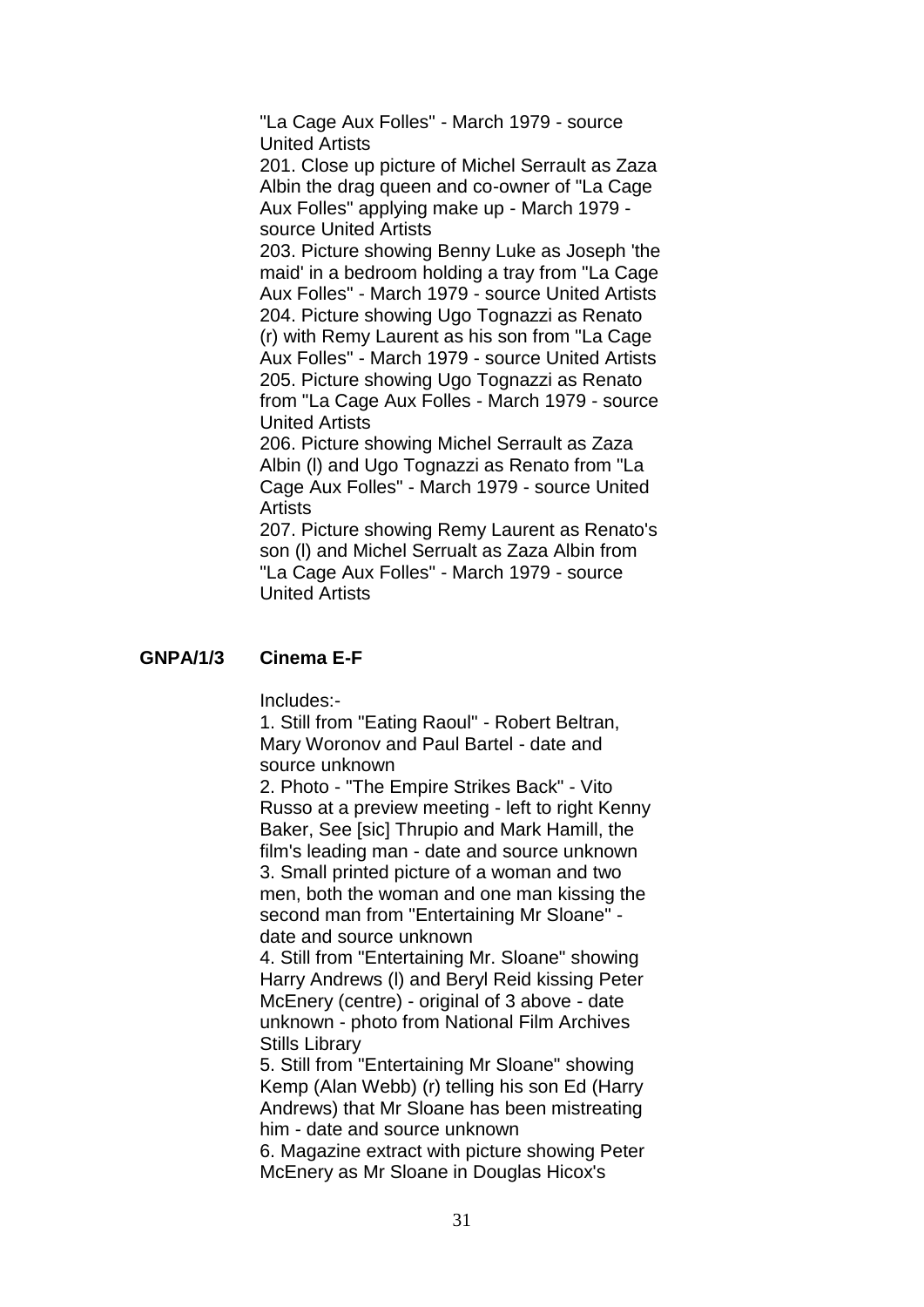"La Cage Aux Folles" - March 1979 - source United Artists

201. Close up picture of Michel Serrault as Zaza Albin the drag queen and co-owner of "La Cage Aux Folles" applying make up - March 1979 - source United Artists

203. Picture showing Benny Luke as Joseph 'the maid' in a bedroom holding a tray from "La Cage Aux Folles" - March 1979 - source United Artists

204. Picture showing Ugo Tognazzi as Renato (r) with Remy Laurent as his son from "La Cage Aux Folles" - March 1979 - source United Artists

205. Picture showing Ugo Tognazzi as Renato from "La Cage Aux Folles - March 1979 - source United Artists

206. Picture showing Michel Serrault as Zaza Albin (l) and Ugo Tognazzi as Renato from "La Cage Aux Folles" - March 1979 - source United Artists

207. Picture showing Remy Laurent as Renato's son (l) and Michel Serrualt as Zaza Albin from "La Cage Aux Folles" - March 1979 - source United Artists

**GNPA/1/3 Cinema E-F**

Includes:-

1. Still from "Eating Raoul" - Robert Beltran, Mary Woronov and Paul Bartel - date and source unknown
2. Photo - "The Empire Strikes Back" - Vito Russo at a preview meeting - left to right Kenny Baker, See [sic] Thrupio and Mark Hamill, the film's leading man - date and source unknown
3. Small printed picture of a woman and two men, both the woman and one man kissing the second man from "Entertaining Mr Sloane" - date and source unknown
4. Still from "Entertaining Mr. Sloane" showing Harry Andrews (l) and Beryl Reid kissing Peter McEnery (centre) - original of 3 above - date unknown - photo from National Film Archives Stills Library
5. Still from "Entertaining Mr Sloane" showing Kemp (Alan Webb) (r) telling his son Ed (Harry Andrews) that Mr Sloane has been mistreating him - date and source unknown
6. Magazine extract with picture showing Peter McEnery as Mr Sloane in Douglas Hicox's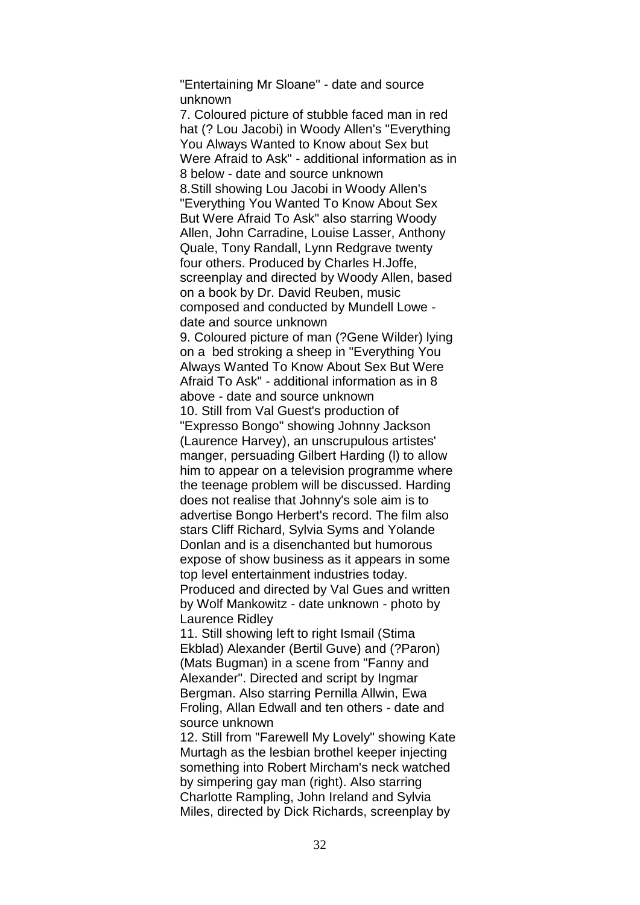"Entertaining Mr Sloane" - date and source unknown

7. Coloured picture of stubble faced man in red hat (? Lou Jacobi) in Woody Allen's "Everything You Always Wanted to Know about Sex but Were Afraid to Ask" - additional information as in 8 below - date and source unknown

8.Still showing Lou Jacobi in Woody Allen's "Everything You Wanted To Know About Sex But Were Afraid To Ask" also starring Woody Allen, John Carradine, Louise Lasser, Anthony Quale, Tony Randall, Lynn Redgrave twenty four others. Produced by Charles H.Joffe, screenplay and directed by Woody Allen, based on a book by Dr. David Reuben, music composed and conducted by Mundell Lowe - date and source unknown

9. Coloured picture of man (?Gene Wilder) lying on a bed stroking a sheep in "Everything You Always Wanted To Know About Sex But Were Afraid To Ask" - additional information as in 8 above - date and source unknown

10. Still from Val Guest's production of "Expresso Bongo" showing Johnny Jackson (Laurence Harvey), an unscrupulous artistes' manger, persuading Gilbert Harding (l) to allow him to appear on a television programme where the teenage problem will be discussed. Harding does not realise that Johnny's sole aim is to advertise Bongo Herbert's record. The film also stars Cliff Richard, Sylvia Syms and Yolande Donlan and is a disenchanted but humorous expose of show business as it appears in some top level entertainment industries today. Produced and directed by Val Gues and written by Wolf Mankowitz - date unknown - photo by Laurence Ridley

11. Still showing left to right Ismail (Stima Ekblad) Alexander (Bertil Guve) and (?Paron) (Mats Bugman) in a scene from "Fanny and Alexander". Directed and script by Ingmar Bergman. Also starring Pernilla Allwin, Ewa Froling, Allan Edwall and ten others - date and source unknown

12. Still from "Farewell My Lovely" showing Kate Murtagh as the lesbian brothel keeper injecting something into Robert Mircham's neck watched by simpering gay man (right). Also starring Charlotte Rampling, John Ireland and Sylvia Miles, directed by Dick Richards, screenplay by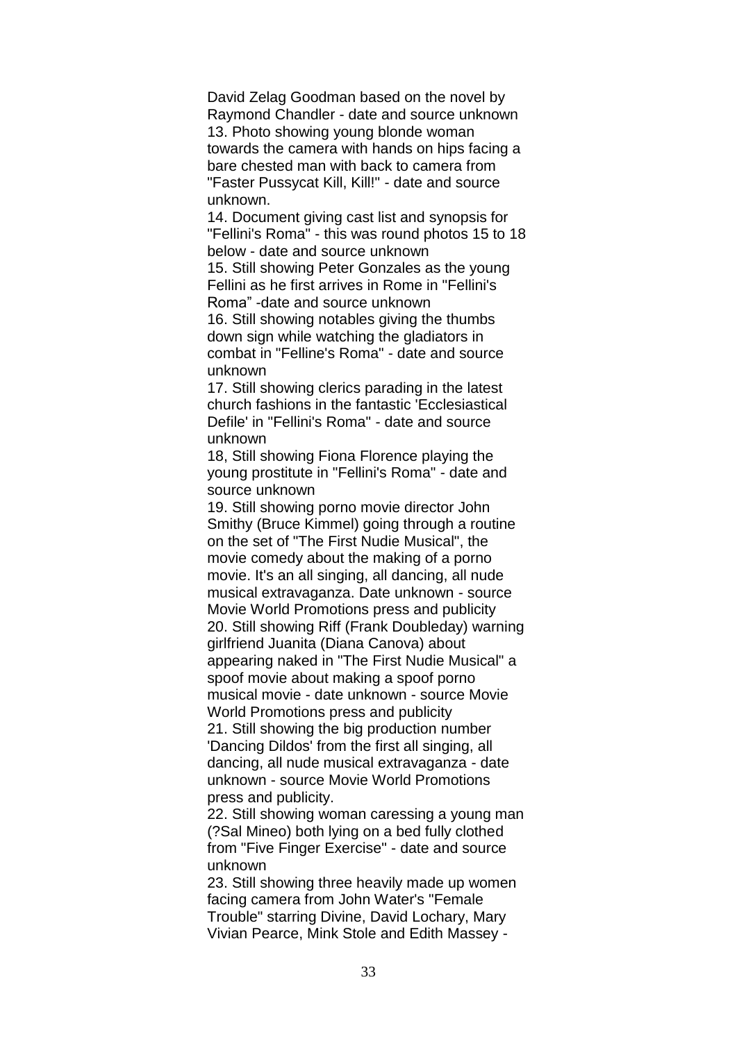David Zelag Goodman based on the novel by Raymond Chandler - date and source unknown

13. Photo showing young blonde woman towards the camera with hands on hips facing a bare chested man with back to camera from "Faster Pussycat Kill, Kill!" - date and source unknown.

14. Document giving cast list and synopsis for "Fellini's Roma" - this was round photos 15 to 18 below - date and source unknown

15. Still showing Peter Gonzales as the young Fellini as he first arrives in Rome in "Fellini's Roma" -date and source unknown

16. Still showing notables giving the thumbs down sign while watching the gladiators in combat in "Felline's Roma" - date and source unknown

17. Still showing clerics parading in the latest church fashions in the fantastic 'Ecclesiastical Defile' in "Fellini's Roma" - date and source unknown

18, Still showing Fiona Florence playing the young prostitute in "Fellini's Roma" - date and source unknown

19. Still showing porno movie director John Smithy (Bruce Kimmel) going through a routine on the set of "The First Nudie Musical", the movie comedy about the making of a porno movie. It's an all singing, all dancing, all nude musical extravaganza. Date unknown - source Movie World Promotions press and publicity

20. Still showing Riff (Frank Doubleday) warning girlfriend Juanita (Diana Canova) about appearing naked in "The First Nudie Musical" a spoof movie about making a spoof porno musical movie - date unknown - source Movie World Promotions press and publicity

21. Still showing the big production number 'Dancing Dildos' from the first all singing, all dancing, all nude musical extravaganza - date unknown - source Movie World Promotions press and publicity.

22. Still showing woman caressing a young man (?Sal Mineo) both lying on a bed fully clothed from "Five Finger Exercise" - date and source unknown

23. Still showing three heavily made up women facing camera from John Water's "Female Trouble" starring Divine, David Lochary, Mary Vivian Pearce, Mink Stole and Edith Massey -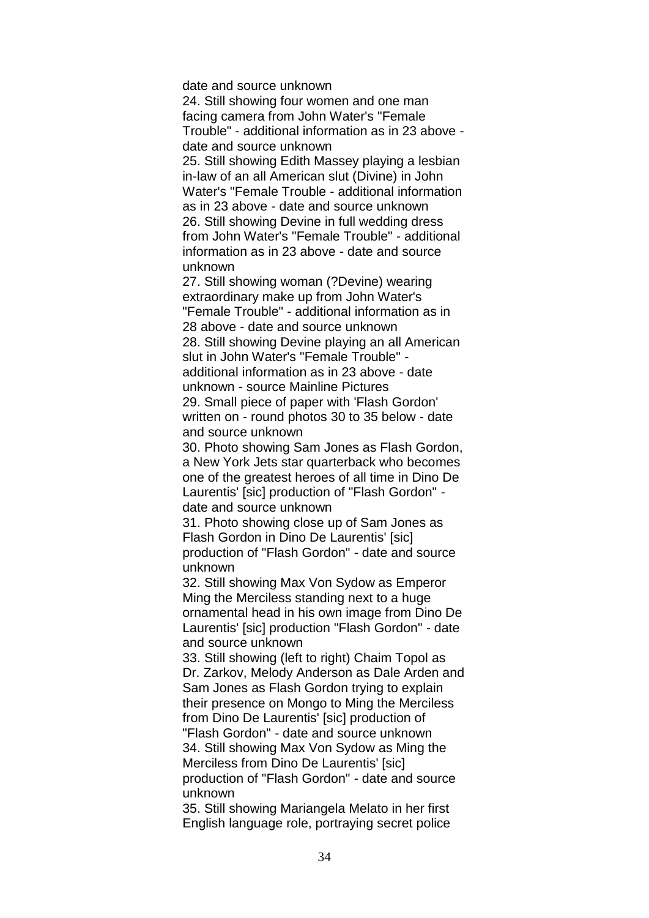date and source unknown

24. Still showing four women and one man facing camera from John Water's "Female Trouble" - additional information as in 23 above - date and source unknown

25. Still showing Edith Massey playing a lesbian in-law of an all American slut (Divine) in John Water's "Female Trouble - additional information as in 23 above - date and source unknown

26. Still showing Devine in full wedding dress from John Water's "Female Trouble" - additional information as in 23 above - date and source unknown

27. Still showing woman (?Devine) wearing extraordinary make up from John Water's "Female Trouble" - additional information as in 28 above - date and source unknown

28. Still showing Devine playing an all American slut in John Water's "Female Trouble" - additional information as in 23 above - date unknown - source Mainline Pictures

29. Small piece of paper with 'Flash Gordon' written on - round photos 30 to 35 below - date and source unknown

30. Photo showing Sam Jones as Flash Gordon, a New York Jets star quarterback who becomes one of the greatest heroes of all time in Dino De Laurentis' [sic] production of "Flash Gordon" - date and source unknown

31. Photo showing close up of Sam Jones as Flash Gordon in Dino De Laurentis' [sic] production of "Flash Gordon" - date and source unknown

32. Still showing Max Von Sydow as Emperor Ming the Merciless standing next to a huge ornamental head in his own image from Dino De Laurentis' [sic] production "Flash Gordon" - date and source unknown

33. Still showing (left to right) Chaim Topol as Dr. Zarkov, Melody Anderson as Dale Arden and Sam Jones as Flash Gordon trying to explain their presence on Mongo to Ming the Merciless from Dino De Laurentis' [sic] production of "Flash Gordon" - date and source unknown

34. Still showing Max Von Sydow as Ming the Merciless from Dino De Laurentis' [sic] production of "Flash Gordon" - date and source unknown

35. Still showing Mariangela Melato in her first English language role, portraying secret police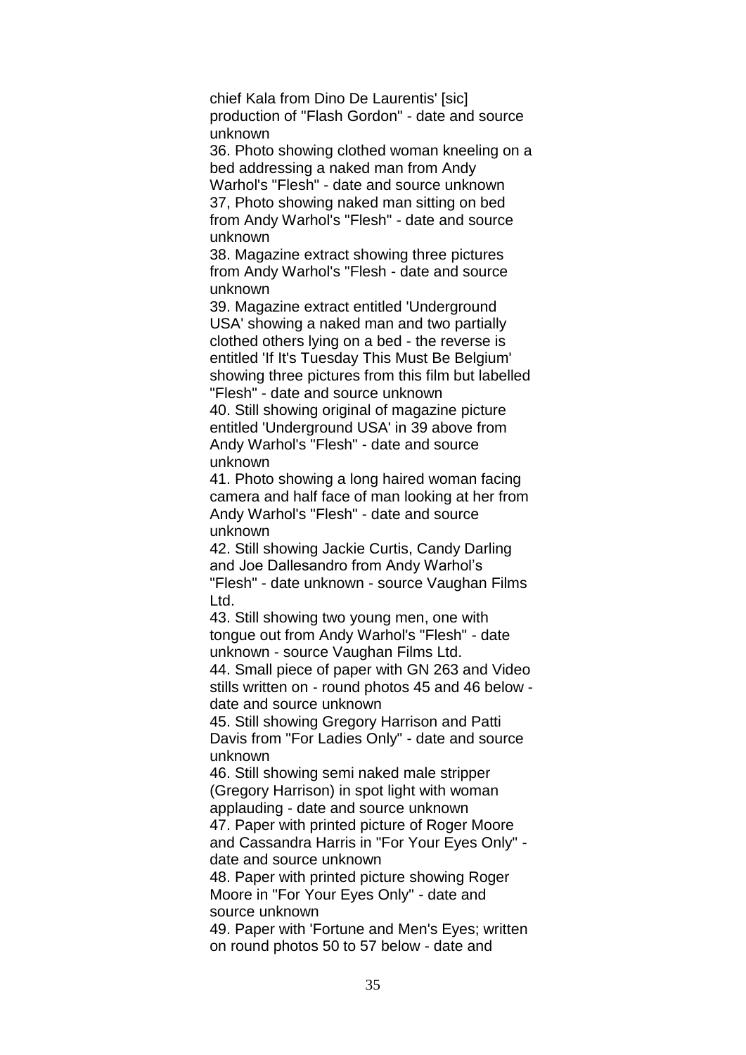chief Kala from Dino De Laurentis' [sic] production of "Flash Gordon" - date and source unknown

36. Photo showing clothed woman kneeling on a bed addressing a naked man from Andy Warhol's "Flesh" - date and source unknown

37, Photo showing naked man sitting on bed from Andy Warhol's "Flesh" - date and source unknown

38. Magazine extract showing three pictures from Andy Warhol's "Flesh - date and source unknown

39. Magazine extract entitled 'Underground USA' showing a naked man and two partially clothed others lying on a bed - the reverse is entitled 'If It's Tuesday This Must Be Belgium' showing three pictures from this film but labelled "Flesh" - date and source unknown

40. Still showing original of magazine picture entitled 'Underground USA' in 39 above from Andy Warhol's "Flesh" - date and source unknown

41. Photo showing a long haired woman facing camera and half face of man looking at her from Andy Warhol's "Flesh" - date and source unknown

42. Still showing Jackie Curtis, Candy Darling and Joe Dallesandro from Andy Warhol's "Flesh" - date unknown - source Vaughan Films Ltd.

43. Still showing two young men, one with tongue out from Andy Warhol's "Flesh" - date unknown - source Vaughan Films Ltd.

44. Small piece of paper with GN 263 and Video stills written on - round photos 45 and 46 below - date and source unknown

45. Still showing Gregory Harrison and Patti Davis from "For Ladies Only" - date and source unknown

46. Still showing semi naked male stripper (Gregory Harrison) in spot light with woman applauding - date and source unknown

47. Paper with printed picture of Roger Moore and Cassandra Harris in "For Your Eyes Only" - date and source unknown

48. Paper with printed picture showing Roger Moore in "For Your Eyes Only" - date and source unknown

49. Paper with 'Fortune and Men's Eyes; written on round photos 50 to 57 below - date and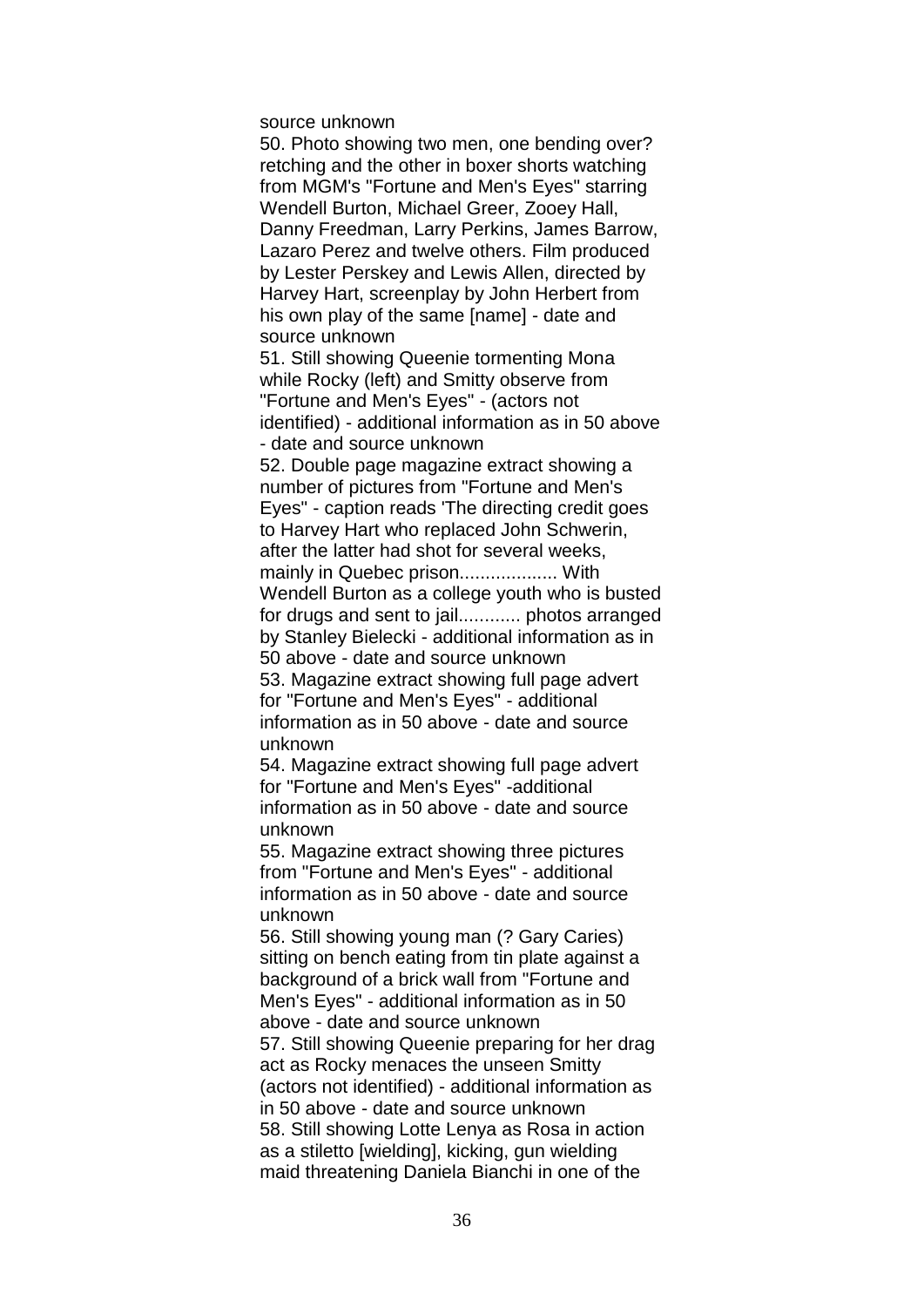source unknown

50. Photo showing two men, one bending over? retching and the other in boxer shorts watching from MGM's "Fortune and Men's Eyes" starring Wendell Burton, Michael Greer, Zooey Hall, Danny Freedman, Larry Perkins, James Barrow, Lazaro Perez and twelve others. Film produced by Lester Perskey and Lewis Allen, directed by Harvey Hart, screenplay by John Herbert from his own play of the same [name] - date and source unknown

51. Still showing Queenie tormenting Mona while Rocky (left) and Smitty observe from "Fortune and Men's Eyes" - (actors not identified) - additional information as in 50 above - date and source unknown

52. Double page magazine extract showing a number of pictures from "Fortune and Men's Eyes" - caption reads 'The directing credit goes to Harvey Hart who replaced John Schwerin, after the latter had shot for several weeks, mainly in Quebec prison................... With Wendell Burton as a college youth who is busted for drugs and sent to jail............ photos arranged by Stanley Bielecki - additional information as in 50 above - date and source unknown

53. Magazine extract showing full page advert for "Fortune and Men's Eyes" - additional information as in 50 above - date and source unknown

54. Magazine extract showing full page advert for "Fortune and Men's Eyes" -additional information as in 50 above - date and source unknown

55. Magazine extract showing three pictures from "Fortune and Men's Eyes" - additional information as in 50 above - date and source unknown

56. Still showing young man (? Gary Caries) sitting on bench eating from tin plate against a background of a brick wall from "Fortune and Men's Eyes" - additional information as in 50 above - date and source unknown

57. Still showing Queenie preparing for her drag act as Rocky menaces the unseen Smitty (actors not identified) - additional information as in 50 above - date and source unknown

58. Still showing Lotte Lenya as Rosa in action as a stiletto [wielding], kicking, gun wielding maid threatening Daniela Bianchi in one of the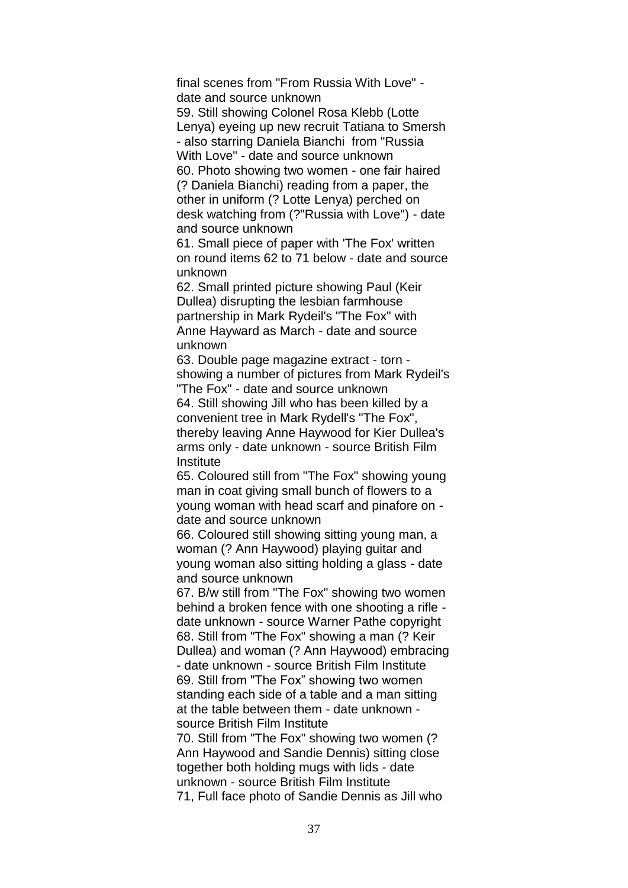final scenes from "From Russia With Love" - date and source unknown

59. Still showing Colonel Rosa Klebb (Lotte Lenya) eyeing up new recruit Tatiana to Smersh - also starring Daniela Bianchi from "Russia With Love" - date and source unknown

60. Photo showing two women - one fair haired (? Daniela Bianchi) reading from a paper, the other in uniform (? Lotte Lenya) perched on desk watching from (?"Russia with Love") - date and source unknown

61. Small piece of paper with 'The Fox' written on round items 62 to 71 below - date and source unknown

62. Small printed picture showing Paul (Keir Dullea) disrupting the lesbian farmhouse partnership in Mark Rydeil's "The Fox" with Anne Hayward as March - date and source unknown

63. Double page magazine extract - torn - showing a number of pictures from Mark Rydeil's "The Fox" - date and source unknown

64. Still showing Jill who has been killed by a convenient tree in Mark Rydell's "The Fox", thereby leaving Anne Haywood for Kier Dullea's arms only - date unknown - source British Film Institute

65. Coloured still from "The Fox" showing young man in coat giving small bunch of flowers to a young woman with head scarf and pinafore on - date and source unknown

66. Coloured still showing sitting young man, a woman (? Ann Haywood) playing guitar and young woman also sitting holding a glass - date and source unknown

67. B/w still from "The Fox" showing two women behind a broken fence with one shooting a rifle - date unknown - source Warner Pathe copyright

68. Still from "The Fox" showing a man (? Keir Dullea) and woman (? Ann Haywood) embracing - date unknown - source British Film Institute

69. Still from "The Fox" showing two women standing each side of a table and a man sitting at the table between them - date unknown - source British Film Institute

70. Still from "The Fox" showing two women (? Ann Haywood and Sandie Dennis) sitting close together both holding mugs with lids - date unknown - source British Film Institute

71, Full face photo of Sandie Dennis as Jill who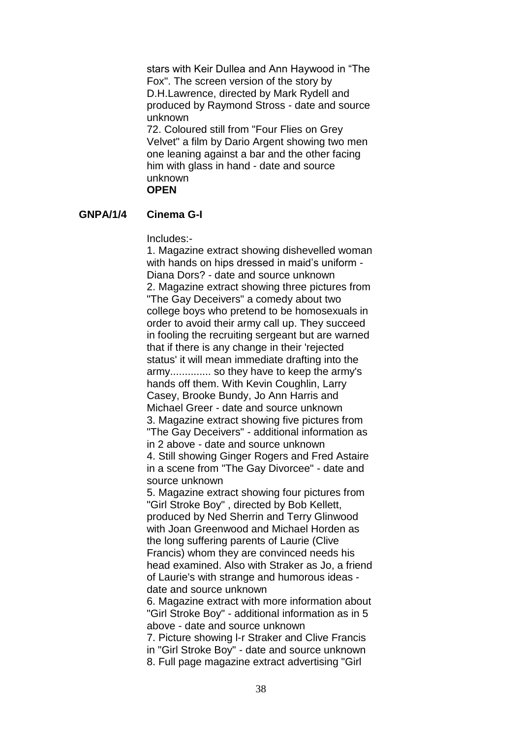stars with Keir Dullea and Ann Haywood in "The Fox". The screen version of the story by D.H.Lawrence, directed by Mark Rydell and produced by Raymond Stross - date and source unknown

72. Coloured still from "Four Flies on Grey Velvet" a film by Dario Argent showing two men one leaning against a bar and the other facing him with glass in hand - date and source unknown

**OPEN**

**GNPA/1/4 Cinema G-I**

Includes:-

1. Magazine extract showing dishevelled woman with hands on hips dressed in maid's uniform - Diana Dors? - date and source unknown
2. Magazine extract showing three pictures from "The Gay Deceivers" a comedy about two college boys who pretend to be homosexuals in order to avoid their army call up. They succeed in fooling the recruiting sergeant but are warned that if there is any change in their 'rejected status' it will mean immediate drafting into the army............. so they have to keep the army's hands off them. With Kevin Coughlin, Larry Casey, Brooke Bundy, Jo Ann Harris and Michael Greer - date and source unknown
3. Magazine extract showing five pictures from "The Gay Deceivers" - additional information as in 2 above - date and source unknown
4. Still showing Ginger Rogers and Fred Astaire in a scene from "The Gay Divorcee" - date and source unknown
5. Magazine extract showing four pictures from "Girl Stroke Boy" , directed by Bob Kellett, produced by Ned Sherrin and Terry Glinwood with Joan Greenwood and Michael Horden as the long suffering parents of Laurie (Clive Francis) whom they are convinced needs his head examined. Also with Straker as Jo, a friend of Laurie's with strange and humorous ideas - date and source unknown
6. Magazine extract with more information about "Girl Stroke Boy" - additional information as in 5 above - date and source unknown
7. Picture showing l-r Straker and Clive Francis in "Girl Stroke Boy" - date and source unknown
8. Full page magazine extract advertising "Girl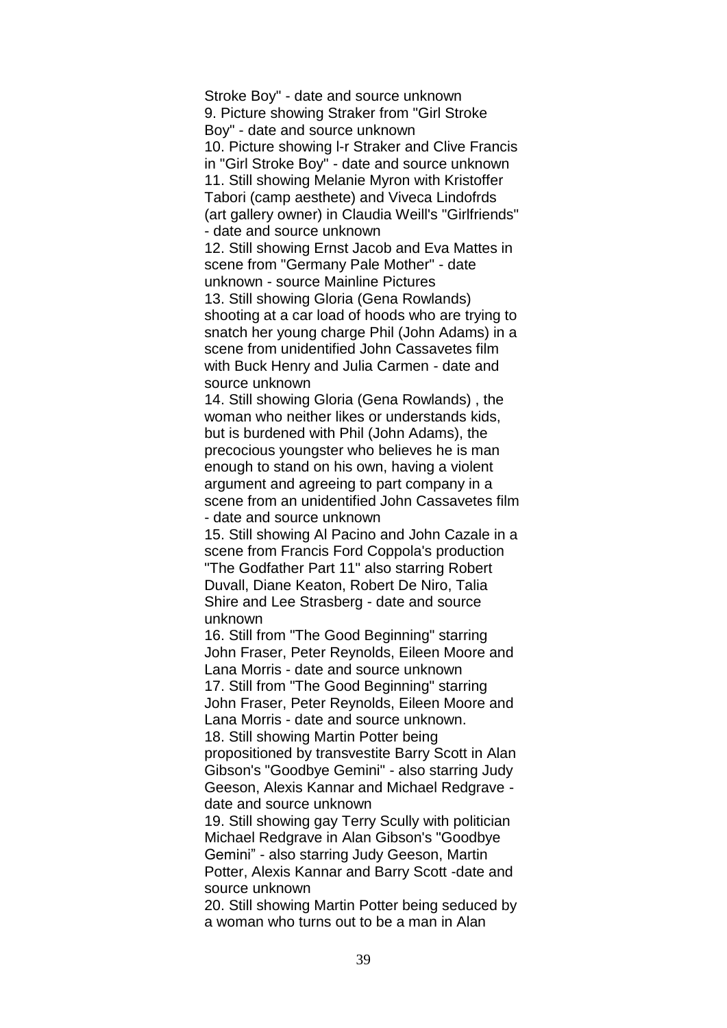Stroke Boy" - date and source unknown

9. Picture showing Straker from "Girl Stroke Boy" - date and source unknown

10. Picture showing l-r Straker and Clive Francis in "Girl Stroke Boy" - date and source unknown

11. Still showing Melanie Myron with Kristoffer Tabori (camp aesthete) and Viveca Lindofrds (art gallery owner) in Claudia Weill's "Girlfriends" - date and source unknown

12. Still showing Ernst Jacob and Eva Mattes in scene from "Germany Pale Mother" - date unknown - source Mainline Pictures

13. Still showing Gloria (Gena Rowlands) shooting at a car load of hoods who are trying to snatch her young charge Phil (John Adams) in a scene from unidentified John Cassavetes film with Buck Henry and Julia Carmen - date and source unknown

14. Still showing Gloria (Gena Rowlands) , the woman who neither likes or understands kids, but is burdened with Phil (John Adams), the precocious youngster who believes he is man enough to stand on his own, having a violent argument and agreeing to part company in a scene from an unidentified John Cassavetes film - date and source unknown

15. Still showing Al Pacino and John Cazale in a scene from Francis Ford Coppola's production "The Godfather Part 11" also starring Robert Duvall, Diane Keaton, Robert De Niro, Talia Shire and Lee Strasberg - date and source unknown

16. Still from "The Good Beginning" starring John Fraser, Peter Reynolds, Eileen Moore and Lana Morris - date and source unknown

17. Still from "The Good Beginning" starring John Fraser, Peter Reynolds, Eileen Moore and Lana Morris - date and source unknown.

18. Still showing Martin Potter being propositioned by transvestite Barry Scott in Alan Gibson's "Goodbye Gemini" - also starring Judy Geeson, Alexis Kannar and Michael Redgrave - date and source unknown

19. Still showing gay Terry Scully with politician Michael Redgrave in Alan Gibson's "Goodbye Gemini" - also starring Judy Geeson, Martin Potter, Alexis Kannar and Barry Scott -date and source unknown

20. Still showing Martin Potter being seduced by a woman who turns out to be a man in Alan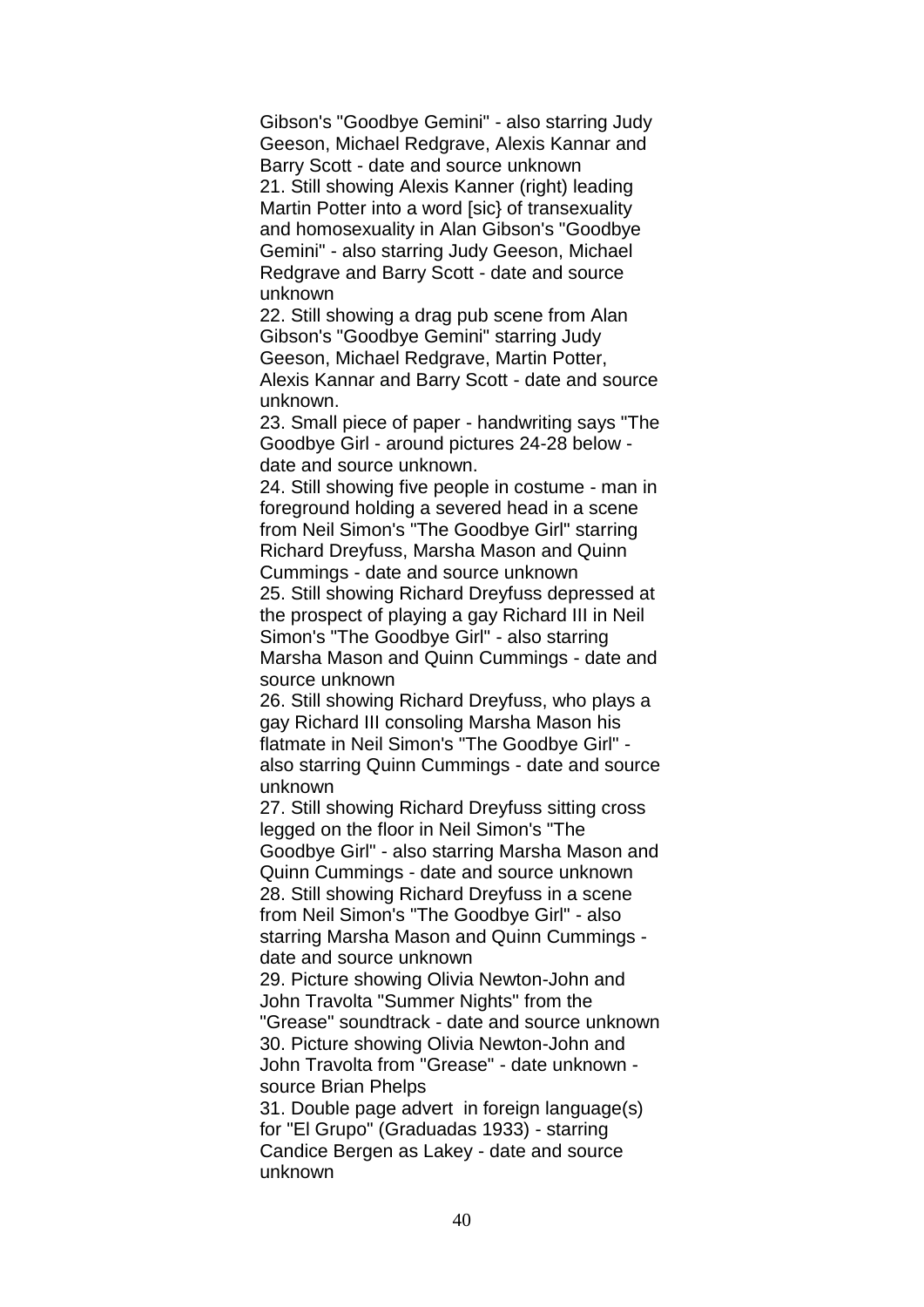Gibson's "Goodbye Gemini" - also starring Judy Geeson, Michael Redgrave, Alexis Kannar and Barry Scott - date and source unknown

21. Still showing Alexis Kanner (right) leading Martin Potter into a word [sic} of transexuality and homosexuality in Alan Gibson's "Goodbye Gemini" - also starring Judy Geeson, Michael Redgrave and Barry Scott - date and source unknown

22. Still showing a drag pub scene from Alan Gibson's "Goodbye Gemini" starring Judy Geeson, Michael Redgrave, Martin Potter, Alexis Kannar and Barry Scott - date and source unknown.

23. Small piece of paper - handwriting says "The Goodbye Girl - around pictures 24-28 below - date and source unknown.

24. Still showing five people in costume - man in foreground holding a severed head in a scene from Neil Simon's "The Goodbye Girl" starring Richard Dreyfuss, Marsha Mason and Quinn Cummings - date and source unknown

25. Still showing Richard Dreyfuss depressed at the prospect of playing a gay Richard III in Neil Simon's "The Goodbye Girl" - also starring Marsha Mason and Quinn Cummings - date and source unknown

26. Still showing Richard Dreyfuss, who plays a gay Richard III consoling Marsha Mason his flatmate in Neil Simon's "The Goodbye Girl" - also starring Quinn Cummings - date and source unknown

27. Still showing Richard Dreyfuss sitting cross legged on the floor in Neil Simon's "The Goodbye Girl" - also starring Marsha Mason and Quinn Cummings - date and source unknown

28. Still showing Richard Dreyfuss in a scene from Neil Simon's "The Goodbye Girl" - also starring Marsha Mason and Quinn Cummings - date and source unknown

29. Picture showing Olivia Newton-John and John Travolta "Summer Nights" from the "Grease" soundtrack - date and source unknown

30. Picture showing Olivia Newton-John and John Travolta from "Grease" - date unknown - source Brian Phelps

31. Double page advert in foreign language(s) for "El Grupo" (Graduadas 1933) - starring Candice Bergen as Lakey - date and source unknown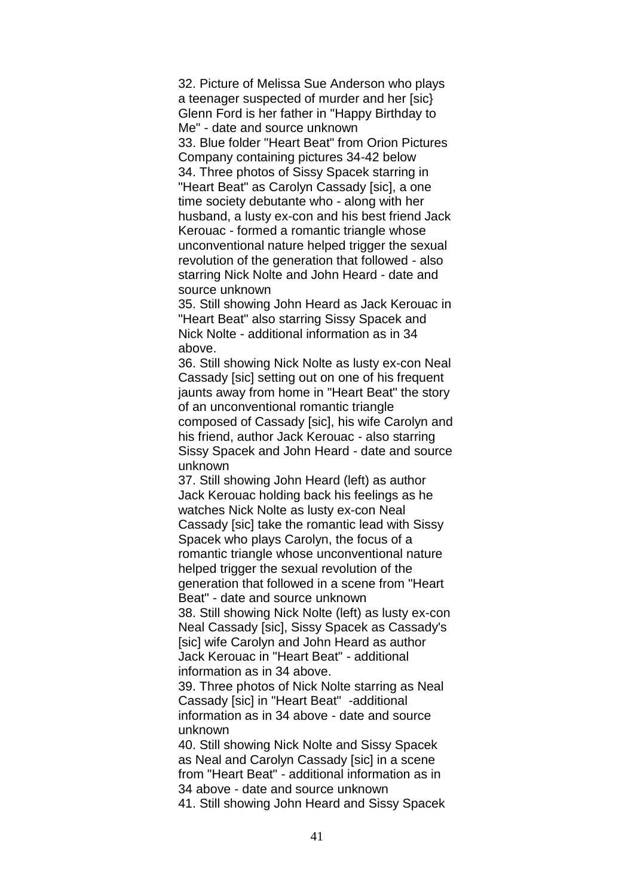32. Picture of Melissa Sue Anderson who plays a teenager suspected of murder and her [sic} Glenn Ford is her father in "Happy Birthday to Me" - date and source unknown

33. Blue folder "Heart Beat" from Orion Pictures Company containing pictures 34-42 below

34. Three photos of Sissy Spacek starring in "Heart Beat" as Carolyn Cassady [sic], a one time society debutante who - along with her husband, a lusty ex-con and his best friend Jack Kerouac - formed a romantic triangle whose unconventional nature helped trigger the sexual revolution of the generation that followed - also starring Nick Nolte and John Heard - date and source unknown

35. Still showing John Heard as Jack Kerouac in "Heart Beat" also starring Sissy Spacek and Nick Nolte - additional information as in 34 above.

36. Still showing Nick Nolte as lusty ex-con Neal Cassady [sic] setting out on one of his frequent jaunts away from home in "Heart Beat" the story of an unconventional romantic triangle composed of Cassady [sic], his wife Carolyn and his friend, author Jack Kerouac - also starring Sissy Spacek and John Heard - date and source unknown

37. Still showing John Heard (left) as author Jack Kerouac holding back his feelings as he watches Nick Nolte as lusty ex-con Neal Cassady [sic] take the romantic lead with Sissy Spacek who plays Carolyn, the focus of a romantic triangle whose unconventional nature helped trigger the sexual revolution of the generation that followed in a scene from "Heart Beat" - date and source unknown

38. Still showing Nick Nolte (left) as lusty ex-con Neal Cassady [sic], Sissy Spacek as Cassady's [sic] wife Carolyn and John Heard as author Jack Kerouac in "Heart Beat" - additional information as in 34 above.

39. Three photos of Nick Nolte starring as Neal Cassady [sic] in "Heart Beat" -additional information as in 34 above - date and source unknown

40. Still showing Nick Nolte and Sissy Spacek as Neal and Carolyn Cassady [sic] in a scene from "Heart Beat" - additional information as in 34 above - date and source unknown

41. Still showing John Heard and Sissy Spacek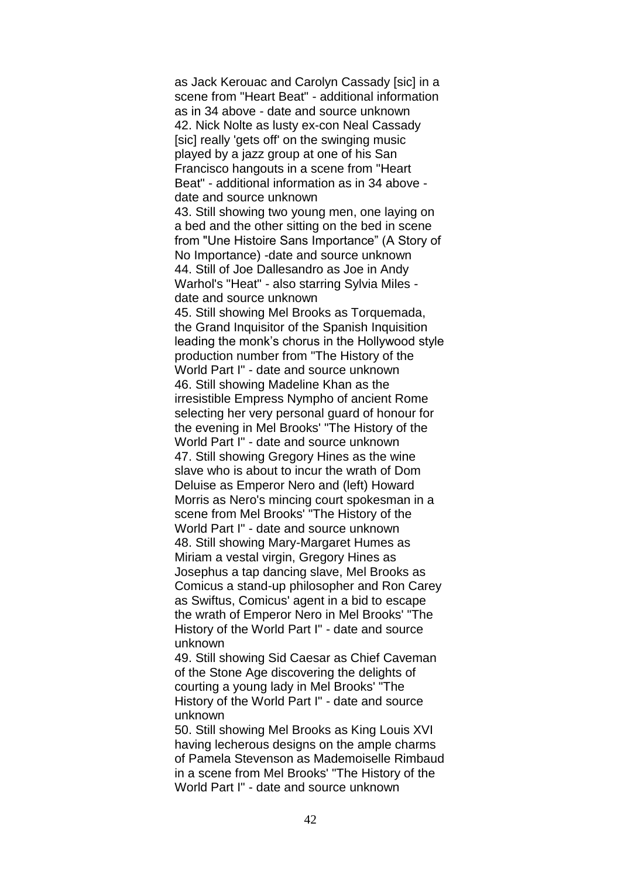as Jack Kerouac and Carolyn Cassady [sic] in a scene from "Heart Beat" - additional information as in 34 above - date and source unknown

42. Nick Nolte as lusty ex-con Neal Cassady [sic] really 'gets off' on the swinging music played by a jazz group at one of his San Francisco hangouts in a scene from "Heart Beat" - additional information as in 34 above - date and source unknown

43. Still showing two young men, one laying on a bed and the other sitting on the bed in scene from "Une Histoire Sans Importance" (A Story of No Importance) -date and source unknown

44. Still of Joe Dallesandro as Joe in Andy Warhol's "Heat" - also starring Sylvia Miles - date and source unknown

45. Still showing Mel Brooks as Torquemada, the Grand Inquisitor of the Spanish Inquisition leading the monk's chorus in the Hollywood style production number from "The History of the World Part I" - date and source unknown

46. Still showing Madeline Khan as the irresistible Empress Nympho of ancient Rome selecting her very personal guard of honour for the evening in Mel Brooks' "The History of the World Part I" - date and source unknown

47. Still showing Gregory Hines as the wine slave who is about to incur the wrath of Dom Deluise as Emperor Nero and (left) Howard Morris as Nero's mincing court spokesman in a scene from Mel Brooks' "The History of the World Part I" - date and source unknown

48. Still showing Mary-Margaret Humes as Miriam a vestal virgin, Gregory Hines as Josephus a tap dancing slave, Mel Brooks as Comicus a stand-up philosopher and Ron Carey as Swiftus, Comicus' agent in a bid to escape the wrath of Emperor Nero in Mel Brooks' "The History of the World Part I" - date and source unknown

49. Still showing Sid Caesar as Chief Caveman of the Stone Age discovering the delights of courting a young lady in Mel Brooks' "The History of the World Part I" - date and source unknown

50. Still showing Mel Brooks as King Louis XVI having lecherous designs on the ample charms of Pamela Stevenson as Mademoiselle Rimbaud in a scene from Mel Brooks' "The History of the World Part I" - date and source unknown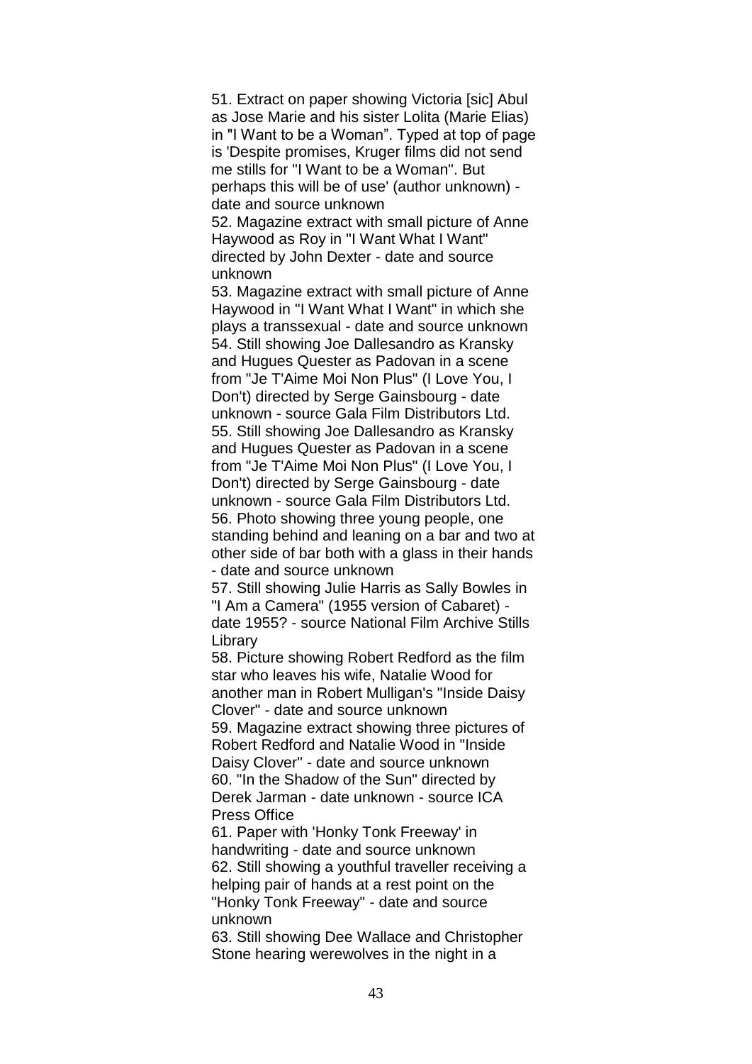51. Extract on paper showing Victoria [sic] Abul as Jose Marie and his sister Lolita (Marie Elias) in "I Want to be a Woman". Typed at top of page is 'Despite promises, Kruger films did not send me stills for "I Want to be a Woman". But perhaps this will be of use' (author unknown) - date and source unknown

52. Magazine extract with small picture of Anne Haywood as Roy in "I Want What I Want" directed by John Dexter - date and source unknown

53. Magazine extract with small picture of Anne Haywood in "I Want What I Want" in which she plays a transsexual - date and source unknown

54. Still showing Joe Dallesandro as Kransky and Hugues Quester as Padovan in a scene from "Je T'Aime Moi Non Plus" (I Love You, I Don't) directed by Serge Gainsbourg - date unknown - source Gala Film Distributors Ltd.

55. Still showing Joe Dallesandro as Kransky and Hugues Quester as Padovan in a scene from "Je T'Aime Moi Non Plus" (I Love You, I Don't) directed by Serge Gainsbourg - date unknown - source Gala Film Distributors Ltd.

56. Photo showing three young people, one standing behind and leaning on a bar and two at other side of bar both with a glass in their hands - date and source unknown

57. Still showing Julie Harris as Sally Bowles in "I Am a Camera" (1955 version of Cabaret) - date 1955? - source National Film Archive Stills Library

58. Picture showing Robert Redford as the film star who leaves his wife, Natalie Wood for another man in Robert Mulligan's "Inside Daisy Clover" - date and source unknown

59. Magazine extract showing three pictures of Robert Redford and Natalie Wood in "Inside Daisy Clover" - date and source unknown

60. "In the Shadow of the Sun" directed by Derek Jarman - date unknown - source ICA Press Office

61. Paper with 'Honky Tonk Freeway' in handwriting - date and source unknown

62. Still showing a youthful traveller receiving a helping pair of hands at a rest point on the "Honky Tonk Freeway" - date and source unknown

63. Still showing Dee Wallace and Christopher Stone hearing werewolves in the night in a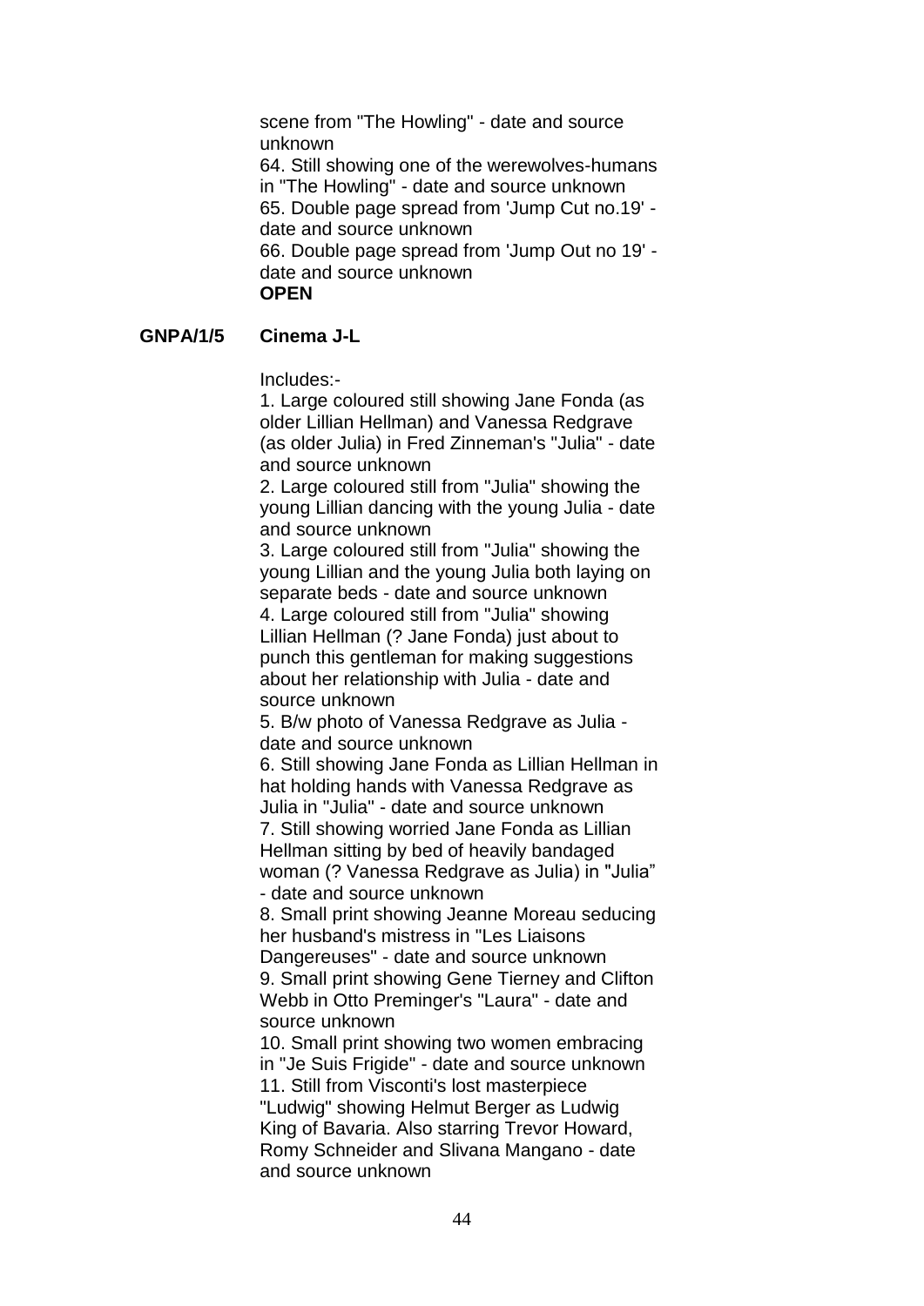scene from "The Howling" - date and source unknown
64. Still showing one of the werewolves-humans in "The Howling" - date and source unknown
65. Double page spread from 'Jump Cut no.19' - date and source unknown
66. Double page spread from 'Jump Out no 19' - date and source unknown
**OPEN**

**GNPA/1/5 Cinema J-L**

Includes:-
1. Large coloured still showing Jane Fonda (as older Lillian Hellman) and Vanessa Redgrave (as older Julia) in Fred Zinneman's "Julia" - date and source unknown
2. Large coloured still from "Julia" showing the young Lillian dancing with the young Julia - date and source unknown
3. Large coloured still from "Julia" showing the young Lillian and the young Julia both laying on separate beds - date and source unknown
4. Large coloured still from "Julia" showing Lillian Hellman (? Jane Fonda) just about to punch this gentleman for making suggestions about her relationship with Julia - date and source unknown
5. B/w photo of Vanessa Redgrave as Julia - date and source unknown
6. Still showing Jane Fonda as Lillian Hellman in hat holding hands with Vanessa Redgrave as Julia in "Julia" - date and source unknown
7. Still showing worried Jane Fonda as Lillian Hellman sitting by bed of heavily bandaged woman (? Vanessa Redgrave as Julia) in "Julia" - date and source unknown
8. Small print showing Jeanne Moreau seducing her husband's mistress in "Les Liaisons Dangereuses" - date and source unknown
9. Small print showing Gene Tierney and Clifton Webb in Otto Preminger's "Laura" - date and source unknown
10. Small print showing two women embracing in "Je Suis Frigide" - date and source unknown
11. Still from Visconti's lost masterpiece "Ludwig" showing Helmut Berger as Ludwig King of Bavaria. Also starring Trevor Howard, Romy Schneider and Slivana Mangano - date and source unknown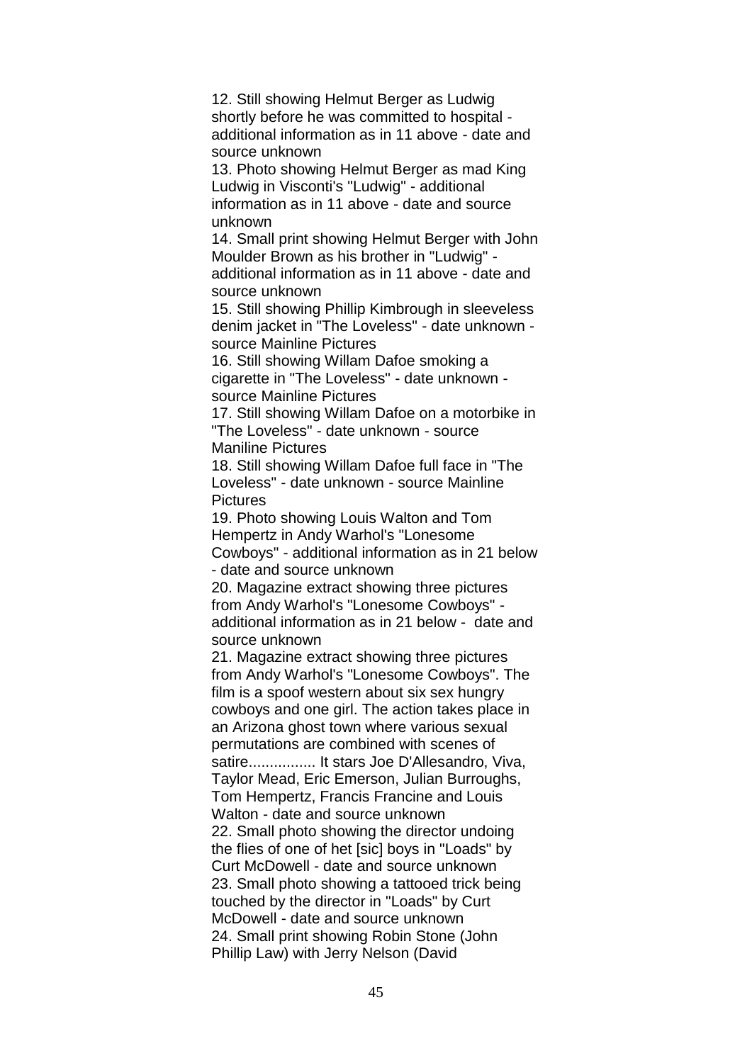12. Still showing Helmut Berger as Ludwig shortly before he was committed to hospital - additional information as in 11 above - date and source unknown

13. Photo showing Helmut Berger as mad King Ludwig in Visconti's "Ludwig" - additional information as in 11 above - date and source unknown

14. Small print showing Helmut Berger with John Moulder Brown as his brother in "Ludwig" - additional information as in 11 above - date and source unknown

15. Still showing Phillip Kimbrough in sleeveless denim jacket in "The Loveless" - date unknown - source Mainline Pictures

16. Still showing Willam Dafoe smoking a cigarette in "The Loveless" - date unknown - source Mainline Pictures

17. Still showing Willam Dafoe on a motorbike in "The Loveless" - date unknown - source Maniline Pictures

18. Still showing Willam Dafoe full face in "The Loveless" - date unknown - source Mainline Pictures

19. Photo showing Louis Walton and Tom Hempertz in Andy Warhol's "Lonesome Cowboys" - additional information as in 21 below - date and source unknown

20. Magazine extract showing three pictures from Andy Warhol's "Lonesome Cowboys" - additional information as in 21 below - date and source unknown

21. Magazine extract showing three pictures from Andy Warhol's "Lonesome Cowboys". The film is a spoof western about six sex hungry cowboys and one girl. The action takes place in an Arizona ghost town where various sexual permutations are combined with scenes of satire................ It stars Joe D'Allesandro, Viva, Taylor Mead, Eric Emerson, Julian Burroughs, Tom Hempertz, Francis Francine and Louis Walton - date and source unknown

22. Small photo showing the director undoing the flies of one of het [sic] boys in "Loads" by Curt McDowell - date and source unknown

23. Small photo showing a tattooed trick being touched by the director in "Loads" by Curt McDowell - date and source unknown

24. Small print showing Robin Stone (John Phillip Law) with Jerry Nelson (David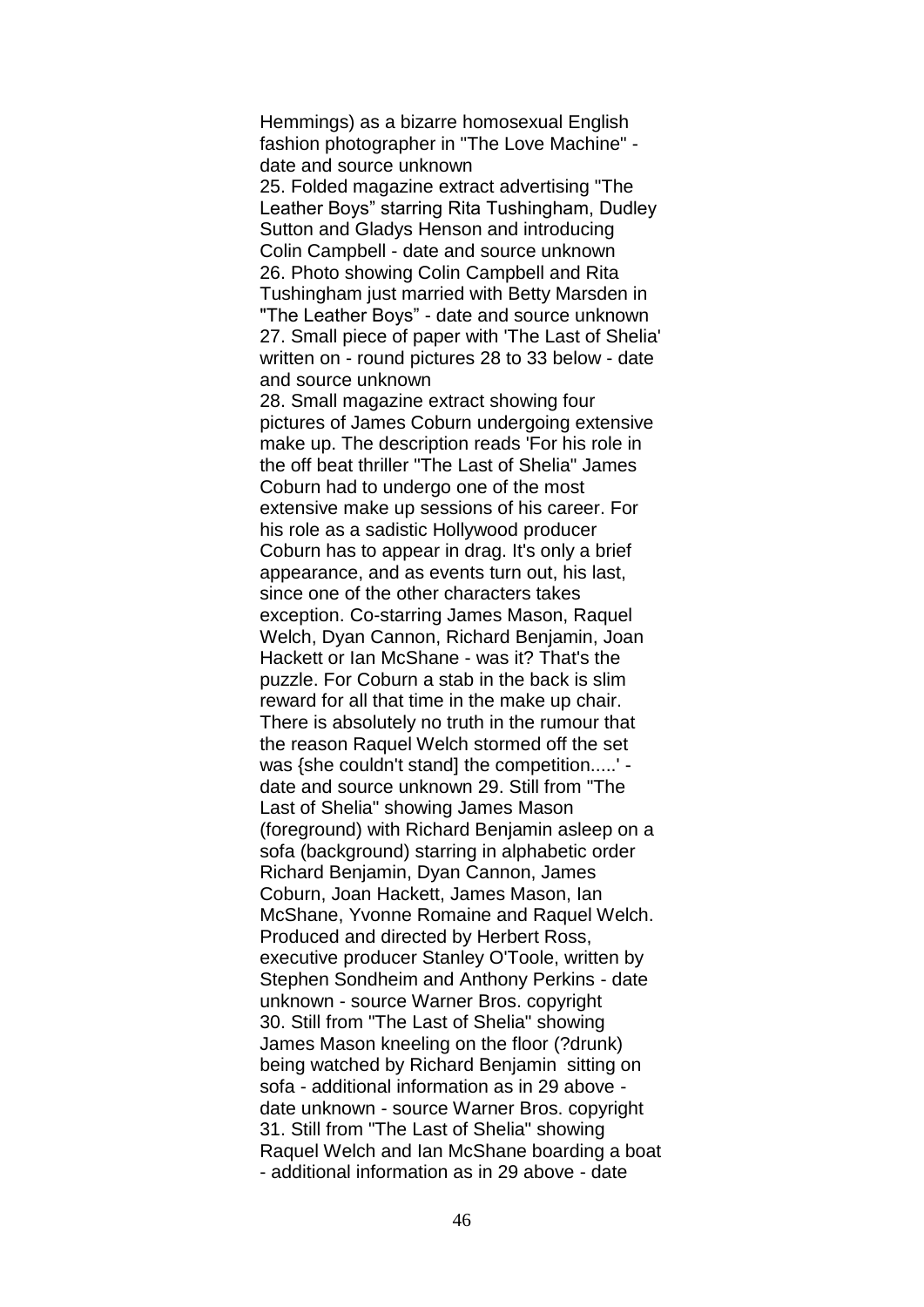Hemmings) as a bizarre homosexual English fashion photographer in "The Love Machine" - date and source unknown

25. Folded magazine extract advertising "The Leather Boys" starring Rita Tushingham, Dudley Sutton and Gladys Henson and introducing Colin Campbell - date and source unknown

26. Photo showing Colin Campbell and Rita Tushingham just married with Betty Marsden in "The Leather Boys" - date and source unknown

27. Small piece of paper with 'The Last of Shelia' written on - round pictures 28 to 33 below - date and source unknown

28. Small magazine extract showing four pictures of James Coburn undergoing extensive make up. The description reads 'For his role in the off beat thriller "The Last of Shelia" James Coburn had to undergo one of the most extensive make up sessions of his career. For his role as a sadistic Hollywood producer Coburn has to appear in drag. It's only a brief appearance, and as events turn out, his last, since one of the other characters takes exception. Co-starring James Mason, Raquel Welch, Dyan Cannon, Richard Benjamin, Joan Hackett or Ian McShane - was it? That's the puzzle. For Coburn a stab in the back is slim reward for all that time in the make up chair. There is absolutely no truth in the rumour that the reason Raquel Welch stormed off the set was {she couldn't stand] the competition.....' - date and source unknown 29. Still from "The Last of Shelia" showing James Mason (foreground) with Richard Benjamin asleep on a sofa (background) starring in alphabetic order Richard Benjamin, Dyan Cannon, James Coburn, Joan Hackett, James Mason, Ian McShane, Yvonne Romaine and Raquel Welch. Produced and directed by Herbert Ross, executive producer Stanley O'Toole, written by Stephen Sondheim and Anthony Perkins - date unknown - source Warner Bros. copyright

30. Still from "The Last of Shelia" showing James Mason kneeling on the floor (?drunk) being watched by Richard Benjamin sitting on sofa - additional information as in 29 above - date unknown - source Warner Bros. copyright

31. Still from "The Last of Shelia" showing Raquel Welch and Ian McShane boarding a boat - additional information as in 29 above - date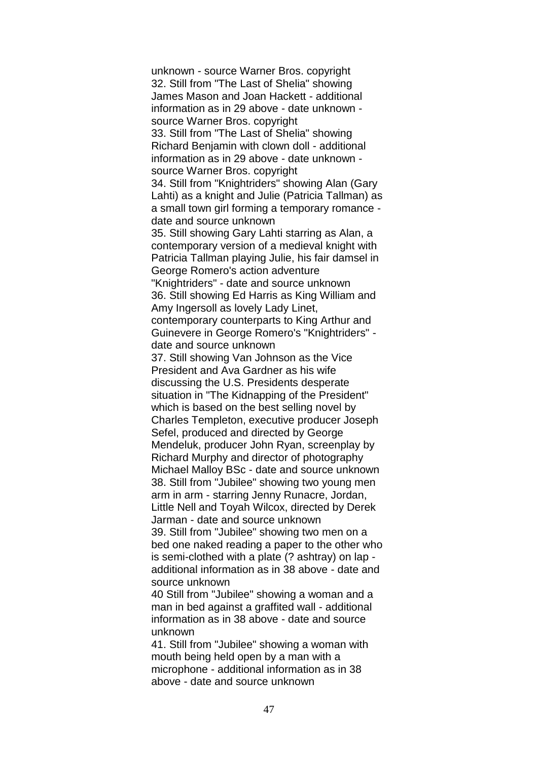unknown - source Warner Bros. copyright

32. Still from "The Last of Shelia" showing James Mason and Joan Hackett - additional information as in 29 above - date unknown - source Warner Bros. copyright

33. Still from "The Last of Shelia" showing Richard Benjamin with clown doll - additional information as in 29 above - date unknown - source Warner Bros. copyright

34. Still from "Knightriders" showing Alan (Gary Lahti) as a knight and Julie (Patricia Tallman) as a small town girl forming a temporary romance - date and source unknown

35. Still showing Gary Lahti starring as Alan, a contemporary version of a medieval knight with Patricia Tallman playing Julie, his fair damsel in George Romero's action adventure "Knightriders" - date and source unknown

36. Still showing Ed Harris as King William and Amy Ingersoll as lovely Lady Linet, contemporary counterparts to King Arthur and Guinevere in George Romero's "Knightriders" - date and source unknown

37. Still showing Van Johnson as the Vice President and Ava Gardner as his wife discussing the U.S. Presidents desperate situation in "The Kidnapping of the President" which is based on the best selling novel by Charles Templeton, executive producer Joseph Sefel, produced and directed by George Mendeluk, producer John Ryan, screenplay by Richard Murphy and director of photography Michael Malloy BSc - date and source unknown

38. Still from "Jubilee" showing two young men arm in arm - starring Jenny Runacre, Jordan, Little Nell and Toyah Wilcox, directed by Derek Jarman - date and source unknown

39. Still from "Jubilee" showing two men on a bed one naked reading a paper to the other who is semi-clothed with a plate (? ashtray) on lap - additional information as in 38 above - date and source unknown

40 Still from "Jubilee" showing a woman and a man in bed against a graffited wall - additional information as in 38 above - date and source unknown

41. Still from "Jubilee" showing a woman with mouth being held open by a man with a microphone - additional information as in 38 above - date and source unknown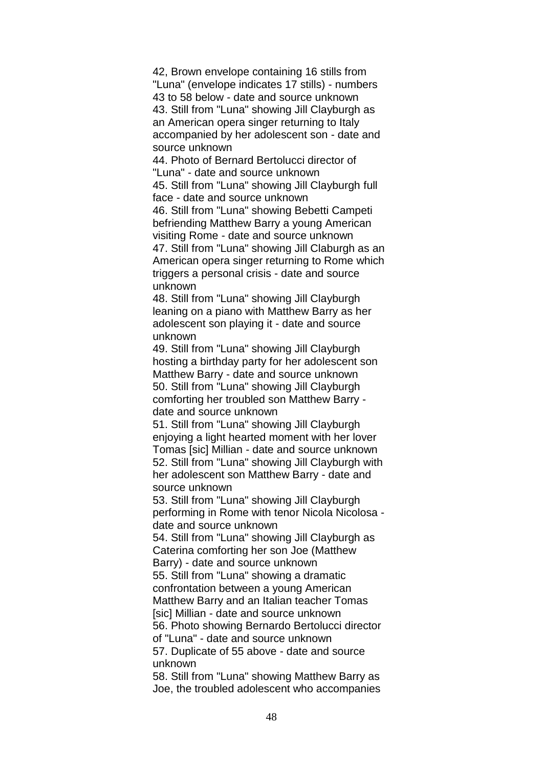42, Brown envelope containing 16 stills from "Luna" (envelope indicates 17 stills) - numbers 43 to 58 below - date and source unknown

43. Still from "Luna" showing Jill Clayburgh as an American opera singer returning to Italy accompanied by her adolescent son - date and source unknown

44. Photo of Bernard Bertolucci director of "Luna" - date and source unknown

45. Still from "Luna" showing Jill Clayburgh full face - date and source unknown

46. Still from "Luna" showing Bebetti Campeti befriending Matthew Barry a young American visiting Rome - date and source unknown

47. Still from "Luna" showing Jill Claburgh as an American opera singer returning to Rome which triggers a personal crisis - date and source unknown

48. Still from "Luna" showing Jill Clayburgh leaning on a piano with Matthew Barry as her adolescent son playing it - date and source unknown

49. Still from "Luna" showing Jill Clayburgh hosting a birthday party for her adolescent son Matthew Barry - date and source unknown

50. Still from "Luna" showing Jill Clayburgh comforting her troubled son Matthew Barry - date and source unknown

51. Still from "Luna" showing Jill Clayburgh enjoying a light hearted moment with her lover Tomas [sic] Millian - date and source unknown

52. Still from "Luna" showing Jill Clayburgh with her adolescent son Matthew Barry - date and source unknown

53. Still from "Luna" showing Jill Clayburgh performing in Rome with tenor Nicola Nicolosa - date and source unknown

54. Still from "Luna" showing Jill Clayburgh as Caterina comforting her son Joe (Matthew Barry) - date and source unknown

55. Still from "Luna" showing a dramatic confrontation between a young American Matthew Barry and an Italian teacher Tomas [sic] Millian - date and source unknown

56. Photo showing Bernardo Bertolucci director of "Luna" - date and source unknown

57. Duplicate of 55 above - date and source unknown

58. Still from "Luna" showing Matthew Barry as Joe, the troubled adolescent who accompanies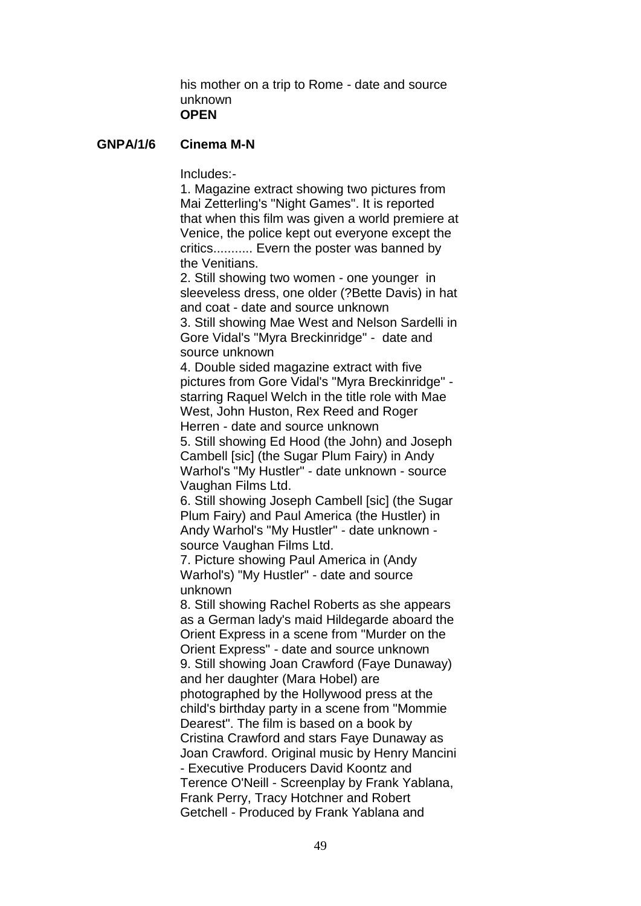his mother on a trip to Rome - date and source unknown
**OPEN**

**GNPA/1/6 Cinema M-N**

Includes:-

1. Magazine extract showing two pictures from Mai Zetterling's "Night Games". It is reported that when this film was given a world premiere at Venice, the police kept out everyone except the critics........... Evern the poster was banned by the Venitians.
2. Still showing two women - one younger in sleeveless dress, one older (?Bette Davis) in hat and coat - date and source unknown
3. Still showing Mae West and Nelson Sardelli in Gore Vidal's "Myra Breckinridge" - date and source unknown
4. Double sided magazine extract with five pictures from Gore Vidal's "Myra Breckinridge" - starring Raquel Welch in the title role with Mae West, John Huston, Rex Reed and Roger Herren - date and source unknown
5. Still showing Ed Hood (the John) and Joseph Cambell [sic] (the Sugar Plum Fairy) in Andy Warhol's "My Hustler" - date unknown - source Vaughan Films Ltd.
6. Still showing Joseph Cambell [sic] (the Sugar Plum Fairy) and Paul America (the Hustler) in Andy Warhol's "My Hustler" - date unknown - source Vaughan Films Ltd.
7. Picture showing Paul America in (Andy Warhol's) "My Hustler" - date and source unknown
8. Still showing Rachel Roberts as she appears as a German lady's maid Hildegarde aboard the Orient Express in a scene from "Murder on the Orient Express" - date and source unknown
9. Still showing Joan Crawford (Faye Dunaway) and her daughter (Mara Hobel) are photographed by the Hollywood press at the child's birthday party in a scene from "Mommie Dearest". The film is based on a book by Cristina Crawford and stars Faye Dunaway as Joan Crawford. Original music by Henry Mancini - Executive Producers David Koontz and Terence O'Neill - Screenplay by Frank Yablana, Frank Perry, Tracy Hotchner and Robert Getchell - Produced by Frank Yablana and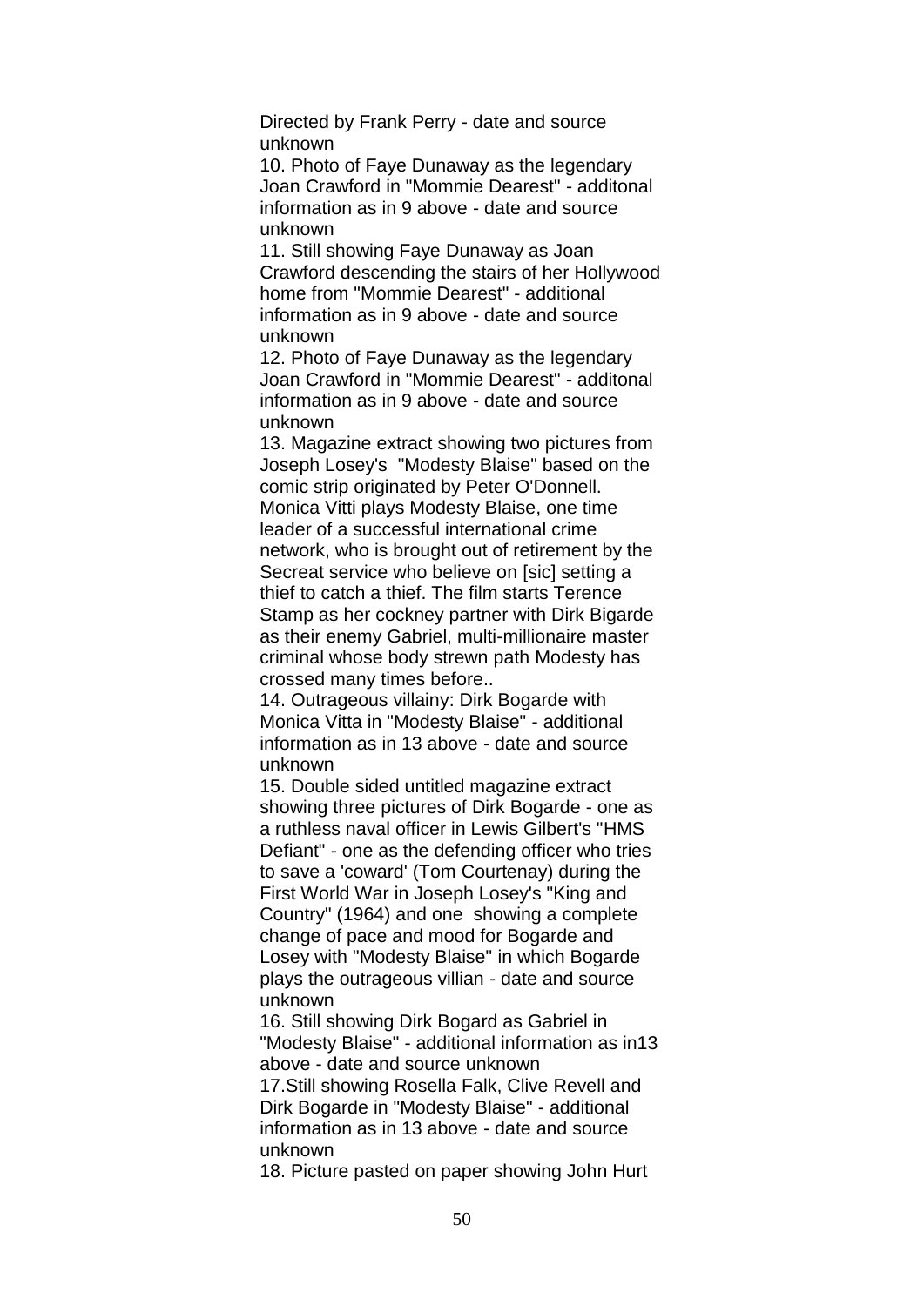Directed by Frank Perry - date and source unknown

10. Photo of Faye Dunaway as the legendary Joan Crawford in "Mommie Dearest" - additonal information as in 9 above - date and source unknown

11. Still showing Faye Dunaway as Joan Crawford descending the stairs of her Hollywood home from "Mommie Dearest" - additional information as in 9 above - date and source unknown

12. Photo of Faye Dunaway as the legendary Joan Crawford in "Mommie Dearest" - additonal information as in 9 above - date and source unknown

13. Magazine extract showing two pictures from Joseph Losey's "Modesty Blaise" based on the comic strip originated by Peter O'Donnell. Monica Vitti plays Modesty Blaise, one time leader of a successful international crime network, who is brought out of retirement by the Secreat service who believe on [sic] setting a thief to catch a thief. The film starts Terence Stamp as her cockney partner with Dirk Bigarde as their enemy Gabriel, multi-millionaire master criminal whose body strewn path Modesty has crossed many times before..

14. Outrageous villainy: Dirk Bogarde with Monica Vitta in "Modesty Blaise" - additional information as in 13 above - date and source unknown

15. Double sided untitled magazine extract showing three pictures of Dirk Bogarde - one as a ruthless naval officer in Lewis Gilbert's "HMS Defiant" - one as the defending officer who tries to save a 'coward' (Tom Courtenay) during the First World War in Joseph Losey's "King and Country" (1964) and one showing a complete change of pace and mood for Bogarde and Losey with "Modesty Blaise" in which Bogarde plays the outrageous villian - date and source unknown

16. Still showing Dirk Bogard as Gabriel in "Modesty Blaise" - additional information as in13 above - date and source unknown

17.Still showing Rosella Falk, Clive Revell and Dirk Bogarde in "Modesty Blaise" - additional information as in 13 above - date and source unknown

18. Picture pasted on paper showing John Hurt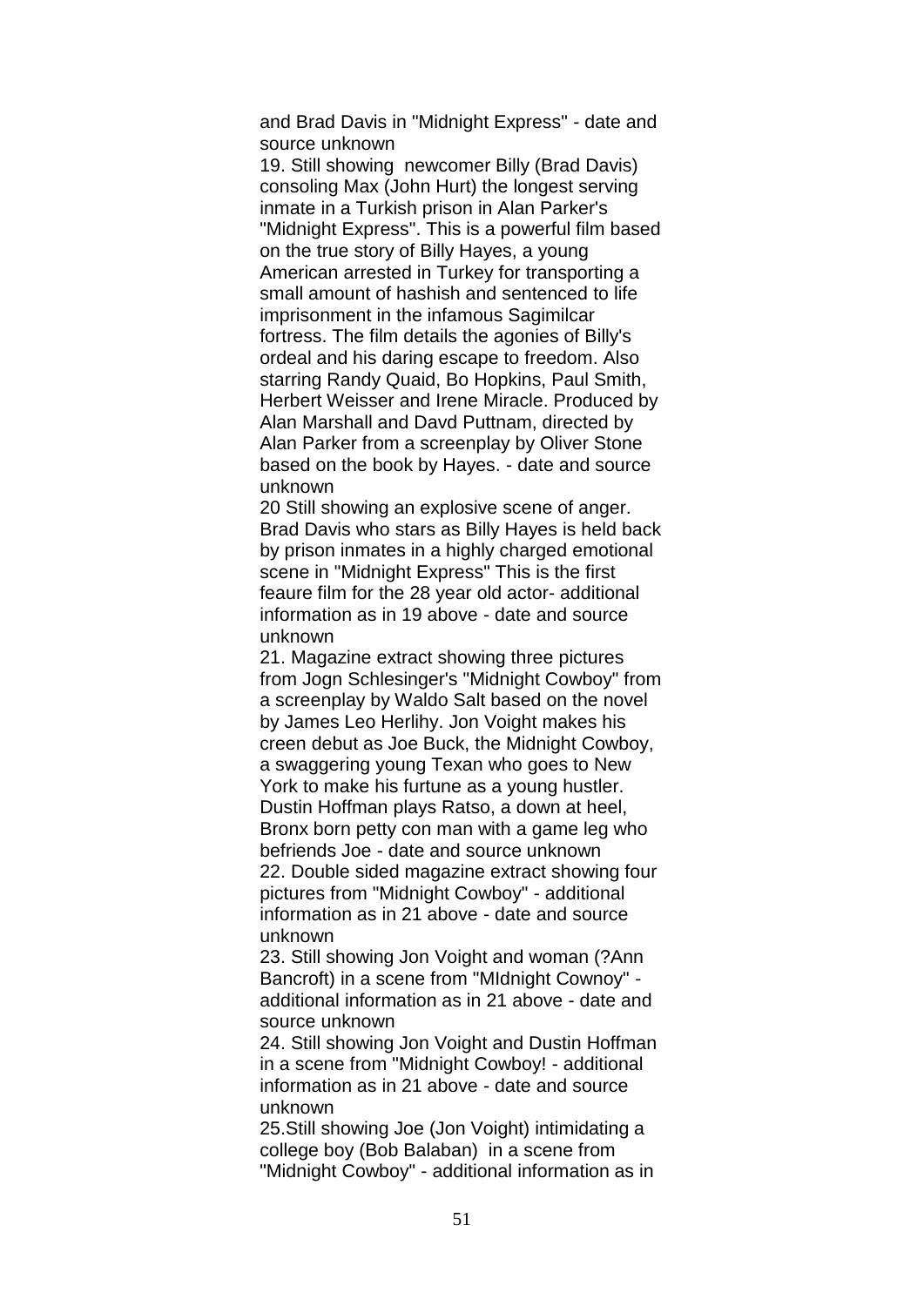and Brad Davis in "Midnight Express" - date and source unknown

19. Still showing  newcomer Billy (Brad Davis) consoling Max (John Hurt) the longest serving inmate in a Turkish prison in Alan Parker's "Midnight Express". This is a powerful film based on the true story of Billy Hayes, a young American arrested in Turkey for transporting a small amount of hashish and sentenced to life imprisonment in the infamous Sagimilcar fortress. The film details the agonies of Billy's ordeal and his daring escape to freedom. Also starring Randy Quaid, Bo Hopkins, Paul Smith, Herbert Weisser and Irene Miracle. Produced by Alan Marshall and Davd Puttnam, directed by Alan Parker from a screenplay by Oliver Stone based on the book by Hayes. - date and source unknown

20 Still showing an explosive scene of anger. Brad Davis who stars as Billy Hayes is held back by prison inmates in a highly charged emotional scene in "Midnight Express" This is the first feaure film for the 28 year old actor- additional information as in 19 above - date and source unknown

21. Magazine extract showing three pictures from Jogn Schlesinger's "Midnight Cowboy" from a screenplay by Waldo Salt based on the novel by James Leo Herlihy. Jon Voight makes his creen debut as Joe Buck, the Midnight Cowboy, a swaggering young Texan who goes to New York to make his furtune as a young hustler. Dustin Hoffman plays Ratso, a down at heel, Bronx born petty con man with a game leg who befriends Joe - date and source unknown

22. Double sided magazine extract showing four pictures from "Midnight Cowboy" - additional information as in 21 above - date and source unknown

23. Still showing Jon Voight and woman (?Ann Bancroft) in a scene from "MIdnight Cownoy" - additional information as in 21 above - date and source unknown

24. Still showing Jon Voight and Dustin Hoffman in a scene from "Midnight Cowboy! - additional information as in 21 above - date and source unknown

25.Still showing Joe (Jon Voight) intimidating a college boy (Bob Balaban)  in a scene from "Midnight Cowboy" - additional information as in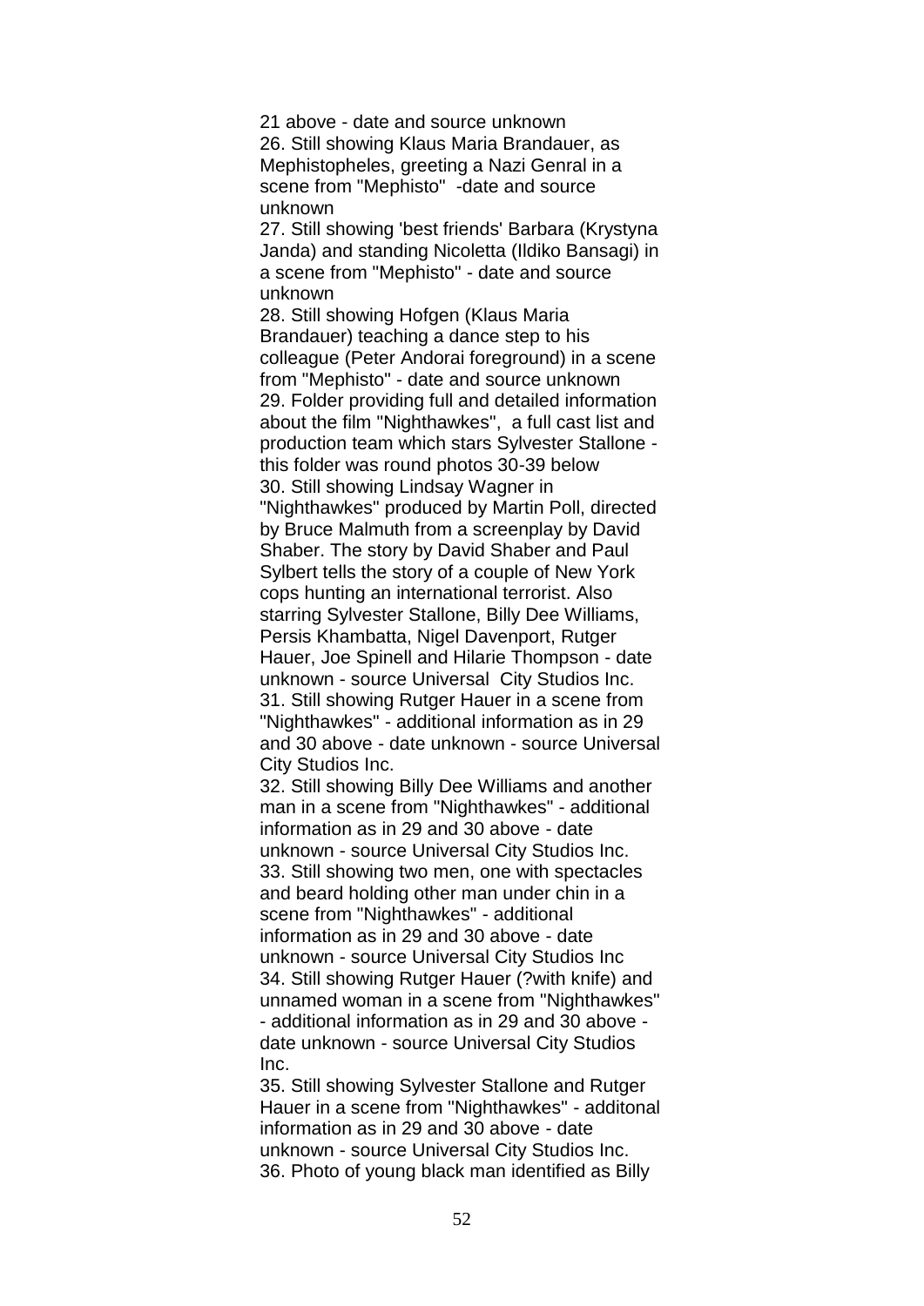21 above - date and source unknown

26. Still showing Klaus Maria Brandauer, as Mephistopheles, greeting a Nazi Genral in a scene from "Mephisto" -date and source unknown

27. Still showing 'best friends' Barbara (Krystyna Janda) and standing Nicoletta (Ildiko Bansagi) in a scene from "Mephisto" - date and source unknown

28. Still showing Hofgen (Klaus Maria Brandauer) teaching a dance step to his colleague (Peter Andorai foreground) in a scene from "Mephisto" - date and source unknown

29. Folder providing full and detailed information about the film "Nighthawkes", a full cast list and production team which stars Sylvester Stallone - this folder was round photos 30-39 below

30. Still showing Lindsay Wagner in "Nighthawkes" produced by Martin Poll, directed by Bruce Malmuth from a screenplay by David Shaber. The story by David Shaber and Paul Sylbert tells the story of a couple of New York cops hunting an international terrorist. Also starring Sylvester Stallone, Billy Dee Williams, Persis Khambatta, Nigel Davenport, Rutger Hauer, Joe Spinell and Hilarie Thompson - date unknown - source Universal City Studios Inc.

31. Still showing Rutger Hauer in a scene from "Nighthawkes" - additional information as in 29 and 30 above - date unknown - source Universal City Studios Inc.

32. Still showing Billy Dee Williams and another man in a scene from "Nighthawkes" - additional information as in 29 and 30 above - date unknown - source Universal City Studios Inc.

33. Still showing two men, one with spectacles and beard holding other man under chin in a scene from "Nighthawkes" - additional information as in 29 and 30 above - date unknown - source Universal City Studios Inc

34. Still showing Rutger Hauer (?with knife) and unnamed woman in a scene from "Nighthawkes" - additional information as in 29 and 30 above - date unknown - source Universal City Studios Inc.

35. Still showing Sylvester Stallone and Rutger Hauer in a scene from "Nighthawkes" - additonal information as in 29 and 30 above - date unknown - source Universal City Studios Inc.

36. Photo of young black man identified as Billy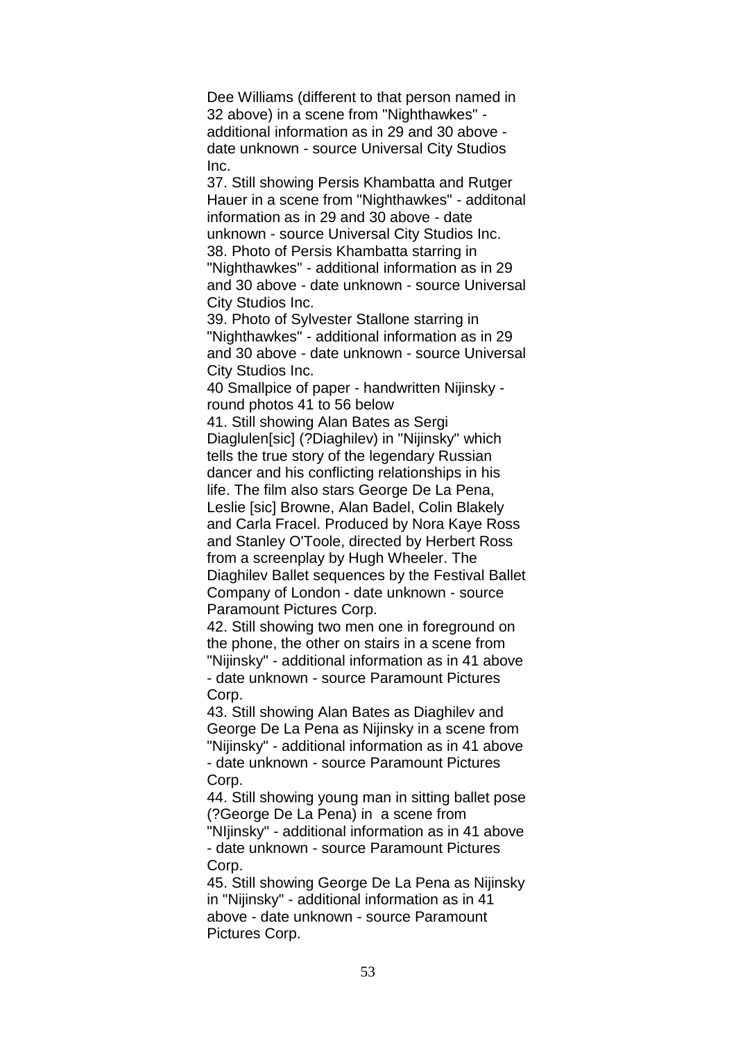Dee Williams (different to that person named in 32 above) in a scene from "Nighthawkes" - additional information as in 29 and 30 above - date unknown - source Universal City Studios Inc.

37. Still showing Persis Khambatta and Rutger Hauer in a scene from "Nighthawkes" - additonal information as in 29 and 30 above - date unknown - source Universal City Studios Inc.

38. Photo of Persis Khambatta starring in "Nighthawkes" - additional information as in 29 and 30 above - date unknown - source Universal City Studios Inc.

39. Photo of Sylvester Stallone starring in "Nighthawkes" - additional information as in 29 and 30 above - date unknown - source Universal City Studios Inc.

40 Smallpice of paper - handwritten Nijinsky - round photos 41 to 56 below

41. Still showing Alan Bates as Sergi Diaglulen[sic] (?Diaghilev) in "Nijinsky" which tells the true story of the legendary Russian dancer and his conflicting relationships in his life. The film also stars George De La Pena, Leslie [sic] Browne, Alan Badel, Colin Blakely and Carla Fracel. Produced by Nora Kaye Ross and Stanley O'Toole, directed by Herbert Ross from a screenplay by Hugh Wheeler. The Diaghilev Ballet sequences by the Festival Ballet Company of London - date unknown - source Paramount Pictures Corp.

42. Still showing two men one in foreground on the phone, the other on stairs in a scene from "Nijinsky" - additional information as in 41 above - date unknown - source Paramount Pictures Corp.

43. Still showing Alan Bates as Diaghilev and George De La Pena as Nijinsky in a scene from "Nijinsky" - additional information as in 41 above - date unknown - source Paramount Pictures Corp.

44. Still showing young man in sitting ballet pose (?George De La Pena) in a scene from "NIjinsky" - additional information as in 41 above - date unknown - source Paramount Pictures Corp.

45. Still showing George De La Pena as Nijinsky in "Nijinsky" - additional information as in 41 above - date unknown - source Paramount Pictures Corp.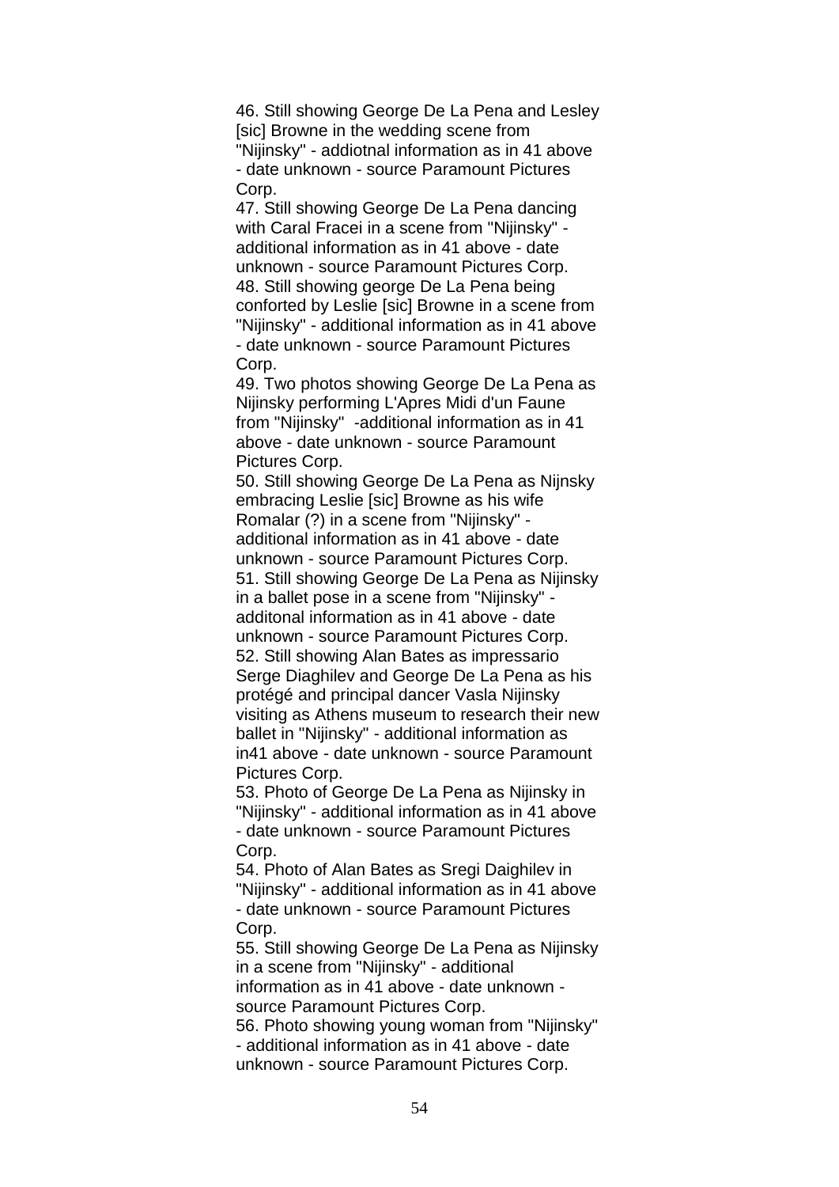46. Still showing George De La Pena and Lesley [sic] Browne in the wedding scene from "Nijinsky" - addiotnal information as in 41 above - date unknown - source Paramount Pictures Corp.
47. Still showing George De La Pena dancing with Caral Fracei in a scene from "Nijinsky" - additional information as in 41 above - date unknown - source Paramount Pictures Corp.
48. Still showing george De La Pena being conforted by Leslie [sic] Browne in a scene from "Nijinsky" - additional information as in 41 above - date unknown - source Paramount Pictures Corp.
49. Two photos showing George De La Pena as Nijinsky performing L'Apres Midi d'un Faune from "Nijinsky" -additional information as in 41 above - date unknown - source Paramount Pictures Corp.
50. Still showing George De La Pena as Nijnsky embracing Leslie [sic] Browne as his wife Romalar (?) in a scene from "Nijinsky" - additional information as in 41 above - date unknown - source Paramount Pictures Corp.
51. Still showing George De La Pena as Nijinsky in a ballet pose in a scene from "Nijinsky" - additonal information as in 41 above - date unknown - source Paramount Pictures Corp.
52. Still showing Alan Bates as impressario Serge Diaghilev and George De La Pena as his protégé and principal dancer Vasla Nijinsky visiting as Athens museum to research their new ballet in "Nijinsky" - additional information as in41 above - date unknown - source Paramount Pictures Corp.
53. Photo of George De La Pena as Nijinsky in "Nijinsky" - additional information as in 41 above - date unknown - source Paramount Pictures Corp.
54. Photo of Alan Bates as Sregi Daighilev in "Nijinsky" - additional information as in 41 above - date unknown - source Paramount Pictures Corp.
55. Still showing George De La Pena as Nijinsky in a scene from "Nijinsky" - additional information as in 41 above - date unknown - source Paramount Pictures Corp.
56. Photo showing young woman from "Nijinsky" - additional information as in 41 above - date unknown - source Paramount Pictures Corp.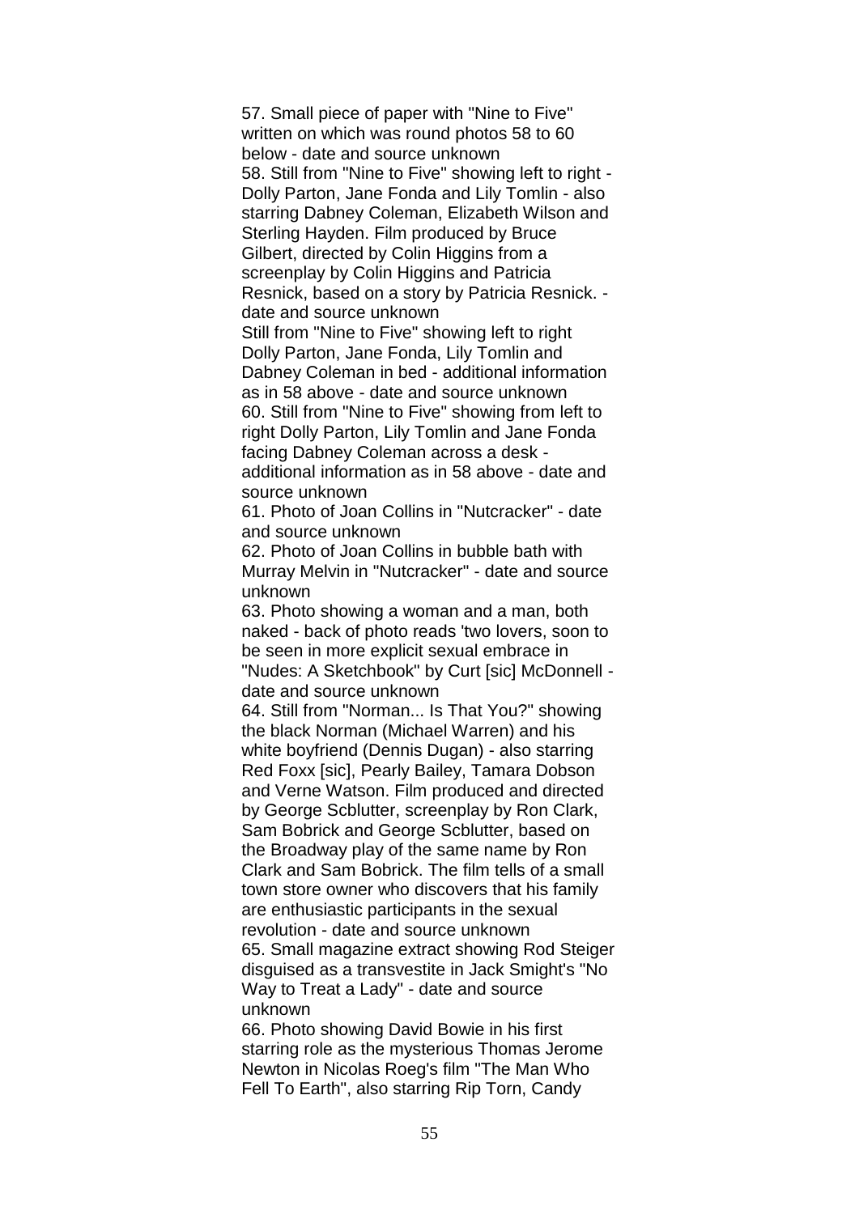57. Small piece of paper with "Nine to Five" written on which was round photos 58 to 60 below - date and source unknown

58. Still from "Nine to Five" showing left to right - Dolly Parton, Jane Fonda and Lily Tomlin - also starring Dabney Coleman, Elizabeth Wilson and Sterling Hayden. Film produced by Bruce Gilbert, directed by Colin Higgins from a screenplay by Colin Higgins and Patricia Resnick, based on a story by Patricia Resnick. - date and source unknown

Still from "Nine to Five" showing left to right Dolly Parton, Jane Fonda, Lily Tomlin and Dabney Coleman in bed - additional information as in 58 above - date and source unknown

60. Still from "Nine to Five" showing from left to right Dolly Parton, Lily Tomlin and Jane Fonda facing Dabney Coleman across a desk - additional information as in 58 above - date and source unknown

61. Photo of Joan Collins in "Nutcracker" - date and source unknown

62. Photo of Joan Collins in bubble bath with Murray Melvin in "Nutcracker" - date and source unknown

63. Photo showing a woman and a man, both naked - back of photo reads 'two lovers, soon to be seen in more explicit sexual embrace in "Nudes: A Sketchbook" by Curt [sic] McDonnell - date and source unknown

64. Still from "Norman... Is That You?" showing the black Norman (Michael Warren) and his white boyfriend (Dennis Dugan) - also starring Red Foxx [sic], Pearly Bailey, Tamara Dobson and Verne Watson. Film produced and directed by George Scblutter, screenplay by Ron Clark, Sam Bobrick and George Scblutter, based on the Broadway play of the same name by Ron Clark and Sam Bobrick. The film tells of a small town store owner who discovers that his family are enthusiastic participants in the sexual revolution - date and source unknown

65. Small magazine extract showing Rod Steiger disguised as a transvestite in Jack Smight's "No Way to Treat a Lady" - date and source unknown

66. Photo showing David Bowie in his first starring role as the mysterious Thomas Jerome Newton in Nicolas Roeg's film "The Man Who Fell To Earth", also starring Rip Torn, Candy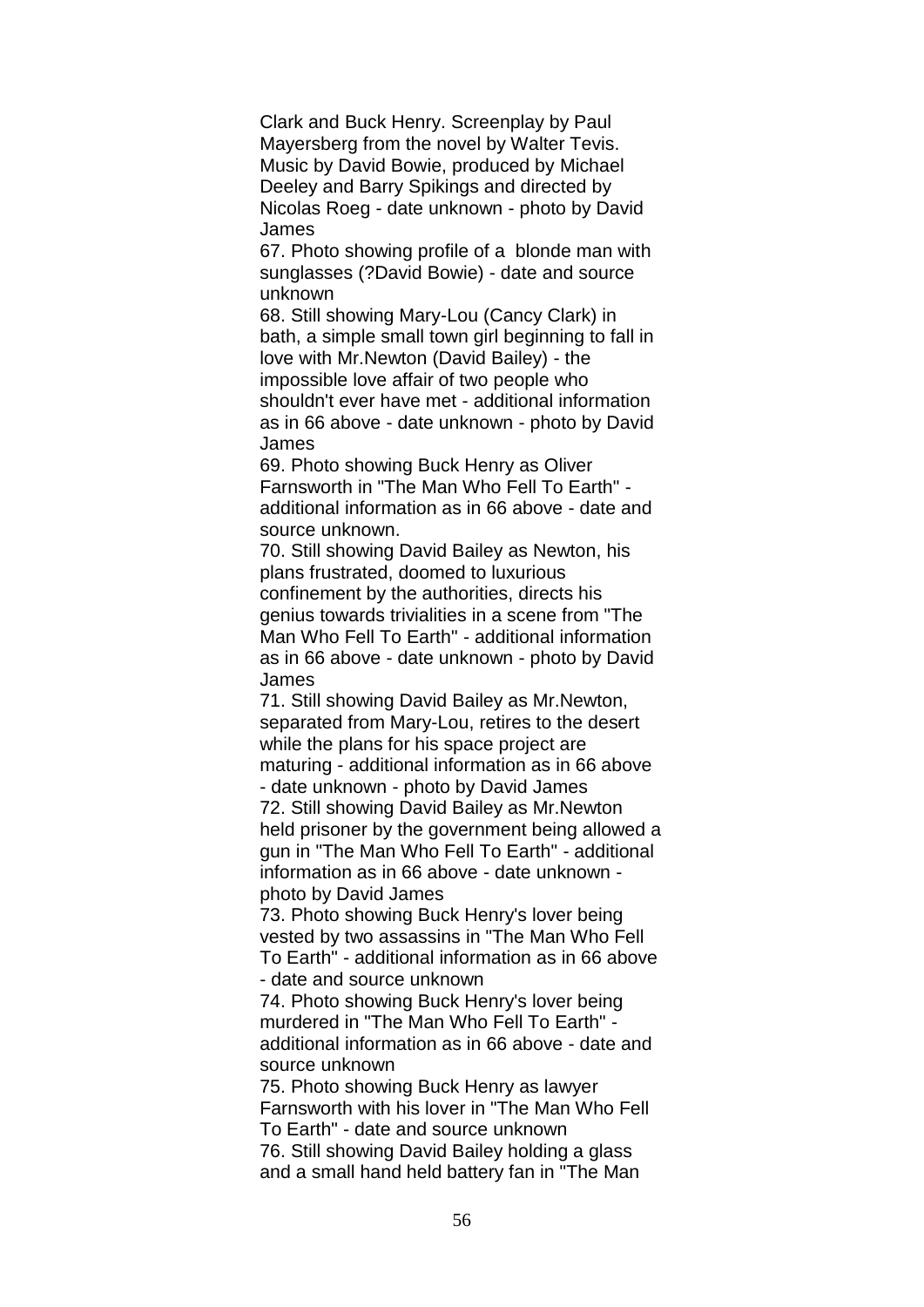Clark and Buck Henry. Screenplay by Paul Mayersberg from the novel by Walter Tevis. Music by David Bowie, produced by Michael Deeley and Barry Spikings and directed by Nicolas Roeg - date unknown - photo by David James

67. Photo showing profile of a  blonde man with sunglasses (?David Bowie) - date and source unknown

68. Still showing Mary-Lou (Cancy Clark) in bath, a simple small town girl beginning to fall in love with Mr.Newton (David Bailey) - the impossible love affair of two people who shouldn't ever have met - additional information as in 66 above - date unknown - photo by David James

69. Photo showing Buck Henry as Oliver Farnsworth in "The Man Who Fell To Earth" - additional information as in 66 above - date and source unknown.

70. Still showing David Bailey as Newton, his plans frustrated, doomed to luxurious confinement by the authorities, directs his genius towards trivialities in a scene from "The Man Who Fell To Earth" - additional information as in 66 above - date unknown - photo by David James

71. Still showing David Bailey as Mr.Newton, separated from Mary-Lou, retires to the desert while the plans for his space project are maturing - additional information as in 66 above - date unknown - photo by David James

72. Still showing David Bailey as Mr.Newton held prisoner by the government being allowed a gun in "The Man Who Fell To Earth" - additional information as in 66 above - date unknown - photo by David James

73. Photo showing Buck Henry's lover being vested by two assassins in "The Man Who Fell To Earth" - additional information as in 66 above - date and source unknown

74. Photo showing Buck Henry's lover being murdered in "The Man Who Fell To Earth" - additional information as in 66 above - date and source unknown

75. Photo showing Buck Henry as lawyer Farnsworth with his lover in "The Man Who Fell To Earth" - date and source unknown

76. Still showing David Bailey holding a glass and a small hand held battery fan in "The Man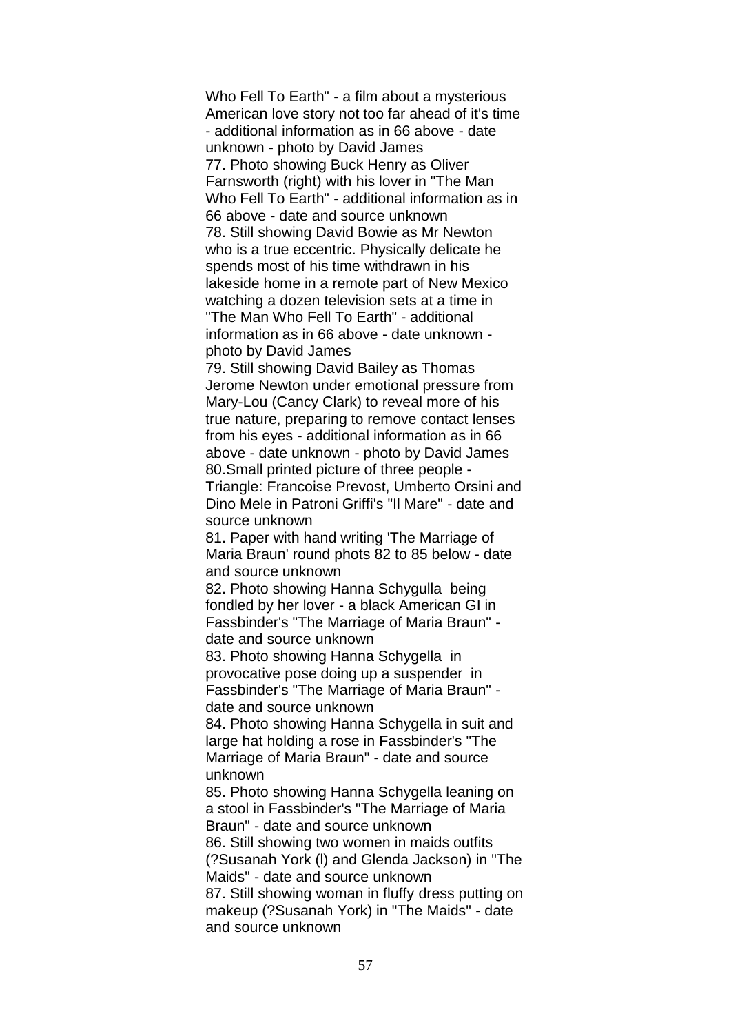Who Fell To Earth" - a film about a mysterious American love story not too far ahead of it's time - additional information as in 66 above - date unknown - photo by David James

77. Photo showing Buck Henry as Oliver Farnsworth (right) with his lover in "The Man Who Fell To Earth" - additional information as in 66 above - date and source unknown

78. Still showing David Bowie as Mr Newton who is a true eccentric. Physically delicate he spends most of his time withdrawn in his lakeside home in a remote part of New Mexico watching a dozen television sets at a time in "The Man Who Fell To Earth" - additional information as in 66 above - date unknown - photo by David James

79. Still showing David Bailey as Thomas Jerome Newton under emotional pressure from Mary-Lou (Cancy Clark) to reveal more of his true nature, preparing to remove contact lenses from his eyes - additional information as in 66 above - date unknown - photo by David James

80.Small printed picture of three people - Triangle: Francoise Prevost, Umberto Orsini and Dino Mele in Patroni Griffi's "Il Mare" - date and source unknown

81. Paper with hand writing 'The Marriage of Maria Braun' round phots 82 to 85 below - date and source unknown

82. Photo showing Hanna Schygulla being fondled by her lover - a black American GI in Fassbinder's "The Marriage of Maria Braun" - date and source unknown

83. Photo showing Hanna Schygella in provocative pose doing up a suspender in Fassbinder's "The Marriage of Maria Braun" - date and source unknown

84. Photo showing Hanna Schygella in suit and large hat holding a rose in Fassbinder's "The Marriage of Maria Braun" - date and source unknown

85. Photo showing Hanna Schygella leaning on a stool in Fassbinder's "The Marriage of Maria Braun" - date and source unknown

86. Still showing two women in maids outfits (?Susanah York (l) and Glenda Jackson) in "The Maids" - date and source unknown

87. Still showing woman in fluffy dress putting on makeup (?Susanah York) in "The Maids" - date and source unknown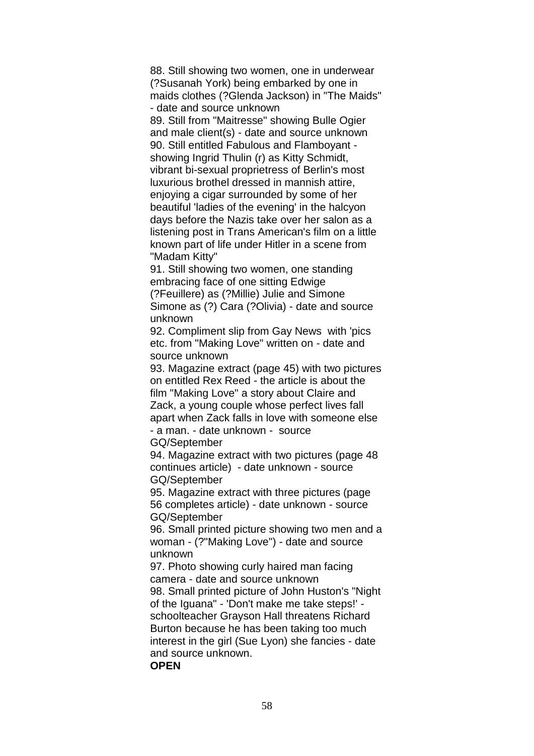88. Still showing two women, one in underwear (?Susanah York) being embarked by one in maids clothes (?Glenda Jackson) in "The Maids" - date and source unknown

89. Still from "Maitresse" showing Bulle Ogier and male client(s) - date and source unknown

90. Still entitled Fabulous and Flamboyant - showing Ingrid Thulin (r) as Kitty Schmidt, vibrant bi-sexual proprietress of Berlin's most luxurious brothel dressed in mannish attire, enjoying a cigar surrounded by some of her beautiful 'ladies of the evening' in the halcyon days before the Nazis take over her salon as a listening post in Trans American's film on a little known part of life under Hitler in a scene from "Madam Kitty"

91. Still showing two women, one standing embracing face of one sitting Edwige (?Feuillere) as (?Millie) Julie and Simone Simone as (?) Cara (?Olivia) - date and source unknown

92. Compliment slip from Gay News with 'pics etc. from "Making Love" written on - date and source unknown

93. Magazine extract (page 45) with two pictures on entitled Rex Reed - the article is about the film "Making Love" a story about Claire and Zack, a young couple whose perfect lives fall apart when Zack falls in love with someone else - a man. - date unknown - source GQ/September

94. Magazine extract with two pictures (page 48 continues article) - date unknown - source GQ/September

95. Magazine extract with three pictures (page 56 completes article) - date unknown - source GQ/September

96. Small printed picture showing two men and a woman - (?"Making Love") - date and source unknown

97. Photo showing curly haired man facing camera - date and source unknown

98. Small printed picture of John Huston's "Night of the Iguana" - 'Don't make me take steps!' - schoolteacher Grayson Hall threatens Richard Burton because he has been taking too much interest in the girl (Sue Lyon) she fancies - date and source unknown.

**OPEN**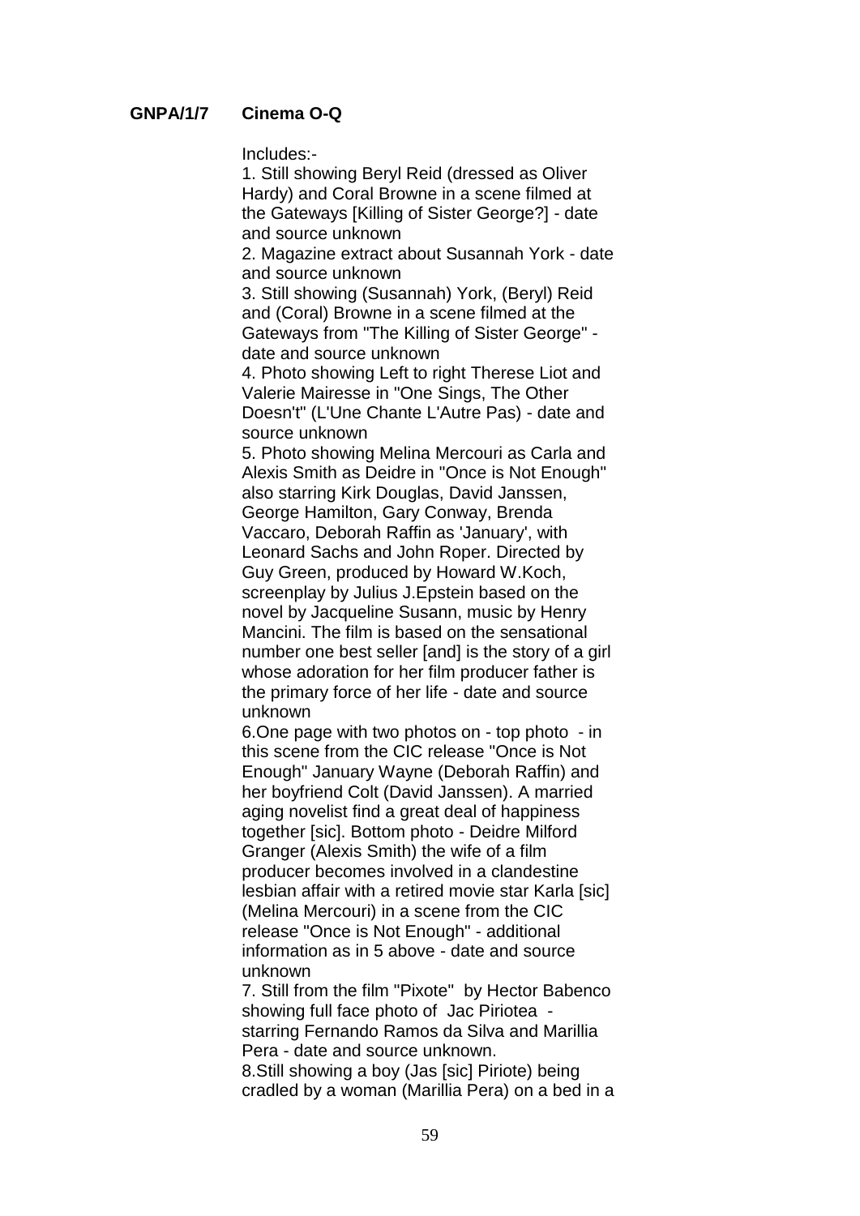**GNPA/1/7 Cinema O-Q**

Includes:-

1. Still showing Beryl Reid (dressed as Oliver Hardy) and Coral Browne in a scene filmed at the Gateways [Killing of Sister George?] - date and source unknown
2. Magazine extract about Susannah York - date and source unknown
3. Still showing (Susannah) York, (Beryl) Reid and (Coral) Browne in a scene filmed at the Gateways from "The Killing of Sister George" - date and source unknown
4. Photo showing Left to right Therese Liot and Valerie Mairesse in "One Sings, The Other Doesn't" (L'Une Chante L'Autre Pas) - date and source unknown
5. Photo showing Melina Mercouri as Carla and Alexis Smith as Deidre in "Once is Not Enough" also starring Kirk Douglas, David Janssen, George Hamilton, Gary Conway, Brenda Vaccaro, Deborah Raffin as 'January', with Leonard Sachs and John Roper. Directed by Guy Green, produced by Howard W.Koch, screenplay by Julius J.Epstein based on the novel by Jacqueline Susann, music by Henry Mancini. The film is based on the sensational number one best seller [and] is the story of a girl whose adoration for her film producer father is the primary force of her life - date and source unknown
6. One page with two photos on - top photo - in this scene from the CIC release "Once is Not Enough" January Wayne (Deborah Raffin) and her boyfriend Colt (David Janssen). A married aging novelist find a great deal of happiness together [sic]. Bottom photo - Deidre Milford Granger (Alexis Smith) the wife of a film producer becomes involved in a clandestine lesbian affair with a retired movie star Karla [sic] (Melina Mercouri) in a scene from the CIC release "Once is Not Enough" - additional information as in 5 above - date and source unknown
7. Still from the film "Pixote" by Hector Babenco showing full face photo of Jac Piriotea - starring Fernando Ramos da Silva and Marillia Pera - date and source unknown.
8. Still showing a boy (Jas [sic] Piriote) being cradled by a woman (Marillia Pera) on a bed in a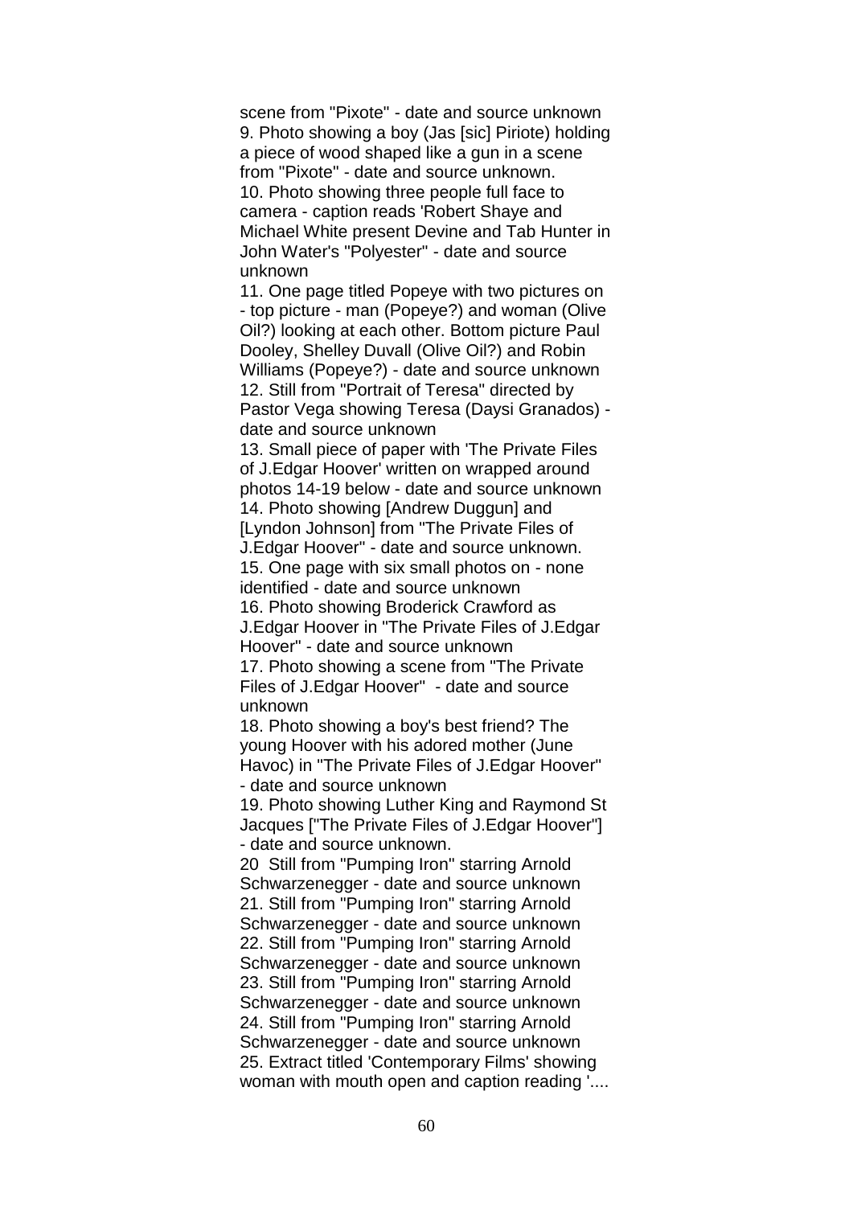scene from "Pixote" - date and source unknown

9. Photo showing a boy (Jas [sic] Piriote) holding a piece of wood shaped like a gun in a scene from "Pixote" - date and source unknown.

10. Photo showing three people full face to camera - caption reads 'Robert Shaye and Michael White present Devine and Tab Hunter in John Water's "Polyester" - date and source unknown

11. One page titled Popeye with two pictures on - top picture - man (Popeye?) and woman (Olive Oil?) looking at each other. Bottom picture Paul Dooley, Shelley Duvall (Olive Oil?) and Robin Williams (Popeye?) - date and source unknown

12. Still from "Portrait of Teresa" directed by Pastor Vega showing Teresa (Daysi Granados) - date and source unknown

13. Small piece of paper with 'The Private Files of J.Edgar Hoover' written on wrapped around photos 14-19 below - date and source unknown

14. Photo showing [Andrew Duggun] and [Lyndon Johnson] from "The Private Files of J.Edgar Hoover" - date and source unknown.

15. One page with six small photos on - none identified - date and source unknown

16. Photo showing Broderick Crawford as J.Edgar Hoover in "The Private Files of J.Edgar Hoover" - date and source unknown

17. Photo showing a scene from "The Private Files of J.Edgar Hoover" - date and source unknown

18. Photo showing a boy's best friend? The young Hoover with his adored mother (June Havoc) in "The Private Files of J.Edgar Hoover" - date and source unknown

19. Photo showing Luther King and Raymond St Jacques ["The Private Files of J.Edgar Hoover"] - date and source unknown.

20 Still from "Pumping Iron" starring Arnold Schwarzenegger - date and source unknown

21. Still from "Pumping Iron" starring Arnold Schwarzenegger - date and source unknown

22. Still from "Pumping Iron" starring Arnold Schwarzenegger - date and source unknown

23. Still from "Pumping Iron" starring Arnold Schwarzenegger - date and source unknown

24. Still from "Pumping Iron" starring Arnold Schwarzenegger - date and source unknown

25. Extract titled 'Contemporary Films' showing woman with mouth open and caption reading '....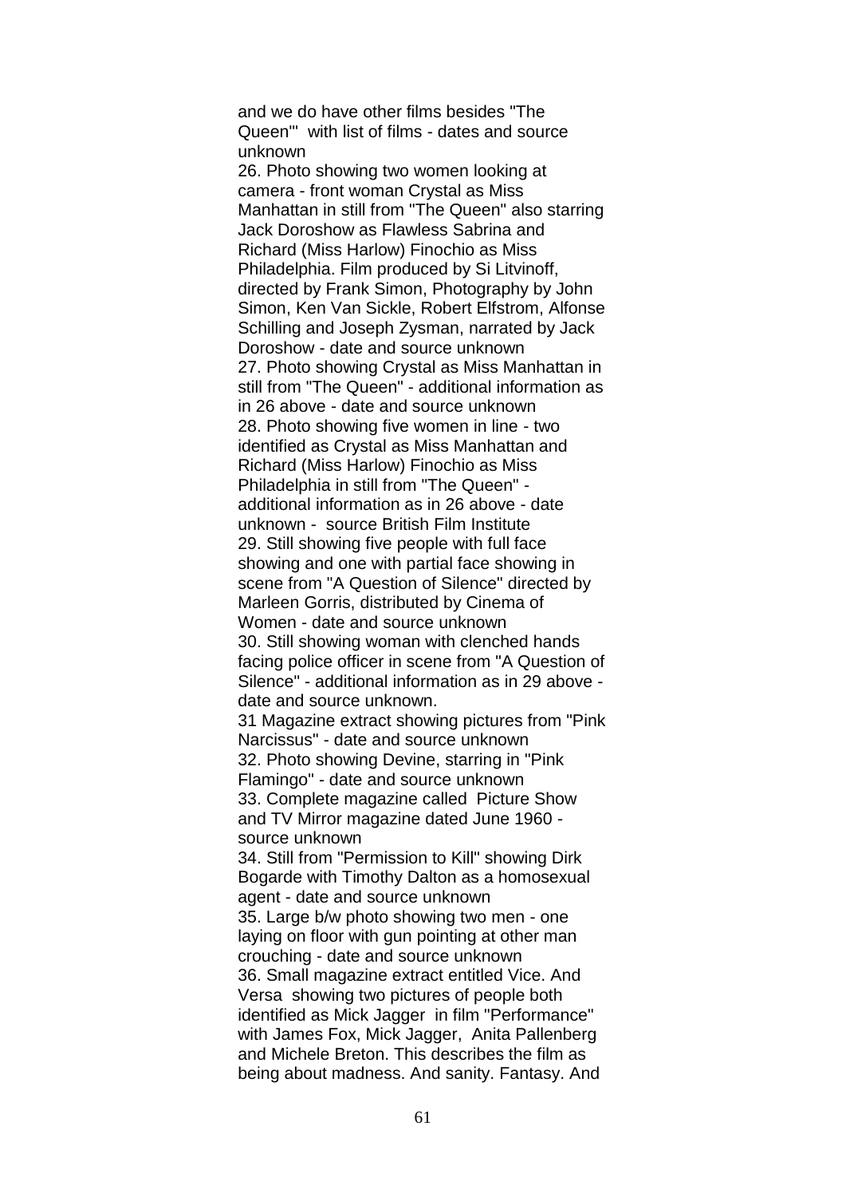and we do have other films besides "The Queen"' with list of films - dates and source unknown

26. Photo showing two women looking at camera - front woman Crystal as Miss Manhattan in still from "The Queen" also starring Jack Doroshow as Flawless Sabrina and Richard (Miss Harlow) Finochio as Miss Philadelphia. Film produced by Si Litvinoff, directed by Frank Simon, Photography by John Simon, Ken Van Sickle, Robert Elfstrom, Alfonse Schilling and Joseph Zysman, narrated by Jack Doroshow - date and source unknown

27. Photo showing Crystal as Miss Manhattan in still from "The Queen" - additional information as in 26 above - date and source unknown

28. Photo showing five women in line - two identified as Crystal as Miss Manhattan and Richard (Miss Harlow) Finochio as Miss Philadelphia in still from "The Queen" - additional information as in 26 above - date unknown - source British Film Institute

29. Still showing five people with full face showing and one with partial face showing in scene from "A Question of Silence" directed by Marleen Gorris, distributed by Cinema of Women - date and source unknown

30. Still showing woman with clenched hands facing police officer in scene from "A Question of Silence" - additional information as in 29 above - date and source unknown.

31 Magazine extract showing pictures from "Pink Narcissus" - date and source unknown

32. Photo showing Devine, starring in "Pink Flamingo" - date and source unknown

33. Complete magazine called Picture Show and TV Mirror magazine dated June 1960 - source unknown

34. Still from "Permission to Kill" showing Dirk Bogarde with Timothy Dalton as a homosexual agent - date and source unknown

35. Large b/w photo showing two men - one laying on floor with gun pointing at other man crouching - date and source unknown

36. Small magazine extract entitled Vice. And Versa showing two pictures of people both identified as Mick Jagger in film "Performance" with James Fox, Mick Jagger, Anita Pallenberg and Michele Breton. This describes the film as being about madness. And sanity. Fantasy. And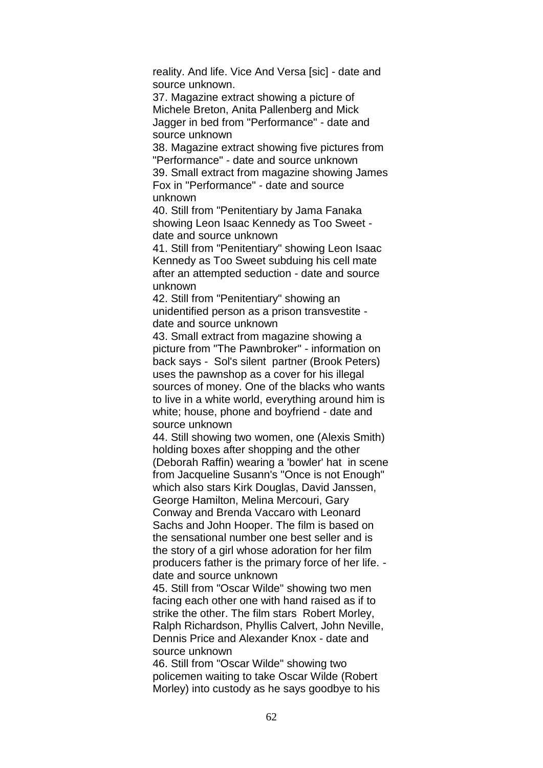reality. And life. Vice And Versa [sic] - date and source unknown.

37. Magazine extract showing a picture of Michele Breton, Anita Pallenberg and Mick Jagger in bed from "Performance" - date and source unknown

38. Magazine extract showing five pictures from "Performance" - date and source unknown

39. Small extract from magazine showing James Fox in "Performance" - date and source unknown

40. Still from "Penitentiary by Jama Fanaka showing Leon Isaac Kennedy as Too Sweet - date and source unknown

41. Still from "Penitentiary" showing Leon Isaac Kennedy as Too Sweet subduing his cell mate after an attempted seduction - date and source unknown

42. Still from "Penitentiary" showing an unidentified person as a prison transvestite - date and source unknown

43. Small extract from magazine showing a picture from "The Pawnbroker" - information on back says - Sol's silent partner (Brook Peters) uses the pawnshop as a cover for his illegal sources of money. One of the blacks who wants to live in a white world, everything around him is white; house, phone and boyfriend - date and source unknown

44. Still showing two women, one (Alexis Smith) holding boxes after shopping and the other (Deborah Raffin) wearing a 'bowler' hat in scene from Jacqueline Susann's "Once is not Enough" which also stars Kirk Douglas, David Janssen, George Hamilton, Melina Mercouri, Gary Conway and Brenda Vaccaro with Leonard Sachs and John Hooper. The film is based on the sensational number one best seller and is the story of a girl whose adoration for her film producers father is the primary force of her life. - date and source unknown

45. Still from "Oscar Wilde" showing two men facing each other one with hand raised as if to strike the other. The film stars Robert Morley, Ralph Richardson, Phyllis Calvert, John Neville, Dennis Price and Alexander Knox - date and source unknown

46. Still from "Oscar Wilde" showing two policemen waiting to take Oscar Wilde (Robert Morley) into custody as he says goodbye to his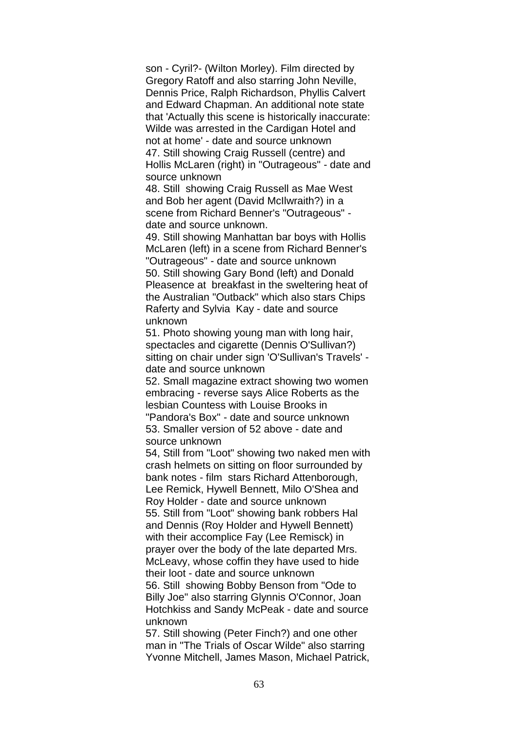son - Cyril?- (Wilton Morley). Film directed by Gregory Ratoff and also starring John Neville, Dennis Price, Ralph Richardson, Phyllis Calvert and Edward Chapman. An additional note state that 'Actually this scene is historically inaccurate: Wilde was arrested in the Cardigan Hotel and not at home' - date and source unknown

47. Still showing Craig Russell (centre) and Hollis McLaren (right) in "Outrageous" - date and source unknown

48. Still showing Craig Russell as Mae West and Bob her agent (David McIlwraith?) in a scene from Richard Benner's "Outrageous" - date and source unknown.

49. Still showing Manhattan bar boys with Hollis McLaren (left) in a scene from Richard Benner's "Outrageous" - date and source unknown

50. Still showing Gary Bond (left) and Donald Pleasence at breakfast in the sweltering heat of the Australian "Outback" which also stars Chips Raferty and Sylvia Kay - date and source unknown

51. Photo showing young man with long hair, spectacles and cigarette (Dennis O'Sullivan?) sitting on chair under sign 'O'Sullivan's Travels' - date and source unknown

52. Small magazine extract showing two women embracing - reverse says Alice Roberts as the lesbian Countess with Louise Brooks in "Pandora's Box" - date and source unknown

53. Smaller version of 52 above - date and source unknown

54, Still from "Loot" showing two naked men with crash helmets on sitting on floor surrounded by bank notes - film stars Richard Attenborough, Lee Remick, Hywell Bennett, Milo O'Shea and Roy Holder - date and source unknown

55. Still from "Loot" showing bank robbers Hal and Dennis (Roy Holder and Hywell Bennett) with their accomplice Fay (Lee Remisck) in prayer over the body of the late departed Mrs. McLeavy, whose coffin they have used to hide their loot - date and source unknown

56. Still showing Bobby Benson from "Ode to Billy Joe" also starring Glynnis O'Connor, Joan Hotchkiss and Sandy McPeak - date and source unknown

57. Still showing (Peter Finch?) and one other man in "The Trials of Oscar Wilde" also starring Yvonne Mitchell, James Mason, Michael Patrick,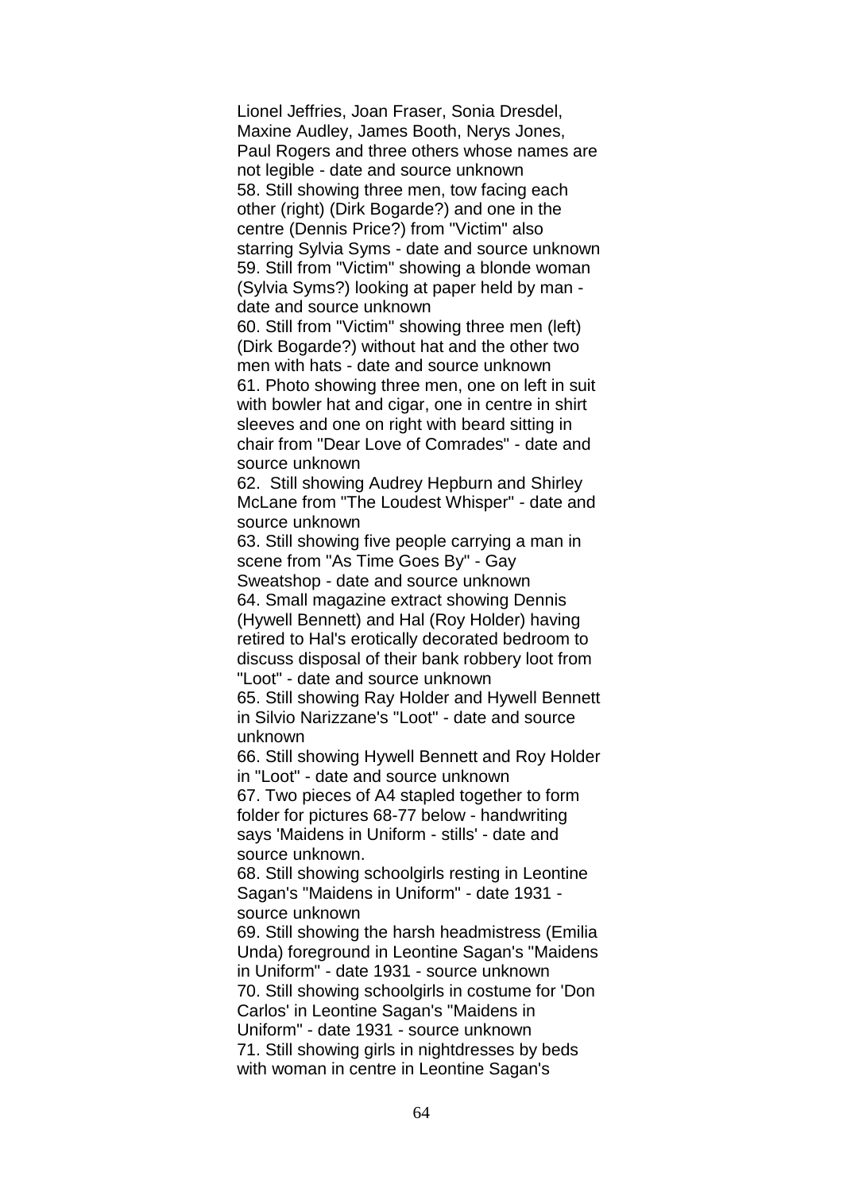Lionel Jeffries, Joan Fraser, Sonia Dresdel, Maxine Audley, James Booth, Nerys Jones, Paul Rogers and three others whose names are not legible - date and source unknown

58. Still showing three men, tow facing each other (right) (Dirk Bogarde?) and one in the centre (Dennis Price?) from "Victim" also starring Sylvia Syms - date and source unknown

59. Still from "Victim" showing a blonde woman (Sylvia Syms?) looking at paper held by man - date and source unknown

60. Still from "Victim" showing three men (left) (Dirk Bogarde?) without hat and the other two men with hats - date and source unknown

61. Photo showing three men, one on left in suit with bowler hat and cigar, one in centre in shirt sleeves and one on right with beard sitting in chair from "Dear Love of Comrades" - date and source unknown

62. Still showing Audrey Hepburn and Shirley McLane from "The Loudest Whisper" - date and source unknown

63. Still showing five people carrying a man in scene from "As Time Goes By" - Gay Sweatshop - date and source unknown

64. Small magazine extract showing Dennis (Hywell Bennett) and Hal (Roy Holder) having retired to Hal's erotically decorated bedroom to discuss disposal of their bank robbery loot from "Loot" - date and source unknown

65. Still showing Ray Holder and Hywell Bennett in Silvio Narizzane's "Loot" - date and source unknown

66. Still showing Hywell Bennett and Roy Holder in "Loot" - date and source unknown

67. Two pieces of A4 stapled together to form folder for pictures 68-77 below - handwriting says 'Maidens in Uniform - stills' - date and source unknown.

68. Still showing schoolgirls resting in Leontine Sagan's "Maidens in Uniform" - date 1931 - source unknown

69. Still showing the harsh headmistress (Emilia Unda) foreground in Leontine Sagan's "Maidens in Uniform" - date 1931 - source unknown

70. Still showing schoolgirls in costume for 'Don Carlos' in Leontine Sagan's "Maidens in Uniform" - date 1931 - source unknown

71. Still showing girls in nightdresses by beds with woman in centre in Leontine Sagan's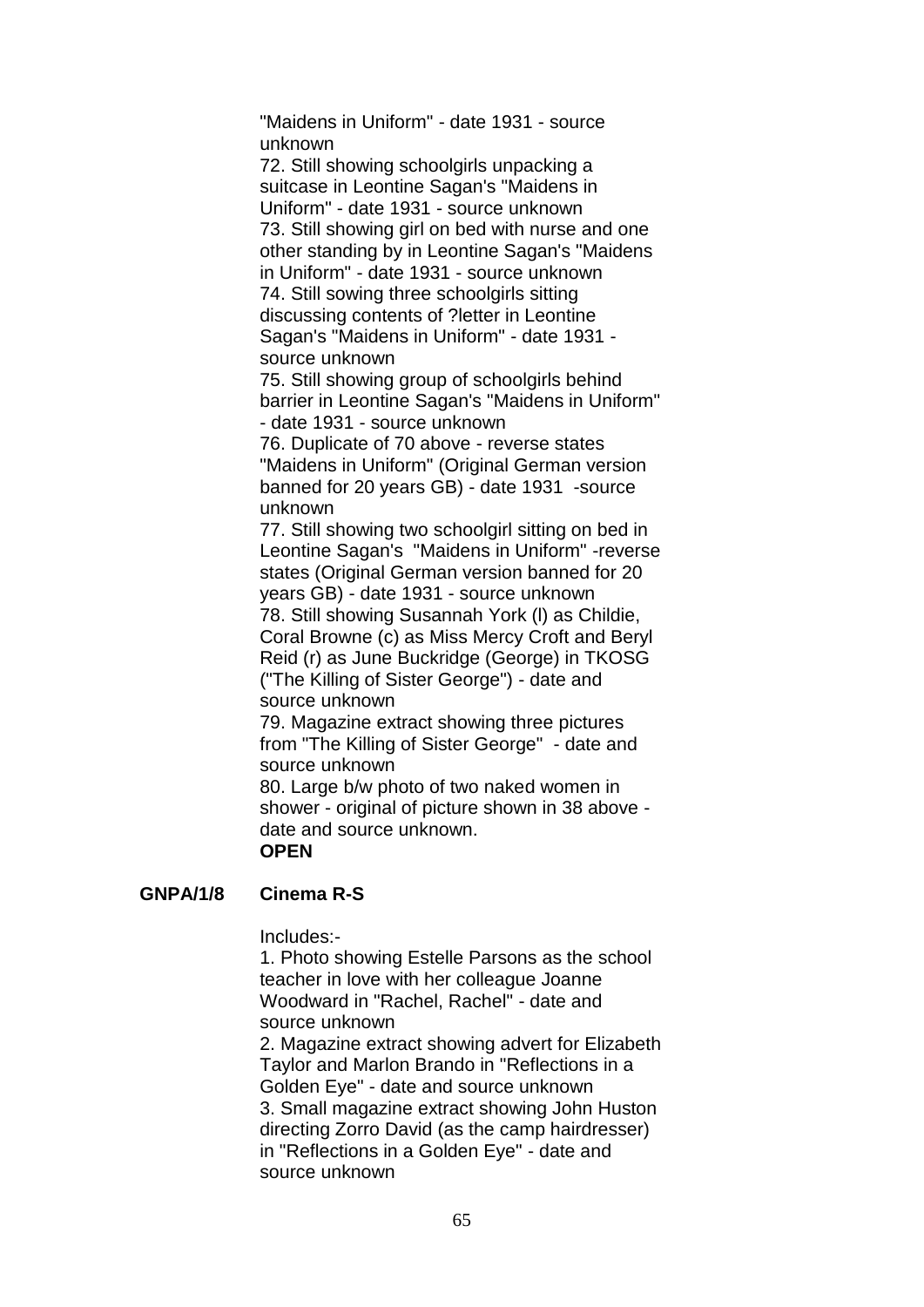"Maidens in Uniform" - date 1931 - source unknown
72. Still showing schoolgirls unpacking a suitcase in Leontine Sagan's "Maidens in Uniform" - date 1931 - source unknown
73. Still showing girl on bed with nurse and one other standing by in Leontine Sagan's "Maidens in Uniform" - date 1931 - source unknown
74. Still sowing three schoolgirls sitting discussing contents of ?letter in Leontine Sagan's "Maidens in Uniform" - date 1931 - source unknown
75. Still showing group of schoolgirls behind barrier in Leontine Sagan's "Maidens in Uniform" - date 1931 - source unknown
76. Duplicate of 70 above - reverse states "Maidens in Uniform" (Original German version banned for 20 years GB) - date 1931 -source unknown
77. Still showing two schoolgirl sitting on bed in Leontine Sagan's "Maidens in Uniform" -reverse states (Original German version banned for 20 years GB) - date 1931 - source unknown
78. Still showing Susannah York (l) as Childie, Coral Browne (c) as Miss Mercy Croft and Beryl Reid (r) as June Buckridge (George) in TKOSG ("The Killing of Sister George") - date and source unknown
79. Magazine extract showing three pictures from "The Killing of Sister George" - date and source unknown
80. Large b/w photo of two naked women in shower - original of picture shown in 38 above - date and source unknown.
**OPEN**

**GNPA/1/8 Cinema R-S**

Includes:-
1. Photo showing Estelle Parsons as the school teacher in love with her colleague Joanne Woodward in "Rachel, Rachel" - date and source unknown
2. Magazine extract showing advert for Elizabeth Taylor and Marlon Brando in "Reflections in a Golden Eye" - date and source unknown
3. Small magazine extract showing John Huston directing Zorro David (as the camp hairdresser) in "Reflections in a Golden Eye" - date and source unknown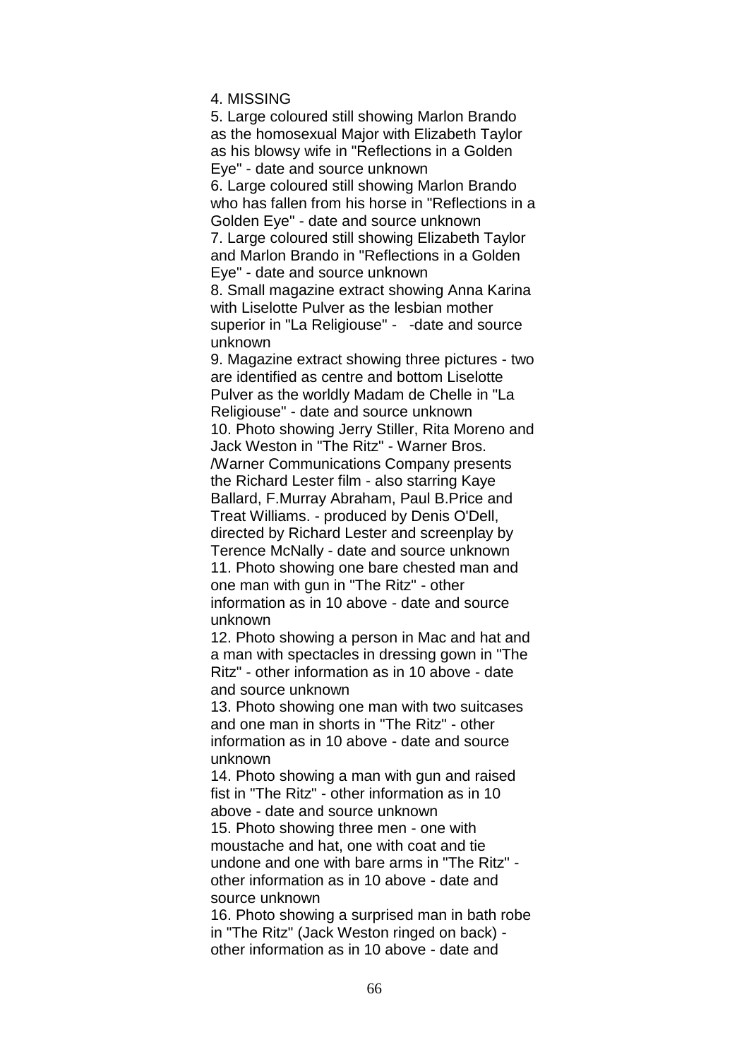4. MISSING

5. Large coloured still showing Marlon Brando as the homosexual Major with Elizabeth Taylor as his blowsy wife in "Reflections in a Golden Eye" - date and source unknown

6. Large coloured still showing Marlon Brando who has fallen from his horse in "Reflections in a Golden Eye" - date and source unknown

7. Large coloured still showing Elizabeth Taylor and Marlon Brando in "Reflections in a Golden Eye" - date and source unknown

8. Small magazine extract showing Anna Karina with Liselotte Pulver as the lesbian mother superior in "La Religiouse" - -date and source unknown

9. Magazine extract showing three pictures - two are identified as centre and bottom Liselotte Pulver as the worldly Madam de Chelle in "La Religiouse" - date and source unknown

10. Photo showing Jerry Stiller, Rita Moreno and Jack Weston in "The Ritz" - Warner Bros. /Warner Communications Company presents the Richard Lester film - also starring Kaye Ballard, F.Murray Abraham, Paul B.Price and Treat Williams. - produced by Denis O'Dell, directed by Richard Lester and screenplay by Terence McNally - date and source unknown

11. Photo showing one bare chested man and one man with gun in "The Ritz" - other information as in 10 above - date and source unknown

12. Photo showing a person in Mac and hat and a man with spectacles in dressing gown in "The Ritz" - other information as in 10 above - date and source unknown

13. Photo showing one man with two suitcases and one man in shorts in "The Ritz" - other information as in 10 above - date and source unknown

14. Photo showing a man with gun and raised fist in "The Ritz" - other information as in 10 above - date and source unknown

15. Photo showing three men - one with moustache and hat, one with coat and tie undone and one with bare arms in "The Ritz" - other information as in 10 above - date and source unknown

16. Photo showing a surprised man in bath robe in "The Ritz" (Jack Weston ringed on back) - other information as in 10 above - date and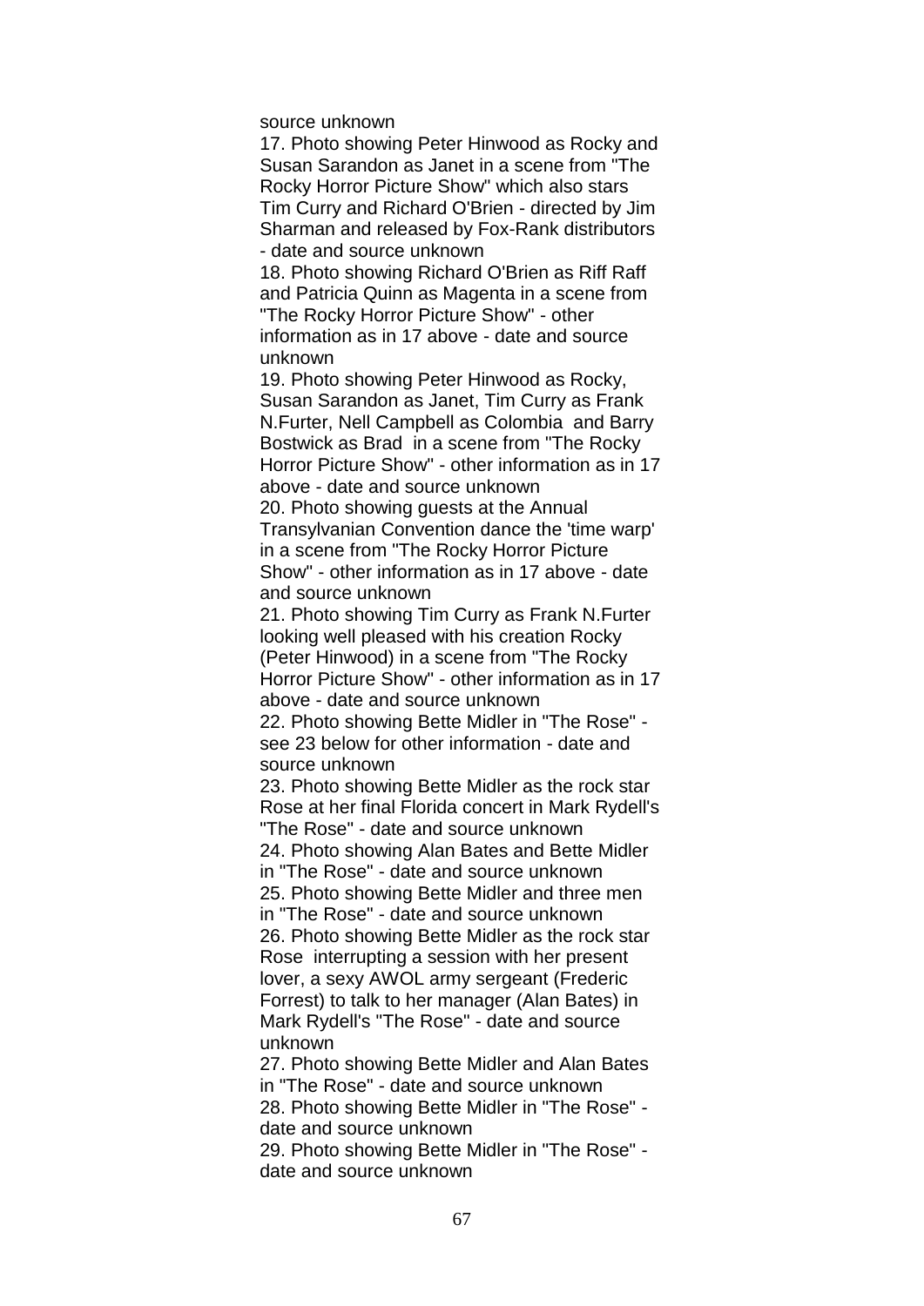source unknown

17. Photo showing Peter Hinwood as Rocky and Susan Sarandon as Janet in a scene from "The Rocky Horror Picture Show" which also stars Tim Curry and Richard O'Brien - directed by Jim Sharman and released by Fox-Rank distributors - date and source unknown

18. Photo showing Richard O'Brien as Riff Raff and Patricia Quinn as Magenta in a scene from "The Rocky Horror Picture Show" - other information as in 17 above - date and source unknown

19. Photo showing Peter Hinwood as Rocky, Susan Sarandon as Janet, Tim Curry as Frank N.Furter, Nell Campbell as Colombia and Barry Bostwick as Brad in a scene from "The Rocky Horror Picture Show" - other information as in 17 above - date and source unknown

20. Photo showing guests at the Annual Transylvanian Convention dance the 'time warp' in a scene from "The Rocky Horror Picture Show" - other information as in 17 above - date and source unknown

21. Photo showing Tim Curry as Frank N.Furter looking well pleased with his creation Rocky (Peter Hinwood) in a scene from "The Rocky Horror Picture Show" - other information as in 17 above - date and source unknown

22. Photo showing Bette Midler in "The Rose" - see 23 below for other information - date and source unknown

23. Photo showing Bette Midler as the rock star Rose at her final Florida concert in Mark Rydell's "The Rose" - date and source unknown

24. Photo showing Alan Bates and Bette Midler in "The Rose" - date and source unknown

25. Photo showing Bette Midler and three men in "The Rose" - date and source unknown

26. Photo showing Bette Midler as the rock star Rose interrupting a session with her present lover, a sexy AWOL army sergeant (Frederic Forrest) to talk to her manager (Alan Bates) in Mark Rydell's "The Rose" - date and source unknown

27. Photo showing Bette Midler and Alan Bates in "The Rose" - date and source unknown

28. Photo showing Bette Midler in "The Rose" - date and source unknown

29. Photo showing Bette Midler in "The Rose" - date and source unknown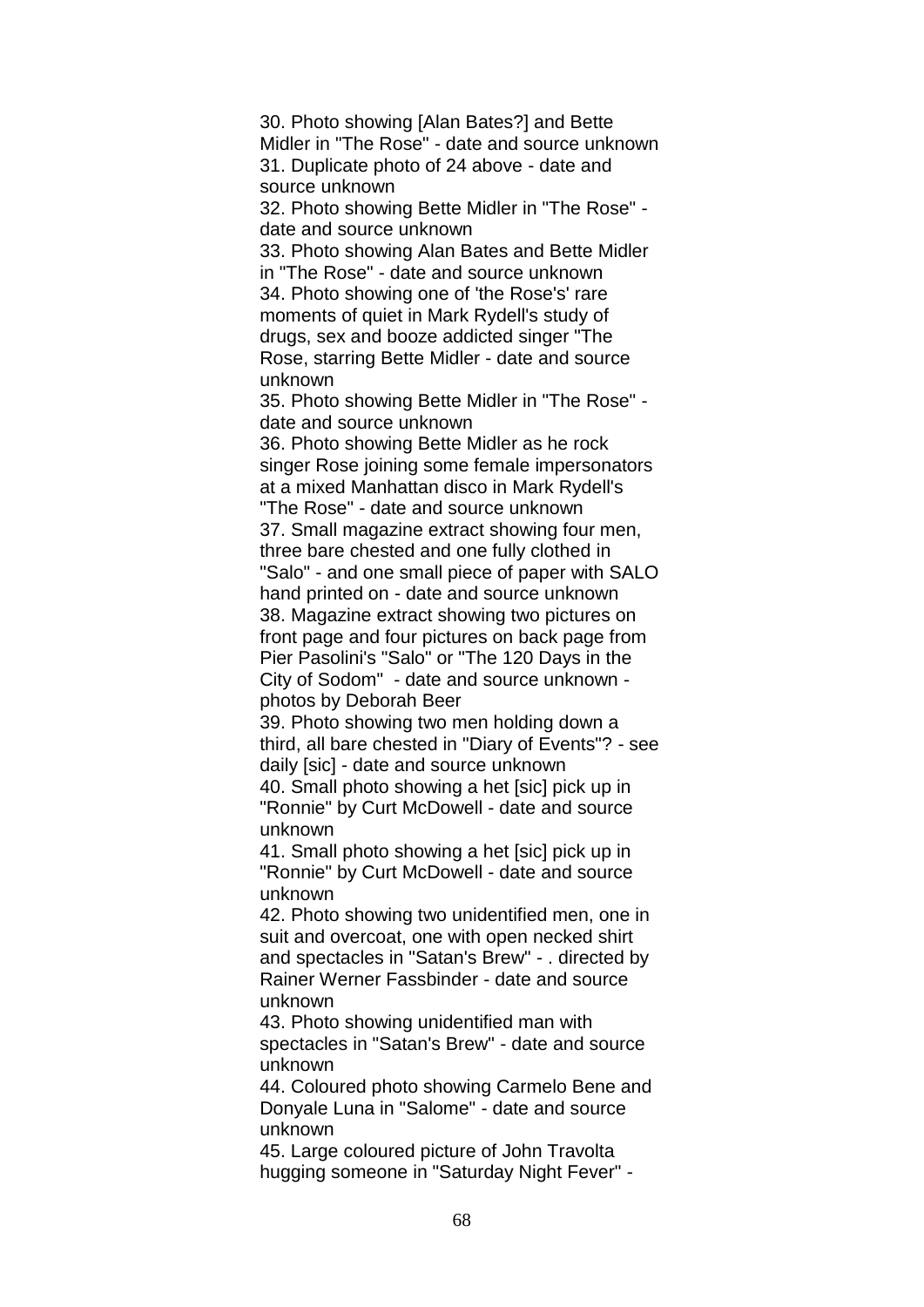30. Photo showing [Alan Bates?] and Bette Midler in "The Rose" - date and source unknown
31. Duplicate photo of 24 above - date and source unknown
32. Photo showing Bette Midler in "The Rose" - date and source unknown
33. Photo showing Alan Bates and Bette Midler in "The Rose" - date and source unknown
34. Photo showing one of 'the Rose's' rare moments of quiet in Mark Rydell's study of drugs, sex and booze addicted singer "The Rose, starring Bette Midler - date and source unknown
35. Photo showing Bette Midler in "The Rose" - date and source unknown
36. Photo showing Bette Midler as he rock singer Rose joining some female impersonators at a mixed Manhattan disco in Mark Rydell's "The Rose" - date and source unknown
37. Small magazine extract showing four men, three bare chested and one fully clothed in "Salo" - and one small piece of paper with SALO hand printed on - date and source unknown
38. Magazine extract showing two pictures on front page and four pictures on back page from Pier Pasolini's "Salo" or "The 120 Days in the City of Sodom" - date and source unknown - photos by Deborah Beer
39. Photo showing two men holding down a third, all bare chested in "Diary of Events"? - see daily [sic] - date and source unknown
40. Small photo showing a het [sic] pick up in "Ronnie" by Curt McDowell - date and source unknown
41. Small photo showing a het [sic] pick up in "Ronnie" by Curt McDowell - date and source unknown
42. Photo showing two unidentified men, one in suit and overcoat, one with open necked shirt and spectacles in "Satan's Brew" - . directed by Rainer Werner Fassbinder - date and source unknown
43. Photo showing unidentified man with spectacles in "Satan's Brew" - date and source unknown
44. Coloured photo showing Carmelo Bene and Donyale Luna in "Salome" - date and source unknown
45. Large coloured picture of John Travolta hugging someone in "Saturday Night Fever" -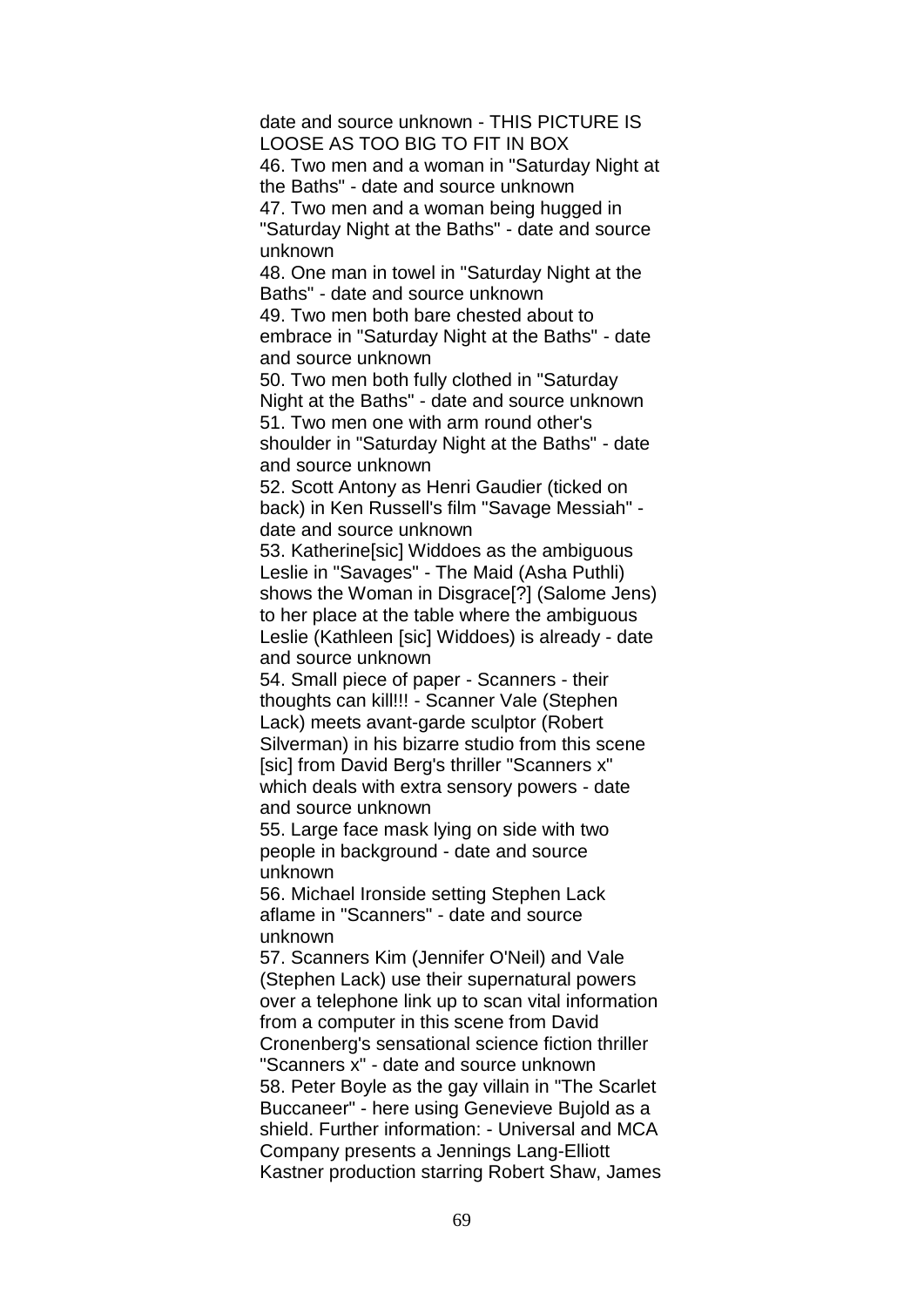date and source unknown - THIS PICTURE IS LOOSE AS TOO BIG TO FIT IN BOX

46. Two men and a woman in "Saturday Night at the Baths" - date and source unknown

47. Two men and a woman being hugged in "Saturday Night at the Baths" - date and source unknown

48. One man in towel in "Saturday Night at the Baths" - date and source unknown

49. Two men both bare chested about to embrace in "Saturday Night at the Baths" - date and source unknown

50. Two men both fully clothed in "Saturday Night at the Baths" - date and source unknown

51. Two men one with arm round other's shoulder in "Saturday Night at the Baths" - date and source unknown

52. Scott Antony as Henri Gaudier (ticked on back) in Ken Russell's film "Savage Messiah" - date and source unknown

53. Katherine[sic] Widdoes as the ambiguous Leslie in "Savages" - The Maid (Asha Puthli) shows the Woman in Disgrace[?] (Salome Jens) to her place at the table where the ambiguous Leslie (Kathleen [sic] Widdoes) is already - date and source unknown

54. Small piece of paper - Scanners - their thoughts can kill!!! - Scanner Vale (Stephen Lack) meets avant-garde sculptor (Robert Silverman) in his bizarre studio from this scene [sic] from David Berg's thriller "Scanners x" which deals with extra sensory powers - date and source unknown

55. Large face mask lying on side with two people in background - date and source unknown

56. Michael Ironside setting Stephen Lack aflame in "Scanners" - date and source unknown

57. Scanners Kim (Jennifer O'Neil) and Vale (Stephen Lack) use their supernatural powers over a telephone link up to scan vital information from a computer in this scene from David Cronenberg's sensational science fiction thriller "Scanners x" - date and source unknown

58. Peter Boyle as the gay villain in "The Scarlet Buccaneer" - here using Genevieve Bujold as a shield. Further information: - Universal and MCA Company presents a Jennings Lang-Elliott Kastner production starring Robert Shaw, James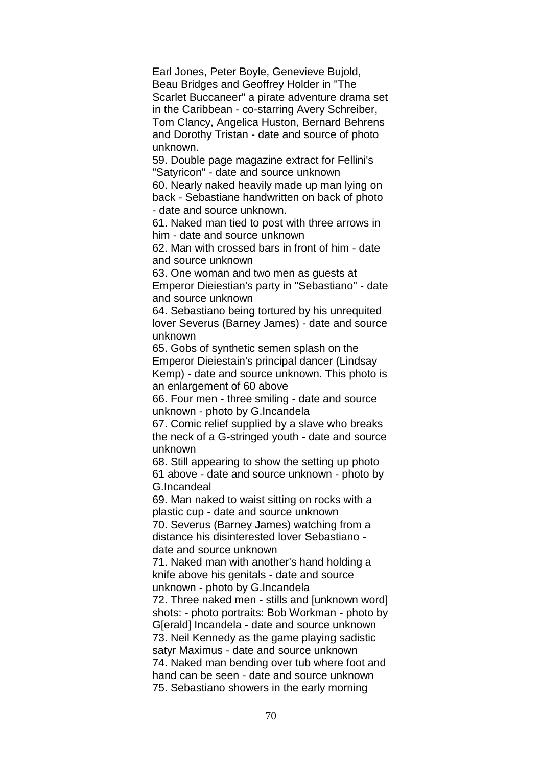Earl Jones, Peter Boyle, Genevieve Bujold, Beau Bridges and Geoffrey Holder in "The Scarlet Buccaneer" a pirate adventure drama set in the Caribbean - co-starring Avery Schreiber, Tom Clancy, Angelica Huston, Bernard Behrens and Dorothy Tristan - date and source of photo unknown.

59. Double page magazine extract for Fellini's "Satyricon" - date and source unknown

60. Nearly naked heavily made up man lying on back - Sebastiane handwritten on back of photo - date and source unknown.

61. Naked man tied to post with three arrows in him - date and source unknown

62. Man with crossed bars in front of him - date and source unknown

63. One woman and two men as guests at Emperor Dieiestian's party in "Sebastiano" - date and source unknown

64. Sebastiano being tortured by his unrequited lover Severus (Barney James) - date and source unknown

65. Gobs of synthetic semen splash on the Emperor Dieiestain's principal dancer (Lindsay Kemp) - date and source unknown. This photo is an enlargement of 60 above

66. Four men - three smiling - date and source unknown - photo by G.Incandela

67. Comic relief supplied by a slave who breaks the neck of a G-stringed youth - date and source unknown

68. Still appearing to show the setting up photo 61 above - date and source unknown - photo by G.Incandeal

69. Man naked to waist sitting on rocks with a plastic cup - date and source unknown

70. Severus (Barney James) watching from a distance his disinterested lover Sebastiano - date and source unknown

71. Naked man with another's hand holding a knife above his genitals - date and source unknown - photo by G.Incandela

72. Three naked men - stills and [unknown word] shots: - photo portraits: Bob Workman - photo by G[erald] Incandela - date and source unknown

73. Neil Kennedy as the game playing sadistic satyr Maximus - date and source unknown

74. Naked man bending over tub where foot and hand can be seen - date and source unknown

75. Sebastiano showers in the early morning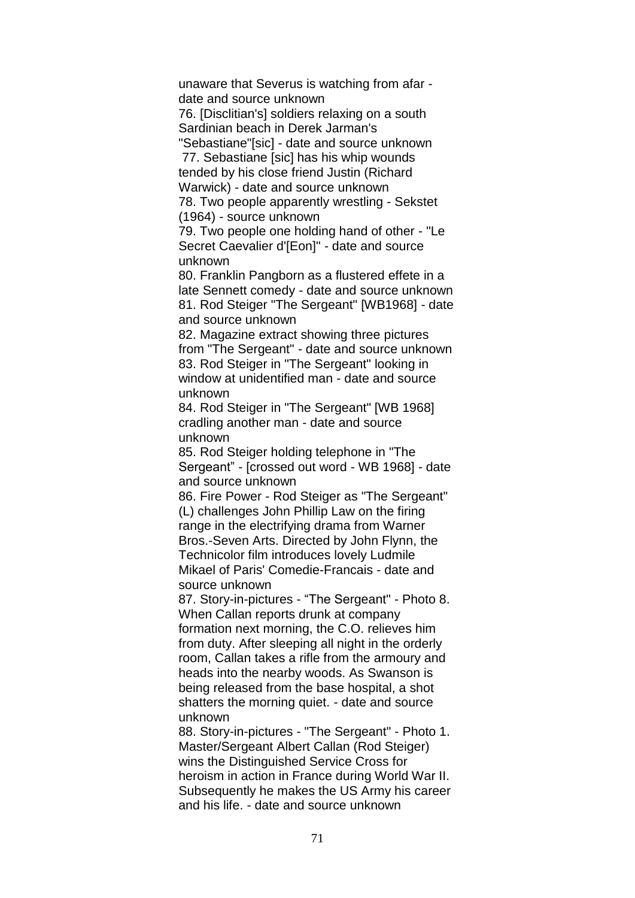unaware that Severus is watching from afar - date and source unknown

76. [Disclitian's] soldiers relaxing on a south Sardinian beach in Derek Jarman's "Sebastiane"[sic] - date and source unknown

77. Sebastiane [sic] has his whip wounds tended by his close friend Justin (Richard Warwick) - date and source unknown

78. Two people apparently wrestling - Sekstet (1964) - source unknown

79. Two people one holding hand of other - "Le Secret Caevalier d'[Eon]" - date and source unknown

80. Franklin Pangborn as a flustered effete in a late Sennett comedy - date and source unknown

81. Rod Steiger "The Sergeant" [WB1968] - date and source unknown

82. Magazine extract showing three pictures from "The Sergeant" - date and source unknown

83. Rod Steiger in "The Sergeant" looking in window at unidentified man - date and source unknown

84. Rod Steiger in "The Sergeant" [WB 1968] cradling another man - date and source unknown

85. Rod Steiger holding telephone in "The Sergeant" - [crossed out word - WB 1968] - date and source unknown

86. Fire Power - Rod Steiger as "The Sergeant" (L) challenges John Phillip Law on the firing range in the electrifying drama from Warner Bros.-Seven Arts. Directed by John Flynn, the Technicolor film introduces lovely Ludmile Mikael of Paris' Comedie-Francais - date and source unknown

87. Story-in-pictures - "The Sergeant" - Photo 8. When Callan reports drunk at company formation next morning, the C.O. relieves him from duty. After sleeping all night in the orderly room, Callan takes a rifle from the armoury and heads into the nearby woods. As Swanson is being released from the base hospital, a shot shatters the morning quiet. - date and source unknown

88. Story-in-pictures - "The Sergeant" - Photo 1. Master/Sergeant Albert Callan (Rod Steiger) wins the Distinguished Service Cross for heroism in action in France during World War II. Subsequently he makes the US Army his career and his life. - date and source unknown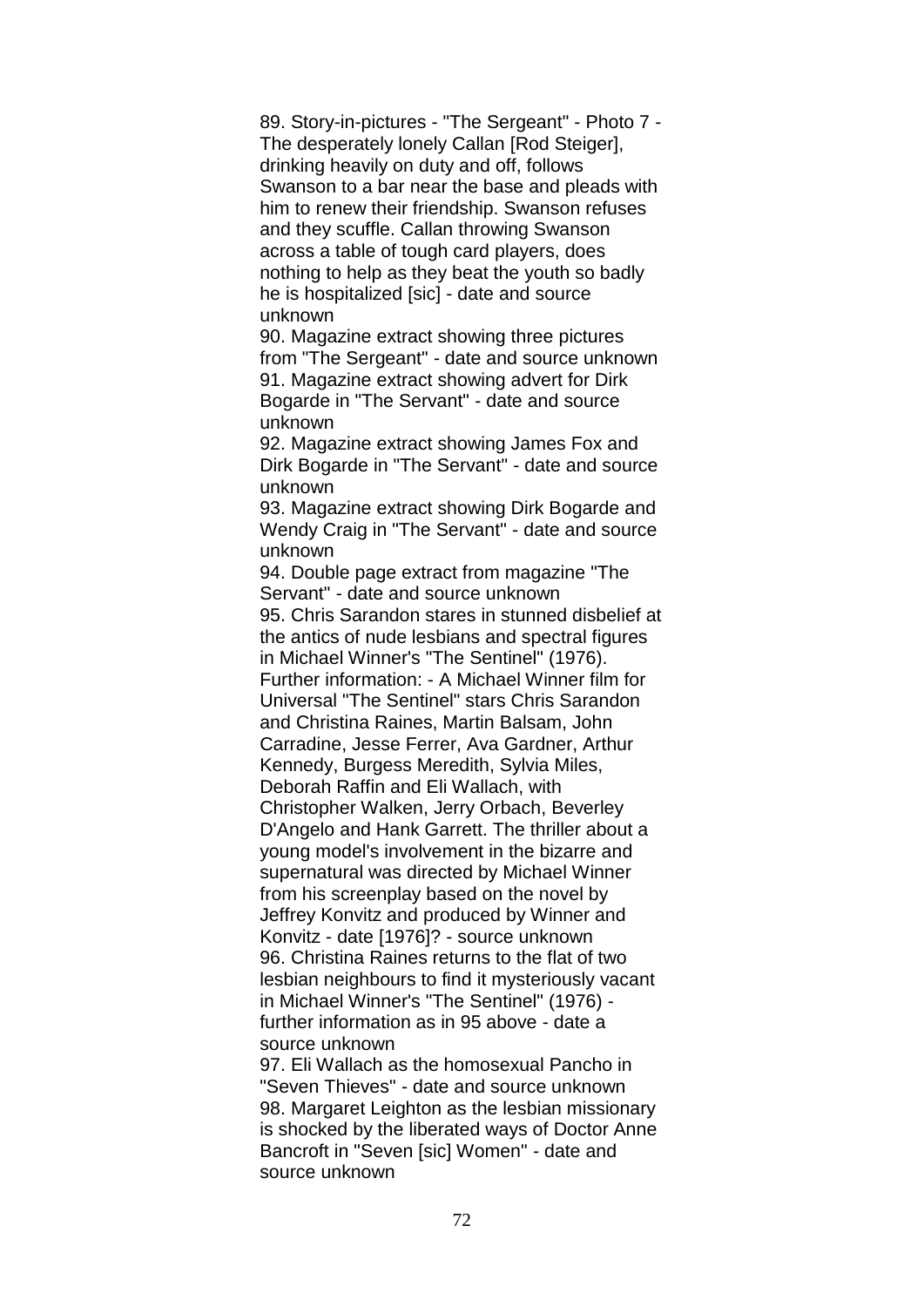89. Story-in-pictures - "The Sergeant" - Photo 7 - The desperately lonely Callan [Rod Steiger], drinking heavily on duty and off, follows Swanson to a bar near the base and pleads with him to renew their friendship. Swanson refuses and they scuffle. Callan throwing Swanson across a table of tough card players, does nothing to help as they beat the youth so badly he is hospitalized [sic] - date and source unknown

90. Magazine extract showing three pictures from "The Sergeant" - date and source unknown

91. Magazine extract showing advert for Dirk Bogarde in "The Servant" - date and source unknown

92. Magazine extract showing James Fox and Dirk Bogarde in "The Servant" - date and source unknown

93. Magazine extract showing Dirk Bogarde and Wendy Craig in "The Servant" - date and source unknown

94. Double page extract from magazine "The Servant" - date and source unknown

95. Chris Sarandon stares in stunned disbelief at the antics of nude lesbians and spectral figures in Michael Winner's "The Sentinel" (1976). Further information: - A Michael Winner film for Universal "The Sentinel" stars Chris Sarandon and Christina Raines, Martin Balsam, John Carradine, Jesse Ferrer, Ava Gardner, Arthur Kennedy, Burgess Meredith, Sylvia Miles, Deborah Raffin and Eli Wallach, with Christopher Walken, Jerry Orbach, Beverley D'Angelo and Hank Garrett. The thriller about a young model's involvement in the bizarre and supernatural was directed by Michael Winner from his screenplay based on the novel by Jeffrey Konvitz and produced by Winner and Konvitz - date [1976]? - source unknown

96. Christina Raines returns to the flat of two lesbian neighbours to find it mysteriously vacant in Michael Winner's "The Sentinel" (1976) - further information as in 95 above - date a source unknown

97. Eli Wallach as the homosexual Pancho in "Seven Thieves" - date and source unknown

98. Margaret Leighton as the lesbian missionary is shocked by the liberated ways of Doctor Anne Bancroft in "Seven [sic] Women" - date and source unknown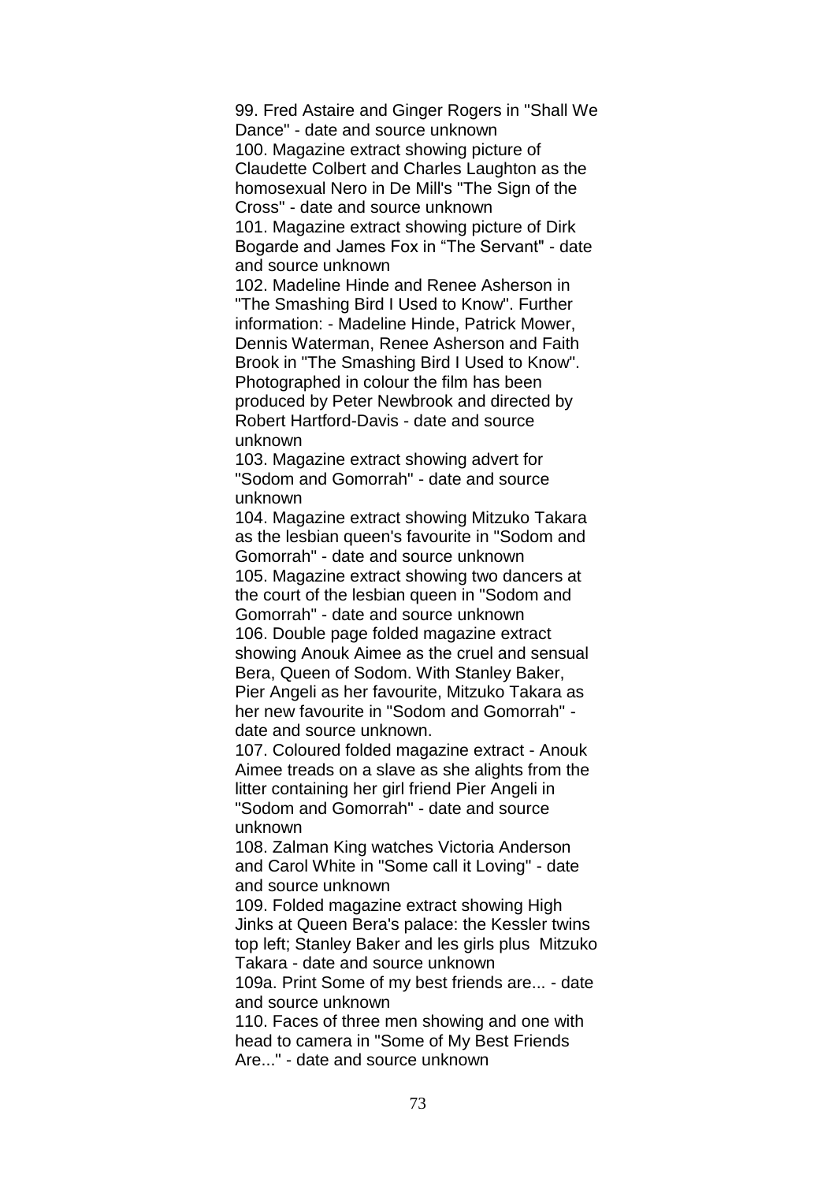99. Fred Astaire and Ginger Rogers in "Shall We Dance" - date and source unknown

100. Magazine extract showing picture of Claudette Colbert and Charles Laughton as the homosexual Nero in De Mill's "The Sign of the Cross" - date and source unknown

101. Magazine extract showing picture of Dirk Bogarde and James Fox in “The Servant" - date and source unknown

102. Madeline Hinde and Renee Asherson in "The Smashing Bird I Used to Know". Further information: - Madeline Hinde, Patrick Mower, Dennis Waterman, Renee Asherson and Faith Brook in "The Smashing Bird I Used to Know". Photographed in colour the film has been produced by Peter Newbrook and directed by Robert Hartford-Davis - date and source unknown

103. Magazine extract showing advert for "Sodom and Gomorrah" - date and source unknown

104. Magazine extract showing Mitzuko Takara as the lesbian queen's favourite in "Sodom and Gomorrah" - date and source unknown

105. Magazine extract showing two dancers at the court of the lesbian queen in "Sodom and Gomorrah" - date and source unknown

106. Double page folded magazine extract showing Anouk Aimee as the cruel and sensual Bera, Queen of Sodom. With Stanley Baker, Pier Angeli as her favourite, Mitzuko Takara as her new favourite in "Sodom and Gomorrah" - date and source unknown.

107. Coloured folded magazine extract - Anouk Aimee treads on a slave as she alights from the litter containing her girl friend Pier Angeli in "Sodom and Gomorrah" - date and source unknown

108. Zalman King watches Victoria Anderson and Carol White in "Some call it Loving" - date and source unknown

109. Folded magazine extract showing High Jinks at Queen Bera's palace: the Kessler twins top left; Stanley Baker and les girls plus Mitzuko Takara - date and source unknown

109a. Print Some of my best friends are... - date and source unknown

110. Faces of three men showing and one with head to camera in "Some of My Best Friends Are..." - date and source unknown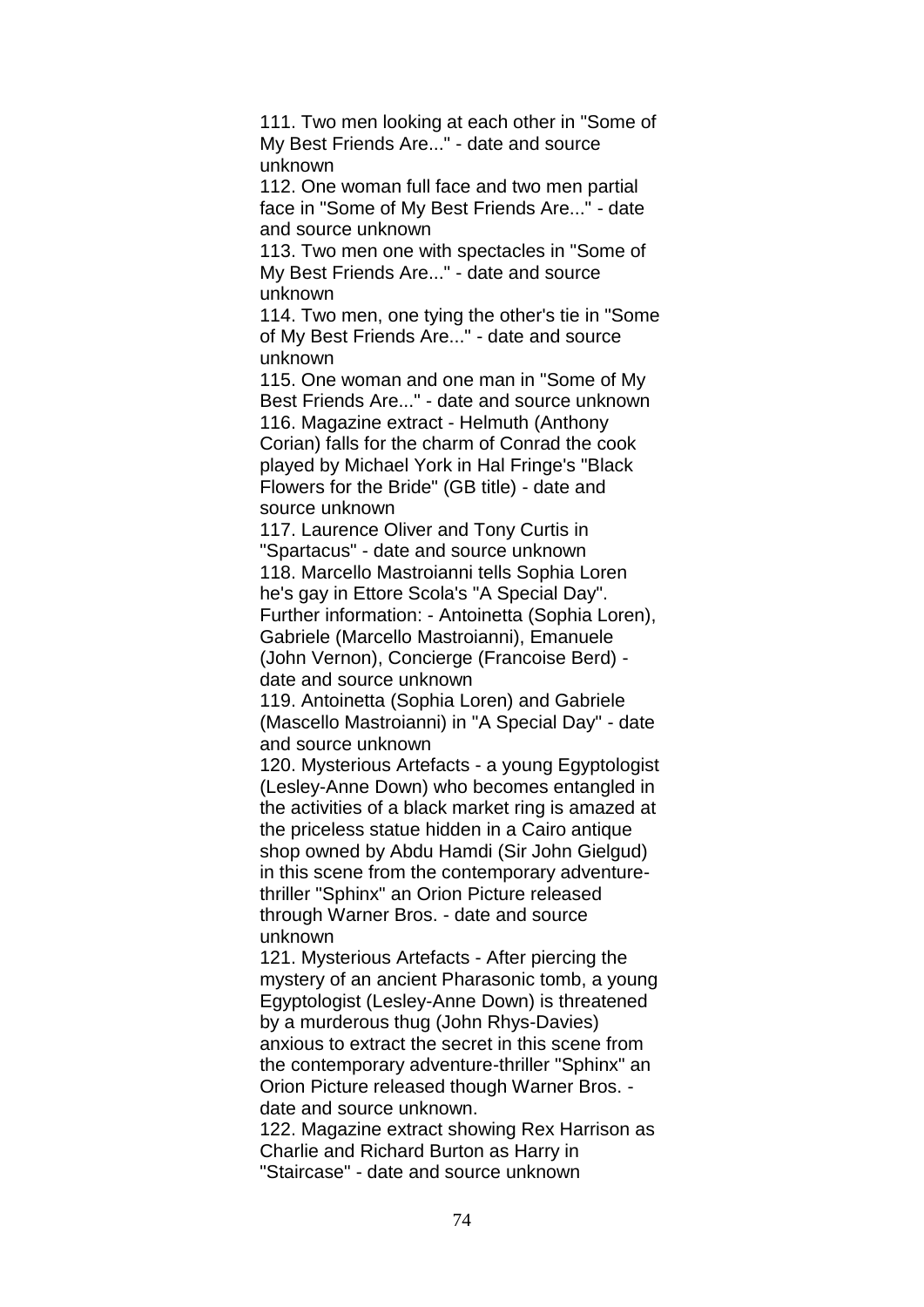111. Two men looking at each other in "Some of My Best Friends Are..." - date and source unknown

112. One woman full face and two men partial face in "Some of My Best Friends Are..." - date and source unknown

113. Two men one with spectacles in "Some of My Best Friends Are..." - date and source unknown

114. Two men, one tying the other's tie in "Some of My Best Friends Are..." - date and source unknown

115. One woman and one man in "Some of My Best Friends Are..." - date and source unknown

116. Magazine extract - Helmuth (Anthony Corian) falls for the charm of Conrad the cook played by Michael York in Hal Fringe's "Black Flowers for the Bride" (GB title) - date and source unknown

117. Laurence Oliver and Tony Curtis in "Spartacus" - date and source unknown

118. Marcello Mastroianni tells Sophia Loren he's gay in Ettore Scola's "A Special Day". Further information: - Antoinetta (Sophia Loren), Gabriele (Marcello Mastroianni), Emanuele (John Vernon), Concierge (Francoise Berd) - date and source unknown

119. Antoinetta (Sophia Loren) and Gabriele (Mascello Mastroianni) in "A Special Day" - date and source unknown

120. Mysterious Artefacts - a young Egyptologist (Lesley-Anne Down) who becomes entangled in the activities of a black market ring is amazed at the priceless statue hidden in a Cairo antique shop owned by Abdu Hamdi (Sir John Gielgud) in this scene from the contemporary adventure-thriller "Sphinx" an Orion Picture released through Warner Bros. - date and source unknown

121. Mysterious Artefacts - After piercing the mystery of an ancient Pharasonic tomb, a young Egyptologist (Lesley-Anne Down) is threatened by a murderous thug (John Rhys-Davies) anxious to extract the secret in this scene from the contemporary adventure-thriller "Sphinx" an Orion Picture released though Warner Bros. - date and source unknown.

122. Magazine extract showing Rex Harrison as Charlie and Richard Burton as Harry in "Staircase" - date and source unknown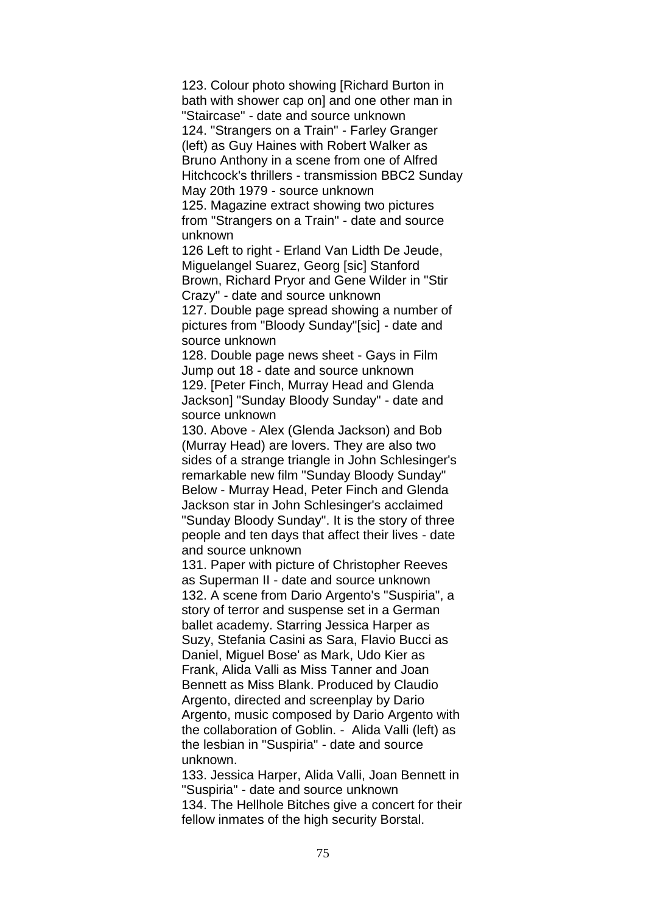123. Colour photo showing [Richard Burton in bath with shower cap on] and one other man in "Staircase" - date and source unknown

124. "Strangers on a Train" - Farley Granger (left) as Guy Haines with Robert Walker as Bruno Anthony in a scene from one of Alfred Hitchcock's thrillers - transmission BBC2 Sunday May 20th 1979 - source unknown

125. Magazine extract showing two pictures from "Strangers on a Train" - date and source unknown

126 Left to right - Erland Van Lidth De Jeude, Miguelangel Suarez, Georg [sic] Stanford Brown, Richard Pryor and Gene Wilder in "Stir Crazy" - date and source unknown

127. Double page spread showing a number of pictures from "Bloody Sunday"[sic] - date and source unknown

128. Double page news sheet - Gays in Film Jump out 18 - date and source unknown

129. [Peter Finch, Murray Head and Glenda Jackson] "Sunday Bloody Sunday" - date and source unknown

130. Above - Alex (Glenda Jackson) and Bob (Murray Head) are lovers. They are also two sides of a strange triangle in John Schlesinger's remarkable new film "Sunday Bloody Sunday" Below - Murray Head, Peter Finch and Glenda Jackson star in John Schlesinger's acclaimed "Sunday Bloody Sunday". It is the story of three people and ten days that affect their lives - date and source unknown

131. Paper with picture of Christopher Reeves as Superman II - date and source unknown

132. A scene from Dario Argento's "Suspiria", a story of terror and suspense set in a German ballet academy. Starring Jessica Harper as Suzy, Stefania Casini as Sara, Flavio Bucci as Daniel, Miguel Bose' as Mark, Udo Kier as Frank, Alida Valli as Miss Tanner and Joan Bennett as Miss Blank. Produced by Claudio Argento, directed and screenplay by Dario Argento, music composed by Dario Argento with the collaboration of Goblin. - Alida Valli (left) as the lesbian in "Suspiria" - date and source unknown.

133. Jessica Harper, Alida Valli, Joan Bennett in "Suspiria" - date and source unknown

134. The Hellhole Bitches give a concert for their fellow inmates of the high security Borstal.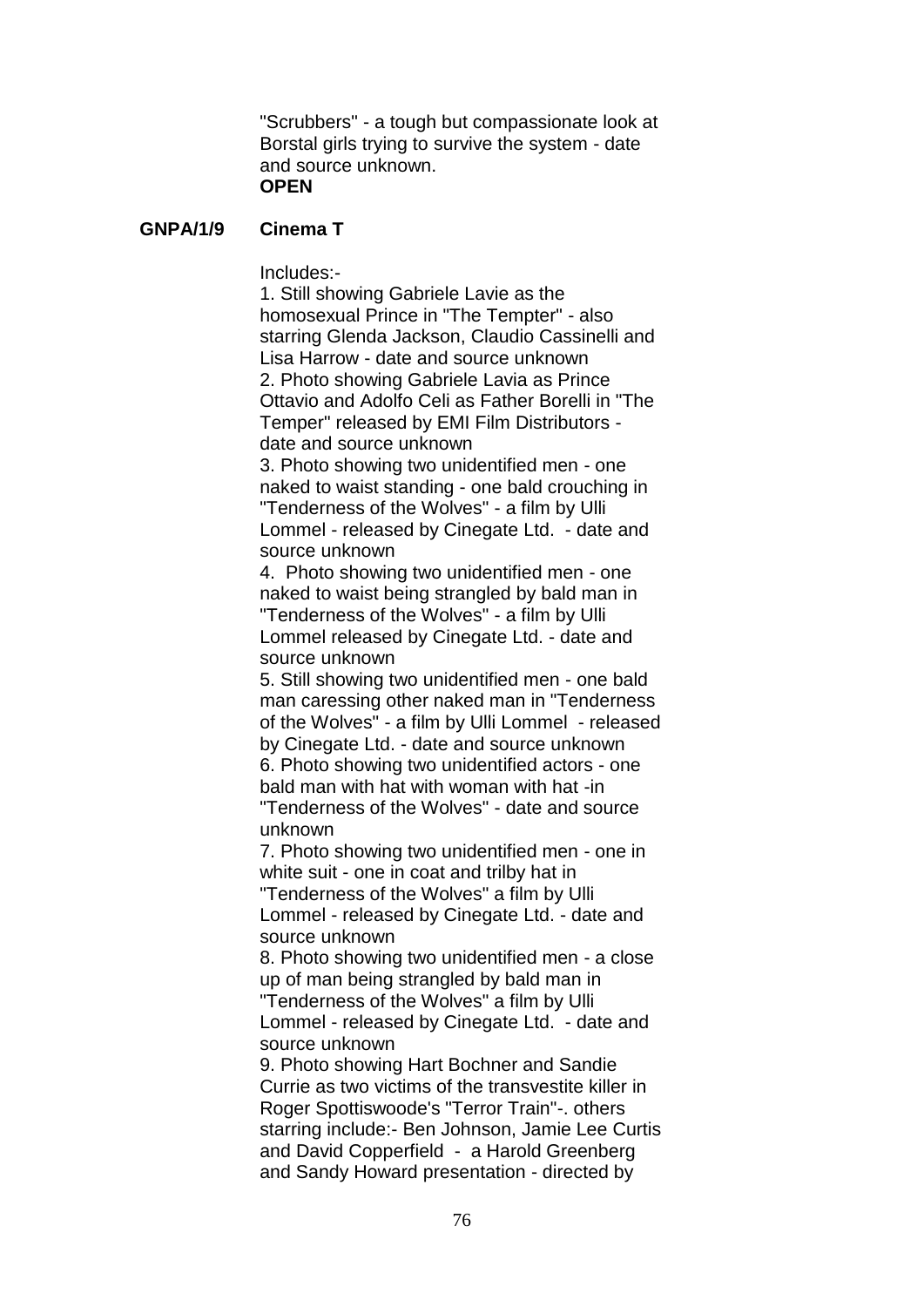"Scrubbers" - a tough but compassionate look at Borstal girls trying to survive the system - date and source unknown.
**OPEN**

**GNPA/1/9 Cinema T**

Includes:-

1. Still showing Gabriele Lavie as the homosexual Prince in "The Tempter" - also starring Glenda Jackson, Claudio Cassinelli and Lisa Harrow - date and source unknown
2. Photo showing Gabriele Lavia as Prince Ottavio and Adolfo Celi as Father Borelli in "The Temper" released by EMI Film Distributors - date and source unknown
3. Photo showing two unidentified men - one naked to waist standing - one bald crouching in "Tenderness of the Wolves" - a film by Ulli Lommel - released by Cinegate Ltd. - date and source unknown
4. Photo showing two unidentified men - one naked to waist being strangled by bald man in "Tenderness of the Wolves" - a film by Ulli Lommel released by Cinegate Ltd. - date and source unknown
5. Still showing two unidentified men - one bald man caressing other naked man in "Tenderness of the Wolves" - a film by Ulli Lommel - released by Cinegate Ltd. - date and source unknown
6. Photo showing two unidentified actors - one bald man with hat with woman with hat -in "Tenderness of the Wolves" - date and source unknown
7. Photo showing two unidentified men - one in white suit - one in coat and trilby hat in "Tenderness of the Wolves" a film by Ulli Lommel - released by Cinegate Ltd. - date and source unknown
8. Photo showing two unidentified men - a close up of man being strangled by bald man in "Tenderness of the Wolves" a film by Ulli Lommel - released by Cinegate Ltd. - date and source unknown
9. Photo showing Hart Bochner and Sandie Currie as two victims of the transvestite killer in Roger Spottiswoode's "Terror Train"-. others starring include:- Ben Johnson, Jamie Lee Curtis and David Copperfield - a Harold Greenberg and Sandy Howard presentation - directed by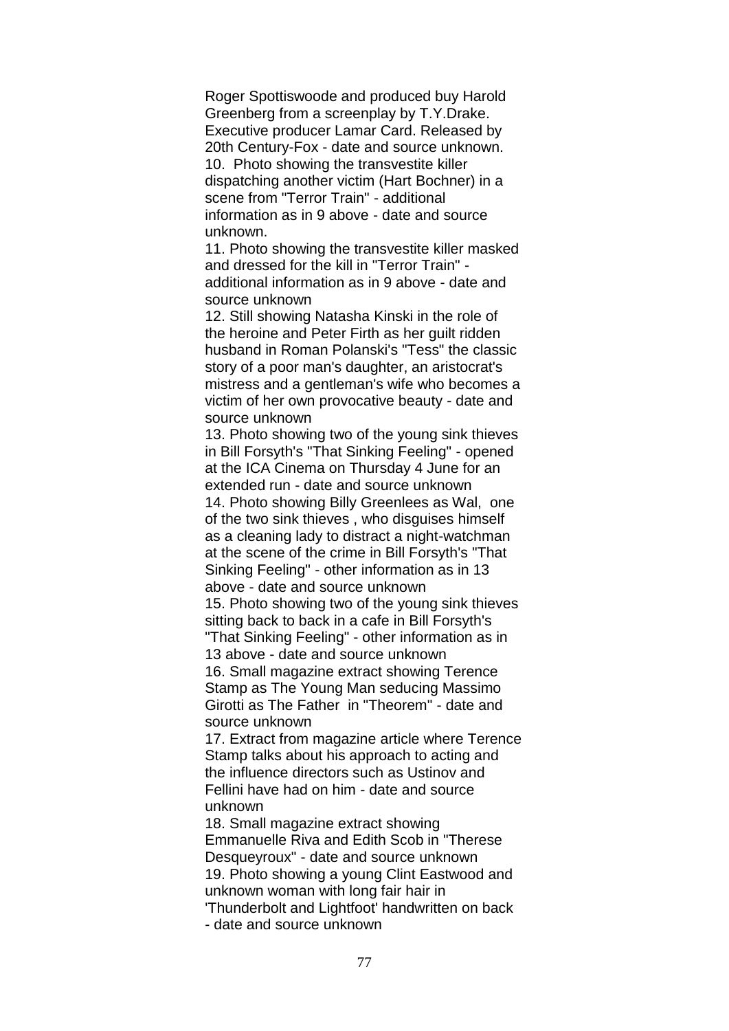Roger Spottiswoode and produced buy Harold Greenberg from a screenplay by T.Y.Drake. Executive producer Lamar Card. Released by 20th Century-Fox - date and source unknown.

10. Photo showing the transvestite killer dispatching another victim (Hart Bochner) in a scene from "Terror Train" - additional information as in 9 above - date and source unknown.

11. Photo showing the transvestite killer masked and dressed for the kill in "Terror Train" - additional information as in 9 above - date and source unknown

12. Still showing Natasha Kinski in the role of the heroine and Peter Firth as her guilt ridden husband in Roman Polanski's "Tess" the classic story of a poor man's daughter, an aristocrat's mistress and a gentleman's wife who becomes a victim of her own provocative beauty - date and source unknown

13. Photo showing two of the young sink thieves in Bill Forsyth's "That Sinking Feeling" - opened at the ICA Cinema on Thursday 4 June for an extended run - date and source unknown

14. Photo showing Billy Greenlees as Wal, one of the two sink thieves , who disguises himself as a cleaning lady to distract a night-watchman at the scene of the crime in Bill Forsyth's "That Sinking Feeling" - other information as in 13 above - date and source unknown

15. Photo showing two of the young sink thieves sitting back to back in a cafe in Bill Forsyth's "That Sinking Feeling" - other information as in 13 above - date and source unknown

16. Small magazine extract showing Terence Stamp as The Young Man seducing Massimo Girotti as The Father in "Theorem" - date and source unknown

17. Extract from magazine article where Terence Stamp talks about his approach to acting and the influence directors such as Ustinov and Fellini have had on him - date and source unknown

18. Small magazine extract showing Emmanuelle Riva and Edith Scob in "Therese Desqueyroux" - date and source unknown

19. Photo showing a young Clint Eastwood and unknown woman with long fair hair in 'Thunderbolt and Lightfoot' handwritten on back - date and source unknown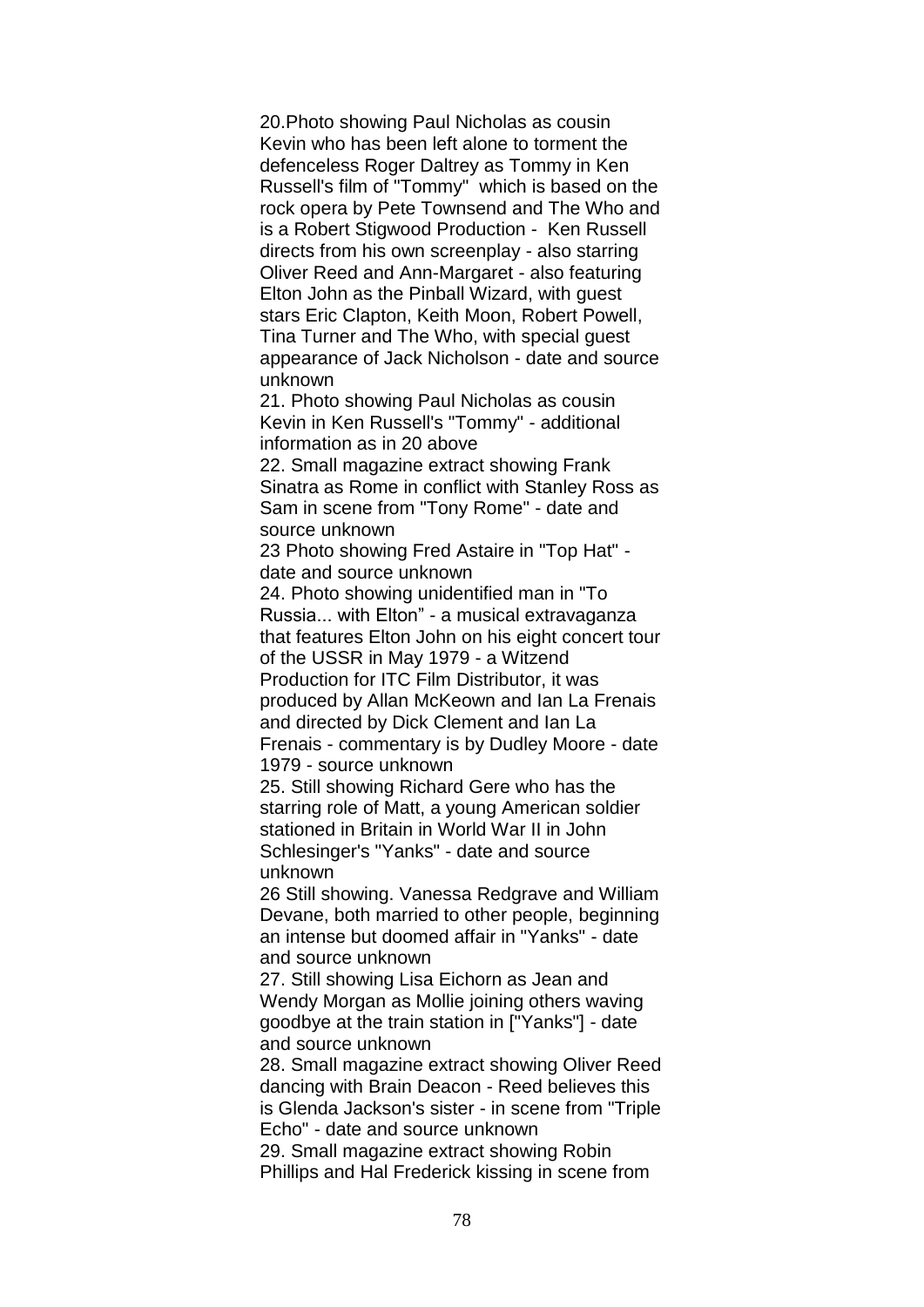20.Photo showing Paul Nicholas as cousin Kevin who has been left alone to torment the defenceless Roger Daltrey as Tommy in Ken Russell's film of "Tommy" which is based on the rock opera by Pete Townsend and The Who and is a Robert Stigwood Production - Ken Russell directs from his own screenplay - also starring Oliver Reed and Ann-Margaret - also featuring Elton John as the Pinball Wizard, with guest stars Eric Clapton, Keith Moon, Robert Powell, Tina Turner and The Who, with special guest appearance of Jack Nicholson - date and source unknown

21. Photo showing Paul Nicholas as cousin Kevin in Ken Russell's "Tommy" - additional information as in 20 above

22. Small magazine extract showing Frank Sinatra as Rome in conflict with Stanley Ross as Sam in scene from "Tony Rome" - date and source unknown

23 Photo showing Fred Astaire in "Top Hat" - date and source unknown

24. Photo showing unidentified man in "To Russia... with Elton" - a musical extravaganza that features Elton John on his eight concert tour of the USSR in May 1979 - a Witzend Production for ITC Film Distributor, it was produced by Allan McKeown and Ian La Frenais and directed by Dick Clement and Ian La Frenais - commentary is by Dudley Moore - date 1979 - source unknown

25. Still showing Richard Gere who has the starring role of Matt, a young American soldier stationed in Britain in World War II in John Schlesinger's "Yanks" - date and source unknown

26 Still showing. Vanessa Redgrave and William Devane, both married to other people, beginning an intense but doomed affair in "Yanks" - date and source unknown

27. Still showing Lisa Eichorn as Jean and Wendy Morgan as Mollie joining others waving goodbye at the train station in ["Yanks"] - date and source unknown

28. Small magazine extract showing Oliver Reed dancing with Brain Deacon - Reed believes this is Glenda Jackson's sister - in scene from "Triple Echo" - date and source unknown

29. Small magazine extract showing Robin Phillips and Hal Frederick kissing in scene from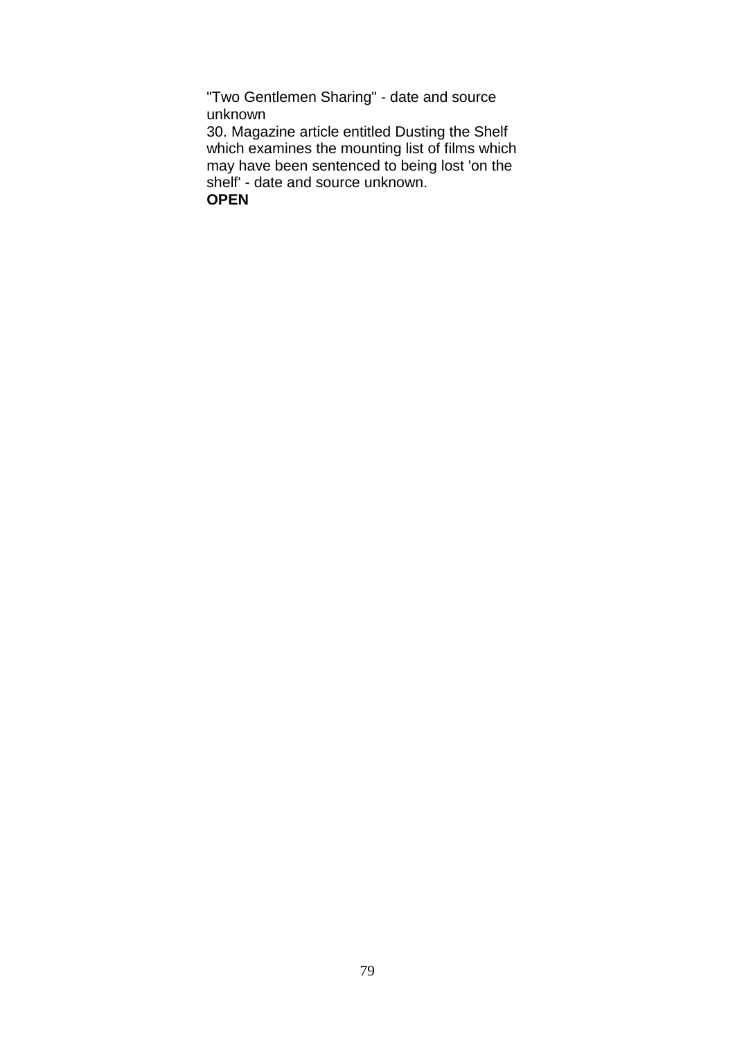"Two Gentlemen Sharing" - date and source unknown

30. Magazine article entitled Dusting the Shelf which examines the mounting list of films which may have been sentenced to being lost 'on the shelf' - date and source unknown.

**OPEN**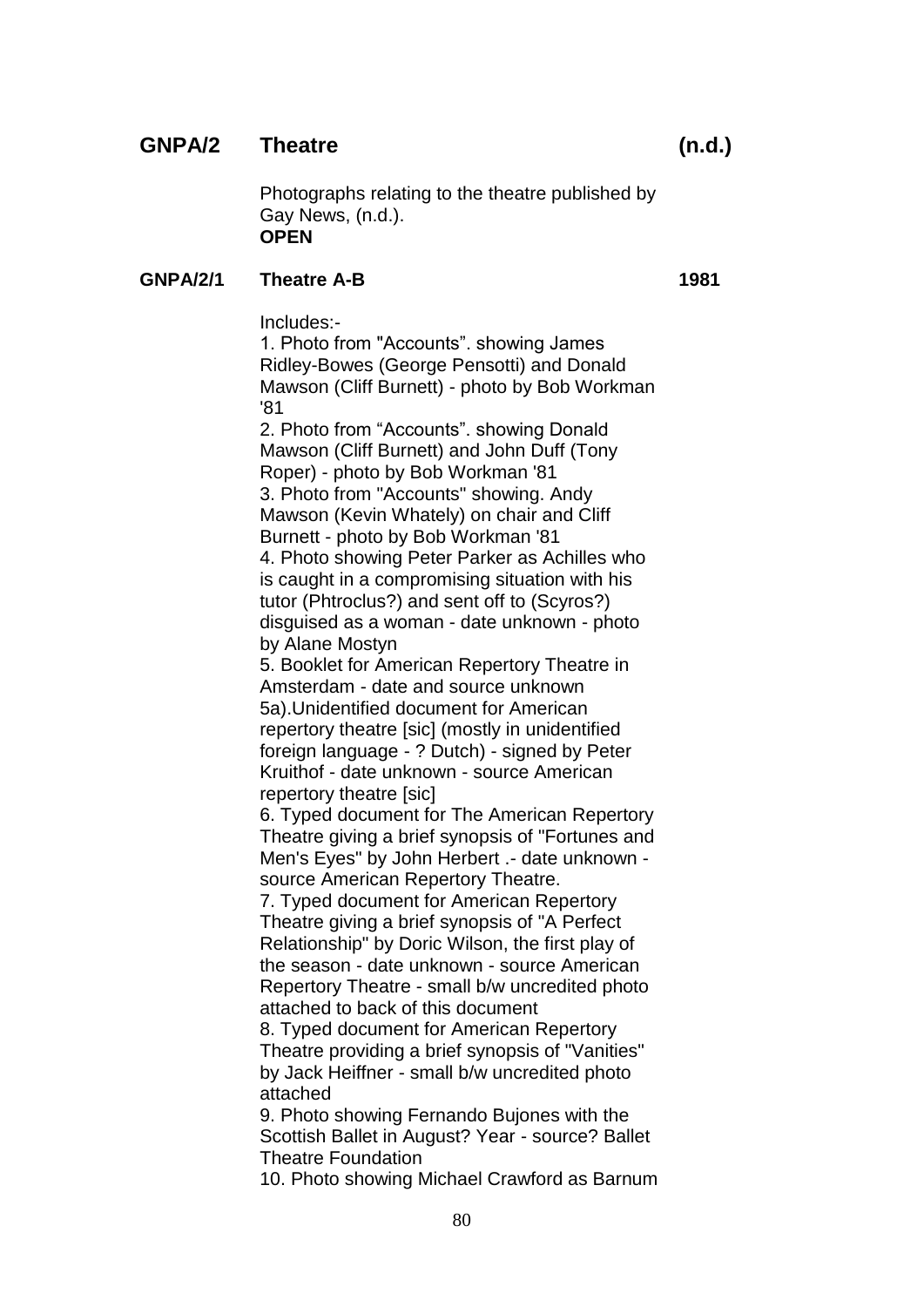## GNPA/2 Theatre (n.d.)

Photographs relating to the theatre published by Gay News, (n.d.).
**OPEN**

### GNPA/2/1 Theatre A-B 1981

Includes:-
1. Photo from "Accounts". showing James Ridley-Bowes (George Pensotti) and Donald Mawson (Cliff Burnett) - photo by Bob Workman '81
2. Photo from "Accounts". showing Donald Mawson (Cliff Burnett) and John Duff (Tony Roper) - photo by Bob Workman '81
3. Photo from "Accounts" showing. Andy Mawson (Kevin Whately) on chair and Cliff Burnett - photo by Bob Workman '81
4. Photo showing Peter Parker as Achilles who is caught in a compromising situation with his tutor (Phtroclus?) and sent off to (Scyros?) disguised as a woman - date unknown - photo by Alane Mostyn
5. Booklet for American Repertory Theatre in Amsterdam - date and source unknown
5a).Unidentified document for American repertory theatre [sic] (mostly in unidentified foreign language - ? Dutch) - signed by Peter Kruithof - date unknown - source American repertory theatre [sic]
6. Typed document for The American Repertory Theatre giving a brief synopsis of "Fortunes and Men's Eyes" by John Herbert .- date unknown - source American Repertory Theatre.
7. Typed document for American Repertory Theatre giving a brief synopsis of "A Perfect Relationship" by Doric Wilson, the first play of the season - date unknown - source American Repertory Theatre - small b/w uncredited photo attached to back of this document
8. Typed document for American Repertory Theatre providing a brief synopsis of "Vanities" by Jack Heiffner - small b/w uncredited photo attached
9. Photo showing Fernando Bujones with the Scottish Ballet in August? Year - source? Ballet Theatre Foundation
10. Photo showing Michael Crawford as Barnum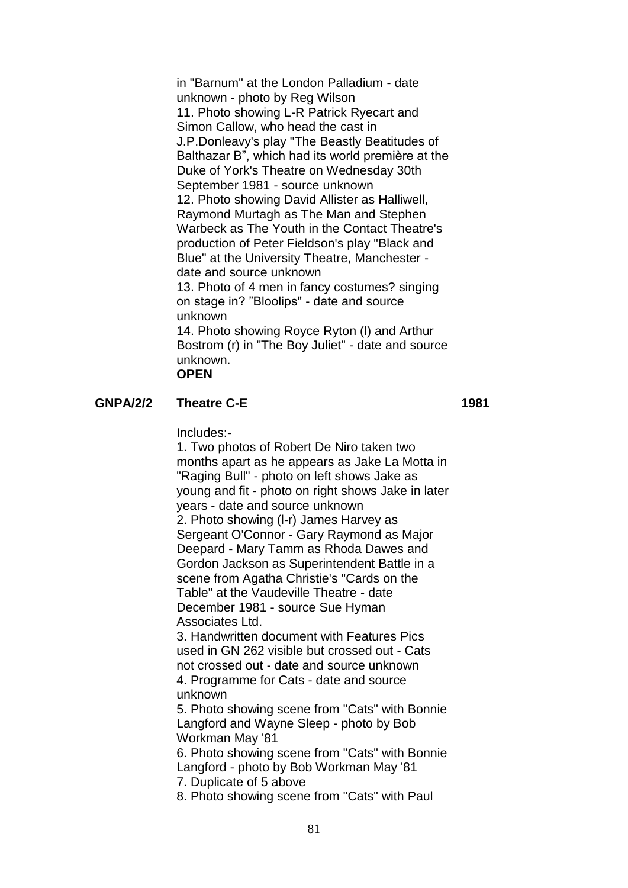in "Barnum" at the London Palladium - date unknown - photo by Reg Wilson
11. Photo showing L-R Patrick Ryecart and Simon Callow, who head the cast in J.P.Donleavy's play "The Beastly Beatitudes of Balthazar B", which had its world première at the Duke of York's Theatre on Wednesday 30th September 1981 - source unknown
12. Photo showing David Allister as Halliwell, Raymond Murtagh as The Man and Stephen Warbeck as The Youth in the Contact Theatre's production of Peter Fieldson's play "Black and Blue" at the University Theatre, Manchester - date and source unknown
13. Photo of 4 men in fancy costumes? singing on stage in? "Bloolips" - date and source unknown
14. Photo showing Royce Ryton (l) and Arthur Bostrom (r) in "The Boy Juliet" - date and source unknown.
**OPEN**

**GNPA/2/2 Theatre C-E 1981**

Includes:-
1. Two photos of Robert De Niro taken two months apart as he appears as Jake La Motta in "Raging Bull" - photo on left shows Jake as young and fit - photo on right shows Jake in later years - date and source unknown
2. Photo showing (l-r) James Harvey as Sergeant O'Connor - Gary Raymond as Major Deepard - Mary Tamm as Rhoda Dawes and Gordon Jackson as Superintendent Battle in a scene from Agatha Christie's "Cards on the Table" at the Vaudeville Theatre - date December 1981 - source Sue Hyman Associates Ltd.
3. Handwritten document with Features Pics used in GN 262 visible but crossed out - Cats not crossed out - date and source unknown
4. Programme for Cats - date and source unknown
5. Photo showing scene from "Cats" with Bonnie Langford and Wayne Sleep - photo by Bob Workman May '81
6. Photo showing scene from "Cats" with Bonnie Langford - photo by Bob Workman May '81
7. Duplicate of 5 above
8. Photo showing scene from "Cats" with Paul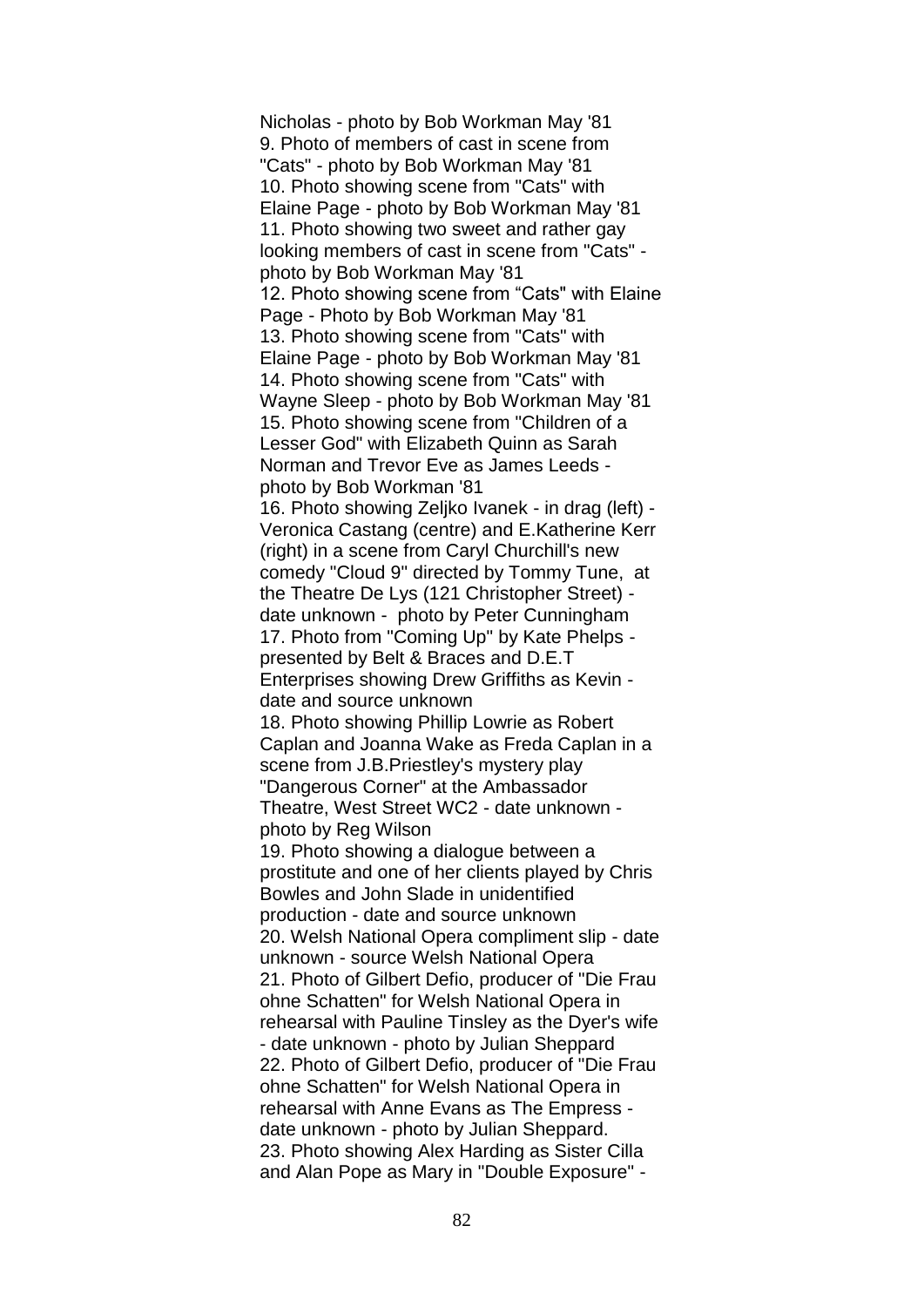Nicholas - photo by Bob Workman May '81
9. Photo of members of cast in scene from "Cats" - photo by Bob Workman May '81
10. Photo showing scene from "Cats" with Elaine Page - photo by Bob Workman May '81
11. Photo showing two sweet and rather gay looking members of cast in scene from "Cats" - photo by Bob Workman May '81
12. Photo showing scene from “Cats" with Elaine Page - Photo by Bob Workman May '81
13. Photo showing scene from "Cats" with Elaine Page - photo by Bob Workman May '81
14. Photo showing scene from "Cats" with Wayne Sleep - photo by Bob Workman May '81
15. Photo showing scene from "Children of a Lesser God" with Elizabeth Quinn as Sarah Norman and Trevor Eve as James Leeds - photo by Bob Workman '81
16. Photo showing Zeljko Ivanek - in drag (left) - Veronica Castang (centre) and E.Katherine Kerr (right) in a scene from Caryl Churchill's new comedy "Cloud 9" directed by Tommy Tune, at the Theatre De Lys (121 Christopher Street) - date unknown - photo by Peter Cunningham
17. Photo from "Coming Up" by Kate Phelps - presented by Belt & Braces and D.E.T Enterprises showing Drew Griffiths as Kevin - date and source unknown
18. Photo showing Phillip Lowrie as Robert Caplan and Joanna Wake as Freda Caplan in a scene from J.B.Priestley's mystery play "Dangerous Corner" at the Ambassador Theatre, West Street WC2 - date unknown - photo by Reg Wilson
19. Photo showing a dialogue between a prostitute and one of her clients played by Chris Bowles and John Slade in unidentified production - date and source unknown
20. Welsh National Opera compliment slip - date unknown - source Welsh National Opera
21. Photo of Gilbert Defio, producer of "Die Frau ohne Schatten" for Welsh National Opera in rehearsal with Pauline Tinsley as the Dyer's wife - date unknown - photo by Julian Sheppard
22. Photo of Gilbert Defio, producer of "Die Frau ohne Schatten" for Welsh National Opera in rehearsal with Anne Evans as The Empress - date unknown - photo by Julian Sheppard.
23. Photo showing Alex Harding as Sister Cilla and Alan Pope as Mary in "Double Exposure" -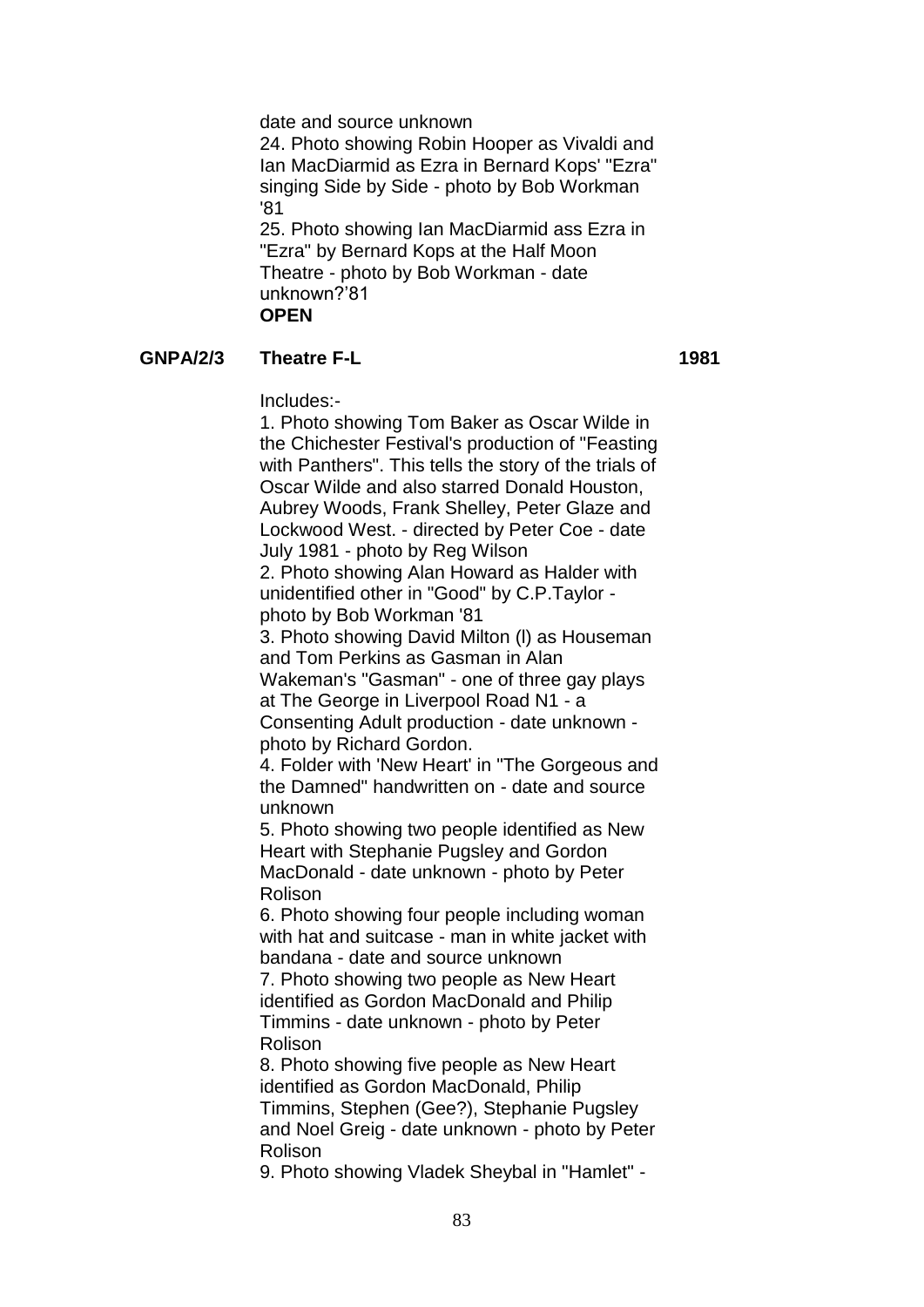date and source unknown
24. Photo showing Robin Hooper as Vivaldi and Ian MacDiarmid as Ezra in Bernard Kops' "Ezra" singing Side by Side - photo by Bob Workman '81
25. Photo showing Ian MacDiarmid ass Ezra in "Ezra" by Bernard Kops at the Half Moon Theatre - photo by Bob Workman - date unknown?'81
**OPEN**

**GNPA/2/3 Theatre F-L** **1981**

Includes:-
1. Photo showing Tom Baker as Oscar Wilde in the Chichester Festival's production of "Feasting with Panthers". This tells the story of the trials of Oscar Wilde and also starred Donald Houston, Aubrey Woods, Frank Shelley, Peter Glaze and Lockwood West. - directed by Peter Coe - date July 1981 - photo by Reg Wilson
2. Photo showing Alan Howard as Halder with unidentified other in "Good" by C.P.Taylor - photo by Bob Workman '81
3. Photo showing David Milton (l) as Houseman and Tom Perkins as Gasman in Alan Wakeman's "Gasman" - one of three gay plays at The George in Liverpool Road N1 - a Consenting Adult production - date unknown - photo by Richard Gordon.
4. Folder with 'New Heart' in "The Gorgeous and the Damned" handwritten on - date and source unknown
5. Photo showing two people identified as New Heart with Stephanie Pugsley and Gordon MacDonald - date unknown - photo by Peter Rolison
6. Photo showing four people including woman with hat and suitcase - man in white jacket with bandana - date and source unknown
7. Photo showing two people as New Heart identified as Gordon MacDonald and Philip Timmins - date unknown - photo by Peter Rolison
8. Photo showing five people as New Heart identified as Gordon MacDonald, Philip Timmins, Stephen (Gee?), Stephanie Pugsley and Noel Greig - date unknown - photo by Peter Rolison
9. Photo showing Vladek Sheybal in "Hamlet" -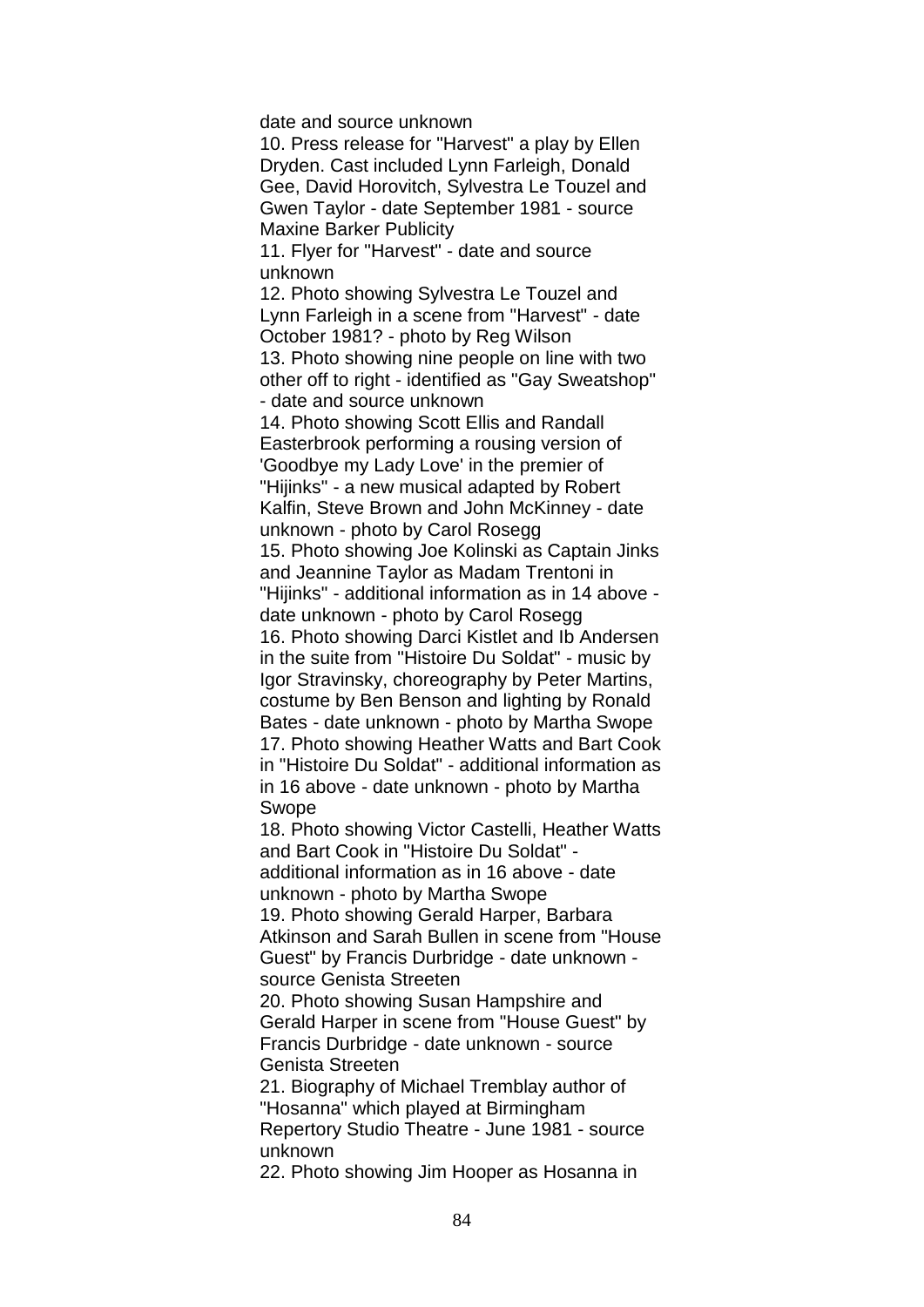date and source unknown

10. Press release for "Harvest" a play by Ellen Dryden. Cast included Lynn Farleigh, Donald Gee, David Horovitch, Sylvestra Le Touzel and Gwen Taylor - date September 1981 - source Maxine Barker Publicity

11. Flyer for "Harvest" - date and source unknown

12. Photo showing Sylvestra Le Touzel and Lynn Farleigh in a scene from "Harvest" - date October 1981? - photo by Reg Wilson

13. Photo showing nine people on line with two other off to right - identified as "Gay Sweatshop" - date and source unknown

14. Photo showing Scott Ellis and Randall Easterbrook performing a rousing version of 'Goodbye my Lady Love' in the premier of "Hijinks" - a new musical adapted by Robert Kalfin, Steve Brown and John McKinney - date unknown - photo by Carol Rosegg

15. Photo showing Joe Kolinski as Captain Jinks and Jeannine Taylor as Madam Trentoni in "Hijinks" - additional information as in 14 above - date unknown - photo by Carol Rosegg

16. Photo showing Darci Kistlet and Ib Andersen in the suite from "Histoire Du Soldat" - music by Igor Stravinsky, choreography by Peter Martins, costume by Ben Benson and lighting by Ronald Bates - date unknown - photo by Martha Swope

17. Photo showing Heather Watts and Bart Cook in "Histoire Du Soldat" - additional information as in 16 above - date unknown - photo by Martha Swope

18. Photo showing Victor Castelli, Heather Watts and Bart Cook in "Histoire Du Soldat" - additional information as in 16 above - date unknown - photo by Martha Swope

19. Photo showing Gerald Harper, Barbara Atkinson and Sarah Bullen in scene from "House Guest" by Francis Durbridge - date unknown - source Genista Streeten

20. Photo showing Susan Hampshire and Gerald Harper in scene from "House Guest" by Francis Durbridge - date unknown - source Genista Streeten

21. Biography of Michael Tremblay author of "Hosanna" which played at Birmingham Repertory Studio Theatre - June 1981 - source unknown

22. Photo showing Jim Hooper as Hosanna in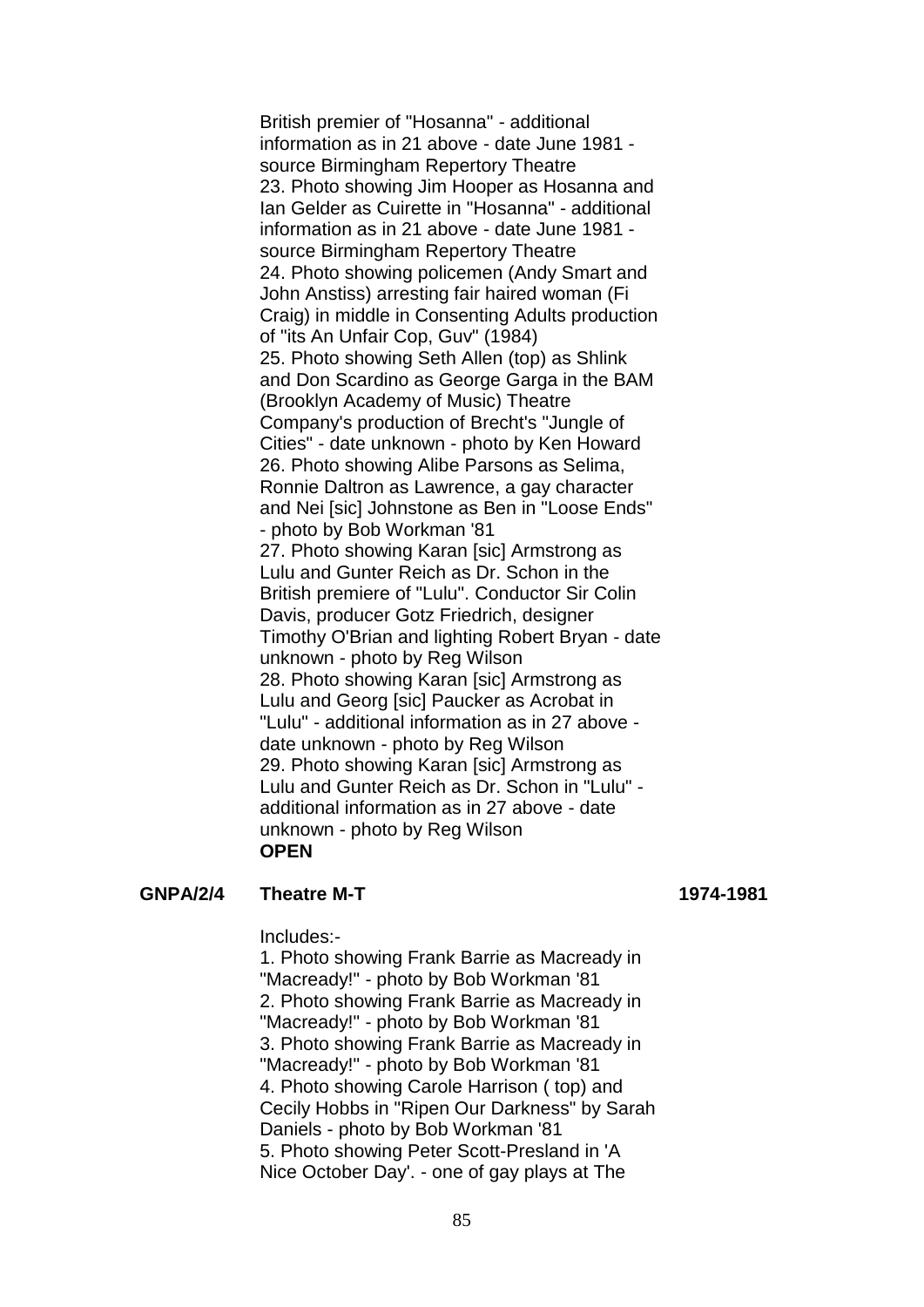British premier of "Hosanna" - additional information as in 21 above - date June 1981 - source Birmingham Repertory Theatre

23. Photo showing Jim Hooper as Hosanna and Ian Gelder as Cuirette in "Hosanna" - additional information as in 21 above - date June 1981 - source Birmingham Repertory Theatre

24. Photo showing policemen (Andy Smart and John Anstiss) arresting fair haired woman (Fi Craig) in middle in Consenting Adults production of "its An Unfair Cop, Guv" (1984)

25. Photo showing Seth Allen (top) as Shlink and Don Scardino as George Garga in the BAM (Brooklyn Academy of Music) Theatre Company's production of Brecht's "Jungle of Cities" - date unknown - photo by Ken Howard

26. Photo showing Alibe Parsons as Selima, Ronnie Daltron as Lawrence, a gay character and Nei [sic] Johnstone as Ben in "Loose Ends" - photo by Bob Workman '81

27. Photo showing Karan [sic] Armstrong as Lulu and Gunter Reich as Dr. Schon in the British premiere of "Lulu". Conductor Sir Colin Davis, producer Gotz Friedrich, designer Timothy O'Brian and lighting Robert Bryan - date unknown - photo by Reg Wilson

28. Photo showing Karan [sic] Armstrong as Lulu and Georg [sic] Paucker as Acrobat in "Lulu" - additional information as in 27 above - date unknown - photo by Reg Wilson

29. Photo showing Karan [sic] Armstrong as Lulu and Gunter Reich as Dr. Schon in "Lulu" - additional information as in 27 above - date unknown - photo by Reg Wilson

**OPEN**

**GNPA/2/4 Theatre M-T** **1974-1981**

Includes:-

1. Photo showing Frank Barrie as Macready in "Macready!" - photo by Bob Workman '81
2. Photo showing Frank Barrie as Macready in "Macready!" - photo by Bob Workman '81
3. Photo showing Frank Barrie as Macready in "Macready!" - photo by Bob Workman '81
4. Photo showing Carole Harrison ( top) and Cecily Hobbs in "Ripen Our Darkness" by Sarah Daniels - photo by Bob Workman '81
5. Photo showing Peter Scott-Presland in 'A Nice October Day'. - one of gay plays at The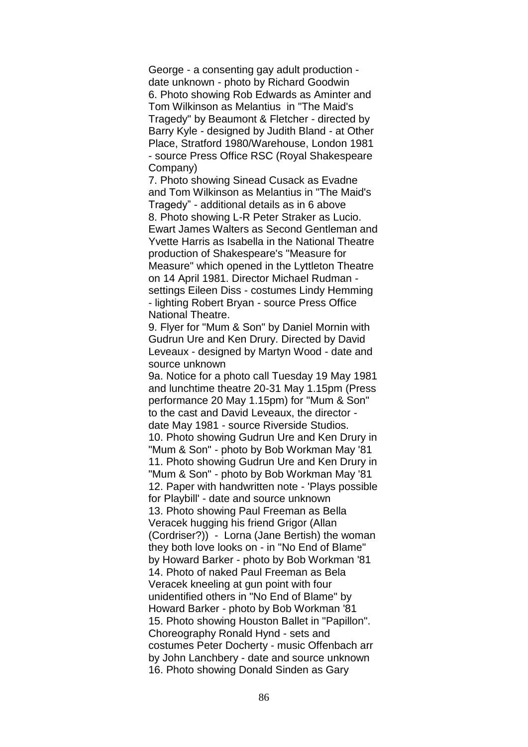George - a consenting gay adult production - date unknown - photo by Richard Goodwin

6. Photo showing Rob Edwards as Aminter and Tom Wilkinson as Melantius in "The Maid's Tragedy" by Beaumont & Fletcher - directed by Barry Kyle - designed by Judith Bland - at Other Place, Stratford 1980/Warehouse, London 1981 - source Press Office RSC (Royal Shakespeare Company)

7. Photo showing Sinead Cusack as Evadne and Tom Wilkinson as Melantius in "The Maid's Tragedy" - additional details as in 6 above

8. Photo showing L-R Peter Straker as Lucio. Ewart James Walters as Second Gentleman and Yvette Harris as Isabella in the National Theatre production of Shakespeare's "Measure for Measure" which opened in the Lyttleton Theatre on 14 April 1981. Director Michael Rudman - settings Eileen Diss - costumes Lindy Hemming - lighting Robert Bryan - source Press Office National Theatre.

9. Flyer for "Mum & Son" by Daniel Mornin with Gudrun Ure and Ken Drury. Directed by David Leveaux - designed by Martyn Wood - date and source unknown

9a. Notice for a photo call Tuesday 19 May 1981 and lunchtime theatre 20-31 May 1.15pm (Press performance 20 May 1.15pm) for "Mum & Son" to the cast and David Leveaux, the director - date May 1981 - source Riverside Studios.

10. Photo showing Gudrun Ure and Ken Drury in "Mum & Son" - photo by Bob Workman May '81

11. Photo showing Gudrun Ure and Ken Drury in "Mum & Son" - photo by Bob Workman May '81

12. Paper with handwritten note - 'Plays possible for Playbill' - date and source unknown

13. Photo showing Paul Freeman as Bella Veracek hugging his friend Grigor (Allan (Cordriser?)) - Lorna (Jane Bertish) the woman they both love looks on - in "No End of Blame" by Howard Barker - photo by Bob Workman '81

14. Photo of naked Paul Freeman as Bela Veracek kneeling at gun point with four unidentified others in "No End of Blame" by Howard Barker - photo by Bob Workman '81

15. Photo showing Houston Ballet in "Papillon". Choreography Ronald Hynd - sets and costumes Peter Docherty - music Offenbach arr by John Lanchbery - date and source unknown

16. Photo showing Donald Sinden as Gary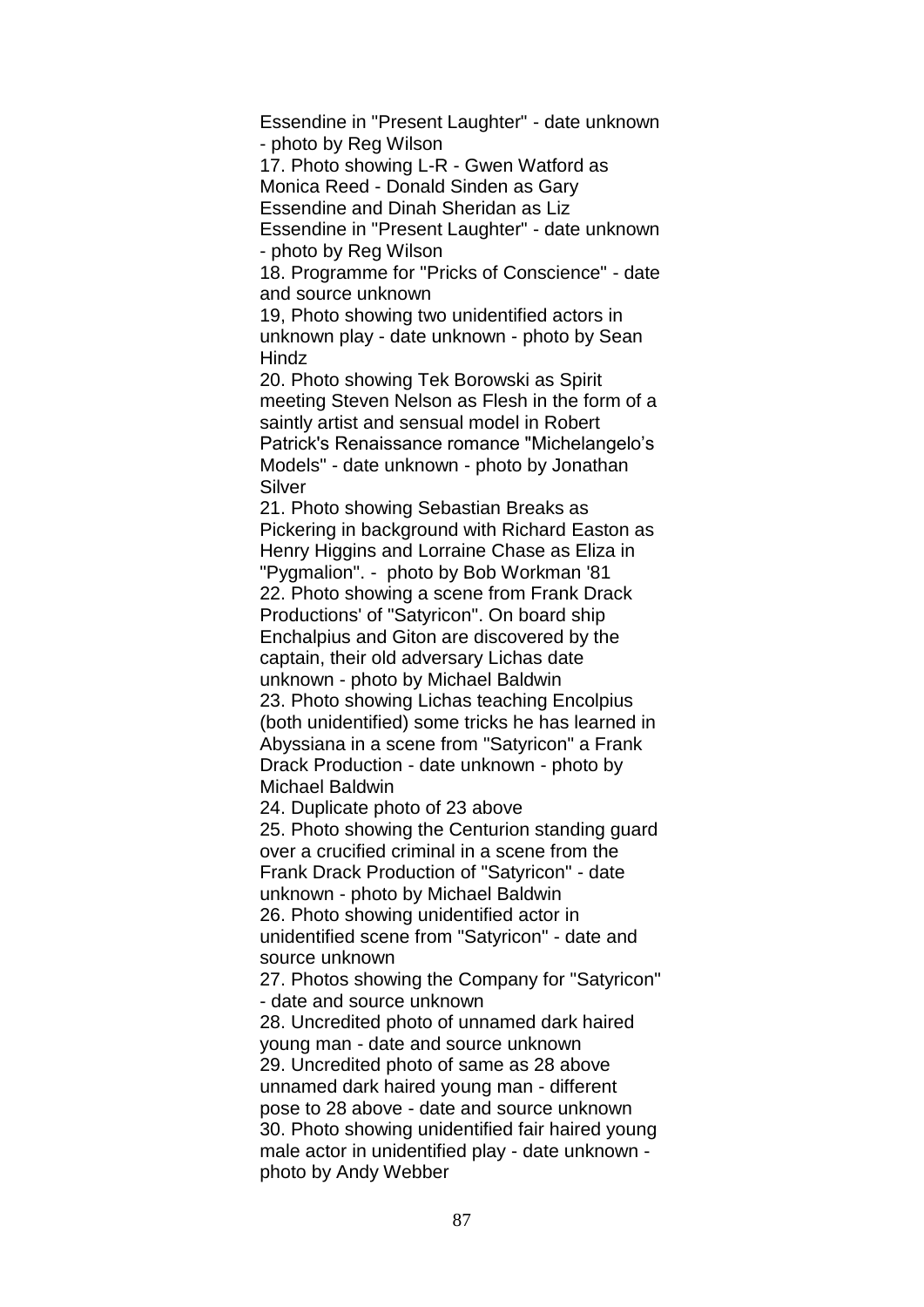Essendine in "Present Laughter" - date unknown - photo by Reg Wilson

17. Photo showing L-R - Gwen Watford as Monica Reed - Donald Sinden as Gary Essendine and Dinah Sheridan as Liz Essendine in "Present Laughter" - date unknown - photo by Reg Wilson

18. Programme for "Pricks of Conscience" - date and source unknown

19, Photo showing two unidentified actors in unknown play - date unknown - photo by Sean Hindz

20. Photo showing Tek Borowski as Spirit meeting Steven Nelson as Flesh in the form of a saintly artist and sensual model in Robert Patrick's Renaissance romance "Michelangelo's Models" - date unknown - photo by Jonathan Silver

21. Photo showing Sebastian Breaks as Pickering in background with Richard Easton as Henry Higgins and Lorraine Chase as Eliza in "Pygmalion". - photo by Bob Workman '81

22. Photo showing a scene from Frank Drack Productions' of "Satyricon". On board ship Enchalpius and Giton are discovered by the captain, their old adversary Lichas date unknown - photo by Michael Baldwin

23. Photo showing Lichas teaching Encolpius (both unidentified) some tricks he has learned in Abyssiana in a scene from "Satyricon" a Frank Drack Production - date unknown - photo by Michael Baldwin

24. Duplicate photo of 23 above

25. Photo showing the Centurion standing guard over a crucified criminal in a scene from the Frank Drack Production of "Satyricon" - date unknown - photo by Michael Baldwin

26. Photo showing unidentified actor in unidentified scene from "Satyricon" - date and source unknown

27. Photos showing the Company for "Satyricon" - date and source unknown

28. Uncredited photo of unnamed dark haired young man - date and source unknown

29. Uncredited photo of same as 28 above unnamed dark haired young man - different pose to 28 above - date and source unknown

30. Photo showing unidentified fair haired young male actor in unidentified play - date unknown - photo by Andy Webber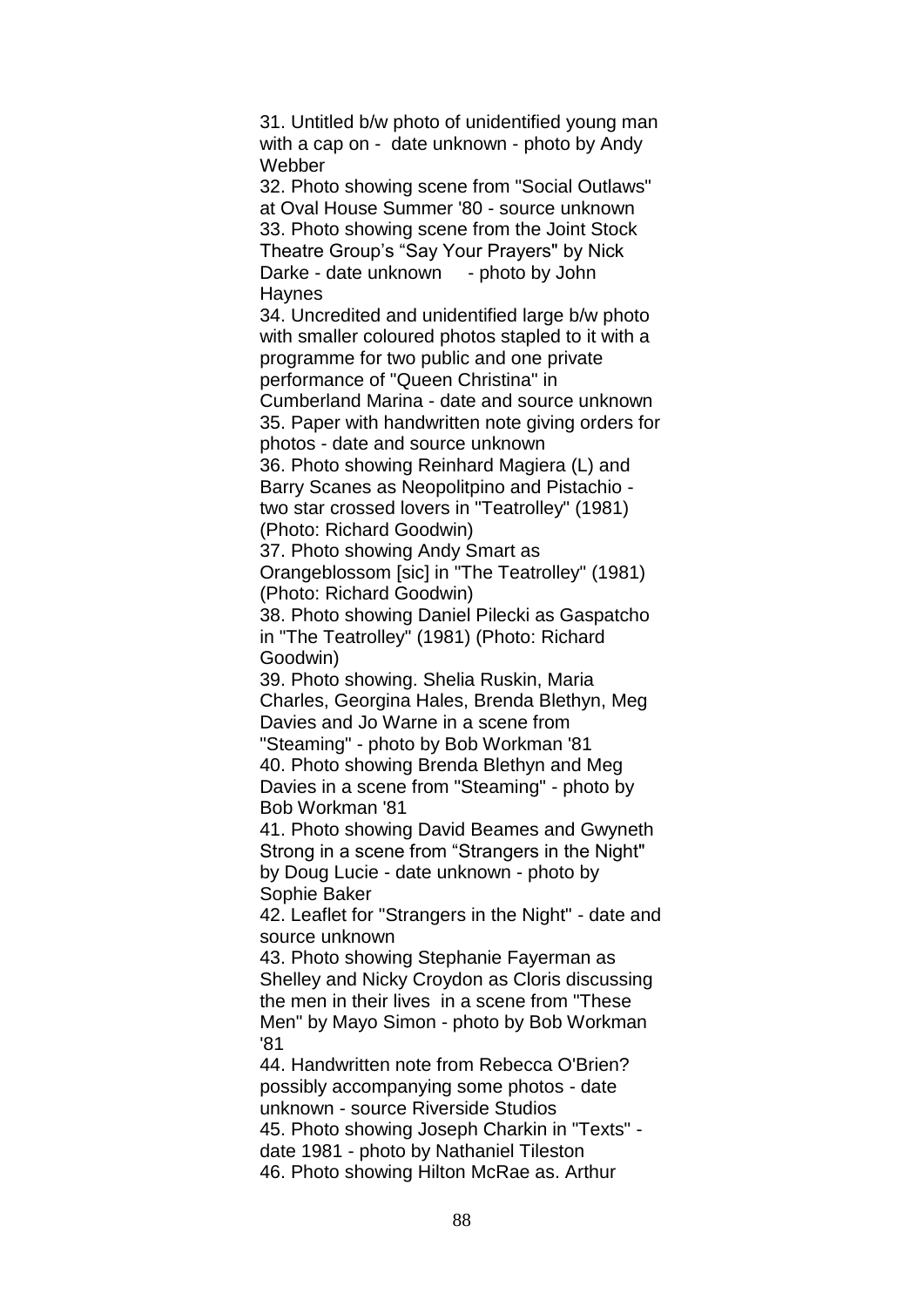31. Untitled b/w photo of unidentified young man with a cap on - date unknown - photo by Andy Webber

32. Photo showing scene from "Social Outlaws" at Oval House Summer '80 - source unknown

33. Photo showing scene from the Joint Stock Theatre Group's "Say Your Prayers" by Nick Darke - date unknown - photo by John Haynes

34. Uncredited and unidentified large b/w photo with smaller coloured photos stapled to it with a programme for two public and one private performance of "Queen Christina" in Cumberland Marina - date and source unknown

35. Paper with handwritten note giving orders for photos - date and source unknown

36. Photo showing Reinhard Magiera (L) and Barry Scanes as Neopolitpino and Pistachio - two star crossed lovers in "Teatrolley" (1981) (Photo: Richard Goodwin)

37. Photo showing Andy Smart as Orangeblossom [sic] in "The Teatrolley" (1981) (Photo: Richard Goodwin)

38. Photo showing Daniel Pilecki as Gaspatcho in "The Teatrolley" (1981) (Photo: Richard Goodwin)

39. Photo showing. Shelia Ruskin, Maria Charles, Georgina Hales, Brenda Blethyn, Meg Davies and Jo Warne in a scene from "Steaming" - photo by Bob Workman '81

40. Photo showing Brenda Blethyn and Meg Davies in a scene from "Steaming" - photo by Bob Workman '81

41. Photo showing David Beames and Gwyneth Strong in a scene from "Strangers in the Night" by Doug Lucie - date unknown - photo by Sophie Baker

42. Leaflet for "Strangers in the Night" - date and source unknown

43. Photo showing Stephanie Fayerman as Shelley and Nicky Croydon as Cloris discussing the men in their lives in a scene from "These Men" by Mayo Simon - photo by Bob Workman '81

44. Handwritten note from Rebecca O'Brien? possibly accompanying some photos - date unknown - source Riverside Studios

45. Photo showing Joseph Charkin in "Texts" - date 1981 - photo by Nathaniel Tileston

46. Photo showing Hilton McRae as. Arthur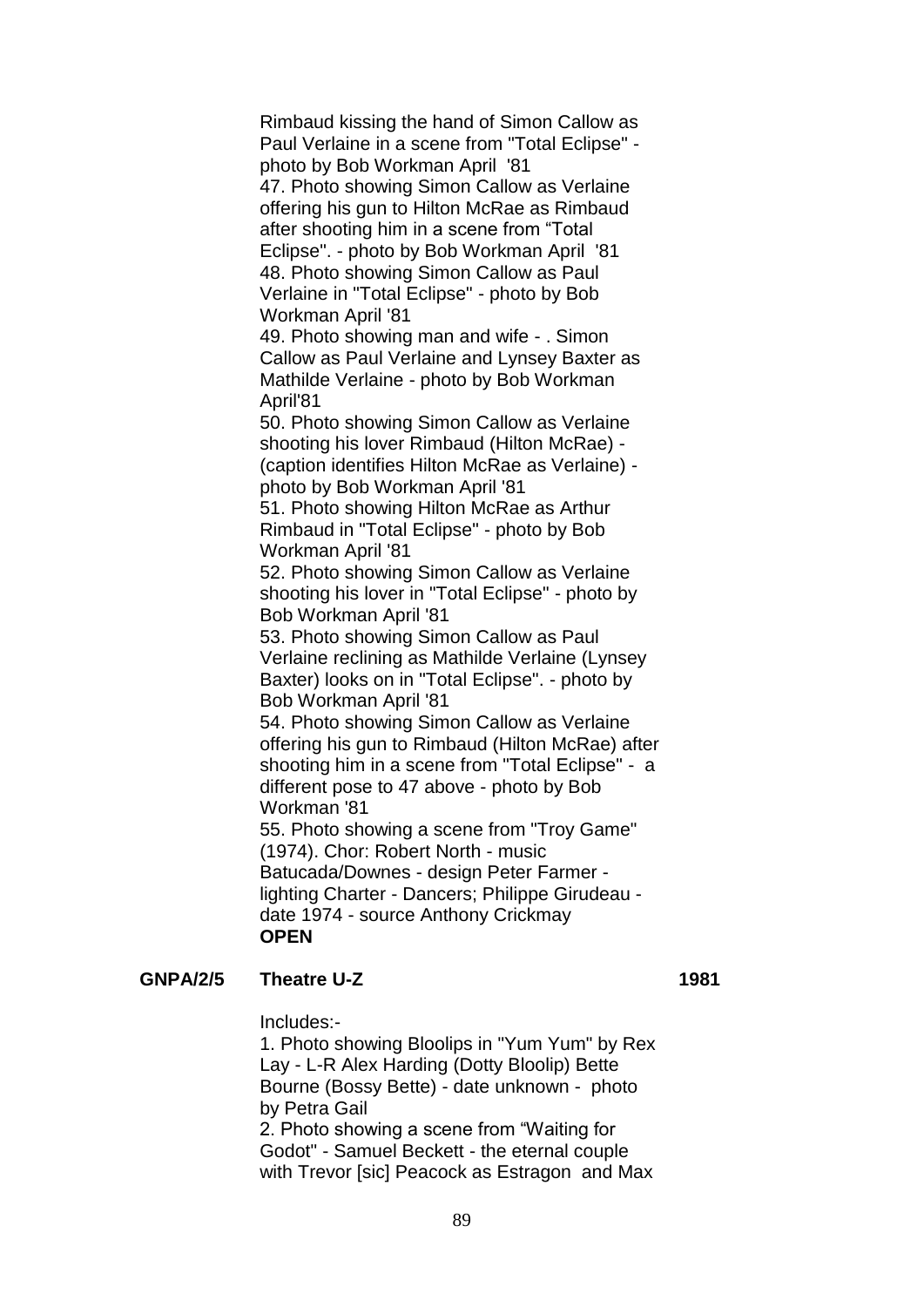Rimbaud kissing the hand of Simon Callow as Paul Verlaine in a scene from "Total Eclipse" - photo by Bob Workman April '81

47. Photo showing Simon Callow as Verlaine offering his gun to Hilton McRae as Rimbaud after shooting him in a scene from "Total Eclipse". - photo by Bob Workman April '81

48. Photo showing Simon Callow as Paul Verlaine in "Total Eclipse" - photo by Bob Workman April '81

49. Photo showing man and wife - . Simon Callow as Paul Verlaine and Lynsey Baxter as Mathilde Verlaine - photo by Bob Workman April'81

50. Photo showing Simon Callow as Verlaine shooting his lover Rimbaud (Hilton McRae) - (caption identifies Hilton McRae as Verlaine) - photo by Bob Workman April '81

51. Photo showing Hilton McRae as Arthur Rimbaud in "Total Eclipse" - photo by Bob Workman April '81

52. Photo showing Simon Callow as Verlaine shooting his lover in "Total Eclipse" - photo by Bob Workman April '81

53. Photo showing Simon Callow as Paul Verlaine reclining as Mathilde Verlaine (Lynsey Baxter) looks on in "Total Eclipse". - photo by Bob Workman April '81

54. Photo showing Simon Callow as Verlaine offering his gun to Rimbaud (Hilton McRae) after shooting him in a scene from "Total Eclipse" - a different pose to 47 above - photo by Bob Workman '81

55. Photo showing a scene from "Troy Game" (1974). Chor: Robert North - music Batucada/Downes - design Peter Farmer - lighting Charter - Dancers; Philippe Girudeau - date 1974 - source Anthony Crickmay

**OPEN**

**GNPA/2/5 Theatre U-Z 1981**

Includes:-

1. Photo showing Bloolips in "Yum Yum" by Rex Lay - L-R Alex Harding (Dotty Bloolip) Bette Bourne (Bossy Bette) - date unknown - photo by Petra Gail

2. Photo showing a scene from "Waiting for Godot" - Samuel Beckett - the eternal couple with Trevor [sic] Peacock as Estragon and Max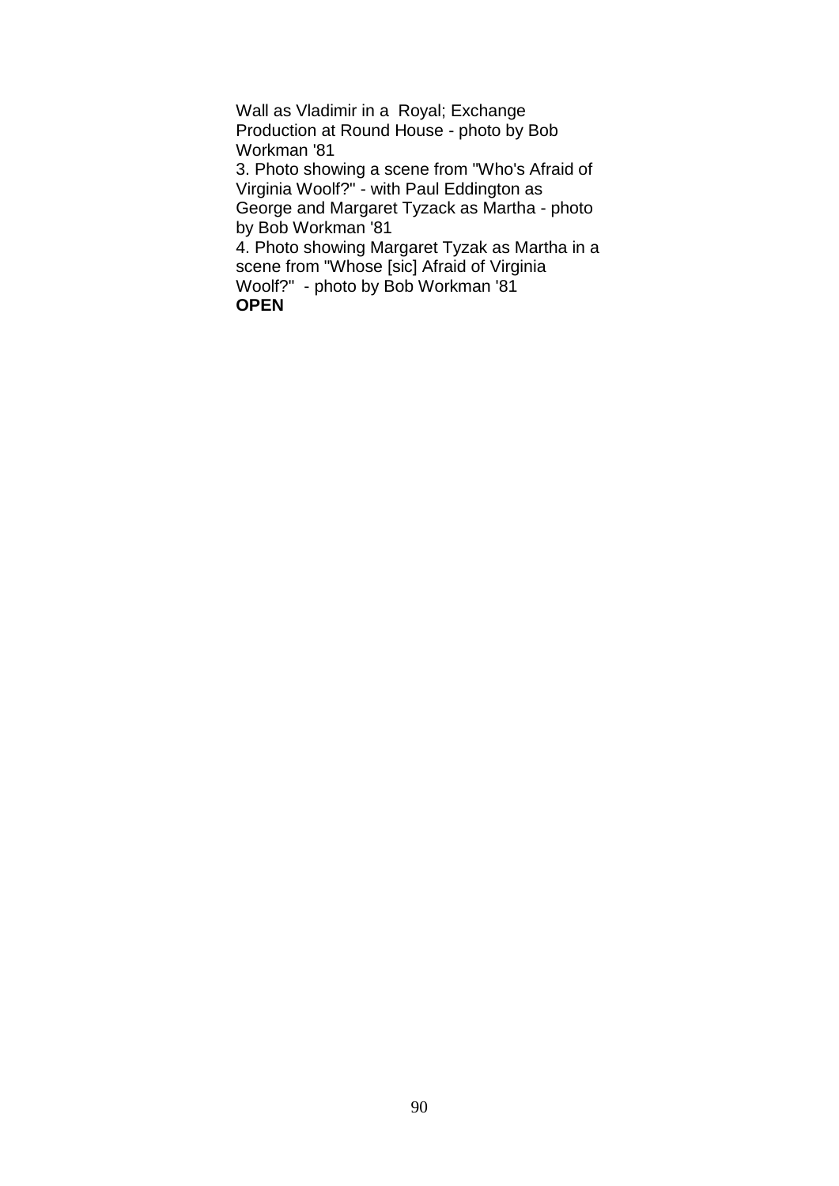Wall as Vladimir in a  Royal; Exchange Production at Round House - photo by Bob Workman '81

3. Photo showing a scene from "Who's Afraid of Virginia Woolf?" - with Paul Eddington as George and Margaret Tyzack as Martha - photo by Bob Workman '81

4. Photo showing Margaret Tyzak as Martha in a scene from "Whose [sic] Afraid of Virginia Woolf?"  - photo by Bob Workman '81

**OPEN**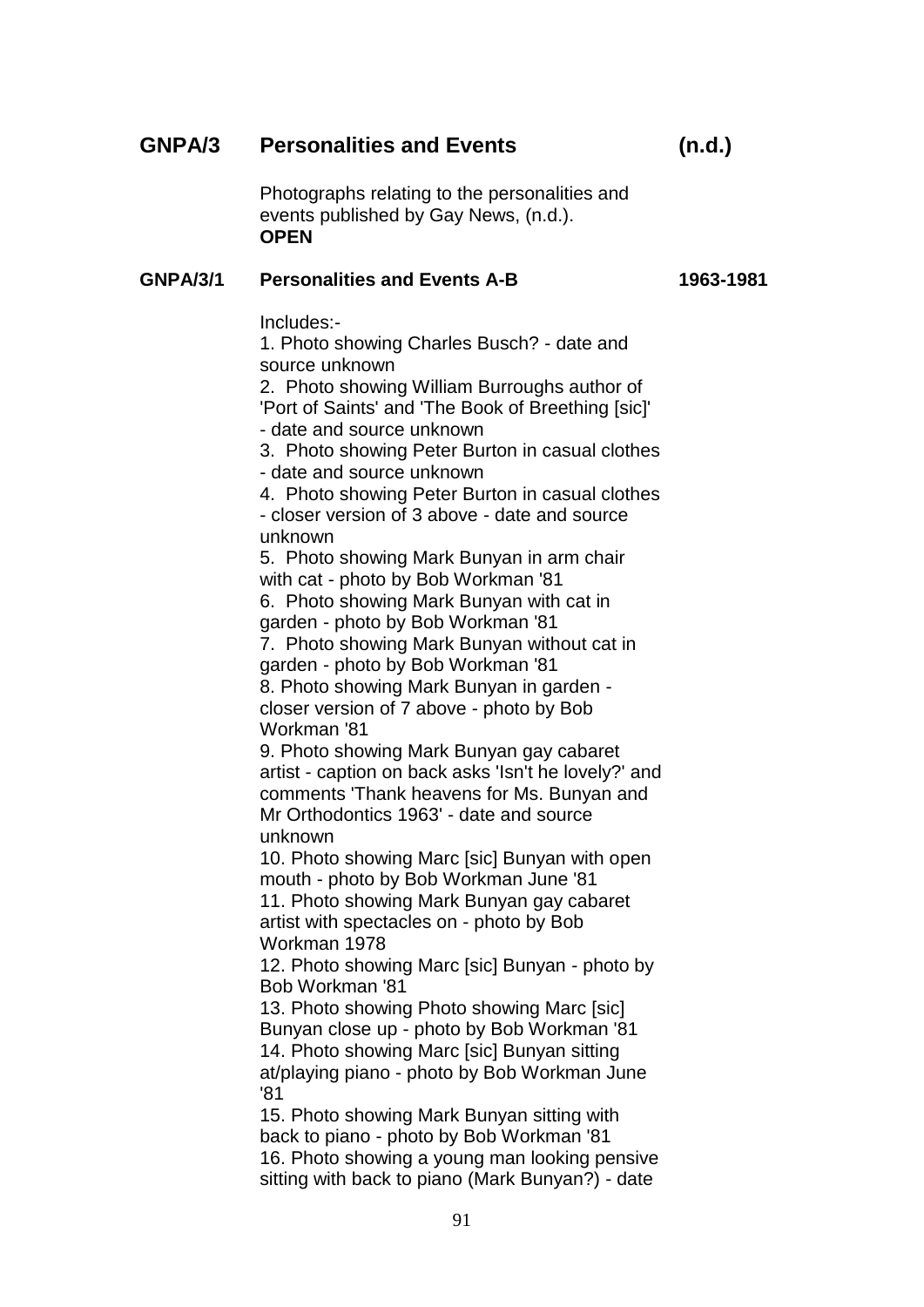## GNPA/3 Personalities and Events (n.d.)

Photographs relating to the personalities and events published by Gay News, (n.d.).
**OPEN**

### GNPA/3/1 Personalities and Events A-B 1963-1981

Includes:-

1. Photo showing Charles Busch? - date and source unknown
2. Photo showing William Burroughs author of 'Port of Saints' and 'The Book of Breething [sic]' - date and source unknown
3. Photo showing Peter Burton in casual clothes - date and source unknown
4. Photo showing Peter Burton in casual clothes - closer version of 3 above - date and source unknown
5. Photo showing Mark Bunyan in arm chair with cat - photo by Bob Workman '81
6. Photo showing Mark Bunyan with cat in garden - photo by Bob Workman '81
7. Photo showing Mark Bunyan without cat in garden - photo by Bob Workman '81
8. Photo showing Mark Bunyan in garden - closer version of 7 above - photo by Bob Workman '81
9. Photo showing Mark Bunyan gay cabaret artist - caption on back asks 'Isn't he lovely?' and comments 'Thank heavens for Ms. Bunyan and Mr Orthodontics 1963' - date and source unknown
10. Photo showing Marc [sic] Bunyan with open mouth - photo by Bob Workman June '81
11. Photo showing Mark Bunyan gay cabaret artist with spectacles on - photo by Bob Workman 1978
12. Photo showing Marc [sic] Bunyan - photo by Bob Workman '81
13. Photo showing Photo showing Marc [sic] Bunyan close up - photo by Bob Workman '81
14. Photo showing Marc [sic] Bunyan sitting at/playing piano - photo by Bob Workman June '81
15. Photo showing Mark Bunyan sitting with back to piano - photo by Bob Workman '81
16. Photo showing a young man looking pensive sitting with back to piano (Mark Bunyan?) - date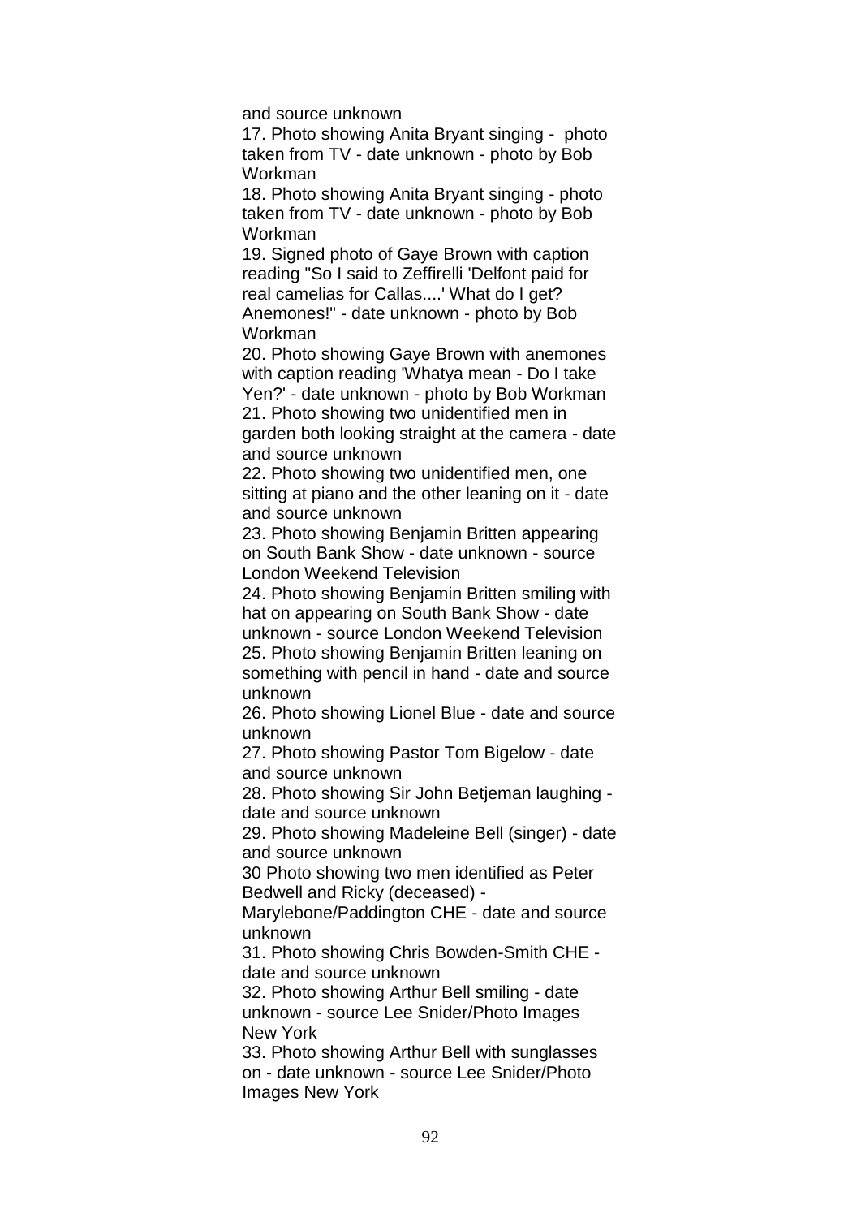and source unknown

17. Photo showing Anita Bryant singing - photo taken from TV - date unknown - photo by Bob Workman

18. Photo showing Anita Bryant singing - photo taken from TV - date unknown - photo by Bob Workman

19. Signed photo of Gaye Brown with caption reading "So I said to Zeffirelli 'Delfont paid for real camelias for Callas....' What do I get? Anemones!" - date unknown - photo by Bob Workman

20. Photo showing Gaye Brown with anemones with caption reading 'Whatya mean - Do I take Yen?' - date unknown - photo by Bob Workman

21. Photo showing two unidentified men in garden both looking straight at the camera - date and source unknown

22. Photo showing two unidentified men, one sitting at piano and the other leaning on it - date and source unknown

23. Photo showing Benjamin Britten appearing on South Bank Show - date unknown - source London Weekend Television

24. Photo showing Benjamin Britten smiling with hat on appearing on South Bank Show - date unknown - source London Weekend Television

25. Photo showing Benjamin Britten leaning on something with pencil in hand - date and source unknown

26. Photo showing Lionel Blue - date and source unknown

27. Photo showing Pastor Tom Bigelow - date and source unknown

28. Photo showing Sir John Betjeman laughing - date and source unknown

29. Photo showing Madeleine Bell (singer) - date and source unknown

30 Photo showing two men identified as Peter Bedwell and Ricky (deceased) - Marylebone/Paddington CHE - date and source unknown

31. Photo showing Chris Bowden-Smith CHE - date and source unknown

32. Photo showing Arthur Bell smiling - date unknown - source Lee Snider/Photo Images New York

33. Photo showing Arthur Bell with sunglasses on - date unknown - source Lee Snider/Photo Images New York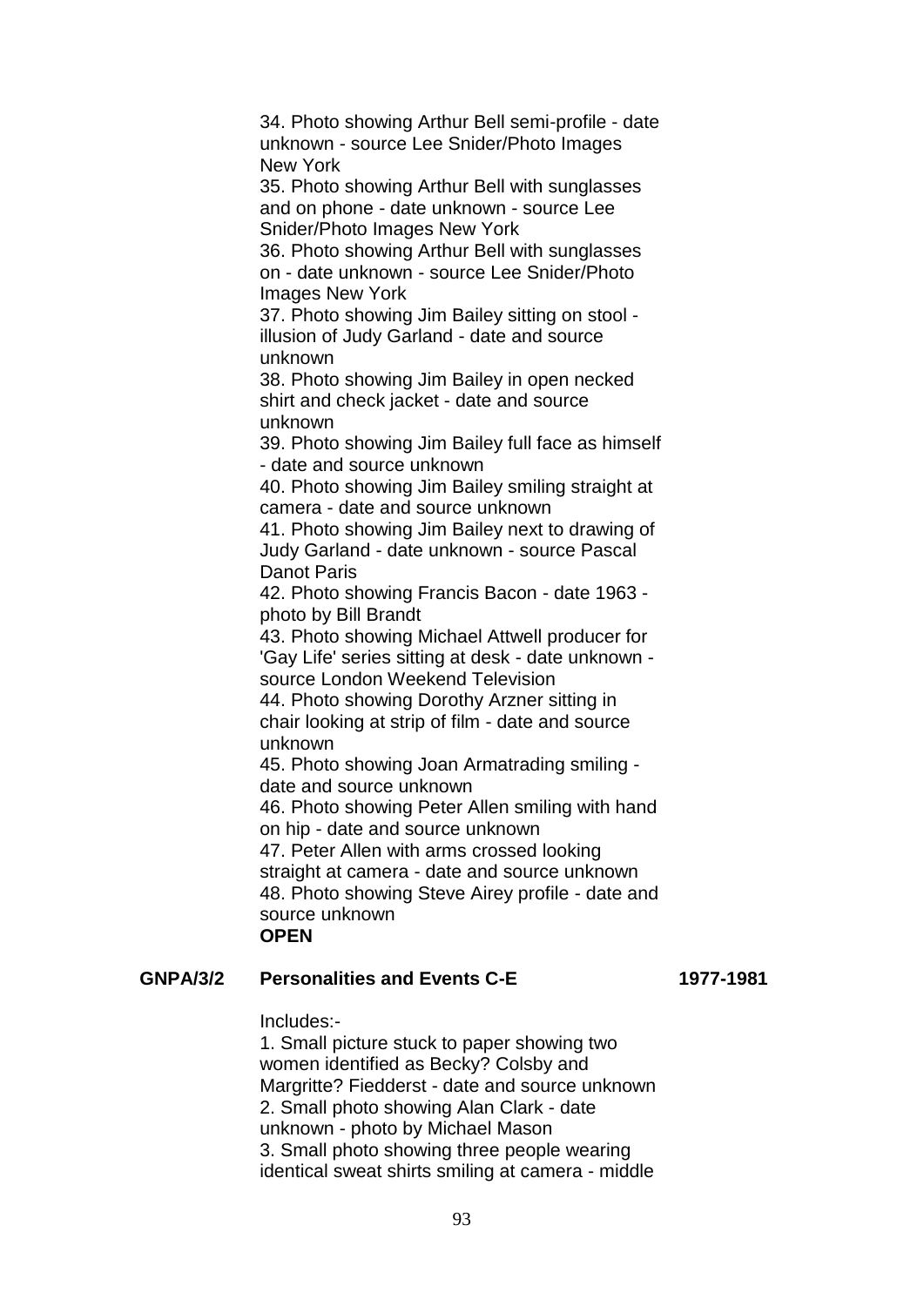34. Photo showing Arthur Bell semi-profile - date unknown - source Lee Snider/Photo Images New York
35. Photo showing Arthur Bell with sunglasses and on phone - date unknown - source Lee Snider/Photo Images New York
36. Photo showing Arthur Bell with sunglasses on - date unknown - source Lee Snider/Photo Images New York
37. Photo showing Jim Bailey sitting on stool - illusion of Judy Garland - date and source unknown
38. Photo showing Jim Bailey in open necked shirt and check jacket - date and source unknown
39. Photo showing Jim Bailey full face as himself - date and source unknown
40. Photo showing Jim Bailey smiling straight at camera - date and source unknown
41. Photo showing Jim Bailey next to drawing of Judy Garland - date unknown - source Pascal Danot Paris
42. Photo showing Francis Bacon - date 1963 - photo by Bill Brandt
43. Photo showing Michael Attwell producer for 'Gay Life' series sitting at desk - date unknown - source London Weekend Television
44. Photo showing Dorothy Arzner sitting in chair looking at strip of film - date and source unknown
45. Photo showing Joan Armatrading smiling - date and source unknown
46. Photo showing Peter Allen smiling with hand on hip - date and source unknown
47. Peter Allen with arms crossed looking straight at camera - date and source unknown
48. Photo showing Steve Airey profile - date and source unknown

**OPEN**

**GNPA/3/2 Personalities and Events C-E 1977-1981**

Includes:-

1. Small picture stuck to paper showing two women identified as Becky? Colsby and Margritte? Fiedderst - date and source unknown
2. Small photo showing Alan Clark - date unknown - photo by Michael Mason
3. Small photo showing three people wearing identical sweat shirts smiling at camera - middle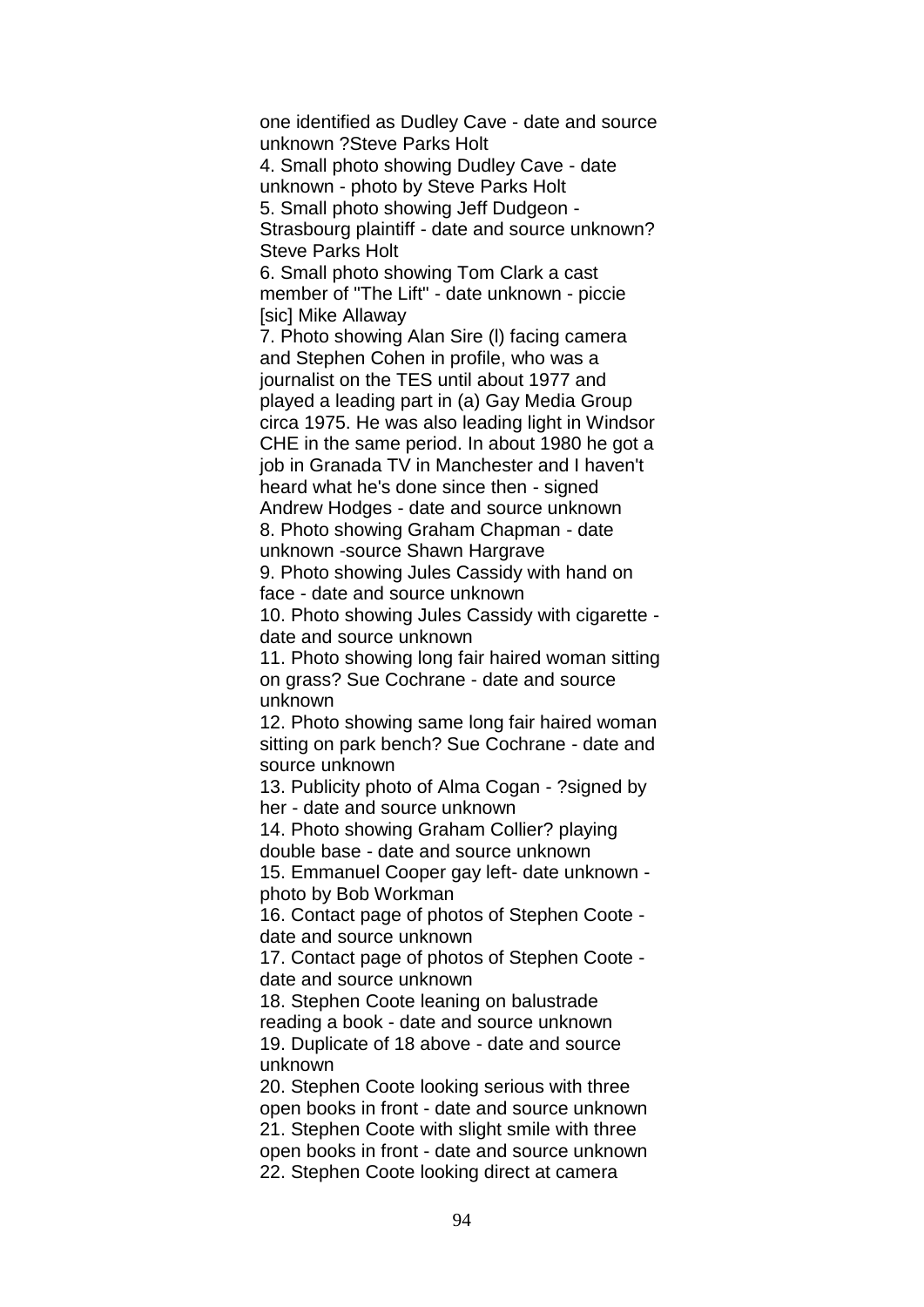one identified as Dudley Cave - date and source unknown ?Steve Parks Holt

4. Small photo showing Dudley Cave - date unknown - photo by Steve Parks Holt
5. Small photo showing Jeff Dudgeon - Strasbourg plaintiff - date and source unknown? Steve Parks Holt
6. Small photo showing Tom Clark a cast member of "The Lift" - date unknown - piccie [sic] Mike Allaway
7. Photo showing Alan Sire (l) facing camera and Stephen Cohen in profile, who was a journalist on the TES until about 1977 and played a leading part in (a) Gay Media Group circa 1975. He was also leading light in Windsor CHE in the same period. In about 1980 he got a job in Granada TV in Manchester and I haven't heard what he's done since then - signed Andrew Hodges - date and source unknown
8. Photo showing Graham Chapman - date unknown -source Shawn Hargrave
9. Photo showing Jules Cassidy with hand on face - date and source unknown
10. Photo showing Jules Cassidy with cigarette - date and source unknown
11. Photo showing long fair haired woman sitting on grass? Sue Cochrane - date and source unknown
12. Photo showing same long fair haired woman sitting on park bench? Sue Cochrane - date and source unknown
13. Publicity photo of Alma Cogan - ?signed by her - date and source unknown
14. Photo showing Graham Collier? playing double base - date and source unknown
15. Emmanuel Cooper gay left- date unknown - photo by Bob Workman
16. Contact page of photos of Stephen Coote - date and source unknown
17. Contact page of photos of Stephen Coote - date and source unknown
18. Stephen Coote leaning on balustrade reading a book - date and source unknown
19. Duplicate of 18 above - date and source unknown
20. Stephen Coote looking serious with three open books in front - date and source unknown
21. Stephen Coote with slight smile with three open books in front - date and source unknown
22. Stephen Coote looking direct at camera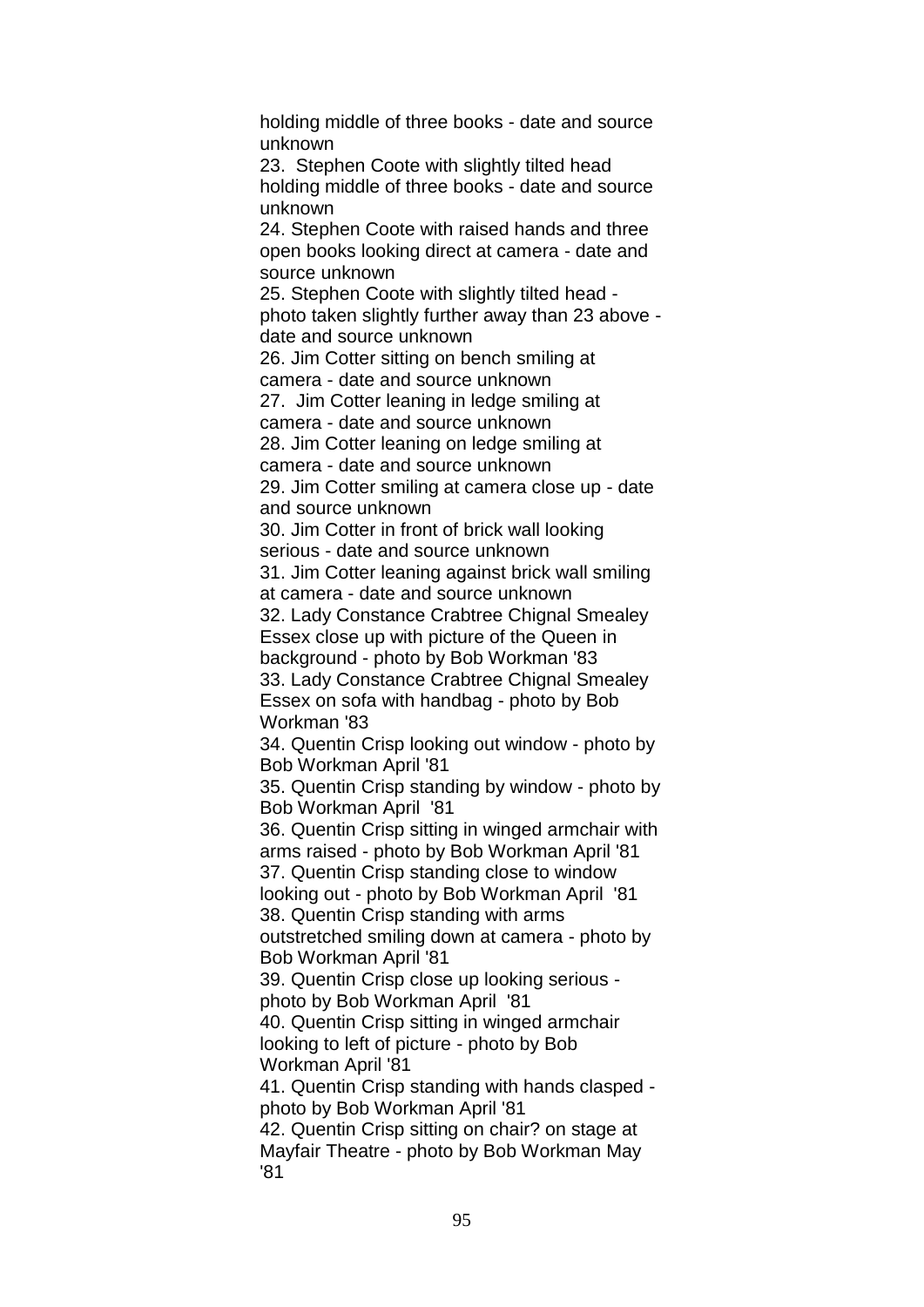holding middle of three books - date and source unknown

23. Stephen Coote with slightly tilted head holding middle of three books - date and source unknown

24. Stephen Coote with raised hands and three open books looking direct at camera - date and source unknown

25. Stephen Coote with slightly tilted head - photo taken slightly further away than 23 above - date and source unknown

26. Jim Cotter sitting on bench smiling at camera - date and source unknown

27. Jim Cotter leaning in ledge smiling at camera - date and source unknown

28. Jim Cotter leaning on ledge smiling at camera - date and source unknown

29. Jim Cotter smiling at camera close up - date and source unknown

30. Jim Cotter in front of brick wall looking serious - date and source unknown

31. Jim Cotter leaning against brick wall smiling at camera - date and source unknown

32. Lady Constance Crabtree Chignal Smealey Essex close up with picture of the Queen in background - photo by Bob Workman '83

33. Lady Constance Crabtree Chignal Smealey Essex on sofa with handbag - photo by Bob Workman '83

34. Quentin Crisp looking out window - photo by Bob Workman April '81

35. Quentin Crisp standing by window - photo by Bob Workman April '81

36. Quentin Crisp sitting in winged armchair with arms raised - photo by Bob Workman April '81

37. Quentin Crisp standing close to window looking out - photo by Bob Workman April '81

38. Quentin Crisp standing with arms outstretched smiling down at camera - photo by Bob Workman April '81

39. Quentin Crisp close up looking serious - photo by Bob Workman April '81

40. Quentin Crisp sitting in winged armchair looking to left of picture - photo by Bob Workman April '81

41. Quentin Crisp standing with hands clasped - photo by Bob Workman April '81

42. Quentin Crisp sitting on chair? on stage at Mayfair Theatre - photo by Bob Workman May '81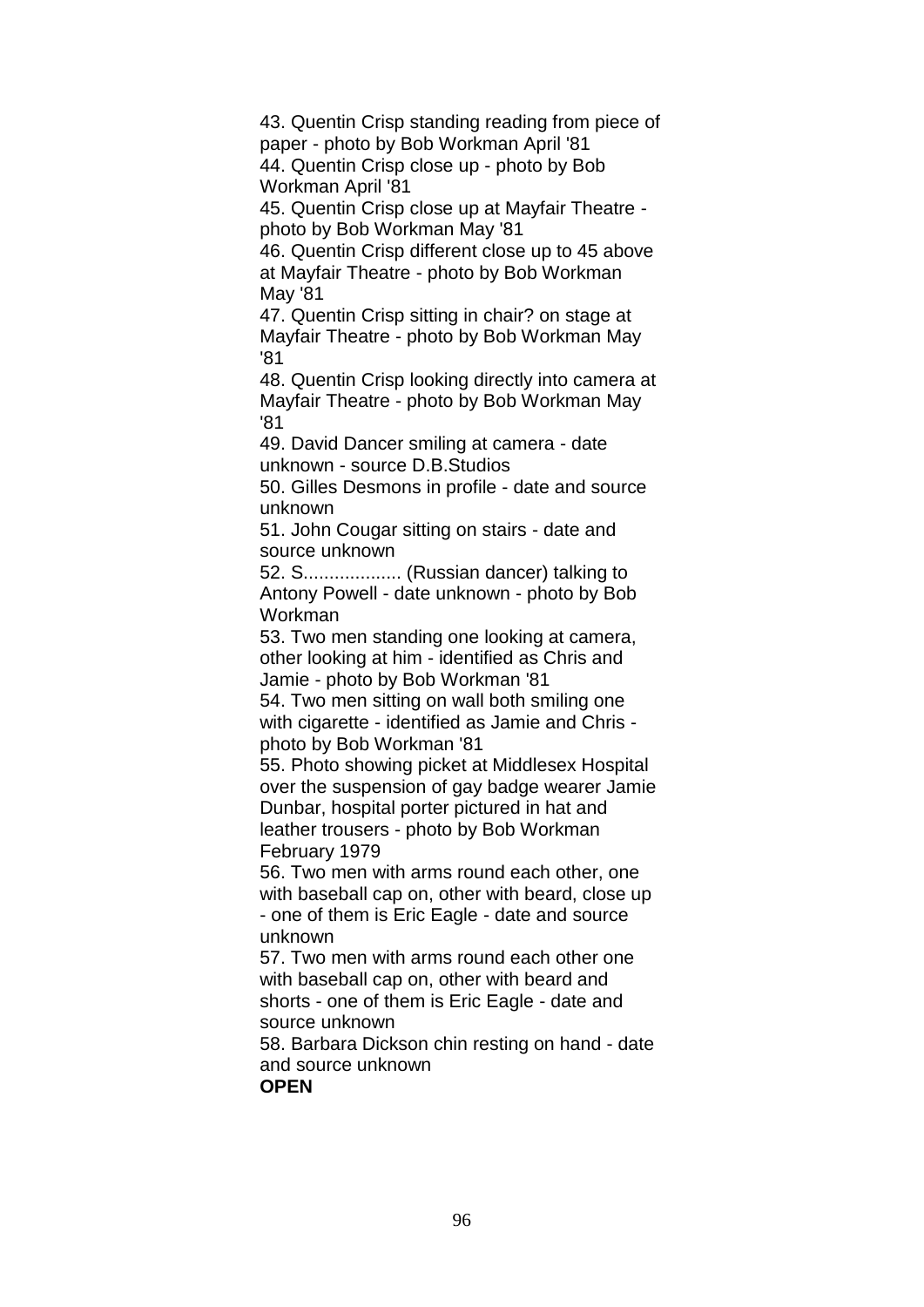43. Quentin Crisp standing reading from piece of paper - photo by Bob Workman April '81
44. Quentin Crisp close up - photo by Bob Workman April '81
45. Quentin Crisp close up at Mayfair Theatre - photo by Bob Workman May '81
46. Quentin Crisp different close up to 45 above at Mayfair Theatre - photo by Bob Workman May '81
47. Quentin Crisp sitting in chair? on stage at Mayfair Theatre - photo by Bob Workman May '81
48. Quentin Crisp looking directly into camera at Mayfair Theatre - photo by Bob Workman May '81
49. David Dancer smiling at camera - date unknown - source D.B.Studios
50. Gilles Desmons in profile - date and source unknown
51. John Cougar sitting on stairs - date and source unknown
52. S................... (Russian dancer) talking to Antony Powell - date unknown - photo by Bob Workman
53. Two men standing one looking at camera, other looking at him - identified as Chris and Jamie - photo by Bob Workman '81
54. Two men sitting on wall both smiling one with cigarette - identified as Jamie and Chris - photo by Bob Workman '81
55. Photo showing picket at Middlesex Hospital over the suspension of gay badge wearer Jamie Dunbar, hospital porter pictured in hat and leather trousers - photo by Bob Workman February 1979
56. Two men with arms round each other, one with baseball cap on, other with beard, close up - one of them is Eric Eagle - date and source unknown
57. Two men with arms round each other one with baseball cap on, other with beard and shorts - one of them is Eric Eagle - date and source unknown
58. Barbara Dickson chin resting on hand - date and source unknown

**OPEN**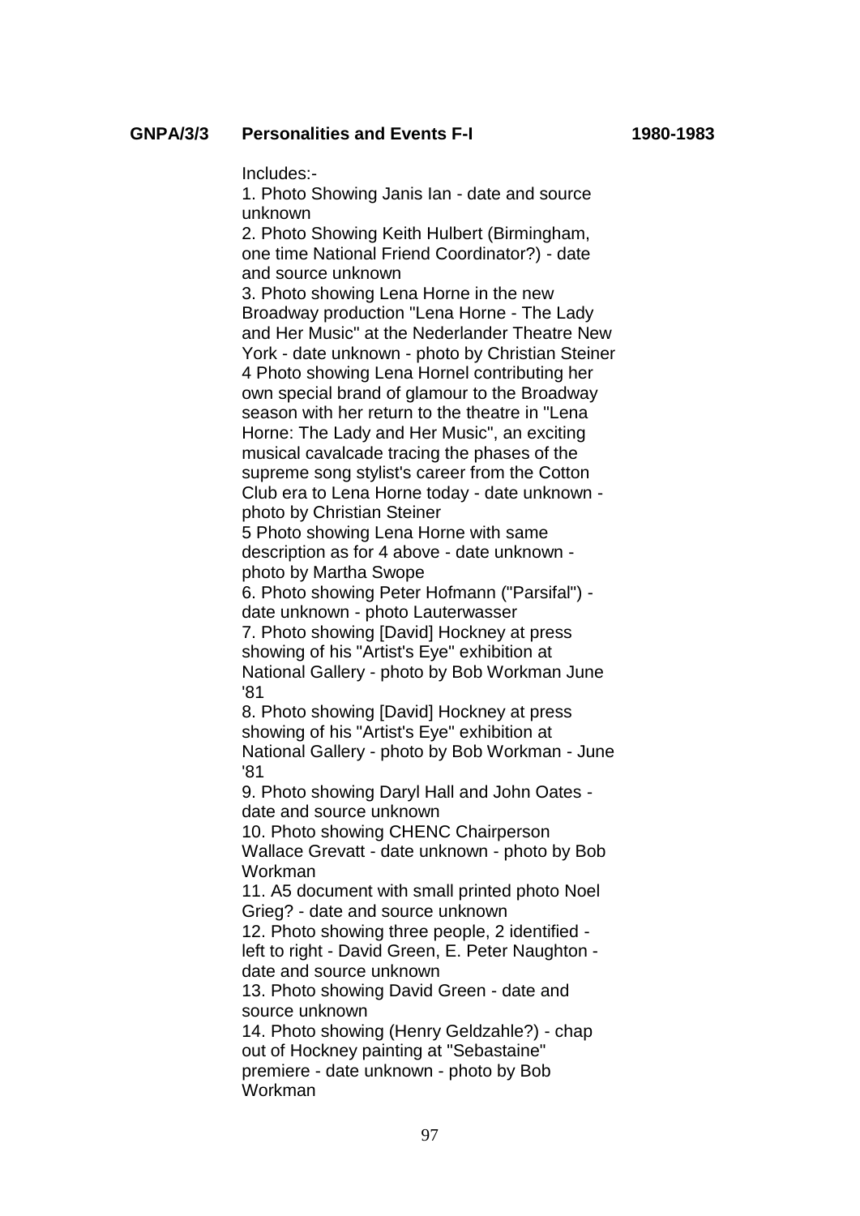**GNPA/3/3 Personalities and Events F-I 1980-1983**

Includes:-

1. Photo Showing Janis Ian - date and source unknown
2. Photo Showing Keith Hulbert (Birmingham, one time National Friend Coordinator?) - date and source unknown
3. Photo showing Lena Horne in the new Broadway production "Lena Horne - The Lady and Her Music" at the Nederlander Theatre New York - date unknown - photo by Christian Steiner

4 Photo showing Lena Hornel contributing her own special brand of glamour to the Broadway season with her return to the theatre in "Lena Horne: The Lady and Her Music", an exciting musical cavalcade tracing the phases of the supreme song stylist's career from the Cotton Club era to Lena Horne today - date unknown - photo by Christian Steiner

5 Photo showing Lena Horne with same description as for 4 above - date unknown - photo by Martha Swope

6. Photo showing Peter Hofmann ("Parsifal") - date unknown - photo Lauterwasser
7. Photo showing [David] Hockney at press showing of his "Artist's Eye" exhibition at National Gallery - photo by Bob Workman June '81
8. Photo showing [David] Hockney at press showing of his "Artist's Eye" exhibition at National Gallery - photo by Bob Workman - June '81
9. Photo showing Daryl Hall and John Oates - date and source unknown
10. Photo showing CHENC Chairperson Wallace Grevatt - date unknown - photo by Bob Workman
11. A5 document with small printed photo Noel Grieg? - date and source unknown
12. Photo showing three people, 2 identified - left to right - David Green, E. Peter Naughton - date and source unknown
13. Photo showing David Green - date and source unknown
14. Photo showing (Henry Geldzahle?) - chap out of Hockney painting at "Sebastaine" premiere - date unknown - photo by Bob Workman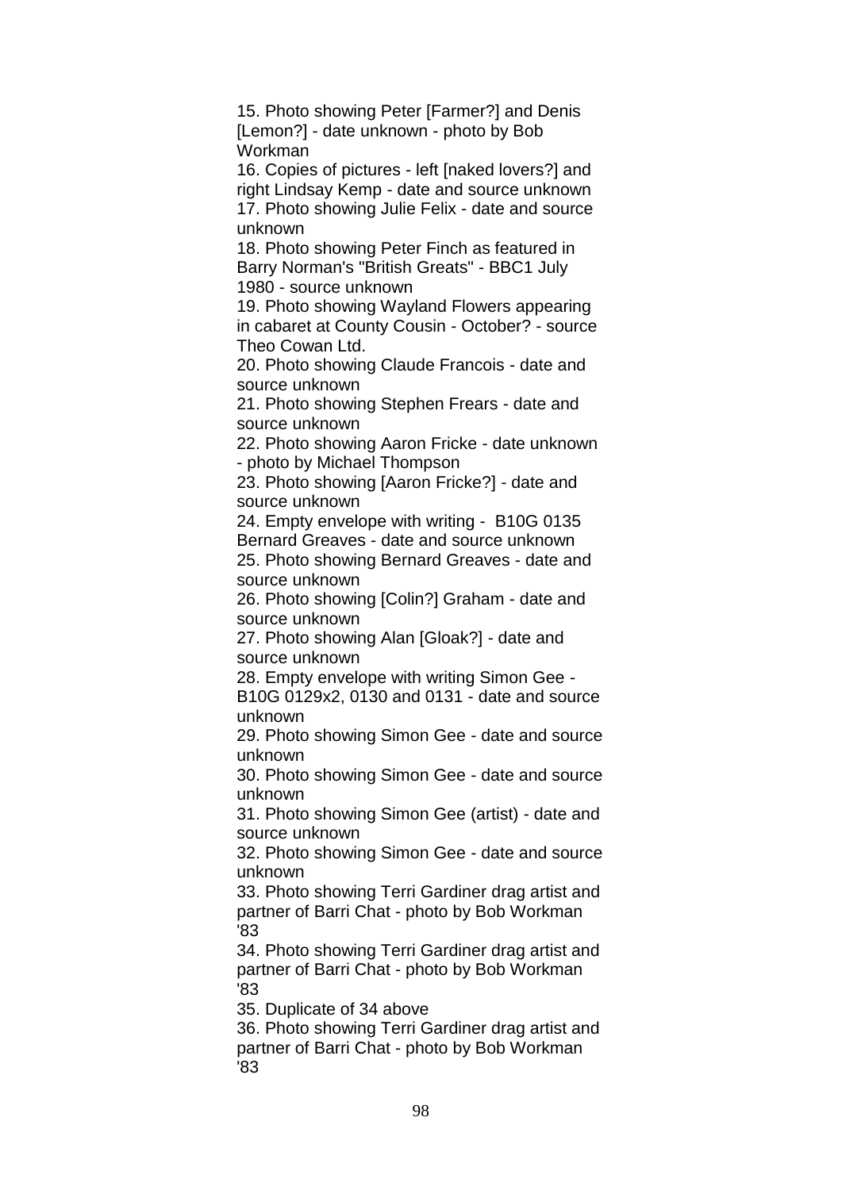15. Photo showing Peter [Farmer?] and Denis [Lemon?] - date unknown - photo by Bob Workman
16. Copies of pictures - left [naked lovers?] and right Lindsay Kemp - date and source unknown
17. Photo showing Julie Felix - date and source unknown
18. Photo showing Peter Finch as featured in Barry Norman's "British Greats" - BBC1 July 1980 - source unknown
19. Photo showing Wayland Flowers appearing in cabaret at County Cousin - October? - source Theo Cowan Ltd.
20. Photo showing Claude Francois - date and source unknown
21. Photo showing Stephen Frears - date and source unknown
22. Photo showing Aaron Fricke - date unknown - photo by Michael Thompson
23. Photo showing [Aaron Fricke?] - date and source unknown
24. Empty envelope with writing - B10G 0135 Bernard Greaves - date and source unknown
25. Photo showing Bernard Greaves - date and source unknown
26. Photo showing [Colin?] Graham - date and source unknown
27. Photo showing Alan [Gloak?] - date and source unknown
28. Empty envelope with writing Simon Gee - B10G 0129x2, 0130 and 0131 - date and source unknown
29. Photo showing Simon Gee - date and source unknown
30. Photo showing Simon Gee - date and source unknown
31. Photo showing Simon Gee (artist) - date and source unknown
32. Photo showing Simon Gee - date and source unknown
33. Photo showing Terri Gardiner drag artist and partner of Barri Chat - photo by Bob Workman '83
34. Photo showing Terri Gardiner drag artist and partner of Barri Chat - photo by Bob Workman '83
35. Duplicate of 34 above
36. Photo showing Terri Gardiner drag artist and partner of Barri Chat - photo by Bob Workman '83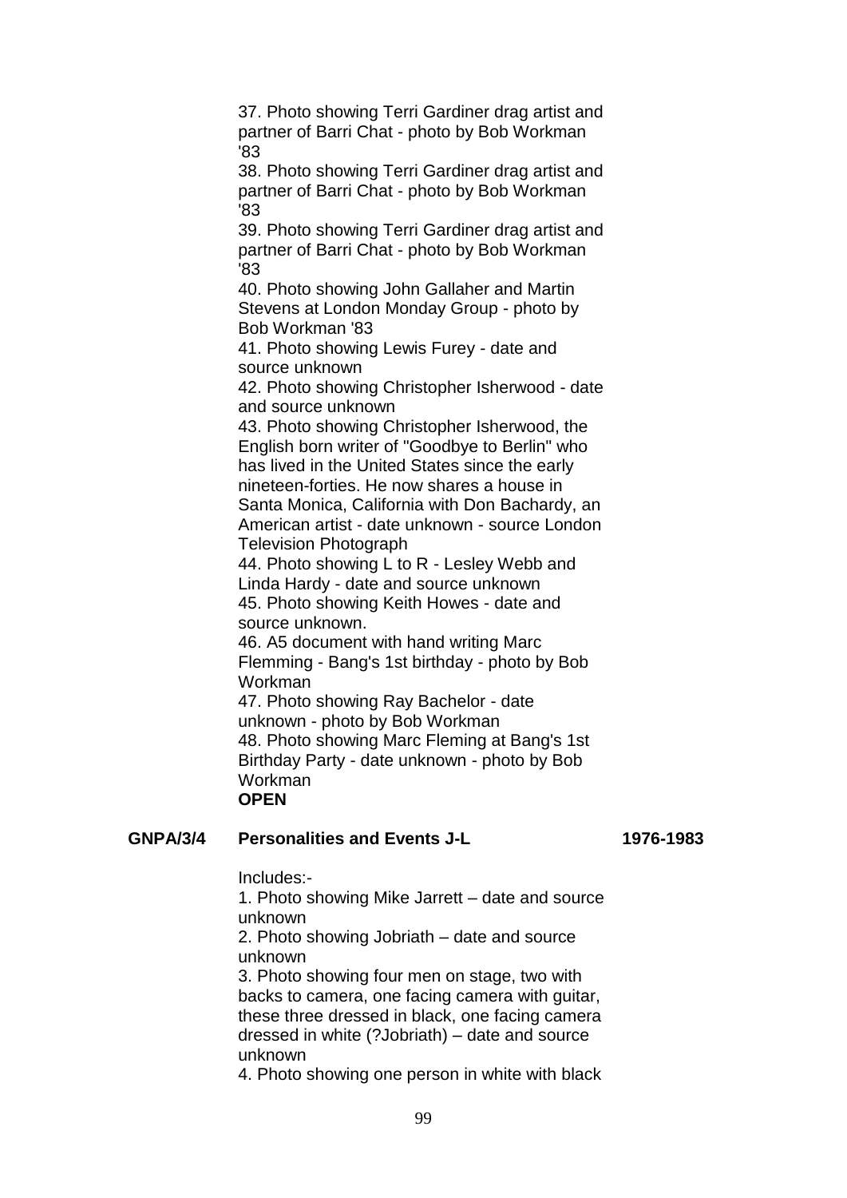37. Photo showing Terri Gardiner drag artist and partner of Barri Chat - photo by Bob Workman '83
38. Photo showing Terri Gardiner drag artist and partner of Barri Chat - photo by Bob Workman '83
39. Photo showing Terri Gardiner drag artist and partner of Barri Chat - photo by Bob Workman '83
40. Photo showing John Gallaher and Martin Stevens at London Monday Group - photo by Bob Workman '83
41. Photo showing Lewis Furey - date and source unknown
42. Photo showing Christopher Isherwood - date and source unknown
43. Photo showing Christopher Isherwood, the English born writer of "Goodbye to Berlin" who has lived in the United States since the early nineteen-forties. He now shares a house in Santa Monica, California with Don Bachardy, an American artist - date unknown - source London Television Photograph
44. Photo showing L to R - Lesley Webb and Linda Hardy - date and source unknown
45. Photo showing Keith Howes - date and source unknown.
46. A5 document with hand writing Marc Flemming - Bang's 1st birthday - photo by Bob Workman
47. Photo showing Ray Bachelor - date unknown - photo by Bob Workman
48. Photo showing Marc Fleming at Bang's 1st Birthday Party - date unknown - photo by Bob Workman

**OPEN**

**GNPA/3/4 Personalities and Events J-L 1976-1983**

Includes:-

1. Photo showing Mike Jarrett – date and source unknown
2. Photo showing Jobriath – date and source unknown
3. Photo showing four men on stage, two with backs to camera, one facing camera with guitar, these three dressed in black, one facing camera dressed in white (?Jobriath) – date and source unknown
4. Photo showing one person in white with black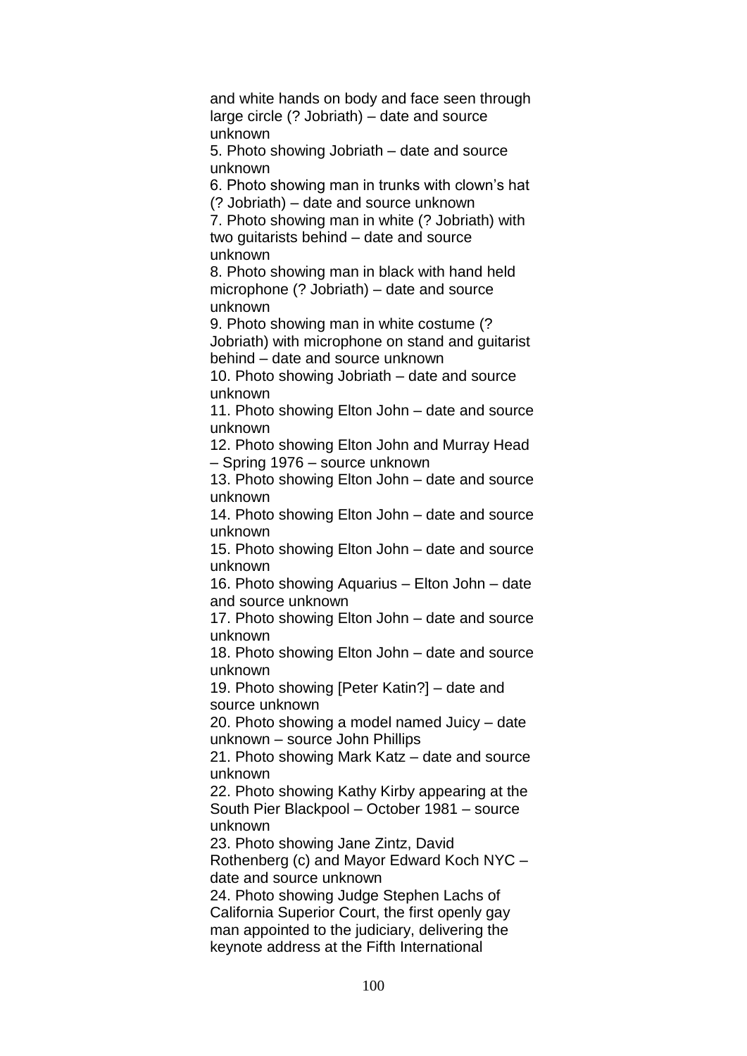and white hands on body and face seen through large circle (? Jobriath) – date and source unknown

5. Photo showing Jobriath – date and source unknown

6. Photo showing man in trunks with clown's hat (? Jobriath) – date and source unknown

7. Photo showing man in white (? Jobriath) with two guitarists behind – date and source unknown

8. Photo showing man in black with hand held microphone (? Jobriath) – date and source unknown

9. Photo showing man in white costume (? Jobriath) with microphone on stand and guitarist behind – date and source unknown

10. Photo showing Jobriath – date and source unknown

11. Photo showing Elton John – date and source unknown

12. Photo showing Elton John and Murray Head – Spring 1976 – source unknown

13. Photo showing Elton John – date and source unknown

14. Photo showing Elton John – date and source unknown

15. Photo showing Elton John – date and source unknown

16. Photo showing Aquarius – Elton John – date and source unknown

17. Photo showing Elton John – date and source unknown

18. Photo showing Elton John – date and source unknown

19. Photo showing [Peter Katin?] – date and source unknown

20. Photo showing a model named Juicy – date unknown – source John Phillips

21. Photo showing Mark Katz – date and source unknown

22. Photo showing Kathy Kirby appearing at the South Pier Blackpool – October 1981 – source unknown

23. Photo showing Jane Zintz, David Rothenberg (c) and Mayor Edward Koch NYC – date and source unknown

24. Photo showing Judge Stephen Lachs of California Superior Court, the first openly gay man appointed to the judiciary, delivering the keynote address at the Fifth International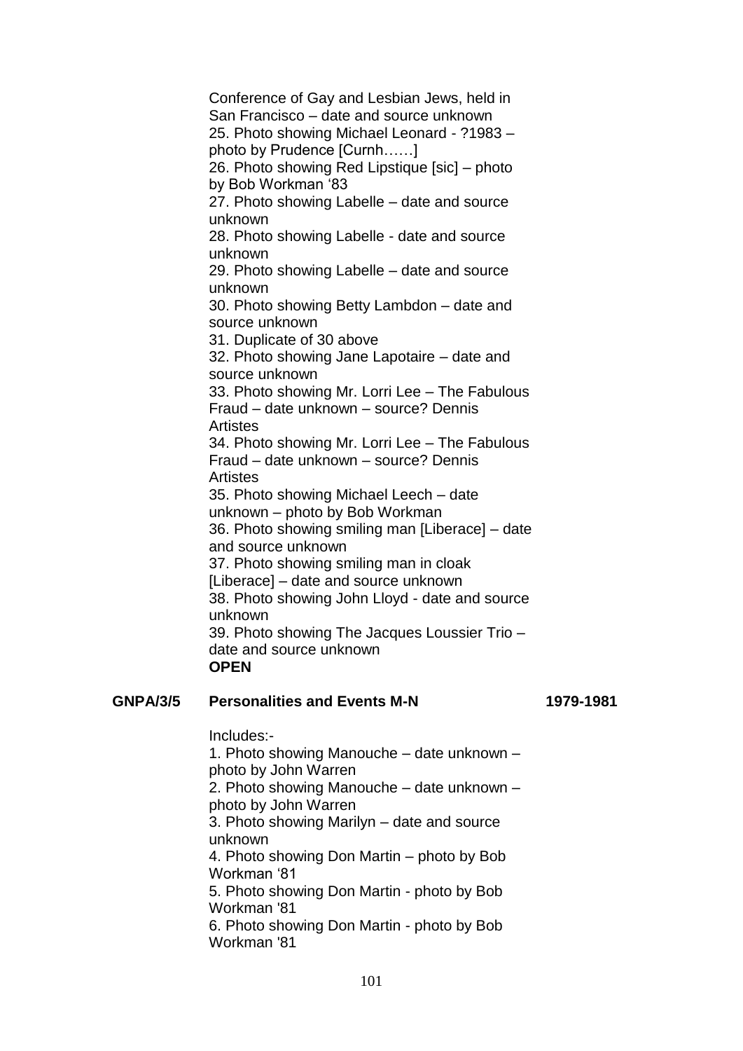Conference of Gay and Lesbian Jews, held in San Francisco – date and source unknown
25. Photo showing Michael Leonard - ?1983 – photo by Prudence [Curnh……]
26. Photo showing Red Lipstique [sic] – photo by Bob Workman '83
27. Photo showing Labelle – date and source unknown
28. Photo showing Labelle - date and source unknown
29. Photo showing Labelle – date and source unknown
30. Photo showing Betty Lambdon – date and source unknown
31. Duplicate of 30 above
32. Photo showing Jane Lapotaire – date and source unknown
33. Photo showing Mr. Lorri Lee – The Fabulous Fraud – date unknown – source? Dennis Artistes
34. Photo showing Mr. Lorri Lee – The Fabulous Fraud – date unknown – source? Dennis Artistes
35. Photo showing Michael Leech – date unknown – photo by Bob Workman
36. Photo showing smiling man [Liberace] – date and source unknown
37. Photo showing smiling man in cloak [Liberace] – date and source unknown
38. Photo showing John Lloyd - date and source unknown
39. Photo showing The Jacques Loussier Trio – date and source unknown

**OPEN**

**GNPA/3/5 Personalities and Events M-N 1979-1981**

Includes:-
1. Photo showing Manouche – date unknown – photo by John Warren
2. Photo showing Manouche – date unknown – photo by John Warren
3. Photo showing Marilyn – date and source unknown
4. Photo showing Don Martin – photo by Bob Workman '81
5. Photo showing Don Martin - photo by Bob Workman '81
6. Photo showing Don Martin - photo by Bob Workman '81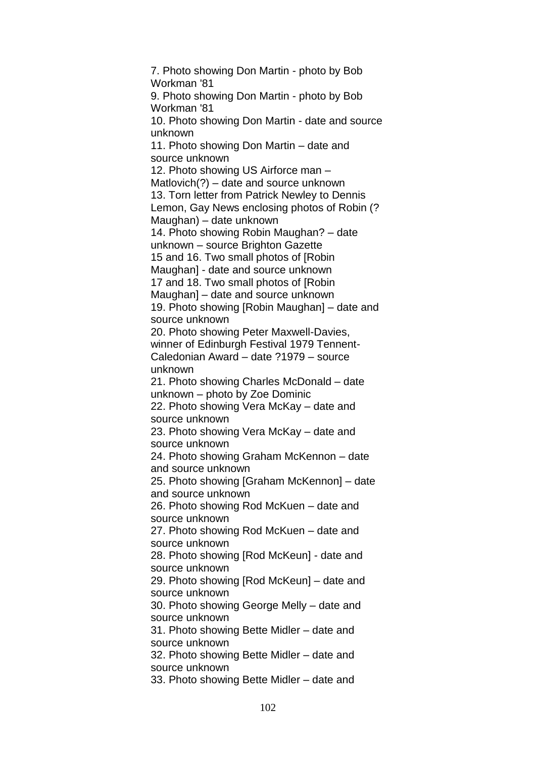7. Photo showing Don Martin - photo by Bob Workman '81
9. Photo showing Don Martin - photo by Bob Workman '81
10. Photo showing Don Martin - date and source unknown
11. Photo showing Don Martin – date and source unknown
12. Photo showing US Airforce man – Matlovich(?) – date and source unknown
13. Torn letter from Patrick Newley to Dennis Lemon, Gay News enclosing photos of Robin (? Maughan) – date unknown
14. Photo showing Robin Maughan? – date unknown – source Brighton Gazette
15 and 16. Two small photos of [Robin Maughan] - date and source unknown
17 and 18. Two small photos of [Robin Maughan] – date and source unknown
19. Photo showing [Robin Maughan] – date and source unknown
20. Photo showing Peter Maxwell-Davies, winner of Edinburgh Festival 1979 Tennent-Caledonian Award – date ?1979 – source unknown
21. Photo showing Charles McDonald – date unknown – photo by Zoe Dominic
22. Photo showing Vera McKay – date and source unknown
23. Photo showing Vera McKay – date and source unknown
24. Photo showing Graham McKennon – date and source unknown
25. Photo showing [Graham McKennon] – date and source unknown
26. Photo showing Rod McKuen – date and source unknown
27. Photo showing Rod McKuen – date and source unknown
28. Photo showing [Rod McKeun] - date and source unknown
29. Photo showing [Rod McKeun] – date and source unknown
30. Photo showing George Melly – date and source unknown
31. Photo showing Bette Midler – date and source unknown
32. Photo showing Bette Midler – date and source unknown
33. Photo showing Bette Midler – date and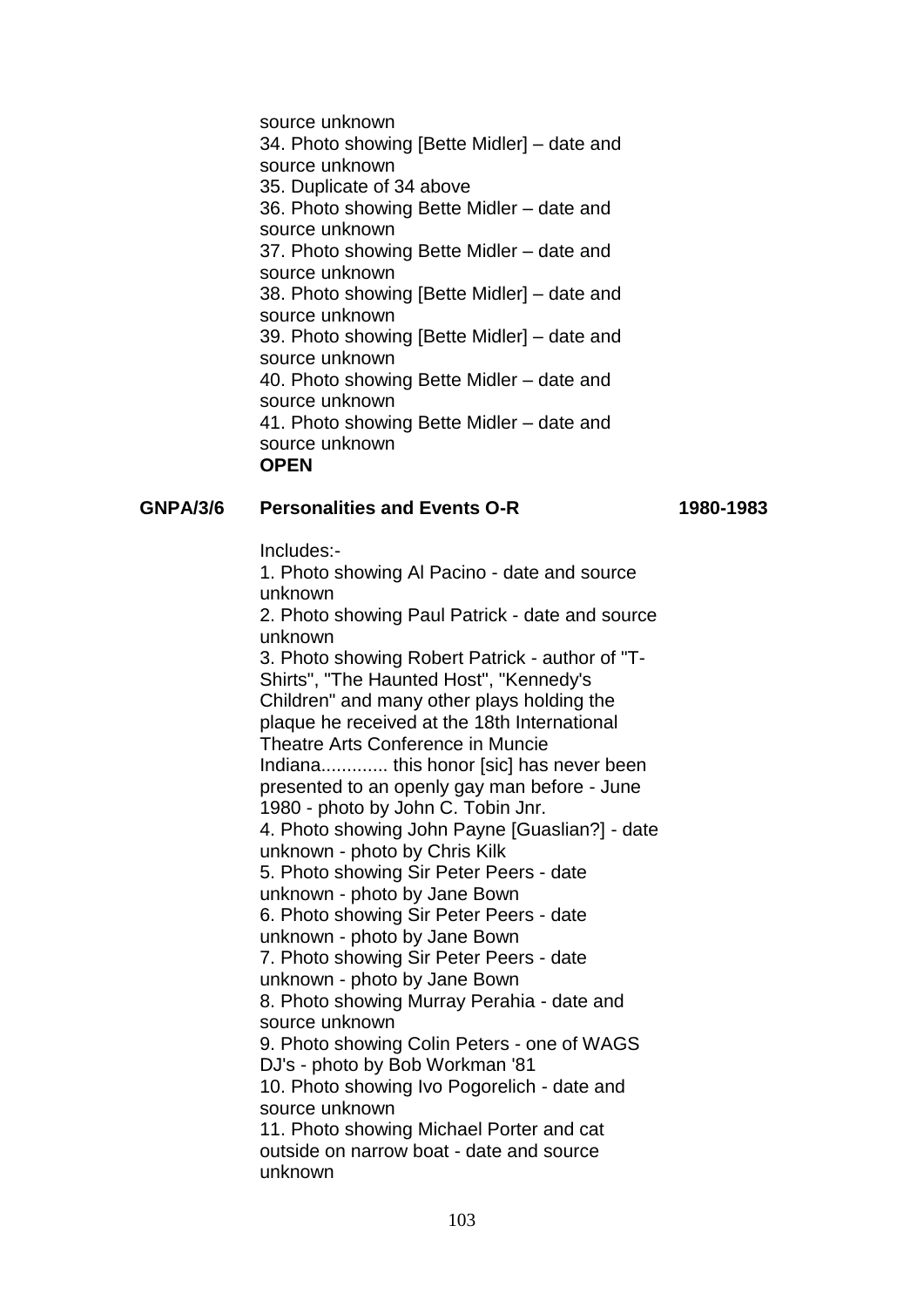source unknown
34. Photo showing [Bette Midler] – date and source unknown
35. Duplicate of 34 above
36. Photo showing Bette Midler – date and source unknown
37. Photo showing Bette Midler – date and source unknown
38. Photo showing [Bette Midler] – date and source unknown
39. Photo showing [Bette Midler] – date and source unknown
40. Photo showing Bette Midler – date and source unknown
41. Photo showing Bette Midler – date and source unknown
**OPEN**

**GNPA/3/6 Personalities and Events O-R 1980-1983**

Includes:-
1. Photo showing Al Pacino - date and source unknown
2. Photo showing Paul Patrick - date and source unknown
3. Photo showing Robert Patrick - author of "T-Shirts", "The Haunted Host", "Kennedy's Children" and many other plays holding the plaque he received at the 18th International Theatre Arts Conference in Muncie Indiana............. this honor [sic] has never been presented to an openly gay man before - June 1980 - photo by John C. Tobin Jnr.
4. Photo showing John Payne [Guaslian?] - date unknown - photo by Chris Kilk
5. Photo showing Sir Peter Peers - date unknown - photo by Jane Bown
6. Photo showing Sir Peter Peers - date unknown - photo by Jane Bown
7. Photo showing Sir Peter Peers - date unknown - photo by Jane Bown
8. Photo showing Murray Perahia - date and source unknown
9. Photo showing Colin Peters - one of WAGS DJ's - photo by Bob Workman '81
10. Photo showing Ivo Pogorelich - date and source unknown
11. Photo showing Michael Porter and cat outside on narrow boat - date and source unknown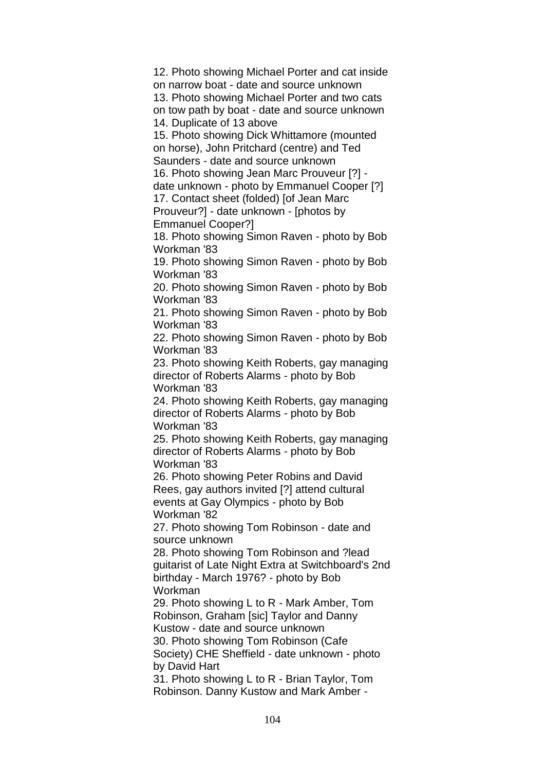12. Photo showing Michael Porter and cat inside on narrow boat - date and source unknown
13. Photo showing Michael Porter and two cats on tow path by boat - date and source unknown
14. Duplicate of 13 above
15. Photo showing Dick Whittamore (mounted on horse), John Pritchard (centre) and Ted Saunders - date and source unknown
16. Photo showing Jean Marc Prouveur [?] - date unknown - photo by Emmanuel Cooper [?]
17. Contact sheet (folded) [of Jean Marc Prouveur?] - date unknown - [photos by Emmanuel Cooper?]
18. Photo showing Simon Raven - photo by Bob Workman '83
19. Photo showing Simon Raven - photo by Bob Workman '83
20. Photo showing Simon Raven - photo by Bob Workman '83
21. Photo showing Simon Raven - photo by Bob Workman '83
22. Photo showing Simon Raven - photo by Bob Workman '83
23. Photo showing Keith Roberts, gay managing director of Roberts Alarms - photo by Bob Workman '83
24. Photo showing Keith Roberts, gay managing director of Roberts Alarms - photo by Bob Workman '83
25. Photo showing Keith Roberts, gay managing director of Roberts Alarms - photo by Bob Workman '83
26. Photo showing Peter Robins and David Rees, gay authors invited [?] attend cultural events at Gay Olympics - photo by Bob Workman '82
27. Photo showing Tom Robinson - date and source unknown
28. Photo showing Tom Robinson and ?lead guitarist of Late Night Extra at Switchboard's 2nd birthday - March 1976? - photo by Bob Workman
29. Photo showing L to R - Mark Amber, Tom Robinson, Graham [sic] Taylor and Danny Kustow - date and source unknown
30. Photo showing Tom Robinson (Cafe Society) CHE Sheffield - date unknown - photo by David Hart
31. Photo showing L to R - Brian Taylor, Tom Robinson. Danny Kustow and Mark Amber -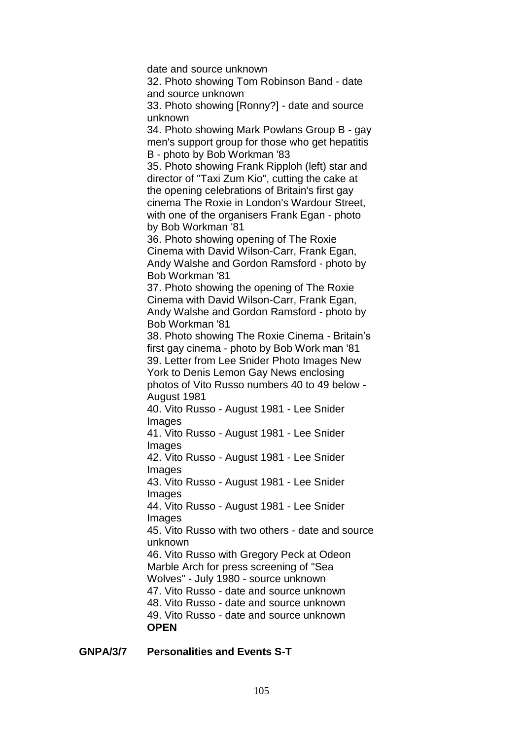date and source unknown

32. Photo showing Tom Robinson Band - date and source unknown

33. Photo showing [Ronny?] - date and source unknown

34. Photo showing Mark Powlans Group B - gay men's support group for those who get hepatitis B - photo by Bob Workman '83

35. Photo showing Frank Ripploh (left) star and director of "Taxi Zum Kio", cutting the cake at the opening celebrations of Britain's first gay cinema The Roxie in London's Wardour Street, with one of the organisers Frank Egan - photo by Bob Workman '81

36. Photo showing opening of The Roxie Cinema with David Wilson-Carr, Frank Egan, Andy Walshe and Gordon Ramsford - photo by Bob Workman '81

37. Photo showing the opening of The Roxie Cinema with David Wilson-Carr, Frank Egan, Andy Walshe and Gordon Ramsford - photo by Bob Workman '81

38. Photo showing The Roxie Cinema - Britain's first gay cinema - photo by Bob Work man '81

39. Letter from Lee Snider Photo Images New York to Denis Lemon Gay News enclosing photos of Vito Russo numbers 40 to 49 below - August 1981

40. Vito Russo - August 1981 - Lee Snider Images

41. Vito Russo - August 1981 - Lee Snider Images

42. Vito Russo - August 1981 - Lee Snider Images

43. Vito Russo - August 1981 - Lee Snider Images

44. Vito Russo - August 1981 - Lee Snider Images

45. Vito Russo with two others - date and source unknown

46. Vito Russo with Gregory Peck at Odeon Marble Arch for press screening of "Sea Wolves" - July 1980 - source unknown

47. Vito Russo - date and source unknown

48. Vito Russo - date and source unknown

49. Vito Russo - date and source unknown

**OPEN**

**GNPA/3/7 Personalities and Events S-T**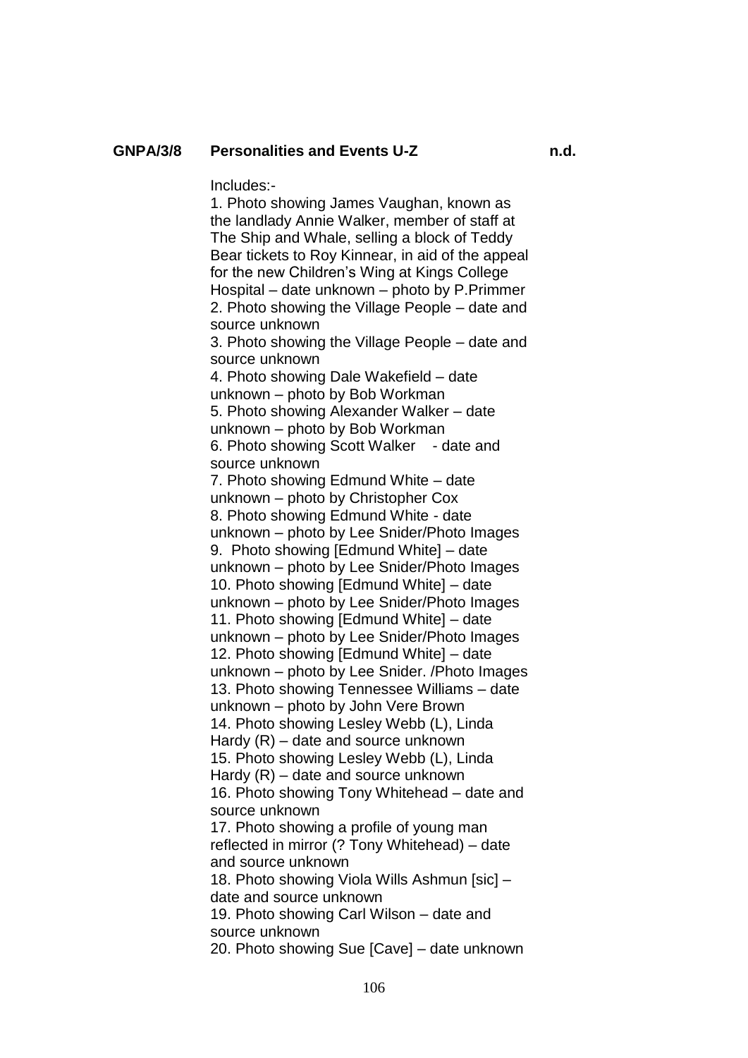**GNPA/3/8 Personalities and Events U-Z n.d.**

Includes:-

1. Photo showing James Vaughan, known as the landlady Annie Walker, member of staff at The Ship and Whale, selling a block of Teddy Bear tickets to Roy Kinnear, in aid of the appeal for the new Children's Wing at Kings College Hospital – date unknown – photo by P.Primmer
2. Photo showing the Village People – date and source unknown
3. Photo showing the Village People – date and source unknown
4. Photo showing Dale Wakefield – date unknown – photo by Bob Workman
5. Photo showing Alexander Walker – date unknown – photo by Bob Workman
6. Photo showing Scott Walker - date and source unknown
7. Photo showing Edmund White – date unknown – photo by Christopher Cox
8. Photo showing Edmund White - date unknown – photo by Lee Snider/Photo Images
9. Photo showing [Edmund White] – date unknown – photo by Lee Snider/Photo Images
10. Photo showing [Edmund White] – date unknown – photo by Lee Snider/Photo Images
11. Photo showing [Edmund White] – date unknown – photo by Lee Snider/Photo Images
12. Photo showing [Edmund White] – date unknown – photo by Lee Snider. /Photo Images
13. Photo showing Tennessee Williams – date unknown – photo by John Vere Brown
14. Photo showing Lesley Webb (L), Linda Hardy (R) – date and source unknown
15. Photo showing Lesley Webb (L), Linda Hardy (R) – date and source unknown
16. Photo showing Tony Whitehead – date and source unknown
17. Photo showing a profile of young man reflected in mirror (? Tony Whitehead) – date and source unknown
18. Photo showing Viola Wills Ashmun [sic] – date and source unknown
19. Photo showing Carl Wilson – date and source unknown
20. Photo showing Sue [Cave] – date unknown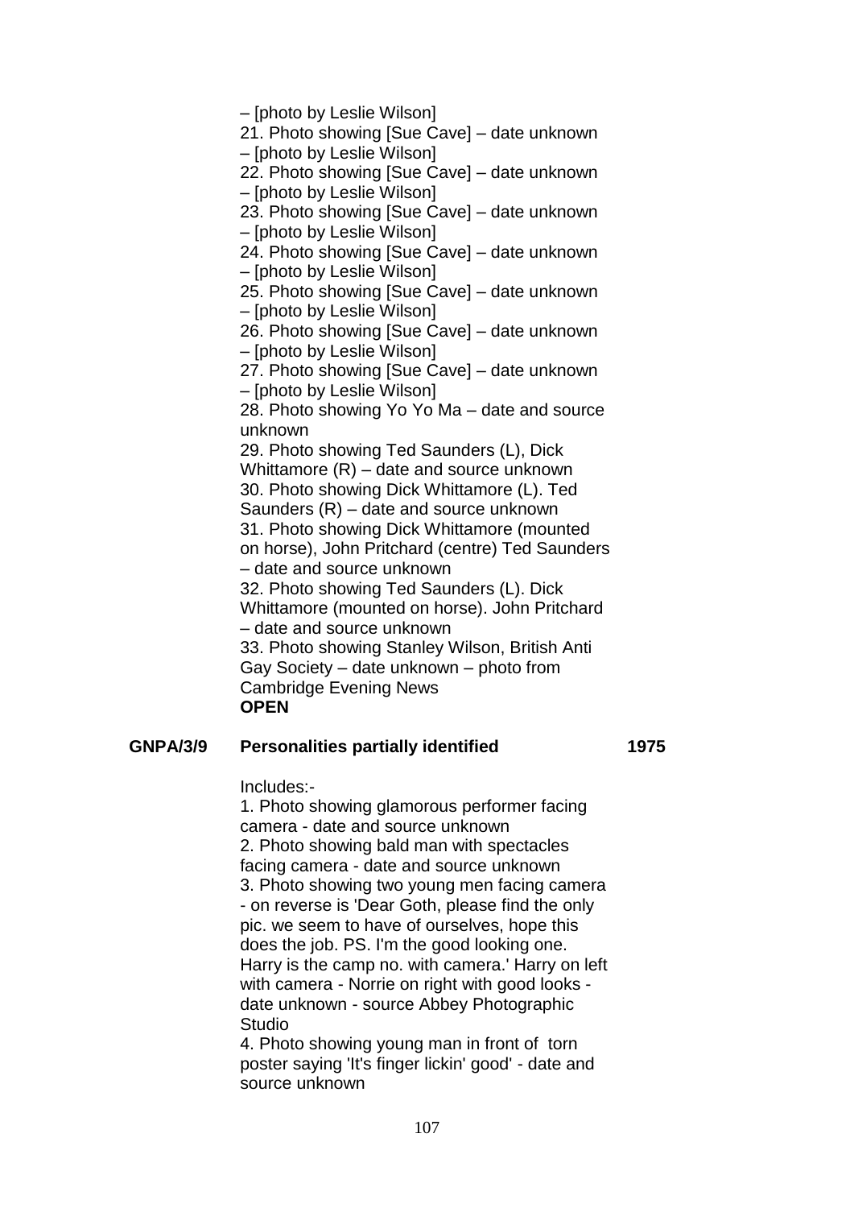– [photo by Leslie Wilson]
21. Photo showing [Sue Cave] – date unknown – [photo by Leslie Wilson]
22. Photo showing [Sue Cave] – date unknown – [photo by Leslie Wilson]
23. Photo showing [Sue Cave] – date unknown – [photo by Leslie Wilson]
24. Photo showing [Sue Cave] – date unknown – [photo by Leslie Wilson]
25. Photo showing [Sue Cave] – date unknown – [photo by Leslie Wilson]
26. Photo showing [Sue Cave] – date unknown – [photo by Leslie Wilson]
27. Photo showing [Sue Cave] – date unknown – [photo by Leslie Wilson]
28. Photo showing Yo Yo Ma – date and source unknown
29. Photo showing Ted Saunders (L), Dick Whittamore (R) – date and source unknown
30. Photo showing Dick Whittamore (L). Ted Saunders (R) – date and source unknown
31. Photo showing Dick Whittamore (mounted on horse), John Pritchard (centre) Ted Saunders – date and source unknown
32. Photo showing Ted Saunders (L). Dick Whittamore (mounted on horse). John Pritchard – date and source unknown
33. Photo showing Stanley Wilson, British Anti Gay Society – date unknown – photo from Cambridge Evening News

**OPEN**

| | | |
|---|---|---|
| **GNPA/3/9** | **Personalities partially identified** | **1975** |

Includes:-

1. Photo showing glamorous performer facing camera - date and source unknown
2. Photo showing bald man with spectacles facing camera - date and source unknown
3. Photo showing two young men facing camera - on reverse is 'Dear Goth, please find the only pic. we seem to have of ourselves, hope this does the job. PS. I'm the good looking one. Harry is the camp no. with camera.' Harry on left with camera - Norrie on right with good looks - date unknown - source Abbey Photographic Studio
4. Photo showing young man in front of torn poster saying 'It's finger lickin' good' - date and source unknown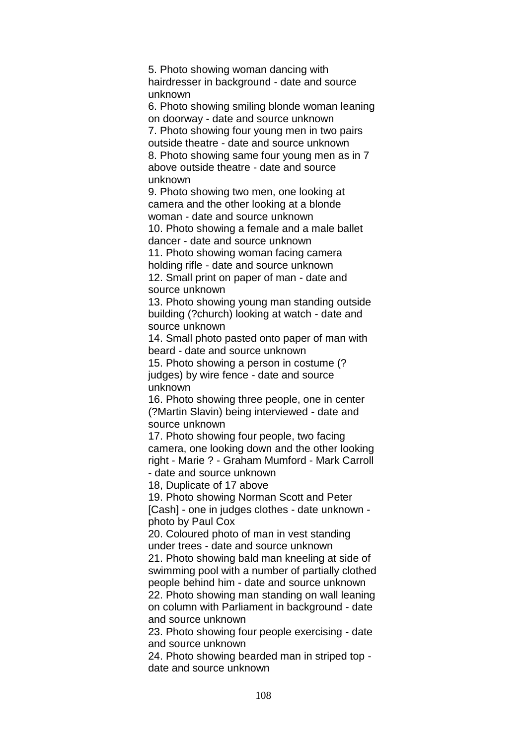5. Photo showing woman dancing with hairdresser in background - date and source unknown
6. Photo showing smiling blonde woman leaning on doorway - date and source unknown
7. Photo showing four young men in two pairs outside theatre - date and source unknown
8. Photo showing same four young men as in 7 above outside theatre - date and source unknown
9. Photo showing two men, one looking at camera and the other looking at a blonde woman - date and source unknown
10. Photo showing a female and a male ballet dancer - date and source unknown
11. Photo showing woman facing camera holding rifle - date and source unknown
12. Small print on paper of man - date and source unknown
13. Photo showing young man standing outside building (?church) looking at watch - date and source unknown
14. Small photo pasted onto paper of man with beard - date and source unknown
15. Photo showing a person in costume (?judges) by wire fence - date and source unknown
16. Photo showing three people, one in center (?Martin Slavin) being interviewed - date and source unknown
17. Photo showing four people, two facing camera, one looking down and the other looking right - Marie ? - Graham Mumford - Mark Carroll - date and source unknown
18, Duplicate of 17 above
19. Photo showing Norman Scott and Peter [Cash] - one in judges clothes - date unknown - photo by Paul Cox
20. Coloured photo of man in vest standing under trees - date and source unknown
21. Photo showing bald man kneeling at side of swimming pool with a number of partially clothed people behind him - date and source unknown
22. Photo showing man standing on wall leaning on column with Parliament in background - date and source unknown
23. Photo showing four people exercising - date and source unknown
24. Photo showing bearded man in striped top - date and source unknown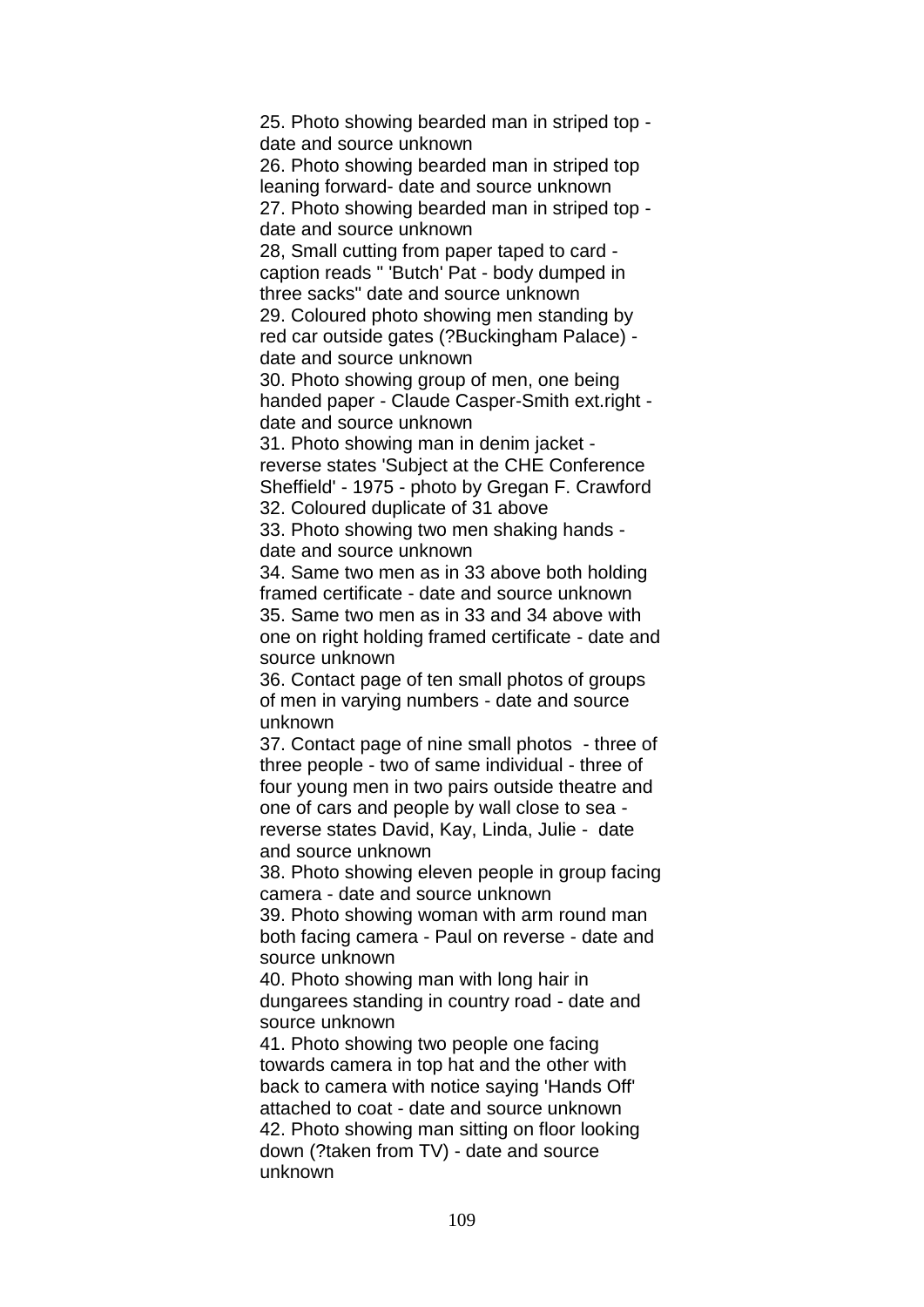25. Photo showing bearded man in striped top - date and source unknown
26. Photo showing bearded man in striped top leaning forward- date and source unknown
27. Photo showing bearded man in striped top - date and source unknown
28, Small cutting from paper taped to card - caption reads " 'Butch' Pat - body dumped in three sacks" date and source unknown
29. Coloured photo showing men standing by red car outside gates (?Buckingham Palace) - date and source unknown
30. Photo showing group of men, one being handed paper - Claude Casper-Smith ext.right - date and source unknown
31. Photo showing man in denim jacket - reverse states 'Subject at the CHE Conference Sheffield' - 1975 - photo by Gregan F. Crawford
32. Coloured duplicate of 31 above
33. Photo showing two men shaking hands - date and source unknown
34. Same two men as in 33 above both holding framed certificate - date and source unknown
35. Same two men as in 33 and 34 above with one on right holding framed certificate - date and source unknown
36. Contact page of ten small photos of groups of men in varying numbers - date and source unknown
37. Contact page of nine small photos - three of three people - two of same individual - three of four young men in two pairs outside theatre and one of cars and people by wall close to sea - reverse states David, Kay, Linda, Julie - date and source unknown
38. Photo showing eleven people in group facing camera - date and source unknown
39. Photo showing woman with arm round man both facing camera - Paul on reverse - date and source unknown
40. Photo showing man with long hair in dungarees standing in country road - date and source unknown
41. Photo showing two people one facing towards camera in top hat and the other with back to camera with notice saying 'Hands Off' attached to coat - date and source unknown
42. Photo showing man sitting on floor looking down (?taken from TV) - date and source unknown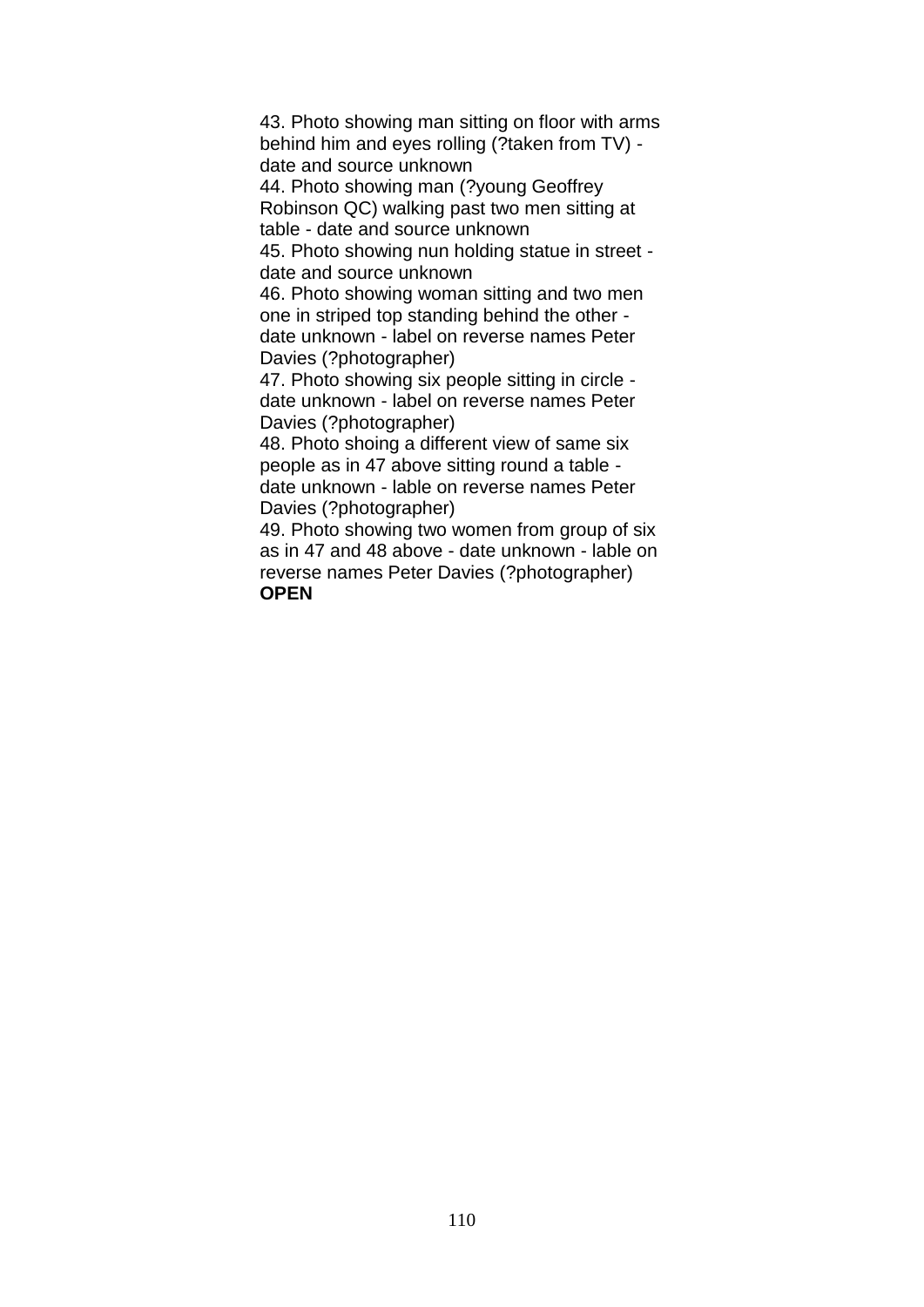43. Photo showing man sitting on floor with arms behind him and eyes rolling (?taken from TV) - date and source unknown
44. Photo showing man (?young Geoffrey Robinson QC) walking past two men sitting at table - date and source unknown
45. Photo showing nun holding statue in street - date and source unknown
46. Photo showing woman sitting and two men one in striped top standing behind the other - date unknown - label on reverse names Peter Davies (?photographer)
47. Photo showing six people sitting in circle - date unknown - label on reverse names Peter Davies (?photographer)
48. Photo shoing a different view of same six people as in 47 above sitting round a table - date unknown - lable on reverse names Peter Davies (?photographer)
49. Photo showing two women from group of six as in 47 and 48 above - date unknown - lable on reverse names Peter Davies (?photographer)
**OPEN**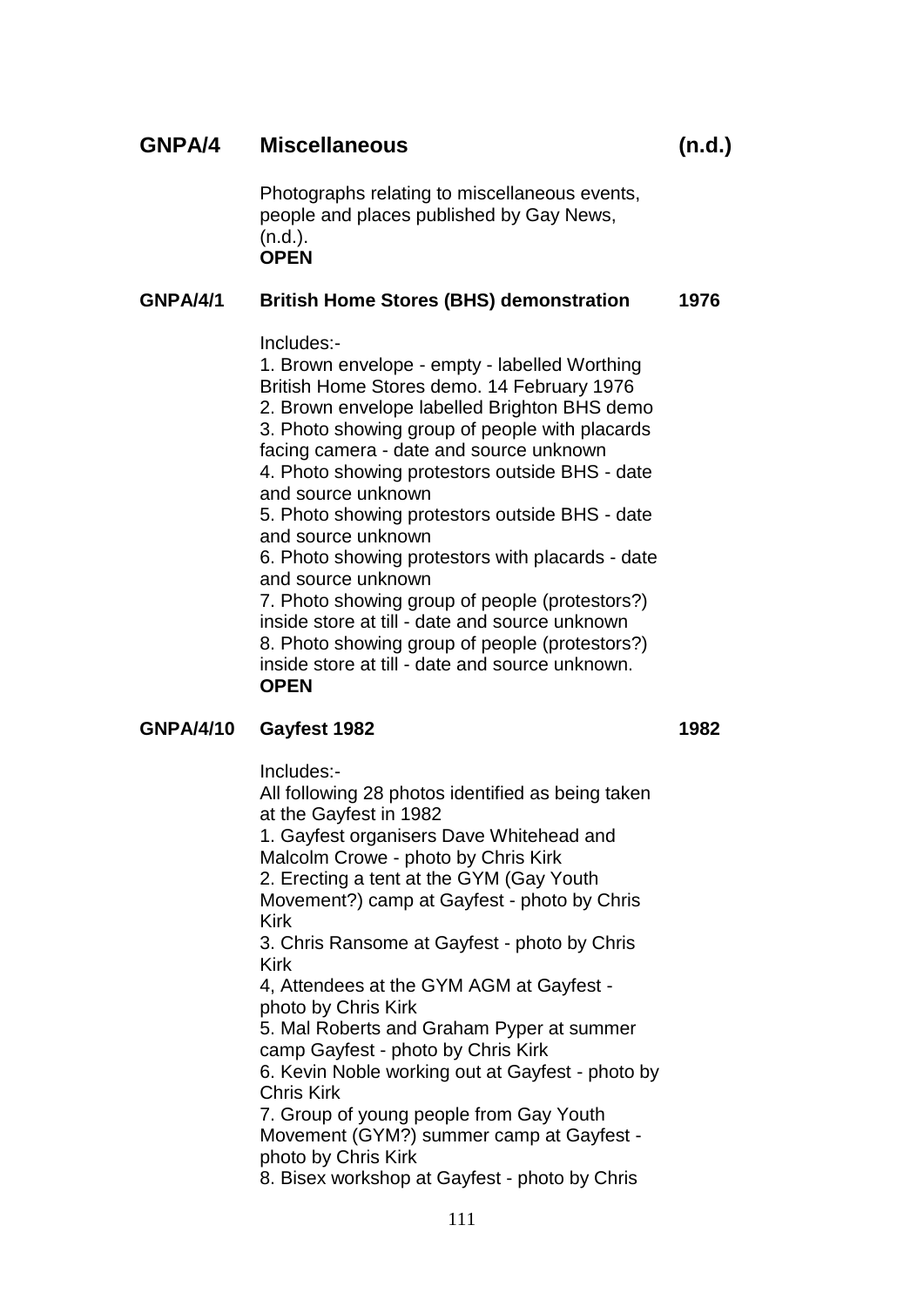## GNPA/4 Miscellaneous (n.d.)

Photographs relating to miscellaneous events, people and places published by Gay News, (n.d.).
**OPEN**

### GNPA/4/1 British Home Stores (BHS) demonstration 1976

Includes:-
1. Brown envelope - empty - labelled Worthing British Home Stores demo. 14 February 1976
2. Brown envelope labelled Brighton BHS demo
3. Photo showing group of people with placards facing camera - date and source unknown
4. Photo showing protestors outside BHS - date and source unknown
5. Photo showing protestors outside BHS - date and source unknown
6. Photo showing protestors with placards - date and source unknown
7. Photo showing group of people (protestors?) inside store at till - date and source unknown
8. Photo showing group of people (protestors?) inside store at till - date and source unknown.
**OPEN**

### GNPA/4/10 Gayfest 1982 1982

Includes:-
All following 28 photos identified as being taken at the Gayfest in 1982
1. Gayfest organisers Dave Whitehead and Malcolm Crowe - photo by Chris Kirk
2. Erecting a tent at the GYM (Gay Youth Movement?) camp at Gayfest - photo by Chris Kirk
3. Chris Ransome at Gayfest - photo by Chris Kirk
4, Attendees at the GYM AGM at Gayfest - photo by Chris Kirk
5. Mal Roberts and Graham Pyper at summer camp Gayfest - photo by Chris Kirk
6. Kevin Noble working out at Gayfest - photo by Chris Kirk
7. Group of young people from Gay Youth Movement (GYM?) summer camp at Gayfest - photo by Chris Kirk
8. Bisex workshop at Gayfest - photo by Chris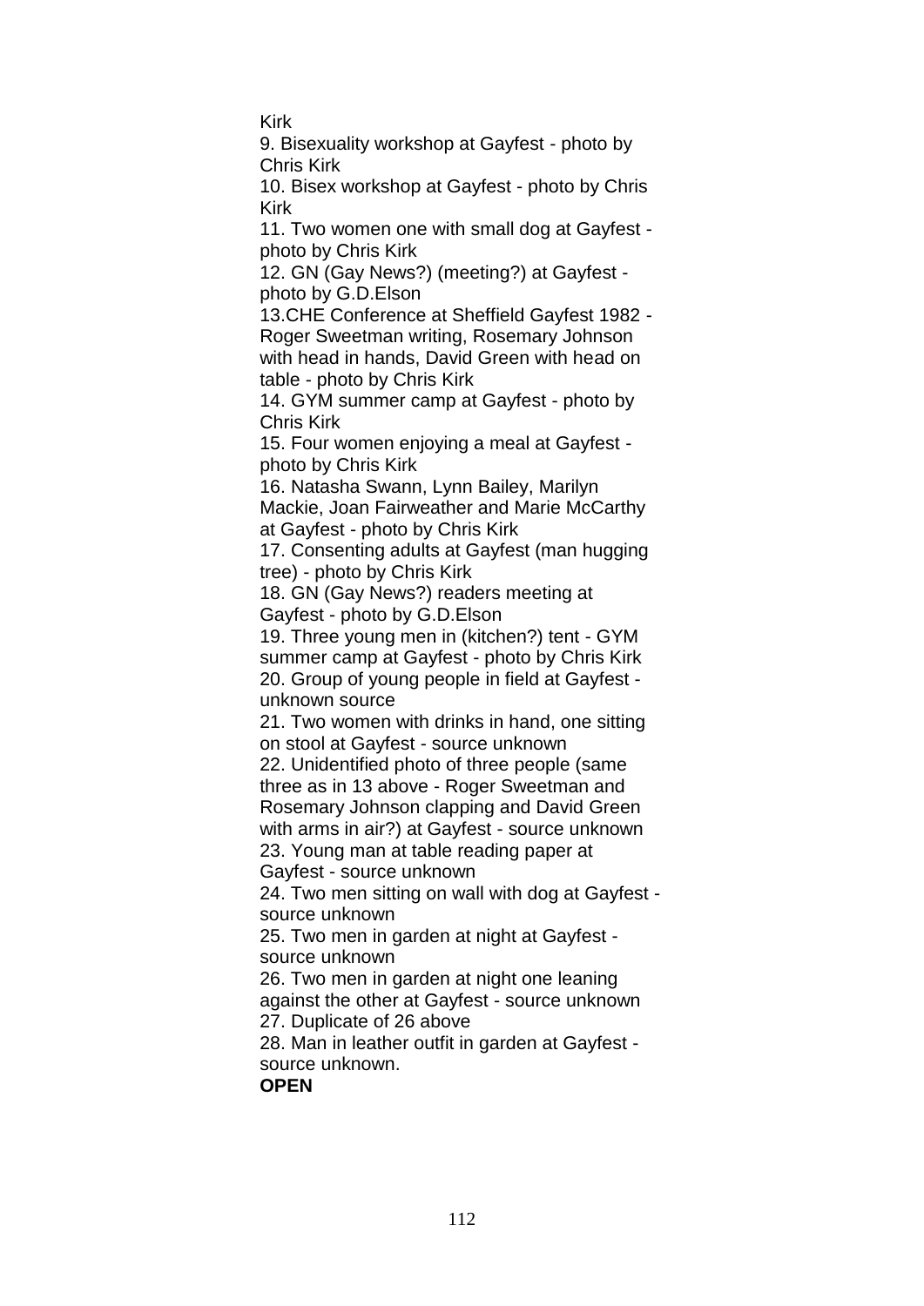Kirk

9. Bisexuality workshop at Gayfest - photo by Chris Kirk

10. Bisex workshop at Gayfest - photo by Chris Kirk

11. Two women one with small dog at Gayfest - photo by Chris Kirk

12. GN (Gay News?) (meeting?) at Gayfest - photo by G.D.Elson

13.CHE Conference at Sheffield Gayfest 1982 - Roger Sweetman writing, Rosemary Johnson with head in hands, David Green with head on table - photo by Chris Kirk

14. GYM summer camp at Gayfest - photo by Chris Kirk

15. Four women enjoying a meal at Gayfest - photo by Chris Kirk

16. Natasha Swann, Lynn Bailey, Marilyn Mackie, Joan Fairweather and Marie McCarthy at Gayfest - photo by Chris Kirk

17. Consenting adults at Gayfest (man hugging tree) - photo by Chris Kirk

18. GN (Gay News?) readers meeting at Gayfest - photo by G.D.Elson

19. Three young men in (kitchen?) tent - GYM summer camp at Gayfest - photo by Chris Kirk

20. Group of young people in field at Gayfest - unknown source

21. Two women with drinks in hand, one sitting on stool at Gayfest - source unknown

22. Unidentified photo of three people (same three as in 13 above - Roger Sweetman and Rosemary Johnson clapping and David Green with arms in air?) at Gayfest - source unknown

23. Young man at table reading paper at Gayfest - source unknown

24. Two men sitting on wall with dog at Gayfest - source unknown

25. Two men in garden at night at Gayfest - source unknown

26. Two men in garden at night one leaning against the other at Gayfest - source unknown

27. Duplicate of 26 above

28. Man in leather outfit in garden at Gayfest - source unknown.

**OPEN**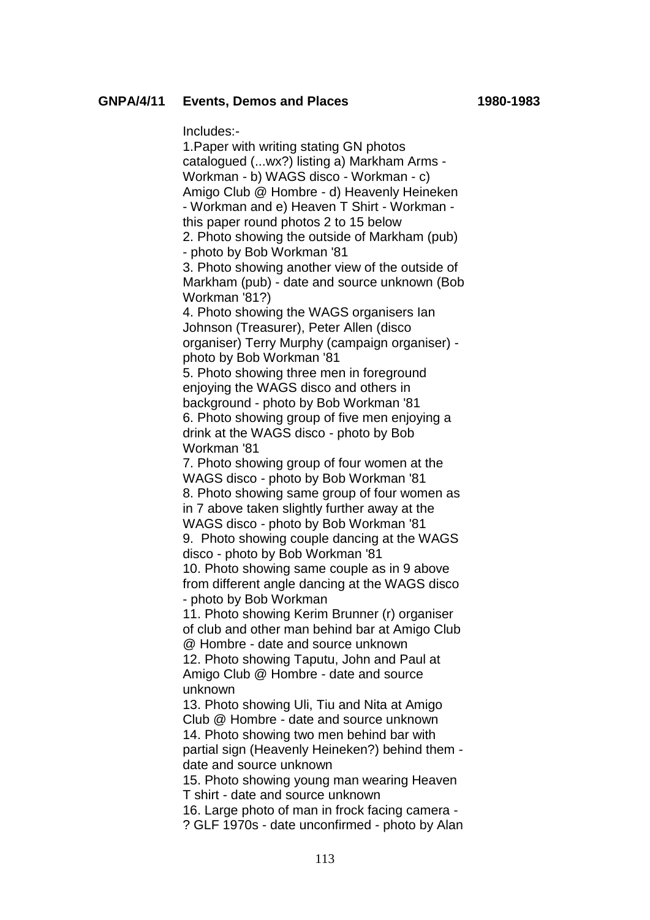**GNPA/4/11 Events, Demos and Places 1980-1983**

Includes:-

1.Paper with writing stating GN photos catalogued (...wx?) listing a) Markham Arms - Workman - b) WAGS disco - Workman - c) Amigo Club @ Hombre - d) Heavenly Heineken - Workman and e) Heaven T Shirt - Workman - this paper round photos 2 to 15 below
2. Photo showing the outside of Markham (pub) - photo by Bob Workman '81
3. Photo showing another view of the outside of Markham (pub) - date and source unknown (Bob Workman '81?)
4. Photo showing the WAGS organisers Ian Johnson (Treasurer), Peter Allen (disco organiser) Terry Murphy (campaign organiser) - photo by Bob Workman '81
5. Photo showing three men in foreground enjoying the WAGS disco and others in background - photo by Bob Workman '81
6. Photo showing group of five men enjoying a drink at the WAGS disco - photo by Bob Workman '81
7. Photo showing group of four women at the WAGS disco - photo by Bob Workman '81
8. Photo showing same group of four women as in 7 above taken slightly further away at the WAGS disco - photo by Bob Workman '81
9. Photo showing couple dancing at the WAGS disco - photo by Bob Workman '81
10. Photo showing same couple as in 9 above from different angle dancing at the WAGS disco - photo by Bob Workman
11. Photo showing Kerim Brunner (r) organiser of club and other man behind bar at Amigo Club @ Hombre - date and source unknown
12. Photo showing Taputu, John and Paul at Amigo Club @ Hombre - date and source unknown
13. Photo showing Uli, Tiu and Nita at Amigo Club @ Hombre - date and source unknown
14. Photo showing two men behind bar with partial sign (Heavenly Heineken?) behind them - date and source unknown
15. Photo showing young man wearing Heaven T shirt - date and source unknown
16. Large photo of man in frock facing camera - ? GLF 1970s - date unconfirmed - photo by Alan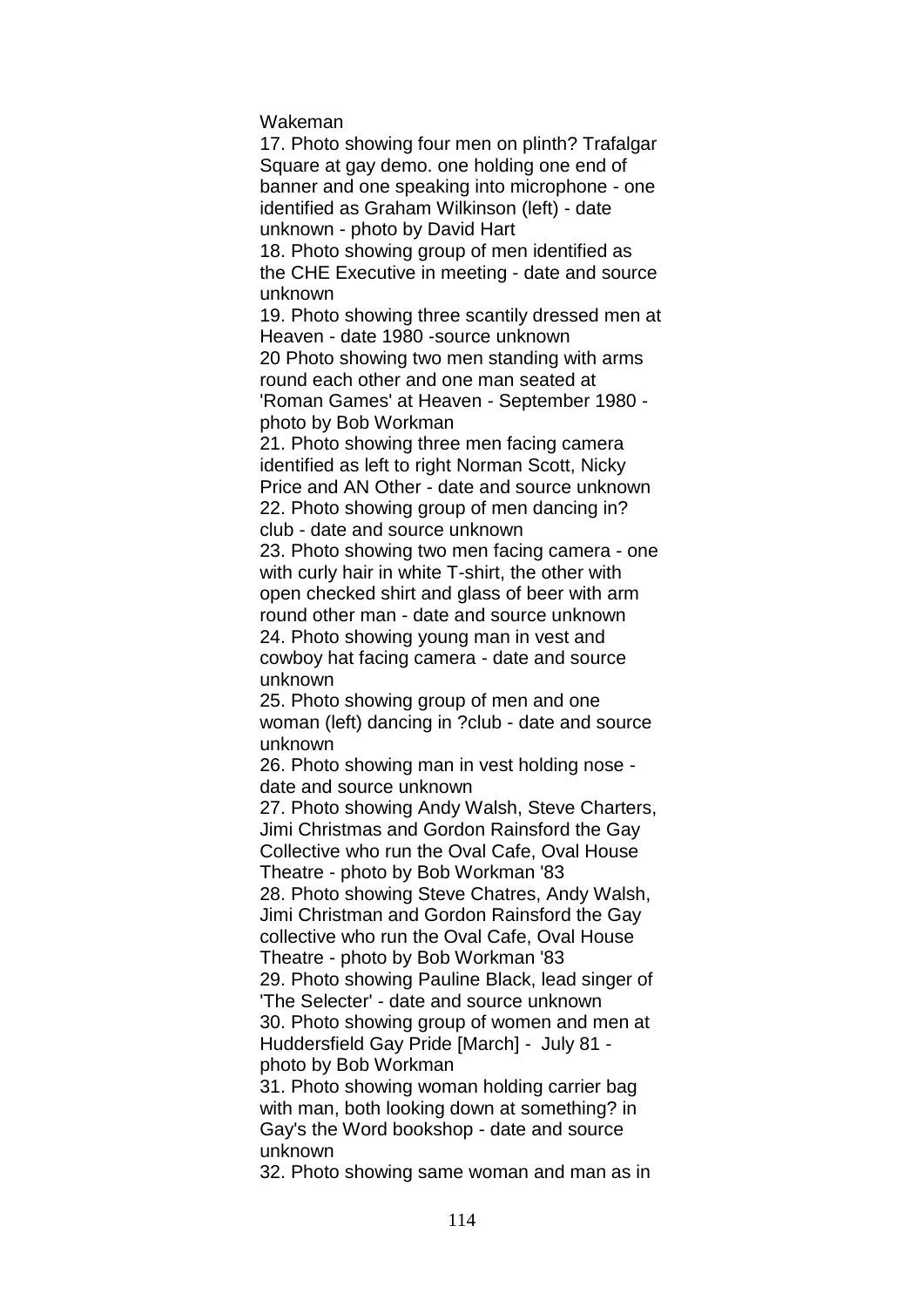Wakeman

17. Photo showing four men on plinth? Trafalgar Square at gay demo. one holding one end of banner and one speaking into microphone - one identified as Graham Wilkinson (left) - date unknown - photo by David Hart

18. Photo showing group of men identified as the CHE Executive in meeting - date and source unknown

19. Photo showing three scantily dressed men at Heaven - date 1980 -source unknown

20 Photo showing two men standing with arms round each other and one man seated at 'Roman Games' at Heaven - September 1980 - photo by Bob Workman

21. Photo showing three men facing camera identified as left to right Norman Scott, Nicky Price and AN Other - date and source unknown

22. Photo showing group of men dancing in? club - date and source unknown

23. Photo showing two men facing camera - one with curly hair in white T-shirt, the other with open checked shirt and glass of beer with arm round other man - date and source unknown

24. Photo showing young man in vest and cowboy hat facing camera - date and source unknown

25. Photo showing group of men and one woman (left) dancing in ?club - date and source unknown

26. Photo showing man in vest holding nose - date and source unknown

27. Photo showing Andy Walsh, Steve Charters, Jimi Christmas and Gordon Rainsford the Gay Collective who run the Oval Cafe, Oval House Theatre - photo by Bob Workman '83

28. Photo showing Steve Chatres, Andy Walsh, Jimi Christman and Gordon Rainsford the Gay collective who run the Oval Cafe, Oval House Theatre - photo by Bob Workman '83

29. Photo showing Pauline Black, lead singer of 'The Selecter' - date and source unknown

30. Photo showing group of women and men at Huddersfield Gay Pride [March] - July 81 - photo by Bob Workman

31. Photo showing woman holding carrier bag with man, both looking down at something? in Gay's the Word bookshop - date and source unknown

32. Photo showing same woman and man as in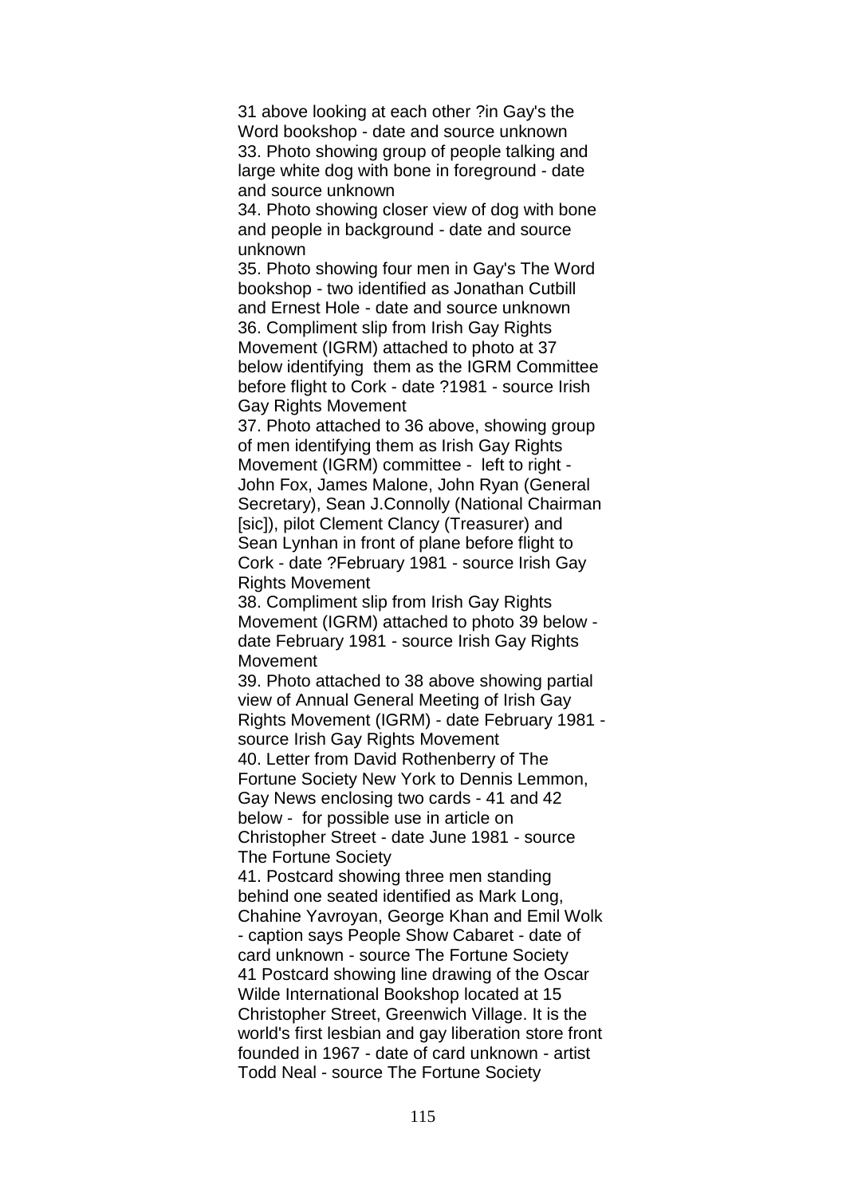31 above looking at each other ?in Gay's the Word bookshop - date and source unknown

33. Photo showing group of people talking and large white dog with bone in foreground - date and source unknown

34. Photo showing closer view of dog with bone and people in background - date and source unknown

35. Photo showing four men in Gay's The Word bookshop - two identified as Jonathan Cutbill and Ernest Hole - date and source unknown

36. Compliment slip from Irish Gay Rights Movement (IGRM) attached to photo at 37 below identifying them as the IGRM Committee before flight to Cork - date ?1981 - source Irish Gay Rights Movement

37. Photo attached to 36 above, showing group of men identifying them as Irish Gay Rights Movement (IGRM) committee - left to right - John Fox, James Malone, John Ryan (General Secretary), Sean J.Connolly (National Chairman [sic]), pilot Clement Clancy (Treasurer) and Sean Lynhan in front of plane before flight to Cork - date ?February 1981 - source Irish Gay Rights Movement

38. Compliment slip from Irish Gay Rights Movement (IGRM) attached to photo 39 below - date February 1981 - source Irish Gay Rights Movement

39. Photo attached to 38 above showing partial view of Annual General Meeting of Irish Gay Rights Movement (IGRM) - date February 1981 - source Irish Gay Rights Movement

40. Letter from David Rothenberry of The Fortune Society New York to Dennis Lemmon, Gay News enclosing two cards - 41 and 42 below - for possible use in article on Christopher Street - date June 1981 - source The Fortune Society

41. Postcard showing three men standing behind one seated identified as Mark Long, Chahine Yavroyan, George Khan and Emil Wolk - caption says People Show Cabaret - date of card unknown - source The Fortune Society

41 Postcard showing line drawing of the Oscar Wilde International Bookshop located at 15 Christopher Street, Greenwich Village. It is the world's first lesbian and gay liberation store front founded in 1967 - date of card unknown - artist Todd Neal - source The Fortune Society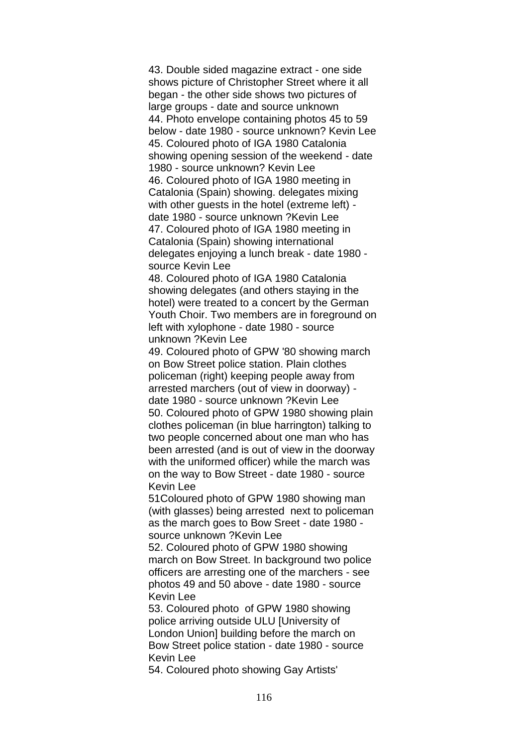43. Double sided magazine extract - one side shows picture of Christopher Street where it all began - the other side shows two pictures of large groups - date and source unknown

44. Photo envelope containing photos 45 to 59 below - date 1980 - source unknown? Kevin Lee

45. Coloured photo of IGA 1980 Catalonia showing opening session of the weekend - date 1980 - source unknown? Kevin Lee

46. Coloured photo of IGA 1980 meeting in Catalonia (Spain) showing. delegates mixing with other guests in the hotel (extreme left) - date 1980 - source unknown ?Kevin Lee

47. Coloured photo of IGA 1980 meeting in Catalonia (Spain) showing international delegates enjoying a lunch break - date 1980 - source Kevin Lee

48. Coloured photo of IGA 1980 Catalonia showing delegates (and others staying in the hotel) were treated to a concert by the German Youth Choir. Two members are in foreground on left with xylophone - date 1980 - source unknown ?Kevin Lee

49. Coloured photo of GPW '80 showing march on Bow Street police station. Plain clothes policeman (right) keeping people away from arrested marchers (out of view in doorway) - date 1980 - source unknown ?Kevin Lee

50. Coloured photo of GPW 1980 showing plain clothes policeman (in blue harrington) talking to two people concerned about one man who has been arrested (and is out of view in the doorway with the uniformed officer) while the march was on the way to Bow Street - date 1980 - source Kevin Lee

51Coloured photo of GPW 1980 showing man (with glasses) being arrested next to policeman as the march goes to Bow Sreet - date 1980 - source unknown ?Kevin Lee

52. Coloured photo of GPW 1980 showing march on Bow Street. In background two police officers are arresting one of the marchers - see photos 49 and 50 above - date 1980 - source Kevin Lee

53. Coloured photo of GPW 1980 showing police arriving outside ULU [University of London Union] building before the march on Bow Street police station - date 1980 - source Kevin Lee

54. Coloured photo showing Gay Artists'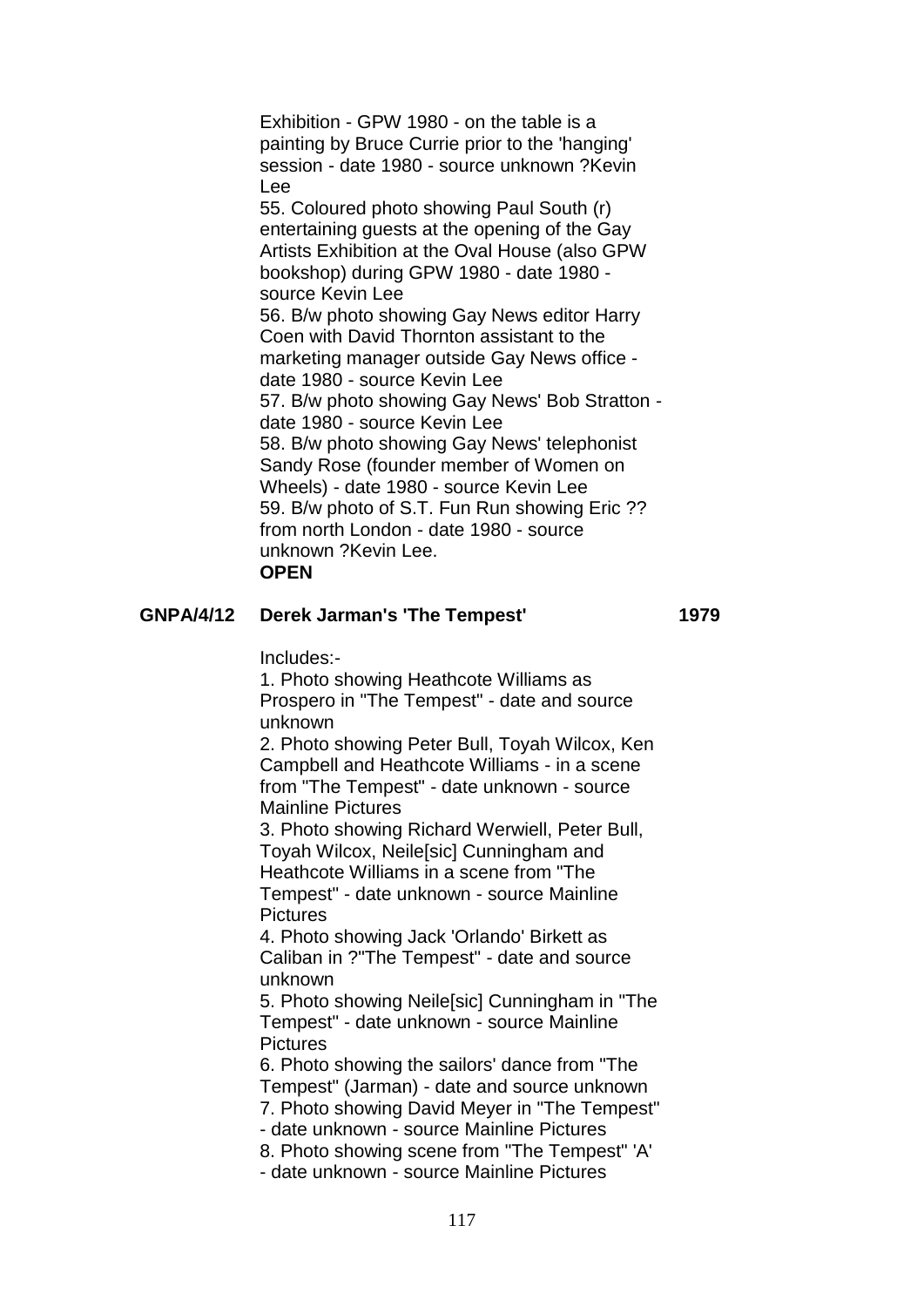Exhibition - GPW 1980 - on the table is a painting by Bruce Currie prior to the 'hanging' session - date 1980 - source unknown ?Kevin Lee

55. Coloured photo showing Paul South (r) entertaining guests at the opening of the Gay Artists Exhibition at the Oval House (also GPW bookshop) during GPW 1980 - date 1980 - source Kevin Lee

56. B/w photo showing Gay News editor Harry Coen with David Thornton assistant to the marketing manager outside Gay News office - date 1980 - source Kevin Lee

57. B/w photo showing Gay News' Bob Stratton - date 1980 - source Kevin Lee

58. B/w photo showing Gay News' telephonist Sandy Rose (founder member of Women on Wheels) - date 1980 - source Kevin Lee

59. B/w photo of S.T. Fun Run showing Eric ?? from north London - date 1980 - source unknown ?Kevin Lee.

**OPEN**

**GNPA/4/12 Derek Jarman's 'The Tempest' 1979**

Includes:-

1. Photo showing Heathcote Williams as Prospero in "The Tempest" - date and source unknown
2. Photo showing Peter Bull, Toyah Wilcox, Ken Campbell and Heathcote Williams - in a scene from "The Tempest" - date unknown - source Mainline Pictures
3. Photo showing Richard Werwiell, Peter Bull, Toyah Wilcox, Neile[sic] Cunningham and Heathcote Williams in a scene from "The Tempest" - date unknown - source Mainline Pictures
4. Photo showing Jack 'Orlando' Birkett as Caliban in ?"The Tempest" - date and source unknown
5. Photo showing Neile[sic] Cunningham in "The Tempest" - date unknown - source Mainline Pictures
6. Photo showing the sailors' dance from "The Tempest" (Jarman) - date and source unknown
7. Photo showing David Meyer in "The Tempest" - date unknown - source Mainline Pictures
8. Photo showing scene from "The Tempest" 'A' - date unknown - source Mainline Pictures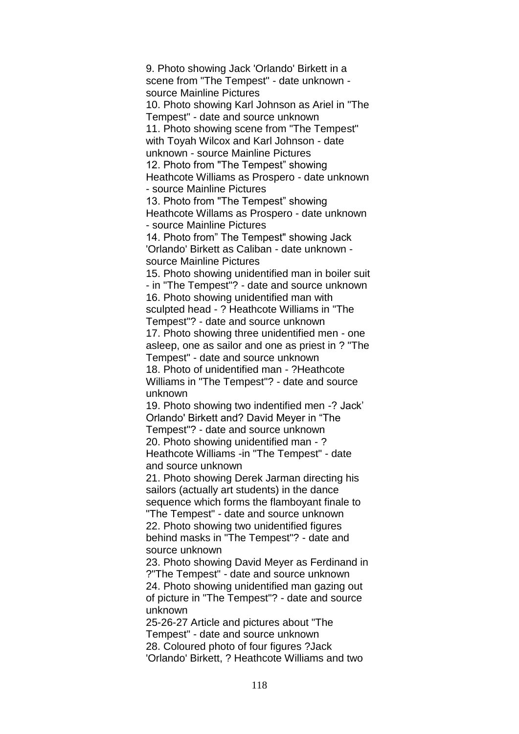9. Photo showing Jack 'Orlando' Birkett in a scene from "The Tempest" - date unknown - source Mainline Pictures

10. Photo showing Karl Johnson as Ariel in "The Tempest" - date and source unknown

11. Photo showing scene from "The Tempest" with Toyah Wilcox and Karl Johnson - date unknown - source Mainline Pictures

12. Photo from "The Tempest" showing Heathcote Williams as Prospero - date unknown - source Mainline Pictures

13. Photo from "The Tempest" showing Heathcote Willams as Prospero - date unknown - source Mainline Pictures

14. Photo from" The Tempest" showing Jack 'Orlando' Birkett as Caliban - date unknown - source Mainline Pictures

15. Photo showing unidentified man in boiler suit - in "The Tempest"? - date and source unknown

16. Photo showing unidentified man with sculpted head - ? Heathcote Williams in "The Tempest"? - date and source unknown

17. Photo showing three unidentified men - one asleep, one as sailor and one as priest in ? "The Tempest" - date and source unknown

18. Photo of unidentified man - ?Heathcote Williams in "The Tempest"? - date and source unknown

19. Photo showing two indentified men -? Jack' Orlando' Birkett and? David Meyer in "The Tempest"? - date and source unknown

20. Photo showing unidentified man - ? Heathcote Williams -in "The Tempest" - date and source unknown

21. Photo showing Derek Jarman directing his sailors (actually art students) in the dance sequence which forms the flamboyant finale to "The Tempest" - date and source unknown

22. Photo showing two unidentified figures behind masks in "The Tempest"? - date and source unknown

23. Photo showing David Meyer as Ferdinand in ?"The Tempest" - date and source unknown

24. Photo showing unidentified man gazing out of picture in "The Tempest"? - date and source unknown

25-26-27 Article and pictures about "The Tempest" - date and source unknown

28. Coloured photo of four figures ?Jack 'Orlando' Birkett, ? Heathcote Williams and two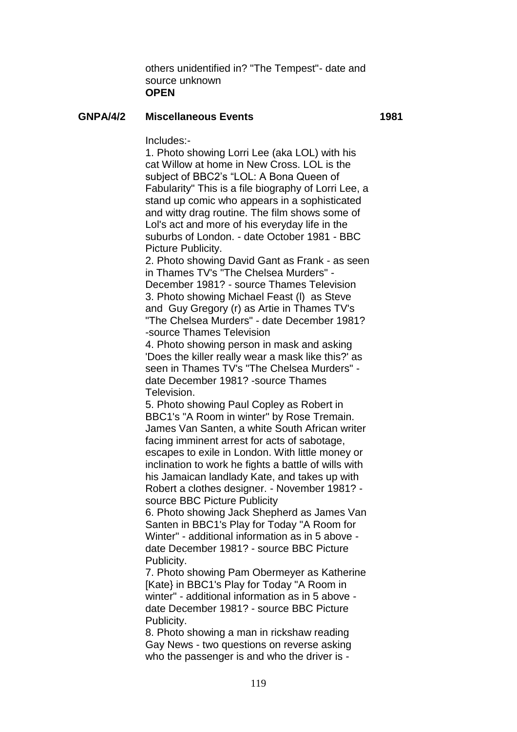others unidentified in? "The Tempest"- date and source unknown
**OPEN**

**GNPA/4/2 Miscellaneous Events 1981**

Includes:-

1. Photo showing Lorri Lee (aka LOL) with his cat Willow at home in New Cross. LOL is the subject of BBC2's "LOL: A Bona Queen of Fabularity" This is a file biography of Lorri Lee, a stand up comic who appears in a sophisticated and witty drag routine. The film shows some of Lol's act and more of his everyday life in the suburbs of London. - date October 1981 - BBC Picture Publicity.
2. Photo showing David Gant as Frank - as seen in Thames TV's "The Chelsea Murders" - December 1981? - source Thames Television
3. Photo showing Michael Feast (l) as Steve and Guy Gregory (r) as Artie in Thames TV's "The Chelsea Murders" - date December 1981? -source Thames Television
4. Photo showing person in mask and asking 'Does the killer really wear a mask like this?' as seen in Thames TV's "The Chelsea Murders" - date December 1981? -source Thames Television.
5. Photo showing Paul Copley as Robert in BBC1's "A Room in winter" by Rose Tremain. James Van Santen, a white South African writer facing imminent arrest for acts of sabotage, escapes to exile in London. With little money or inclination to work he fights a battle of wills with his Jamaican landlady Kate, and takes up with Robert a clothes designer. - November 1981? - source BBC Picture Publicity
6. Photo showing Jack Shepherd as James Van Santen in BBC1's Play for Today "A Room for Winter" - additional information as in 5 above - date December 1981? - source BBC Picture Publicity.
7. Photo showing Pam Obermeyer as Katherine [Kate} in BBC1's Play for Today "A Room in winter" - additional information as in 5 above - date December 1981? - source BBC Picture Publicity.
8. Photo showing a man in rickshaw reading Gay News - two questions on reverse asking who the passenger is and who the driver is -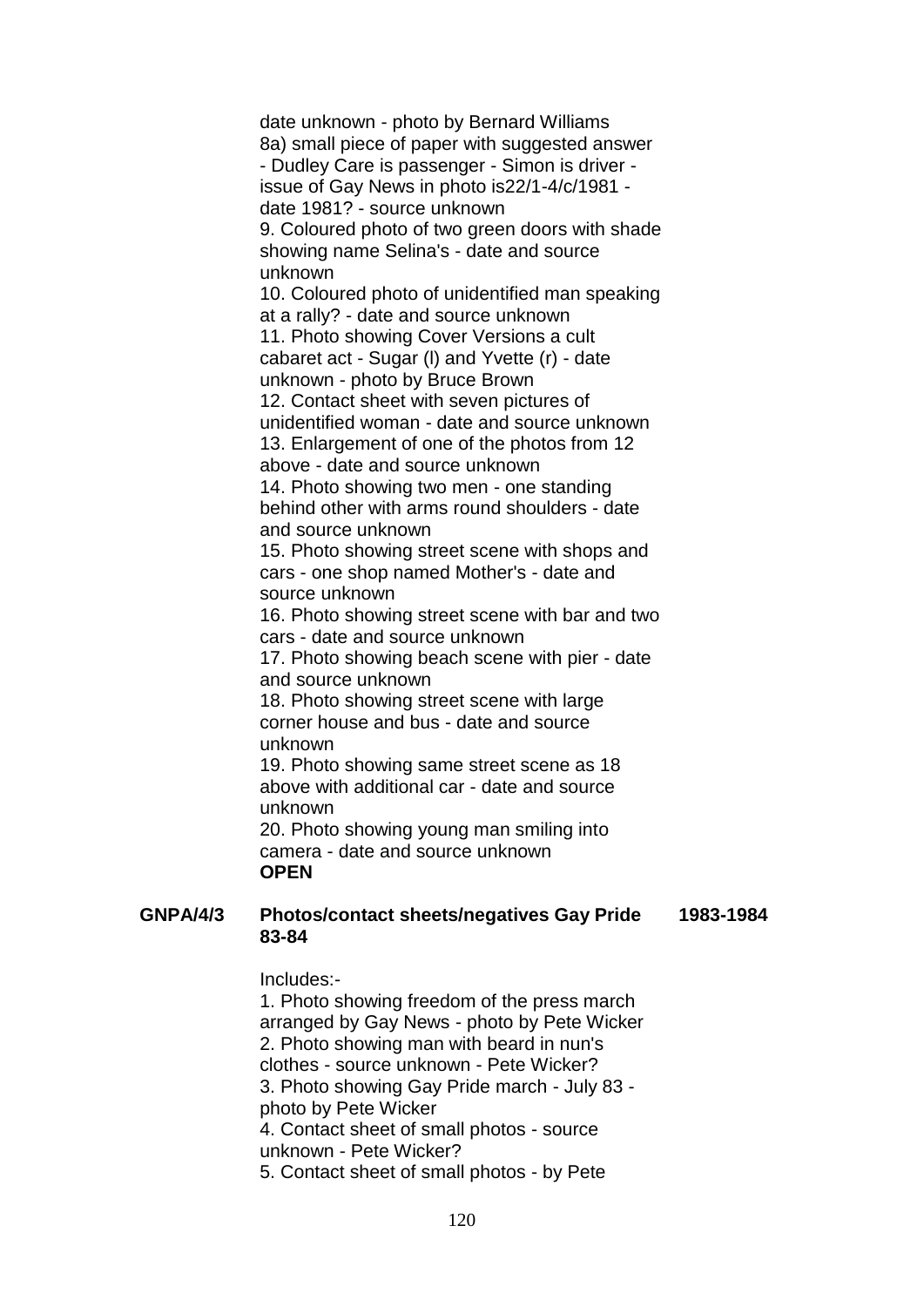date unknown - photo by Bernard Williams
8a) small piece of paper with suggested answer - Dudley Care is passenger - Simon is driver - issue of Gay News in photo is22/1-4/c/1981 - date 1981? - source unknown
9. Coloured photo of two green doors with shade showing name Selina's - date and source unknown
10. Coloured photo of unidentified man speaking at a rally? - date and source unknown
11. Photo showing Cover Versions a cult cabaret act - Sugar (l) and Yvette (r) - date unknown - photo by Bruce Brown
12. Contact sheet with seven pictures of unidentified woman - date and source unknown
13. Enlargement of one of the photos from 12 above - date and source unknown
14. Photo showing two men - one standing behind other with arms round shoulders - date and source unknown
15. Photo showing street scene with shops and cars - one shop named Mother's - date and source unknown
16. Photo showing street scene with bar and two cars - date and source unknown
17. Photo showing beach scene with pier - date and source unknown
18. Photo showing street scene with large corner house and bus - date and source unknown
19. Photo showing same street scene as 18 above with additional car - date and source unknown
20. Photo showing young man smiling into camera - date and source unknown
**OPEN**

**GNPA/4/3** **Photos/contact sheets/negatives Gay Pride 83-84** **1983-1984**

Includes:-
1. Photo showing freedom of the press march arranged by Gay News - photo by Pete Wicker
2. Photo showing man with beard in nun's clothes - source unknown - Pete Wicker?
3. Photo showing Gay Pride march - July 83 - photo by Pete Wicker
4. Contact sheet of small photos - source unknown - Pete Wicker?
5. Contact sheet of small photos - by Pete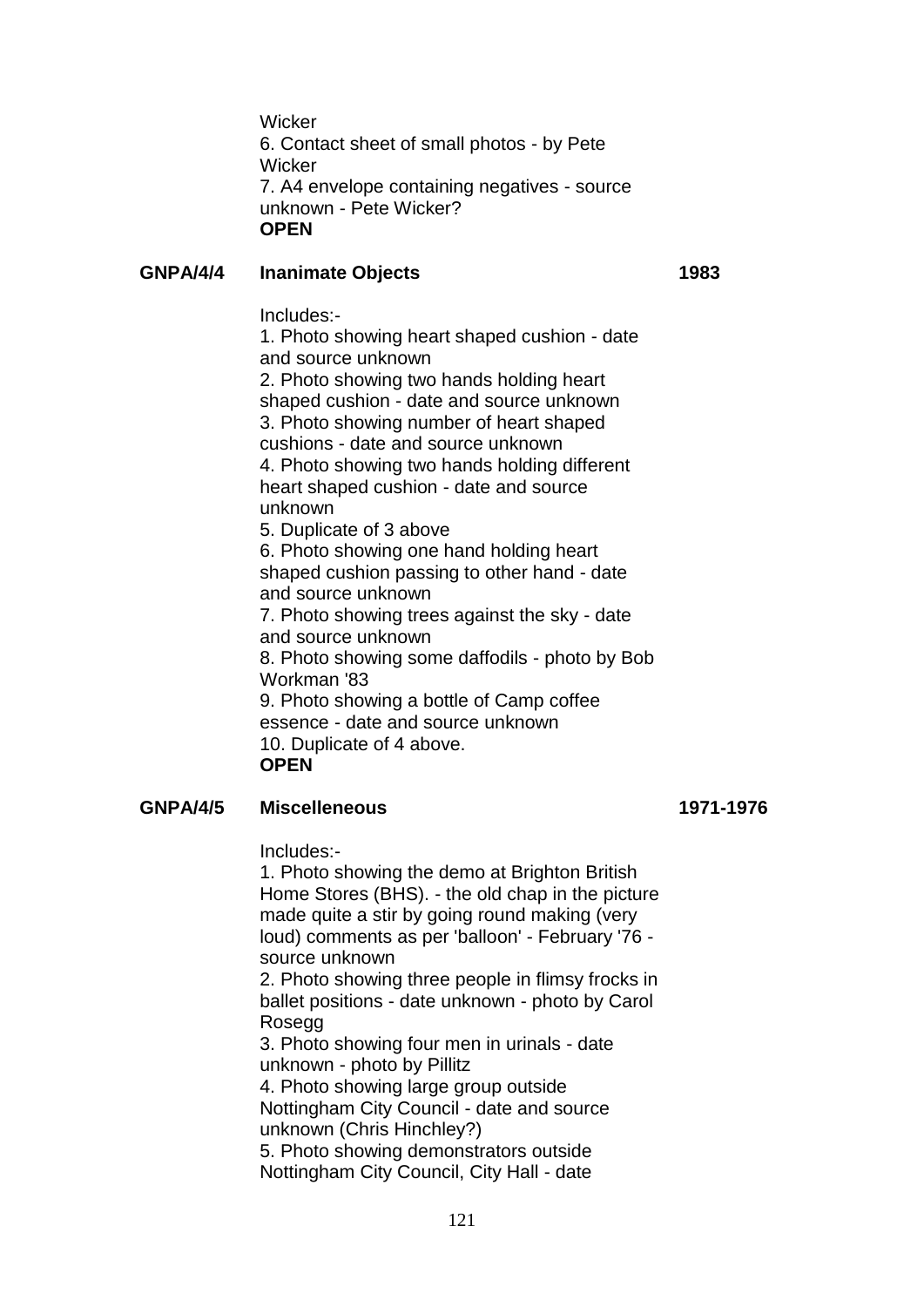Wicker
6. Contact sheet of small photos - by Pete Wicker
7. A4 envelope containing negatives - source unknown - Pete Wicker?
**OPEN**

**GNPA/4/4 Inanimate Objects 1983**

Includes:-
1. Photo showing heart shaped cushion - date and source unknown
2. Photo showing two hands holding heart shaped cushion - date and source unknown
3. Photo showing number of heart shaped cushions - date and source unknown
4. Photo showing two hands holding different heart shaped cushion - date and source unknown
5. Duplicate of 3 above
6. Photo showing one hand holding heart shaped cushion passing to other hand - date and source unknown
7. Photo showing trees against the sky - date and source unknown
8. Photo showing some daffodils - photo by Bob Workman '83
9. Photo showing a bottle of Camp coffee essence - date and source unknown
10. Duplicate of 4 above.
**OPEN**

**GNPA/4/5 Miscelleneous 1971-1976**

Includes:-
1. Photo showing the demo at Brighton British Home Stores (BHS). - the old chap in the picture made quite a stir by going round making (very loud) comments as per 'balloon' - February '76 - source unknown
2. Photo showing three people in flimsy frocks in ballet positions - date unknown - photo by Carol Rosegg
3. Photo showing four men in urinals - date unknown - photo by Pillitz
4. Photo showing large group outside Nottingham City Council - date and source unknown (Chris Hinchley?)
5. Photo showing demonstrators outside Nottingham City Council, City Hall - date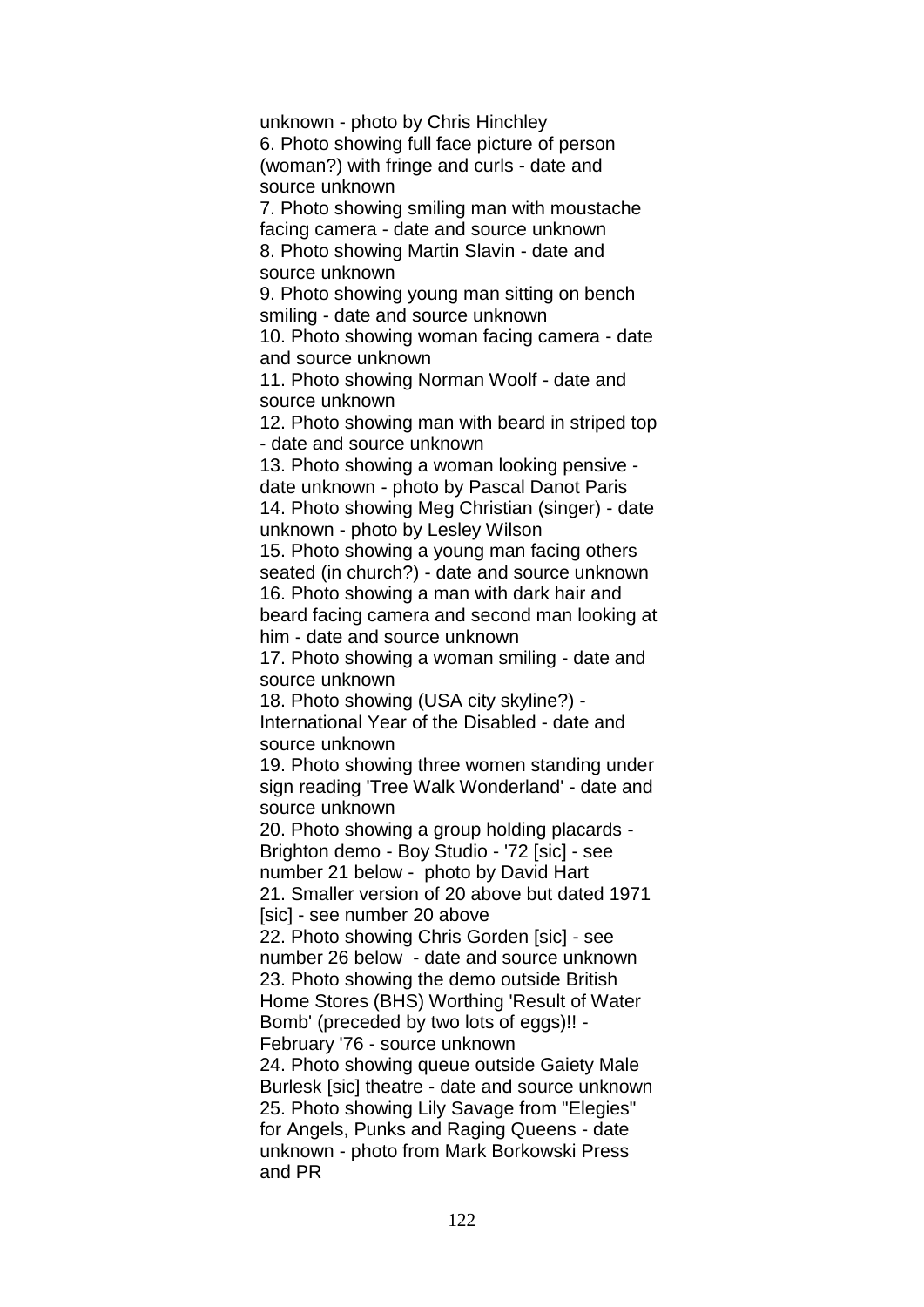unknown - photo by Chris Hinchley

6. Photo showing full face picture of person (woman?) with fringe and curls - date and source unknown

7. Photo showing smiling man with moustache facing camera - date and source unknown

8. Photo showing Martin Slavin - date and source unknown

9. Photo showing young man sitting on bench smiling - date and source unknown

10. Photo showing woman facing camera - date and source unknown

11. Photo showing Norman Woolf - date and source unknown

12. Photo showing man with beard in striped top - date and source unknown

13. Photo showing a woman looking pensive - date unknown - photo by Pascal Danot Paris

14. Photo showing Meg Christian (singer) - date unknown - photo by Lesley Wilson

15. Photo showing a young man facing others seated (in church?) - date and source unknown

16. Photo showing a man with dark hair and beard facing camera and second man looking at him - date and source unknown

17. Photo showing a woman smiling - date and source unknown

18. Photo showing (USA city skyline?) - International Year of the Disabled - date and source unknown

19. Photo showing three women standing under sign reading 'Tree Walk Wonderland' - date and source unknown

20. Photo showing a group holding placards - Brighton demo - Boy Studio - '72 [sic] - see number 21 below - photo by David Hart

21. Smaller version of 20 above but dated 1971 [sic] - see number 20 above

22. Photo showing Chris Gorden [sic] - see number 26 below - date and source unknown

23. Photo showing the demo outside British Home Stores (BHS) Worthing 'Result of Water Bomb' (preceded by two lots of eggs)!! - February '76 - source unknown

24. Photo showing queue outside Gaiety Male Burlesk [sic] theatre - date and source unknown

25. Photo showing Lily Savage from "Elegies" for Angels, Punks and Raging Queens - date unknown - photo from Mark Borkowski Press and PR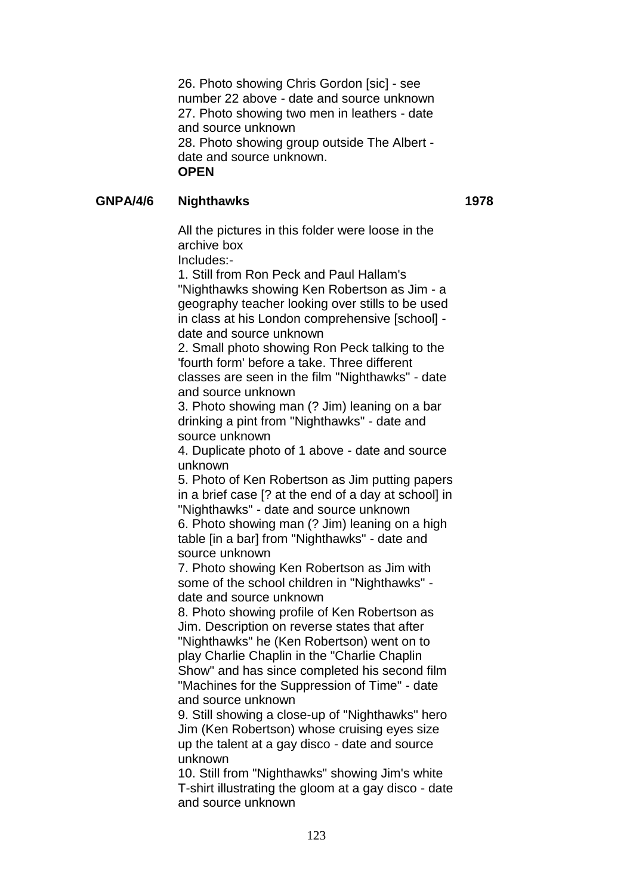26. Photo showing Chris Gordon [sic] - see number 22 above - date and source unknown
27. Photo showing two men in leathers - date and source unknown
28. Photo showing group outside The Albert - date and source unknown.
**OPEN**

**GNPA/4/6** **Nighthawks** **1978**

All the pictures in this folder were loose in the archive box
Includes:-
1. Still from Ron Peck and Paul Hallam's "Nighthawks showing Ken Robertson as Jim - a geography teacher looking over stills to be used in class at his London comprehensive [school] - date and source unknown
2. Small photo showing Ron Peck talking to the 'fourth form' before a take. Three different classes are seen in the film "Nighthawks" - date and source unknown
3. Photo showing man (? Jim) leaning on a bar drinking a pint from "Nighthawks" - date and source unknown
4. Duplicate photo of 1 above - date and source unknown
5. Photo of Ken Robertson as Jim putting papers in a brief case [? at the end of a day at school] in "Nighthawks" - date and source unknown
6. Photo showing man (? Jim) leaning on a high table [in a bar] from "Nighthawks" - date and source unknown
7. Photo showing Ken Robertson as Jim with some of the school children in "Nighthawks" - date and source unknown
8. Photo showing profile of Ken Robertson as Jim. Description on reverse states that after "Nighthawks" he (Ken Robertson) went on to play Charlie Chaplin in the "Charlie Chaplin Show" and has since completed his second film "Machines for the Suppression of Time" - date and source unknown
9. Still showing a close-up of "Nighthawks" hero Jim (Ken Robertson) whose cruising eyes size up the talent at a gay disco - date and source unknown
10. Still from "Nighthawks" showing Jim's white T-shirt illustrating the gloom at a gay disco - date and source unknown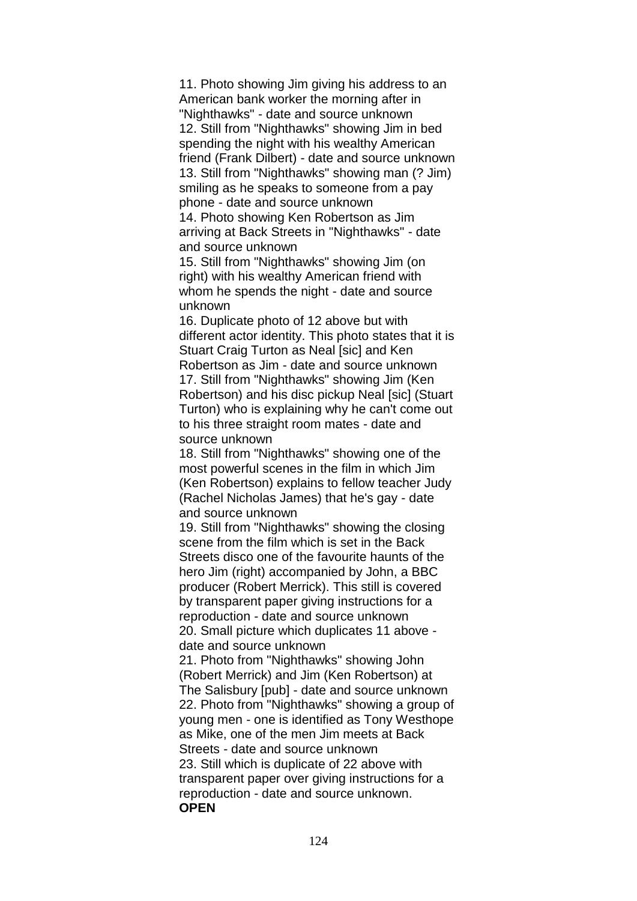11. Photo showing Jim giving his address to an American bank worker the morning after in "Nighthawks" - date and source unknown
12. Still from "Nighthawks" showing Jim in bed spending the night with his wealthy American friend (Frank Dilbert) - date and source unknown
13. Still from "Nighthawks" showing man (? Jim) smiling as he speaks to someone from a pay phone - date and source unknown
14. Photo showing Ken Robertson as Jim arriving at Back Streets in "Nighthawks" - date and source unknown
15. Still from "Nighthawks" showing Jim (on right) with his wealthy American friend with whom he spends the night - date and source unknown
16. Duplicate photo of 12 above but with different actor identity. This photo states that it is Stuart Craig Turton as Neal [sic] and Ken Robertson as Jim - date and source unknown
17. Still from "Nighthawks" showing Jim (Ken Robertson) and his disc pickup Neal [sic] (Stuart Turton) who is explaining why he can't come out to his three straight room mates - date and source unknown
18. Still from "Nighthawks" showing one of the most powerful scenes in the film in which Jim (Ken Robertson) explains to fellow teacher Judy (Rachel Nicholas James) that he's gay - date and source unknown
19. Still from "Nighthawks" showing the closing scene from the film which is set in the Back Streets disco one of the favourite haunts of the hero Jim (right) accompanied by John, a BBC producer (Robert Merrick). This still is covered by transparent paper giving instructions for a reproduction - date and source unknown
20. Small picture which duplicates 11 above - date and source unknown
21. Photo from "Nighthawks" showing John (Robert Merrick) and Jim (Ken Robertson) at The Salisbury [pub] - date and source unknown
22. Photo from "Nighthawks" showing a group of young men - one is identified as Tony Westhope as Mike, one of the men Jim meets at Back Streets - date and source unknown
23. Still which is duplicate of 22 above with transparent paper over giving instructions for a reproduction - date and source unknown.

**OPEN**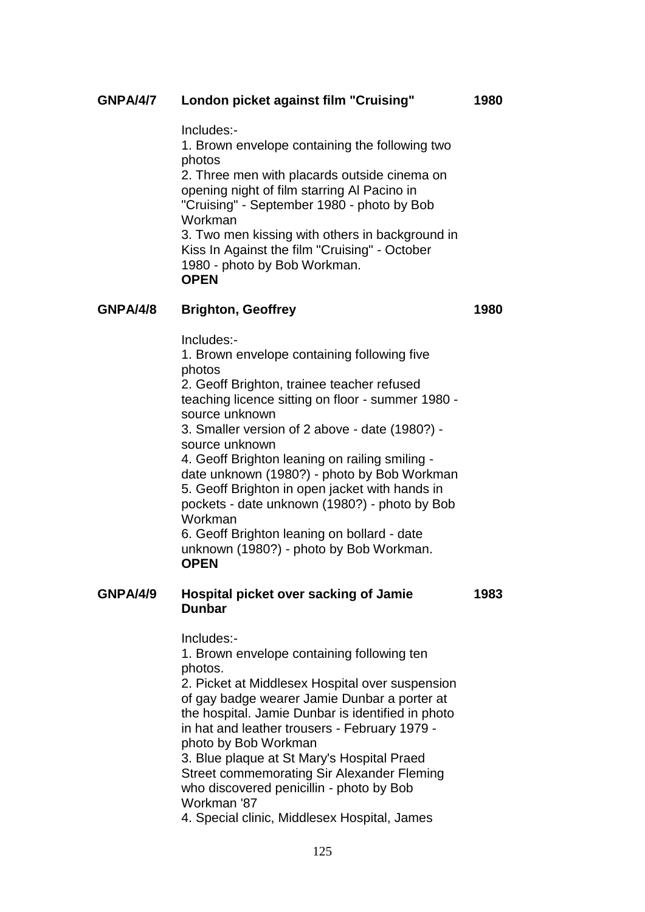**GNPA/4/7** **London picket against film "Cruising"** **1980**

Includes:-
1. Brown envelope containing the following two photos
2. Three men with placards outside cinema on opening night of film starring Al Pacino in "Cruising" - September 1980 - photo by Bob Workman
3. Two men kissing with others in background in Kiss In Against the film "Cruising" - October 1980 - photo by Bob Workman.
**OPEN**

**GNPA/4/8** **Brighton, Geoffrey** **1980**

Includes:-
1. Brown envelope containing following five photos
2. Geoff Brighton, trainee teacher refused teaching licence sitting on floor - summer 1980 - source unknown
3. Smaller version of 2 above - date (1980?) - source unknown
4. Geoff Brighton leaning on railing smiling - date unknown (1980?) - photo by Bob Workman
5. Geoff Brighton in open jacket with hands in pockets - date unknown (1980?) - photo by Bob Workman
6. Geoff Brighton leaning on bollard - date unknown (1980?) - photo by Bob Workman.
**OPEN**

**GNPA/4/9** **Hospital picket over sacking of Jamie Dunbar** **1983**

Includes:-
1. Brown envelope containing following ten photos.
2. Picket at Middlesex Hospital over suspension of gay badge wearer Jamie Dunbar a porter at the hospital. Jamie Dunbar is identified in photo in hat and leather trousers - February 1979 - photo by Bob Workman
3. Blue plaque at St Mary's Hospital Praed Street commemorating Sir Alexander Fleming who discovered penicillin - photo by Bob Workman '87
4. Special clinic, Middlesex Hospital, James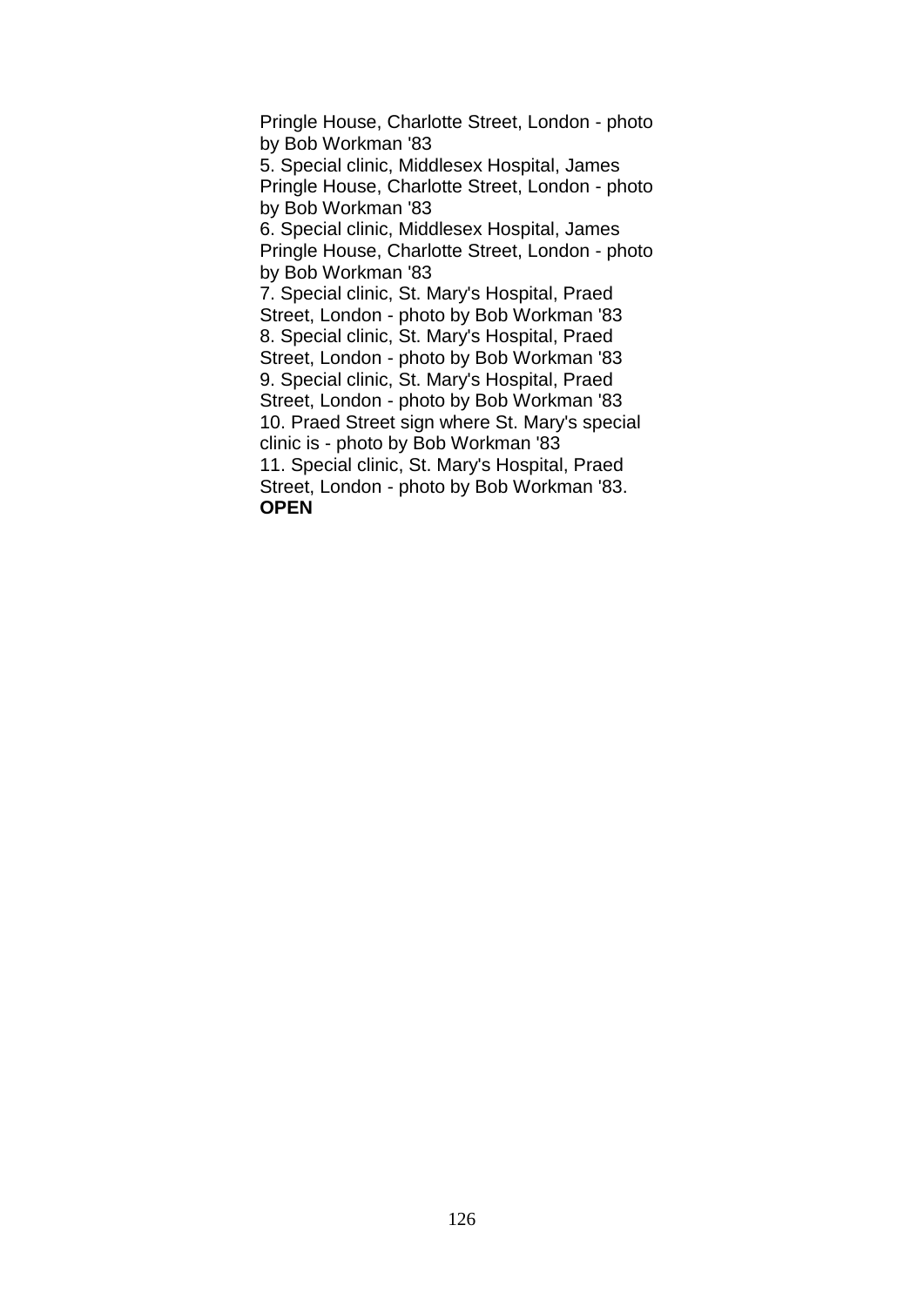Pringle House, Charlotte Street, London - photo by Bob Workman '83

5. Special clinic, Middlesex Hospital, James Pringle House, Charlotte Street, London - photo by Bob Workman '83

6. Special clinic, Middlesex Hospital, James Pringle House, Charlotte Street, London - photo by Bob Workman '83

7. Special clinic, St. Mary's Hospital, Praed Street, London - photo by Bob Workman '83

8. Special clinic, St. Mary's Hospital, Praed Street, London - photo by Bob Workman '83

9. Special clinic, St. Mary's Hospital, Praed Street, London - photo by Bob Workman '83

10. Praed Street sign where St. Mary's special clinic is - photo by Bob Workman '83

11. Special clinic, St. Mary's Hospital, Praed Street, London - photo by Bob Workman '83.

**OPEN**